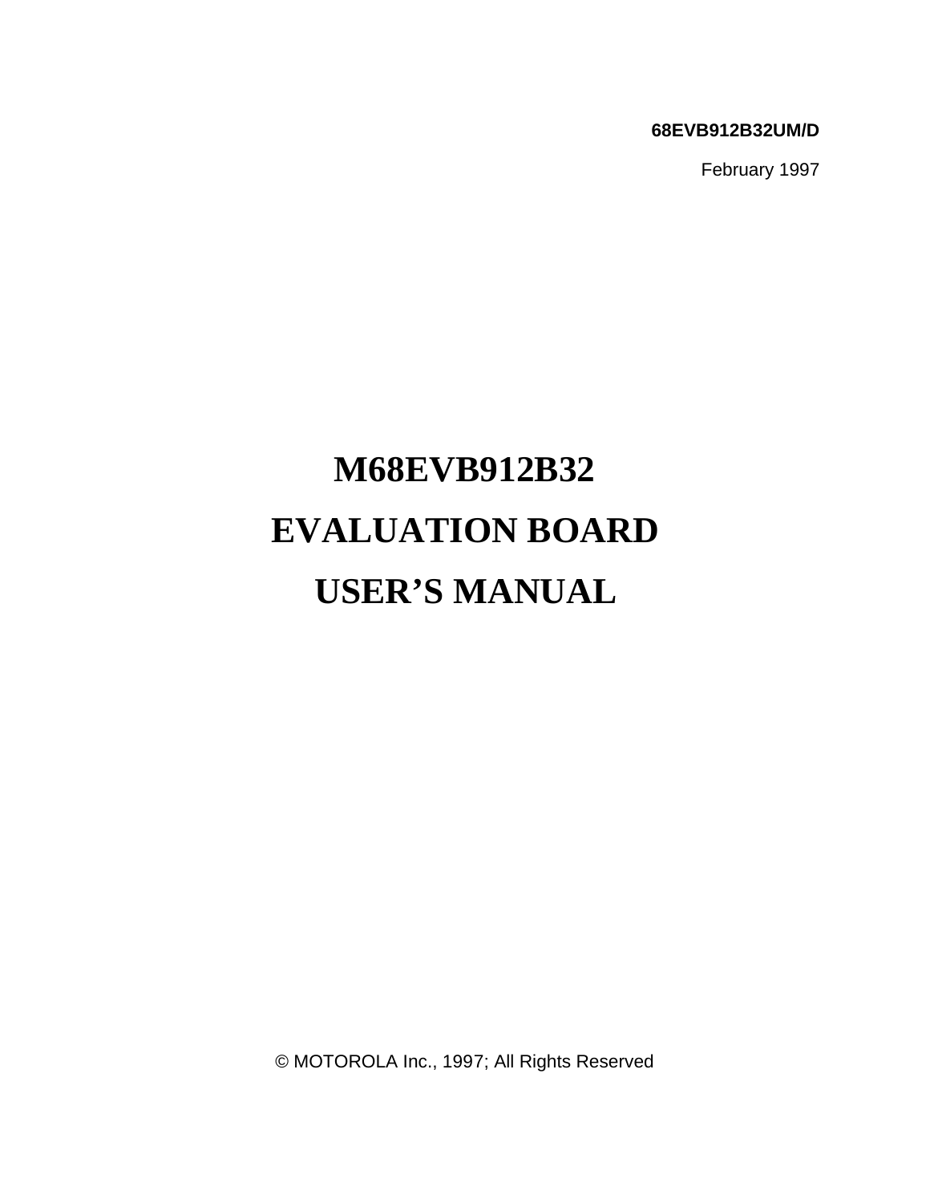**68EVB912B32UM/D**

February 1997

# M68EVB912B32
# EVALUATION BOARD
# USER'S MANUAL

© MOTOROLA Inc., 1997; All Rights Reserved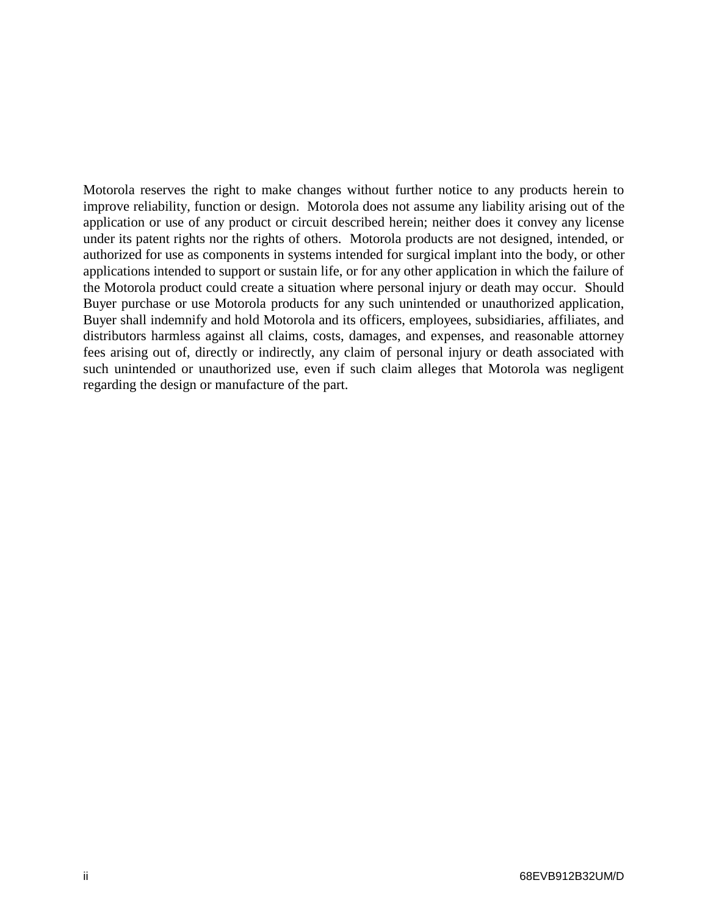Motorola reserves the right to make changes without further notice to any products herein to improve reliability, function or design. Motorola does not assume any liability arising out of the application or use of any product or circuit described herein; neither does it convey any license under its patent rights nor the rights of others. Motorola products are not designed, intended, or authorized for use as components in systems intended for surgical implant into the body, or other applications intended to support or sustain life, or for any other application in which the failure of the Motorola product could create a situation where personal injury or death may occur. Should Buyer purchase or use Motorola products for any such unintended or unauthorized application, Buyer shall indemnify and hold Motorola and its officers, employees, subsidiaries, affiliates, and distributors harmless against all claims, costs, damages, and expenses, and reasonable attorney fees arising out of, directly or indirectly, any claim of personal injury or death associated with such unintended or unauthorized use, even if such claim alleges that Motorola was negligent regarding the design or manufacture of the part.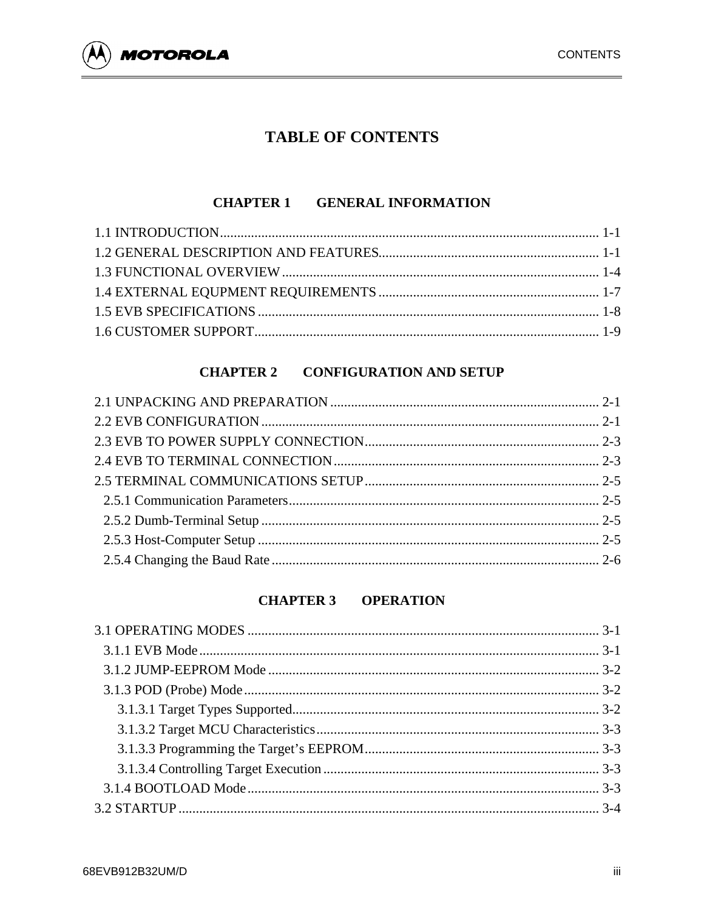# TABLE OF CONTENTS

## CHAPTER 1 GENERAL INFORMATION

1.1 INTRODUCTION............................................................................................................ 1-1
1.2 GENERAL DESCRIPTION AND FEATURES................................................................ 1-1
1.3 FUNCTIONAL OVERVIEW ........................................................................................... 1-4
1.4 EXTERNAL EQUPMENT REQUIREMENTS ................................................................ 1-7
1.5 EVB SPECIFICATIONS .................................................................................................. 1-8
1.6 CUSTOMER SUPPORT................................................................................................... 1-9

## CHAPTER 2 CONFIGURATION AND SETUP

2.1 UNPACKING AND PREPARATION ............................................................................. 2-1
2.2 EVB CONFIGURATION ................................................................................................. 2-1
2.3 EVB TO POWER SUPPLY CONNECTION................................................................... 2-3
2.4 EVB TO TERMINAL CONNECTION............................................................................ 2-3
2.5 TERMINAL COMMUNICATIONS SETUP.................................................................... 2-5
  2.5.1 Communication Parameters......................................................................................... 2-5
  2.5.2 Dumb-Terminal Setup ................................................................................................. 2-5
  2.5.3 Host-Computer Setup .................................................................................................. 2-5
  2.5.4 Changing the Baud Rate .............................................................................................. 2-6

## CHAPTER 3 OPERATION

3.1 OPERATING MODES ..................................................................................................... 3-1
  3.1.1 EVB Mode................................................................................................................... 3-1
  3.1.2 JUMP-EEPROM Mode ............................................................................................... 3-2
  3.1.3 POD (Probe) Mode...................................................................................................... 3-2
    3.1.3.1 Target Types Supported........................................................................................ 3-2
    3.1.3.2 Target MCU Characteristics................................................................................. 3-3
    3.1.3.3 Programming the Target's EEPROM................................................................... 3-3
    3.1.3.4 Controlling Target Execution............................................................................... 3-3
  3.1.4 BOOTLOAD Mode..................................................................................................... 3-3
3.2 STARTUP ......................................................................................................................... 3-4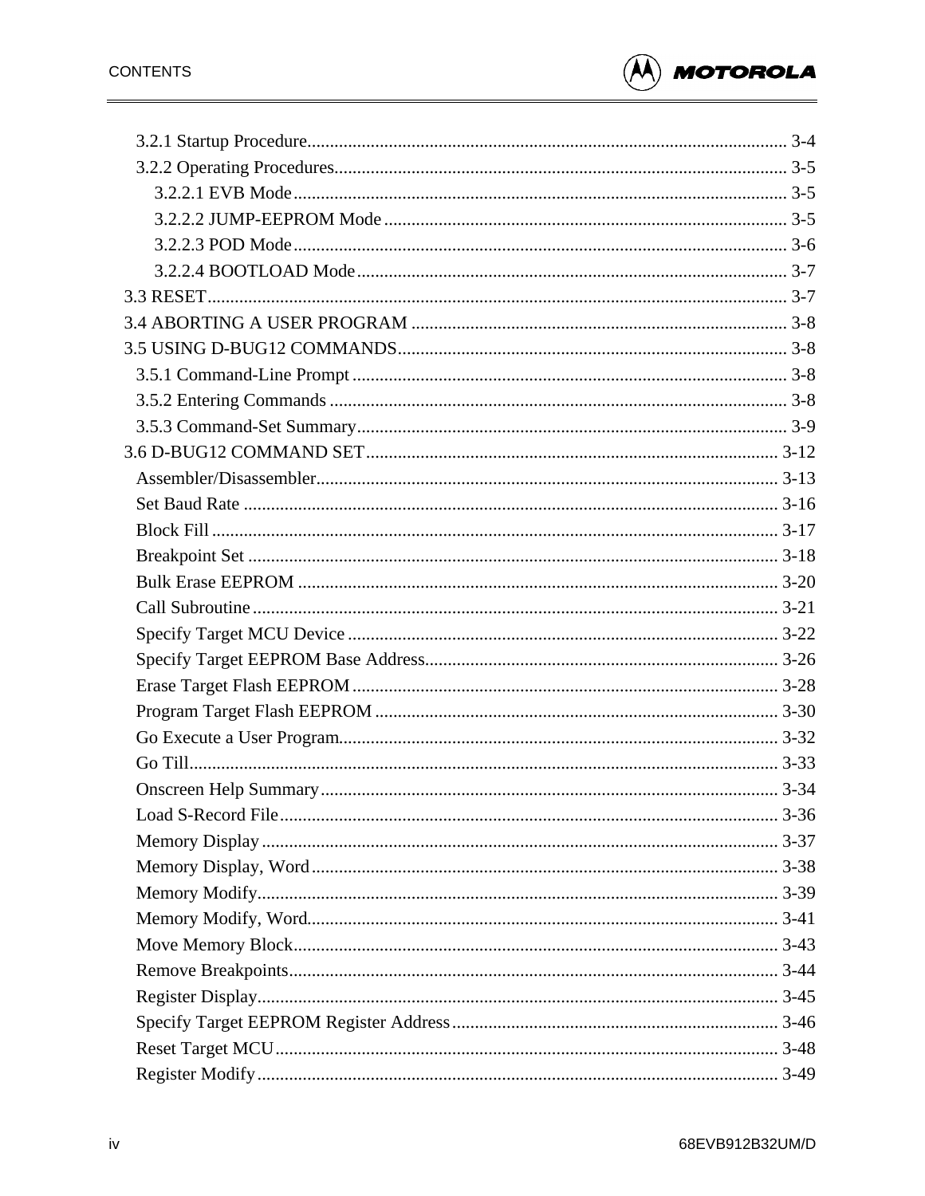3.2.1 Startup Procedure ........................................................................................................ 3-4
3.2.2 Operating Procedures.................................................................................................. 3-5
3.2.2.1 EVB Mode........................................................................................................... 3-5
3.2.2.2 JUMP-EEPROM Mode ....................................................................................... 3-5
3.2.2.3 POD Mode........................................................................................................... 3-6
3.2.2.4 BOOTLOAD Mode ............................................................................................. 3-7
3.3 RESET............................................................................................................................. 3-7
3.4 ABORTING A USER PROGRAM ................................................................................ 3-8
3.5 USING D-BUG12 COMMANDS.................................................................................... 3-8
3.5.1 Command-Line Prompt ............................................................................................... 3-8
3.5.2 Entering Commands .................................................................................................... 3-8
3.5.3 Command-Set Summary............................................................................................. 3-9
3.6 D-BUG12 COMMAND SET.......................................................................................... 3-12
Assembler/Disassembler.................................................................................................... 3-13
Set Baud Rate .................................................................................................................... 3-16
Block Fill ............................................................................................................................ 3-17
Breakpoint Set ................................................................................................................... 3-18
Bulk Erase EEPROM ......................................................................................................... 3-20
Call Subroutine .................................................................................................................. 3-21
Specify Target MCU Device ............................................................................................. 3-22
Specify Target EEPROM Base Address............................................................................ 3-26
Erase Target Flash EEPROM ............................................................................................ 3-28
Program Target Flash EEPROM ........................................................................................ 3-30
Go Execute a User Program................................................................................................ 3-32
Go Till................................................................................................................................. 3-33
Onscreen Help Summary.................................................................................................... 3-34
Load S-Record File............................................................................................................. 3-36
Memory Display ................................................................................................................. 3-37
Memory Display, Word...................................................................................................... 3-38
Memory Modify.................................................................................................................. 3-39
Memory Modify, Word....................................................................................................... 3-41
Move Memory Block.......................................................................................................... 3-43
Remove Breakpoints........................................................................................................... 3-44
Register Display.................................................................................................................. 3-45
Specify Target EEPROM Register Address....................................................................... 3-46
Reset Target MCU.............................................................................................................. 3-48
Register Modify .................................................................................................................. 3-49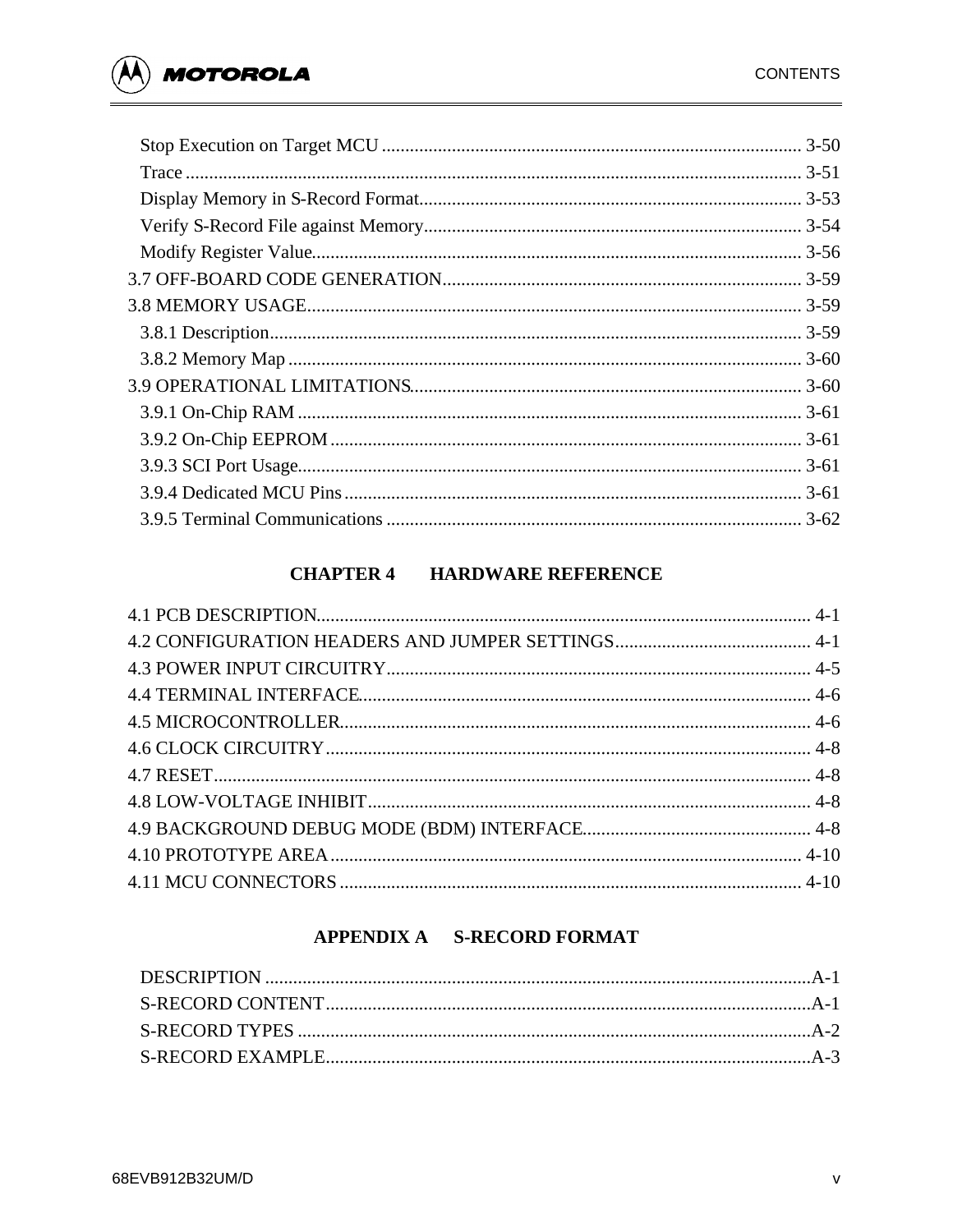Stop Execution on Target MCU ........................................................................................ 3-50
Trace ................................................................................................................................ 3-51
Display Memory in S-Record Format................................................................................ 3-53
Verify S-Record File against Memory............................................................................... 3-54
Modify Register Value....................................................................................................... 3-56

3.7 OFF-BOARD CODE GENERATION........................................................................... 3-59
3.8 MEMORY USAGE........................................................................................................ 3-59
3.8.1 Description................................................................................................................ 3-59
3.8.2 Memory Map ............................................................................................................. 3-60
3.9 OPERATIONAL LIMITATIONS.................................................................................. 3-60
3.9.1 On-Chip RAM ........................................................................................................... 3-61
3.9.2 On-Chip EEPROM .................................................................................................... 3-61
3.9.3 SCI Port Usage........................................................................................................... 3-61
3.9.4 Dedicated MCU Pins ................................................................................................. 3-61
3.9.5 Terminal Communications ........................................................................................ 3-62

## CHAPTER 4 HARDWARE REFERENCE

4.1 PCB DESCRIPTION......................................................................................................... 4-1
4.2 CONFIGURATION HEADERS AND JUMPER SETTINGS.......................................... 4-1
4.3 POWER INPUT CIRCUITRY.......................................................................................... 4-5
4.4 TERMINAL INTERFACE................................................................................................ 4-6
4.5 MICROCONTROLLER.................................................................................................... 4-6
4.6 CLOCK CIRCUITRY....................................................................................................... 4-8
4.7 RESET............................................................................................................................... 4-8
4.8 LOW-VOLTAGE INHIBIT.............................................................................................. 4-8
4.9 BACKGROUND DEBUG MODE (BDM) INTERFACE................................................. 4-8
4.10 PROTOTYPE AREA..................................................................................................... 4-10
4.11 MCU CONNECTORS ................................................................................................... 4-10

## APPENDIX A S-RECORD FORMAT

DESCRIPTION ....................................................................................................................A-1
S-RECORD CONTENT.......................................................................................................A-1
S-RECORD TYPES .............................................................................................................A-2
S-RECORD EXAMPLE.......................................................................................................A-3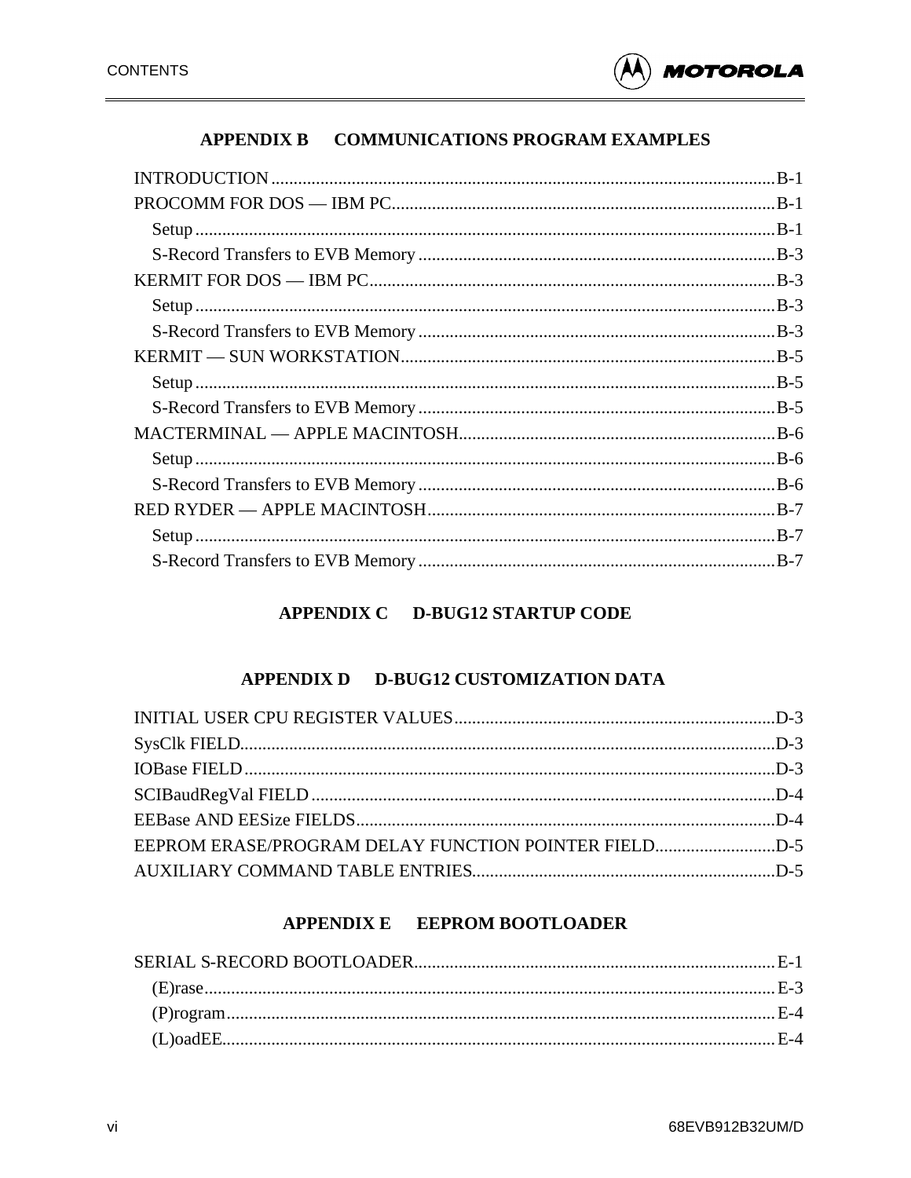## APPENDIX B COMMUNICATIONS PROGRAM EXAMPLES

INTRODUCTION ........................................................................................................B-1
PROCOMM FOR DOS — IBM PC..............................................................................B-1
  Setup ........................................................................................................................B-1
  S-Record Transfers to EVB Memory ........................................................................B-3
KERMIT FOR DOS — IBM PC....................................................................................B-3
  Setup ........................................................................................................................B-3
  S-Record Transfers to EVB Memory ........................................................................B-3
KERMIT — SUN WORKSTATION.............................................................................B-5
  Setup ........................................................................................................................B-5
  S-Record Transfers to EVB Memory ........................................................................B-5
MACTERMINAL — APPLE MACINTOSH.................................................................B-6
  Setup ........................................................................................................................B-6
  S-Record Transfers to EVB Memory ........................................................................B-6
RED RYDER — APPLE MACINTOSH.......................................................................B-7
  Setup ........................................................................................................................B-7
  S-Record Transfers to EVB Memory ........................................................................B-7

## APPENDIX C D-BUG12 STARTUP CODE

## APPENDIX D D-BUG12 CUSTOMIZATION DATA

INITIAL USER CPU REGISTER VALUES.................................................................D-3
SysClk FIELD...............................................................................................................D-3
IOBase FIELD..............................................................................................................D-3
SCIBaudRegVal FIELD ...............................................................................................D-4
EEBase AND EESize FIELDS.....................................................................................D-4
EEPROM ERASE/PROGRAM DELAY FUNCTION POINTER FIELD...........................D-5
AUXILIARY COMMAND TABLE ENTRIES.................................................................D-5

## APPENDIX E EEPROM BOOTLOADER

SERIAL S-RECORD BOOTLOADER..........................................................................E-1
  (E)rase.......................................................................................................................E-3
  (P)rogram...................................................................................................................E-4
  (L)oadEE....................................................................................................................E-4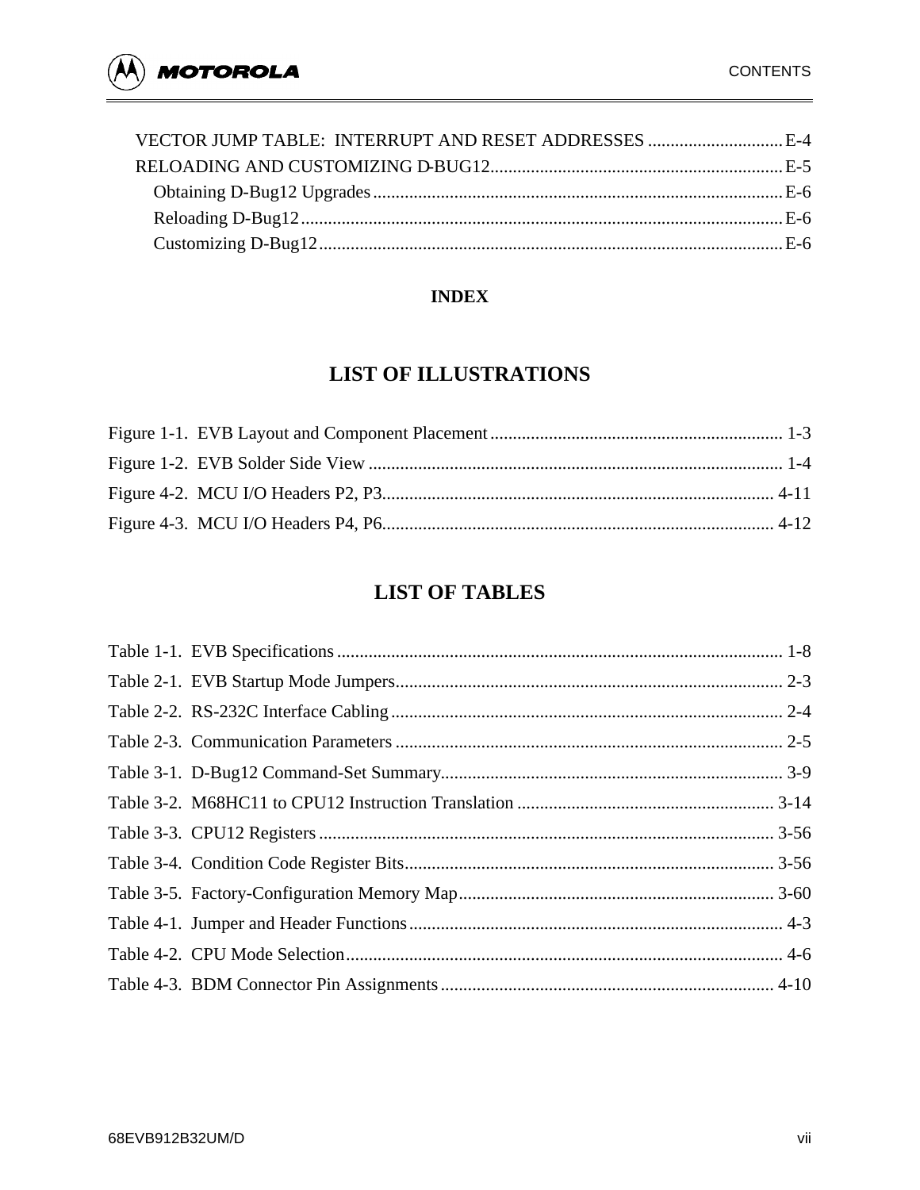VECTOR JUMP TABLE: INTERRUPT AND RESET ADDRESSES .............................. E-4
RELOADING AND CUSTOMIZING D-BUG12................................................................. E-5
Obtaining D-Bug12 Upgrades.......................................................................................... E-6
Reloading D-Bug12.......................................................................................................... E-6
Customizing D-Bug12...................................................................................................... E-6

**INDEX**

# LIST OF ILLUSTRATIONS

Figure 1-1. EVB Layout and Component Placement................................................................ 1-3
Figure 1-2. EVB Solder Side View .......................................................................................... 1-4
Figure 4-2. MCU I/O Headers P2, P3...................................................................................... 4-11
Figure 4-3. MCU I/O Headers P4, P6...................................................................................... 4-12

# LIST OF TABLES

Table 1-1. EVB Specifications ................................................................................................. 1-8
Table 2-1. EVB Startup Mode Jumpers.................................................................................... 2-3
Table 2-2. RS-232C Interface Cabling ..................................................................................... 2-4
Table 2-3. Communication Parameters .................................................................................... 2-5
Table 3-1. D-Bug12 Command-Set Summary.......................................................................... 3-9
Table 3-2. M68HC11 to CPU12 Instruction Translation ......................................................... 3-14
Table 3-3. CPU12 Registers .................................................................................................... 3-56
Table 3-4. Condition Code Register Bits................................................................................. 3-56
Table 3-5. Factory-Configuration Memory Map...................................................................... 3-60
Table 4-1. Jumper and Header Functions.................................................................................. 4-3
Table 4-2. CPU Mode Selection................................................................................................ 4-6
Table 4-3. BDM Connector Pin Assignments.......................................................................... 4-10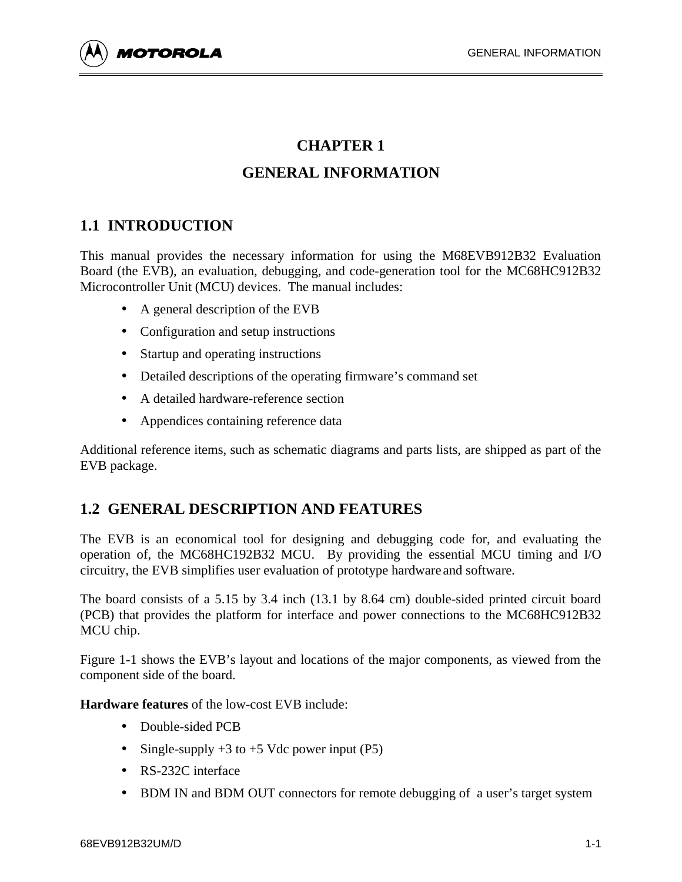# CHAPTER 1

# GENERAL INFORMATION

## 1.1 INTRODUCTION

This manual provides the necessary information for using the M68EVB912B32 Evaluation Board (the EVB), an evaluation, debugging, and code-generation tool for the MC68HC912B32 Microcontroller Unit (MCU) devices. The manual includes:

- A general description of the EVB
- Configuration and setup instructions
- Startup and operating instructions
- Detailed descriptions of the operating firmware's command set
- A detailed hardware-reference section
- Appendices containing reference data

Additional reference items, such as schematic diagrams and parts lists, are shipped as part of the EVB package.

## 1.2 GENERAL DESCRIPTION AND FEATURES

The EVB is an economical tool for designing and debugging code for, and evaluating the operation of, the MC68HC192B32 MCU. By providing the essential MCU timing and I/O circuitry, the EVB simplifies user evaluation of prototype hardware and software.

The board consists of a 5.15 by 3.4 inch (13.1 by 8.64 cm) double-sided printed circuit board (PCB) that provides the platform for interface and power connections to the MC68HC912B32 MCU chip.

Figure 1-1 shows the EVB's layout and locations of the major components, as viewed from the component side of the board.

**Hardware features** of the low-cost EVB include:

- Double-sided PCB
- Single-supply +3 to +5 Vdc power input (P5)
- RS-232C interface
- BDM IN and BDM OUT connectors for remote debugging of a user's target system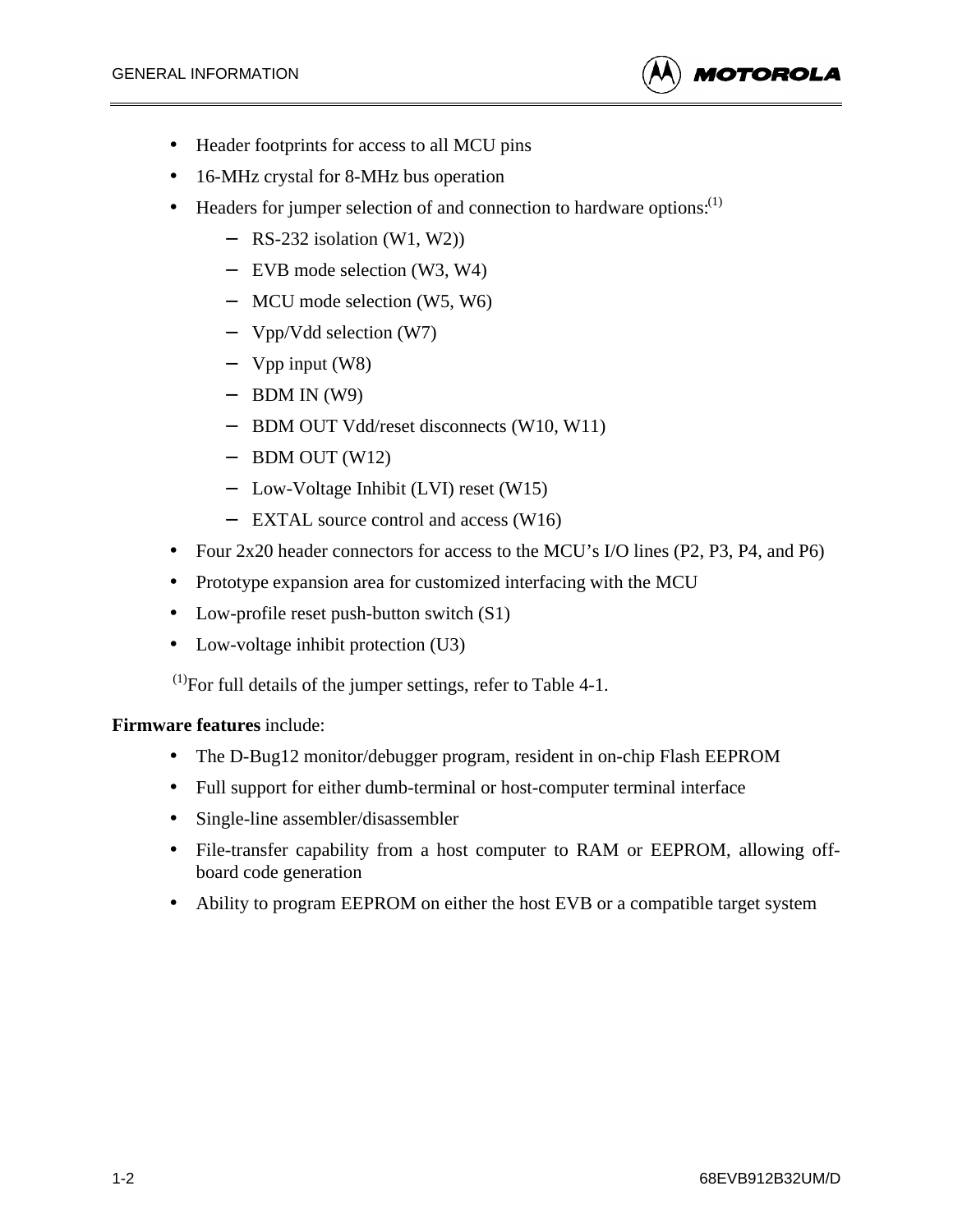- Header footprints for access to all MCU pins
- 16-MHz crystal for 8-MHz bus operation
- Headers for jumper selection of and connection to hardware options:[1]
  - RS-232 isolation (W1, W2))
  - EVB mode selection (W3, W4)
  - MCU mode selection (W5, W6)
  - Vpp/Vdd selection (W7)
  - Vpp input (W8)
  - BDM IN (W9)
  - BDM OUT Vdd/reset disconnects (W10, W11)
  - BDM OUT (W12)
  - Low-Voltage Inhibit (LVI) reset (W15)
  - EXTAL source control and access (W16)
- Four 2x20 header connectors for access to the MCU's I/O lines (P2, P3, P4, and P6)
- Prototype expansion area for customized interfacing with the MCU
- Low-profile reset push-button switch (S1)
- Low-voltage inhibit protection (U3)

[1]For full details of the jumper settings, refer to Table 4-1.

**Firmware features** include:

- The D-Bug12 monitor/debugger program, resident in on-chip Flash EEPROM
- Full support for either dumb-terminal or host-computer terminal interface
- Single-line assembler/disassembler
- File-transfer capability from a host computer to RAM or EEPROM, allowing off-board code generation
- Ability to program EEPROM on either the host EVB or a compatible target system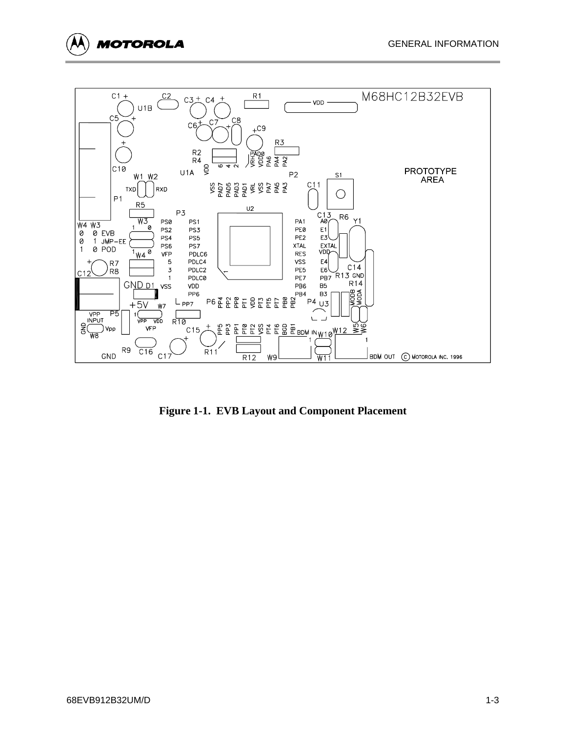**Figure 1-1. EVB Layout and Component Placement**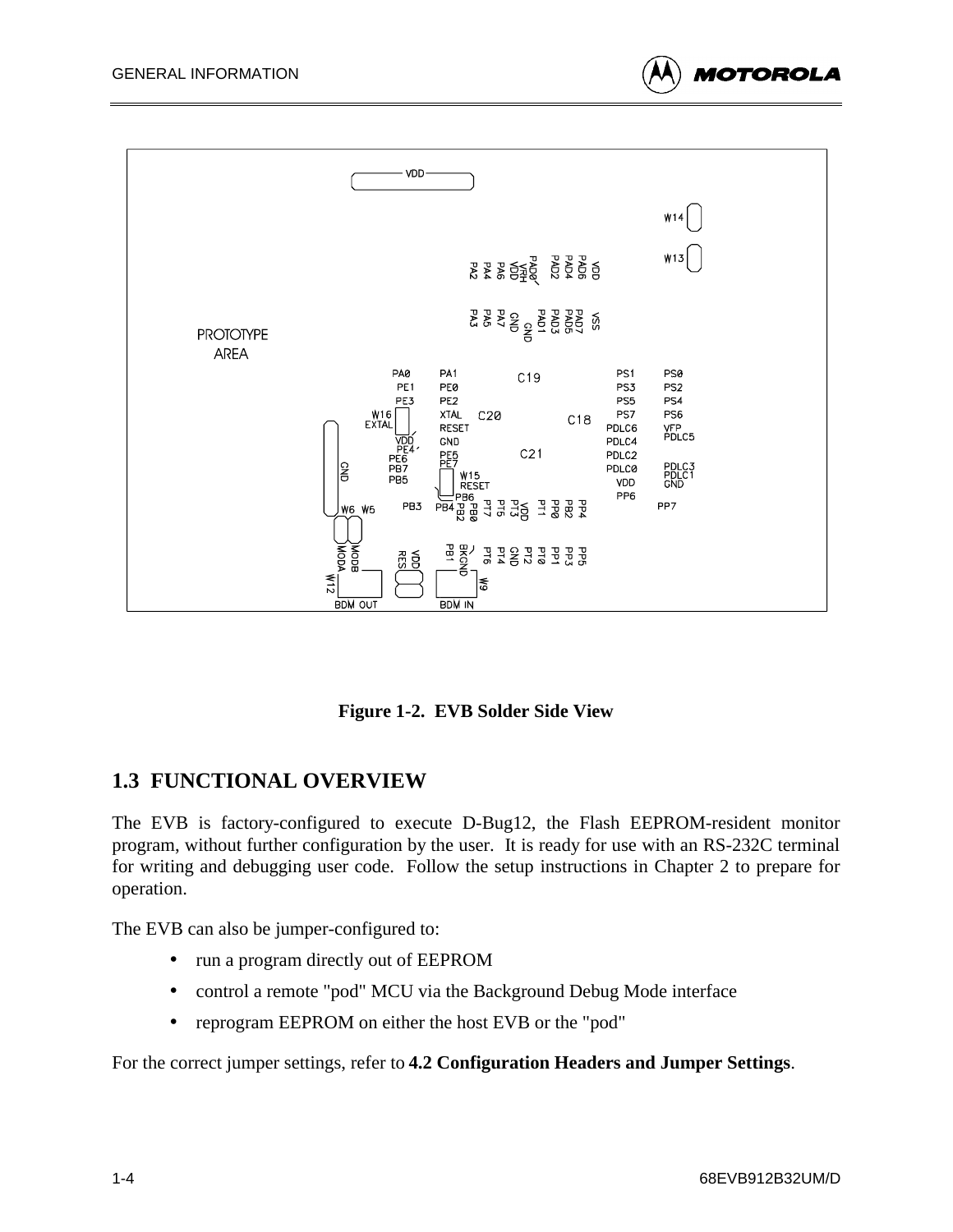Figure 1-2. EVB Solder Side View

## 1.3 FUNCTIONAL OVERVIEW

The EVB is factory-configured to execute D-Bug12, the Flash EEPROM-resident monitor program, without further configuration by the user. It is ready for use with an RS-232C terminal for writing and debugging user code. Follow the setup instructions in Chapter 2 to prepare for operation.

The EVB can also be jumper-configured to:

- run a program directly out of EEPROM
- control a remote "pod" MCU via the Background Debug Mode interface
- reprogram EEPROM on either the host EVB or the "pod"

For the correct jumper settings, refer to **4.2 Configuration Headers and Jumper Settings**.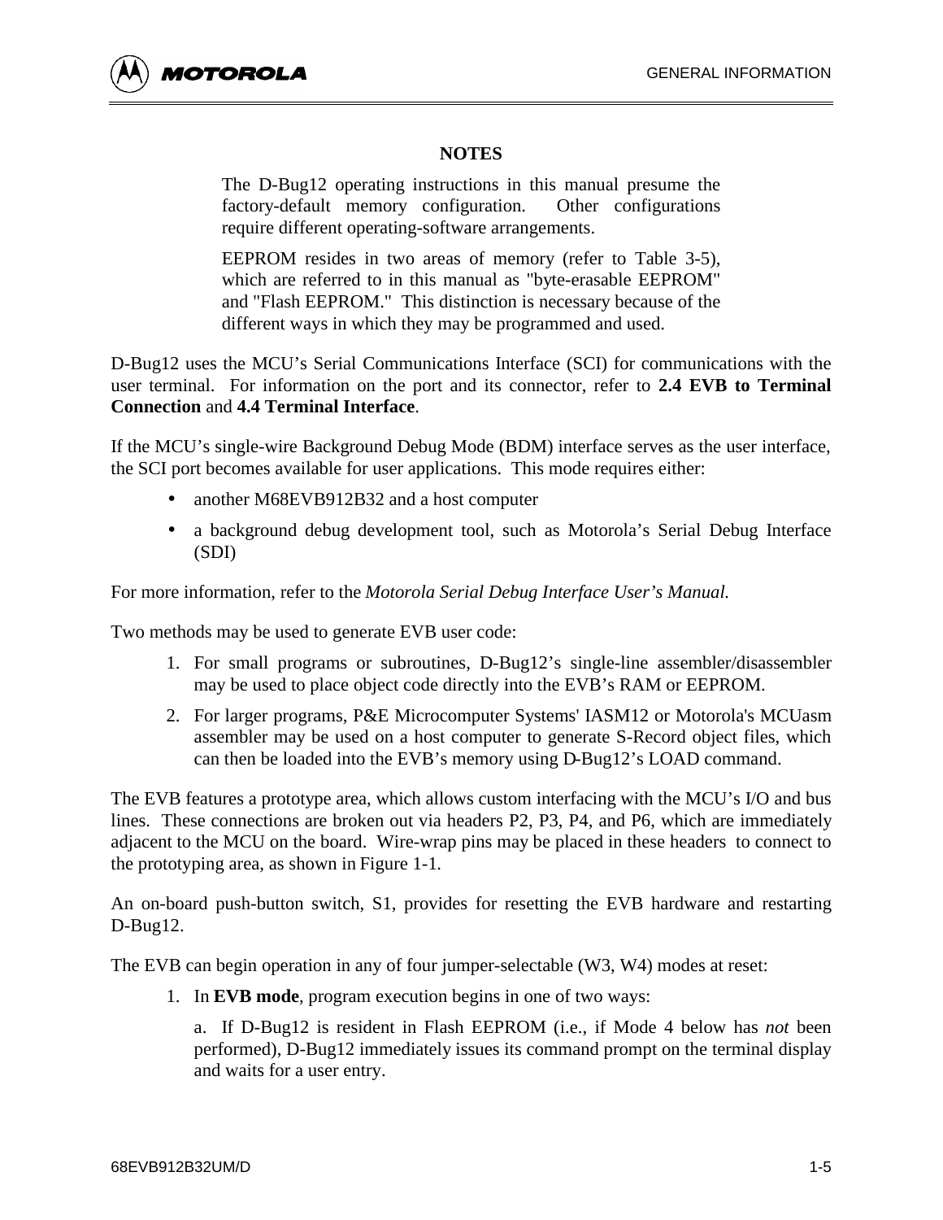**NOTES**

> The D-Bug12 operating instructions in this manual presume the factory-default memory configuration. Other configurations require different operating-software arrangements.
>
> EEPROM resides in two areas of memory (refer to Table 3-5), which are referred to in this manual as "byte-erasable EEPROM" and "Flash EEPROM." This distinction is necessary because of the different ways in which they may be programmed and used.

D-Bug12 uses the MCU's Serial Communications Interface (SCI) for communications with the user terminal. For information on the port and its connector, refer to **2.4 EVB to Terminal Connection** and **4.4 Terminal Interface**.

If the MCU's single-wire Background Debug Mode (BDM) interface serves as the user interface, the SCI port becomes available for user applications. This mode requires either:

- another M68EVB912B32 and a host computer
- a background debug development tool, such as Motorola's Serial Debug Interface (SDI)

For more information, refer to the *Motorola Serial Debug Interface User's Manual.*

Two methods may be used to generate EVB user code:

1. For small programs or subroutines, D-Bug12's single-line assembler/disassembler may be used to place object code directly into the EVB's RAM or EEPROM.
2. For larger programs, P&E Microcomputer Systems' IASM12 or Motorola's MCUasm assembler may be used on a host computer to generate S-Record object files, which can then be loaded into the EVB's memory using D-Bug12's LOAD command.

The EVB features a prototype area, which allows custom interfacing with the MCU's I/O and bus lines. These connections are broken out via headers P2, P3, P4, and P6, which are immediately adjacent to the MCU on the board. Wire-wrap pins may be placed in these headers to connect to the prototyping area, as shown in Figure 1-1.

An on-board push-button switch, S1, provides for resetting the EVB hardware and restarting D-Bug12.

The EVB can begin operation in any of four jumper-selectable (W3, W4) modes at reset:

1. In **EVB mode**, program execution begins in one of two ways:

   a. If D-Bug12 is resident in Flash EEPROM (i.e., if Mode 4 below has *not* been performed), D-Bug12 immediately issues its command prompt on the terminal display and waits for a user entry.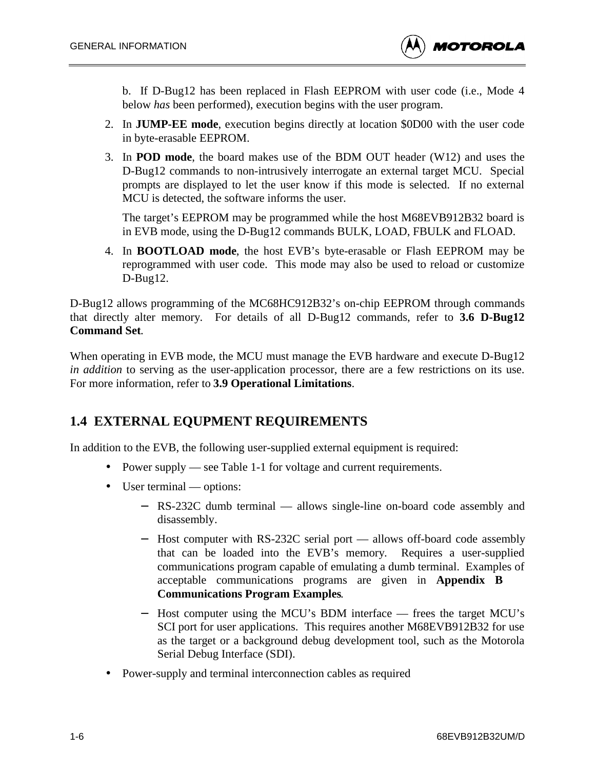b.  If D-Bug12 has been replaced in Flash EEPROM with user code (i.e., Mode 4 below *has* been performed), execution begins with the user program.

2. In **JUMP-EE mode**, execution begins directly at location $0D00 with the user code in byte-erasable EEPROM.

3. In **POD mode**, the board makes use of the BDM OUT header (W12) and uses the D-Bug12 commands to non-intrusively interrogate an external target MCU.  Special prompts are displayed to let the user know if this mode is selected.  If no external MCU is detected, the software informs the user.

   The target's EEPROM may be programmed while the host M68EVB912B32 board is in EVB mode, using the D-Bug12 commands BULK, LOAD, FBULK and FLOAD.

4. In **BOOTLOAD mode**, the host EVB's byte-erasable or Flash EEPROM may be reprogrammed with user code.  This mode may also be used to reload or customize D-Bug12.

D-Bug12 allows programming of the MC68HC912B32's on-chip EEPROM through commands that directly alter memory.  For details of all D-Bug12 commands, refer to **3.6 D-Bug12 Command Set**.

When operating in EVB mode, the MCU must manage the EVB hardware and execute D-Bug12 *in addition* to serving as the user-application processor, there are a few restrictions on its use. For more information, refer to **3.9 Operational Limitations**.

## 1.4  EXTERNAL EQUPMENT REQUIREMENTS

In addition to the EVB, the following user-supplied external equipment is required:

- Power supply — see Table 1-1 for voltage and current requirements.
- User terminal — options:
  - RS-232C dumb terminal — allows single-line on-board code assembly and disassembly.
  - Host computer with RS-232C serial port — allows off-board code assembly that can be loaded into the EVB's memory.  Requires a user-supplied communications program capable of emulating a dumb terminal.  Examples of acceptable communications programs are given in **Appendix B Communications Program Examples**.
  - Host computer using the MCU's BDM interface — frees the target MCU's SCI port for user applications.  This requires another M68EVB912B32 for use as the target or a background debug development tool, such as the Motorola Serial Debug Interface (SDI).
- Power-supply and terminal interconnection cables as required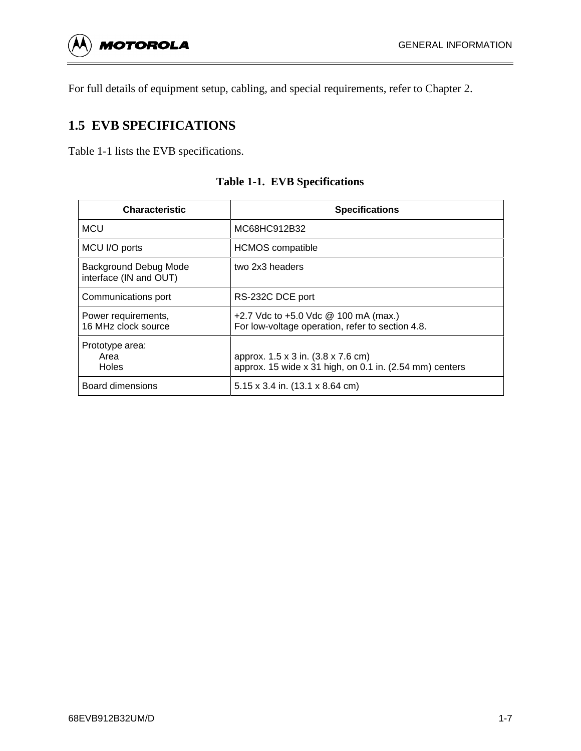For full details of equipment setup, cabling, and special requirements, refer to Chapter 2.

## 1.5 EVB SPECIFICATIONS

Table 1-1 lists the EVB specifications.

**Table 1-1. EVB Specifications**

| Characteristic | Specifications |
| --- | --- |
| MCU | MC68HC912B32 |
| MCU I/O ports | HCMOS compatible |
| Background Debug Mode interface (IN and OUT) | two 2x3 headers |
| Communications port | RS-232C DCE port |
| Power requirements,<br>16 MHz clock source | +2.7 Vdc to +5.0 Vdc @ 100 mA (max.)<br>For low-voltage operation, refer to section 4.8. |
| Prototype area:<br>Area<br>Holes | <br>approx. 1.5 x 3 in. (3.8 x 7.6 cm)<br>approx. 15 wide x 31 high, on 0.1 in. (2.54 mm) centers |
| Board dimensions | 5.15 x 3.4 in. (13.1 x 8.64 cm) |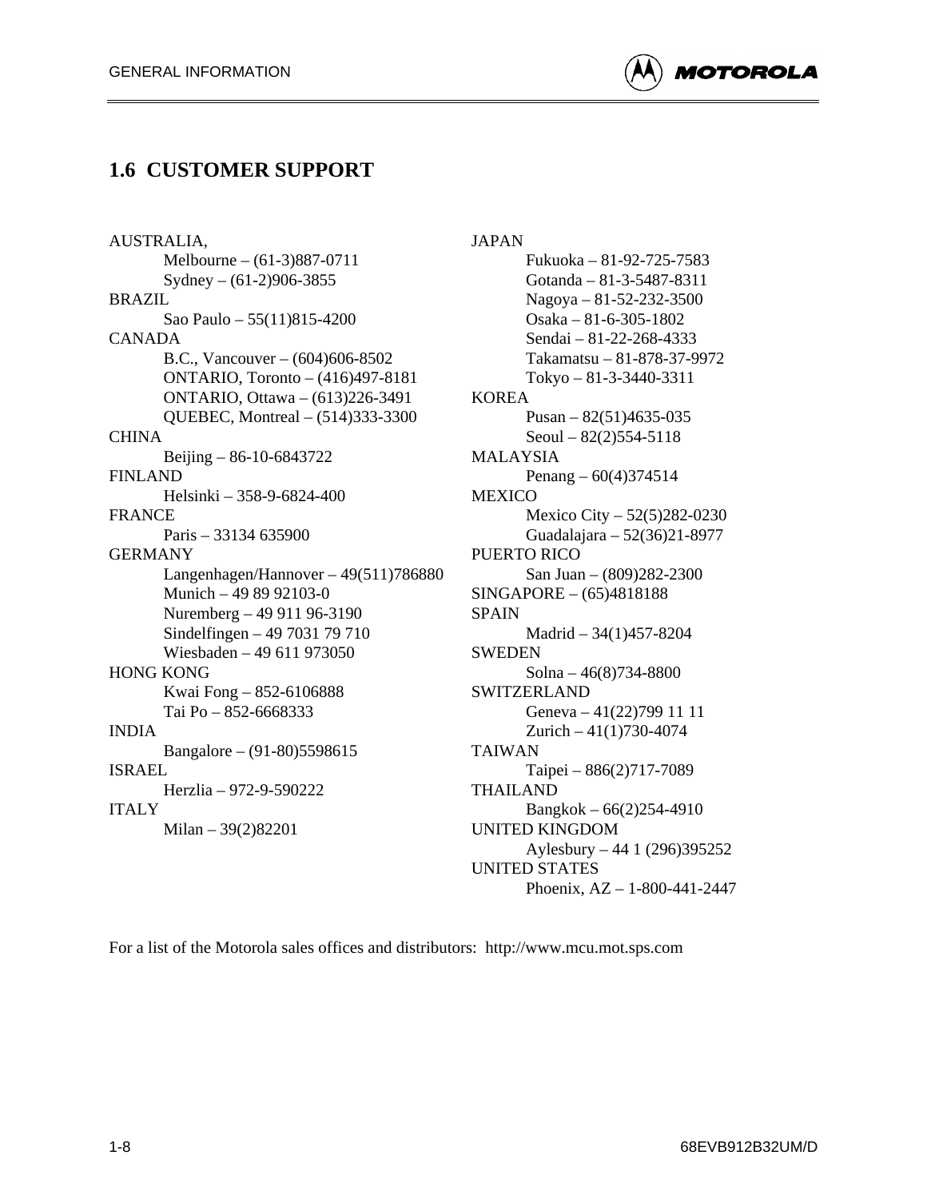## 1.6 CUSTOMER SUPPORT

AUSTRALIA,
- Melbourne – (61-3)887-0711
- Sydney – (61-2)906-3855

BRAZIL
- Sao Paulo – 55(11)815-4200

CANADA
- B.C., Vancouver – (604)606-8502
- ONTARIO, Toronto – (416)497-8181
- ONTARIO, Ottawa – (613)226-3491
- QUEBEC, Montreal – (514)333-3300

CHINA
- Beijing – 86-10-6843722

FINLAND
- Helsinki – 358-9-6824-400

FRANCE
- Paris – 33134 635900

GERMANY
- Langenhagen/Hannover – 49(511)786880
- Munich – 49 89 92103-0
- Nuremberg – 49 911 96-3190
- Sindelfingen – 49 7031 79 710
- Wiesbaden – 49 611 973050

HONG KONG
- Kwai Fong – 852-6106888
- Tai Po – 852-6668333

INDIA
- Bangalore – (91-80)5598615

ISRAEL
- Herzlia – 972-9-590222

ITALY
- Milan – 39(2)82201

JAPAN
- Fukuoka – 81-92-725-7583
- Gotanda – 81-3-5487-8311
- Nagoya – 81-52-232-3500
- Osaka – 81-6-305-1802
- Sendai – 81-22-268-4333
- Takamatsu – 81-878-37-9972
- Tokyo – 81-3-3440-3311

KOREA
- Pusan – 82(51)4635-035
- Seoul – 82(2)554-5118

MALAYSIA
- Penang – 60(4)374514

MEXICO
- Mexico City – 52(5)282-0230
- Guadalajara – 52(36)21-8977

PUERTO RICO
- San Juan – (809)282-2300

SINGAPORE – (65)4818188

SPAIN
- Madrid – 34(1)457-8204

SWEDEN
- Solna – 46(8)734-8800

SWITZERLAND
- Geneva – 41(22)799 11 11
- Zurich – 41(1)730-4074

TAIWAN
- Taipei – 886(2)717-7089

THAILAND
- Bangkok – 66(2)254-4910

UNITED KINGDOM
- Aylesbury – 44 1 (296)395252

UNITED STATES
- Phoenix, AZ – 1-800-441-2447

For a list of the Motorola sales offices and distributors: http://www.mcu.mot.sps.com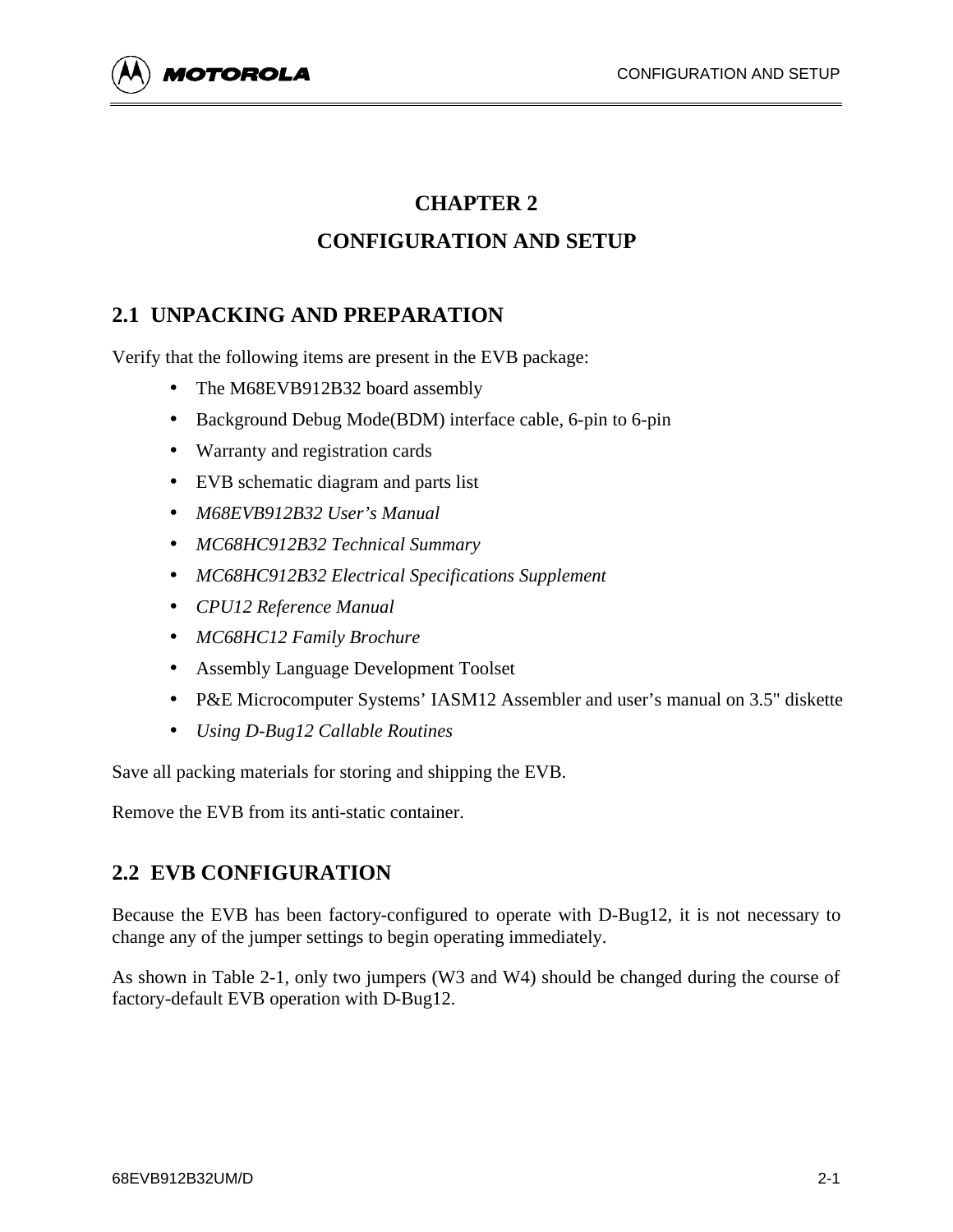# CHAPTER 2
# CONFIGURATION AND SETUP

## 2.1 UNPACKING AND PREPARATION

Verify that the following items are present in the EVB package:

- The M68EVB912B32 board assembly
- Background Debug Mode(BDM) interface cable, 6-pin to 6-pin
- Warranty and registration cards
- EVB schematic diagram and parts list
- *M68EVB912B32 User's Manual*
- *MC68HC912B32 Technical Summary*
- *MC68HC912B32 Electrical Specifications Supplement*
- *CPU12 Reference Manual*
- *MC68HC12 Family Brochure*
- Assembly Language Development Toolset
- P&E Microcomputer Systems' IASM12 Assembler and user's manual on 3.5" diskette
- *Using D-Bug12 Callable Routines*

Save all packing materials for storing and shipping the EVB.

Remove the EVB from its anti-static container.

## 2.2 EVB CONFIGURATION

Because the EVB has been factory-configured to operate with D-Bug12, it is not necessary to change any of the jumper settings to begin operating immediately.

As shown in Table 2-1, only two jumpers (W3 and W4) should be changed during the course of factory-default EVB operation with D-Bug12.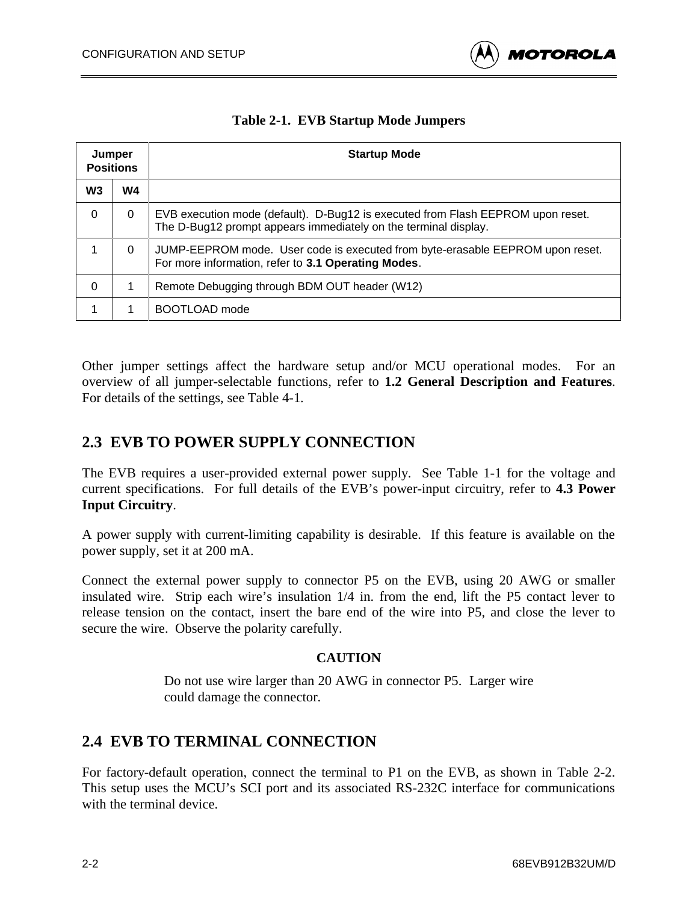**Table 2-1. EVB Startup Mode Jumpers**

| Jumper Positions | | Startup Mode |
|---|---|---|
| W3 | W4 | |
| 0 | 0 | EVB execution mode (default). D-Bug12 is executed from Flash EEPROM upon reset. The D-Bug12 prompt appears immediately on the terminal display. |
| 1 | 0 | JUMP-EEPROM mode. User code is executed from byte-erasable EEPROM upon reset. For more information, refer to **3.1 Operating Modes**. |
| 0 | 1 | Remote Debugging through BDM OUT header (W12) |
| 1 | 1 | BOOTLOAD mode |

Other jumper settings affect the hardware setup and/or MCU operational modes. For an overview of all jumper-selectable functions, refer to **1.2 General Description and Features**. For details of the settings, see Table 4-1.

## 2.3 EVB TO POWER SUPPLY CONNECTION

The EVB requires a user-provided external power supply. See Table 1-1 for the voltage and current specifications. For full details of the EVB's power-input circuitry, refer to **4.3 Power Input Circuitry**.

A power supply with current-limiting capability is desirable. If this feature is available on the power supply, set it at 200 mA.

Connect the external power supply to connector P5 on the EVB, using 20 AWG or smaller insulated wire. Strip each wire's insulation 1/4 in. from the end, lift the P5 contact lever to release tension on the contact, insert the bare end of the wire into P5, and close the lever to secure the wire. Observe the polarity carefully.

**CAUTION**

Do not use wire larger than 20 AWG in connector P5. Larger wire could damage the connector.

## 2.4 EVB TO TERMINAL CONNECTION

For factory-default operation, connect the terminal to P1 on the EVB, as shown in Table 2-2. This setup uses the MCU's SCI port and its associated RS-232C interface for communications with the terminal device.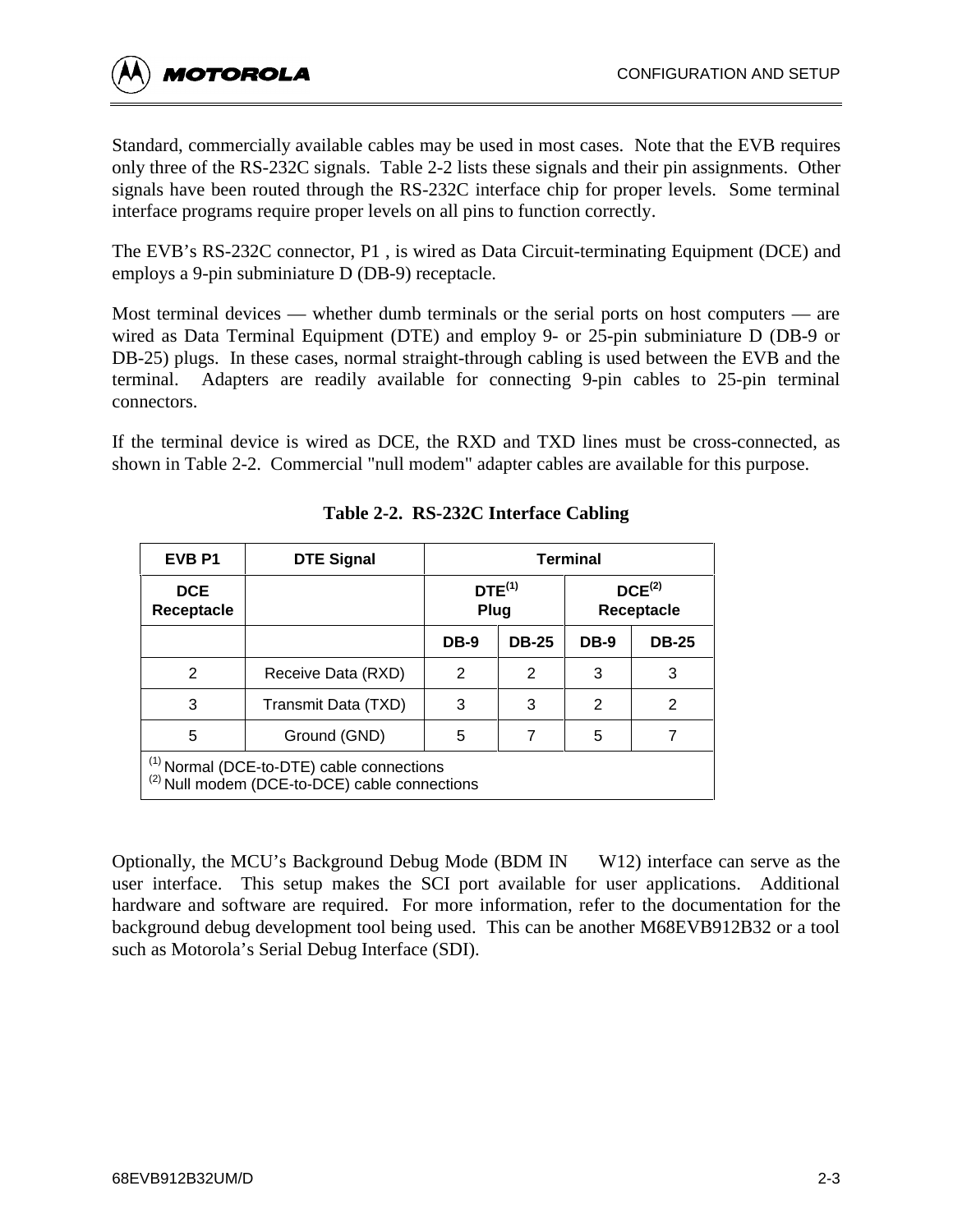Standard, commercially available cables may be used in most cases. Note that the EVB requires only three of the RS-232C signals. Table 2-2 lists these signals and their pin assignments. Other signals have been routed through the RS-232C interface chip for proper levels. Some terminal interface programs require proper levels on all pins to function correctly.

The EVB's RS-232C connector, P1 , is wired as Data Circuit-terminating Equipment (DCE) and employs a 9-pin subminiature D (DB-9) receptacle.

Most terminal devices — whether dumb terminals or the serial ports on host computers — are wired as Data Terminal Equipment (DTE) and employ 9- or 25-pin subminiature D (DB-9 or DB-25) plugs. In these cases, normal straight-through cabling is used between the EVB and the terminal. Adapters are readily available for connecting 9-pin cables to 25-pin terminal connectors.

If the terminal device is wired as DCE, the RXD and TXD lines must be cross-connected, as shown in Table 2-2. Commercial "null modem" adapter cables are available for this purpose.

**Table 2-2. RS-232C Interface Cabling**

| EVB P1 | DTE Signal | Terminal | | | |
|---|---|---|---|---|---|
| DCE Receptacle | | DTE[(1)] Plug | | DCE[(2)] Receptacle | |
| | | DB-9 | DB-25 | DB-9 | DB-25 |
| 2 | Receive Data (RXD) | 2 | 2 | 3 | 3 |
| 3 | Transmit Data (TXD) | 3 | 3 | 2 | 2 |
| 5 | Ground (GND) | 5 | 7 | 5 | 7 |

(1) Normal (DCE-to-DTE) cable connections
(2) Null modem (DCE-to-DCE) cable connections

Optionally, the MCU's Background Debug Mode (BDM IN W12) interface can serve as the user interface. This setup makes the SCI port available for user applications. Additional hardware and software are required. For more information, refer to the documentation for the background debug development tool being used. This can be another M68EVB912B32 or a tool such as Motorola's Serial Debug Interface (SDI).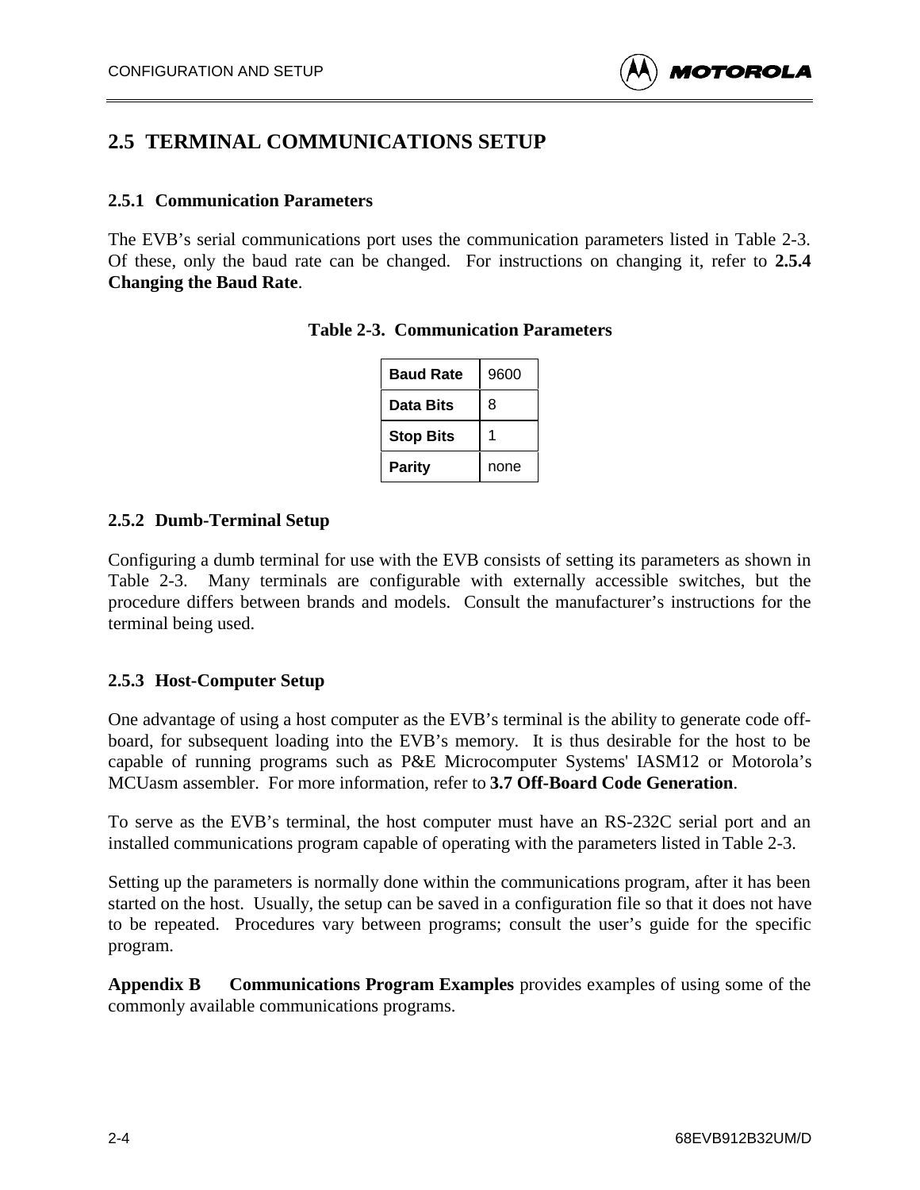## 2.5 TERMINAL COMMUNICATIONS SETUP

### 2.5.1 Communication Parameters

The EVB's serial communications port uses the communication parameters listed in Table 2-3. Of these, only the baud rate can be changed. For instructions on changing it, refer to **2.5.4 Changing the Baud Rate**.

**Table 2-3. Communication Parameters**

| | |
|---|---|
| **Baud Rate** | 9600 |
| **Data Bits** | 8 |
| **Stop Bits** | 1 |
| **Parity** | none |

### 2.5.2 Dumb-Terminal Setup

Configuring a dumb terminal for use with the EVB consists of setting its parameters as shown in Table 2-3. Many terminals are configurable with externally accessible switches, but the procedure differs between brands and models. Consult the manufacturer's instructions for the terminal being used.

### 2.5.3 Host-Computer Setup

One advantage of using a host computer as the EVB's terminal is the ability to generate code off-board, for subsequent loading into the EVB's memory. It is thus desirable for the host to be capable of running programs such as P&E Microcomputer Systems' IASM12 or Motorola's MCUasm assembler. For more information, refer to **3.7 Off-Board Code Generation**.

To serve as the EVB's terminal, the host computer must have an RS-232C serial port and an installed communications program capable of operating with the parameters listed in Table 2-3.

Setting up the parameters is normally done within the communications program, after it has been started on the host. Usually, the setup can be saved in a configuration file so that it does not have to be repeated. Procedures vary between programs; consult the user's guide for the specific program.

**Appendix B Communications Program Examples** provides examples of using some of the commonly available communications programs.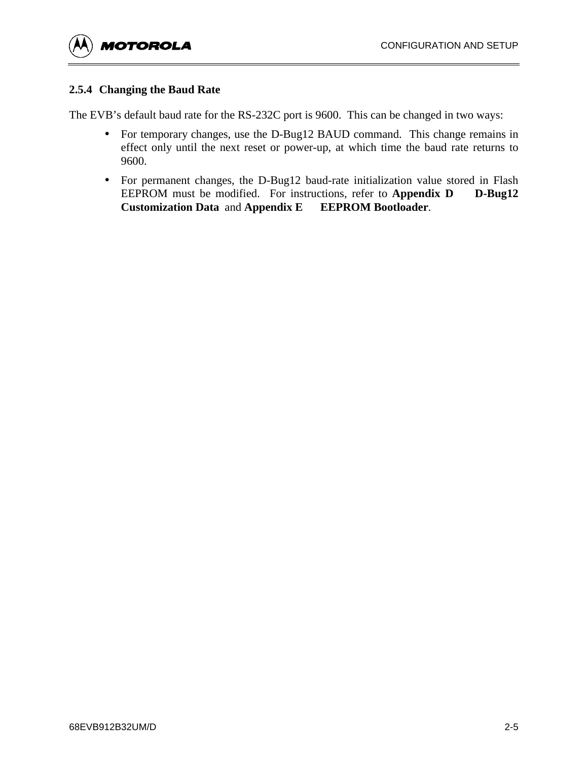### 2.5.4 Changing the Baud Rate

The EVB's default baud rate for the RS-232C port is 9600. This can be changed in two ways:

- For temporary changes, use the D-Bug12 BAUD command. This change remains in effect only until the next reset or power-up, at which time the baud rate returns to 9600.
- For permanent changes, the D-Bug12 baud-rate initialization value stored in Flash EEPROM must be modified. For instructions, refer to **Appendix D D-Bug12 Customization Data** and **Appendix E EEPROM Bootloader**.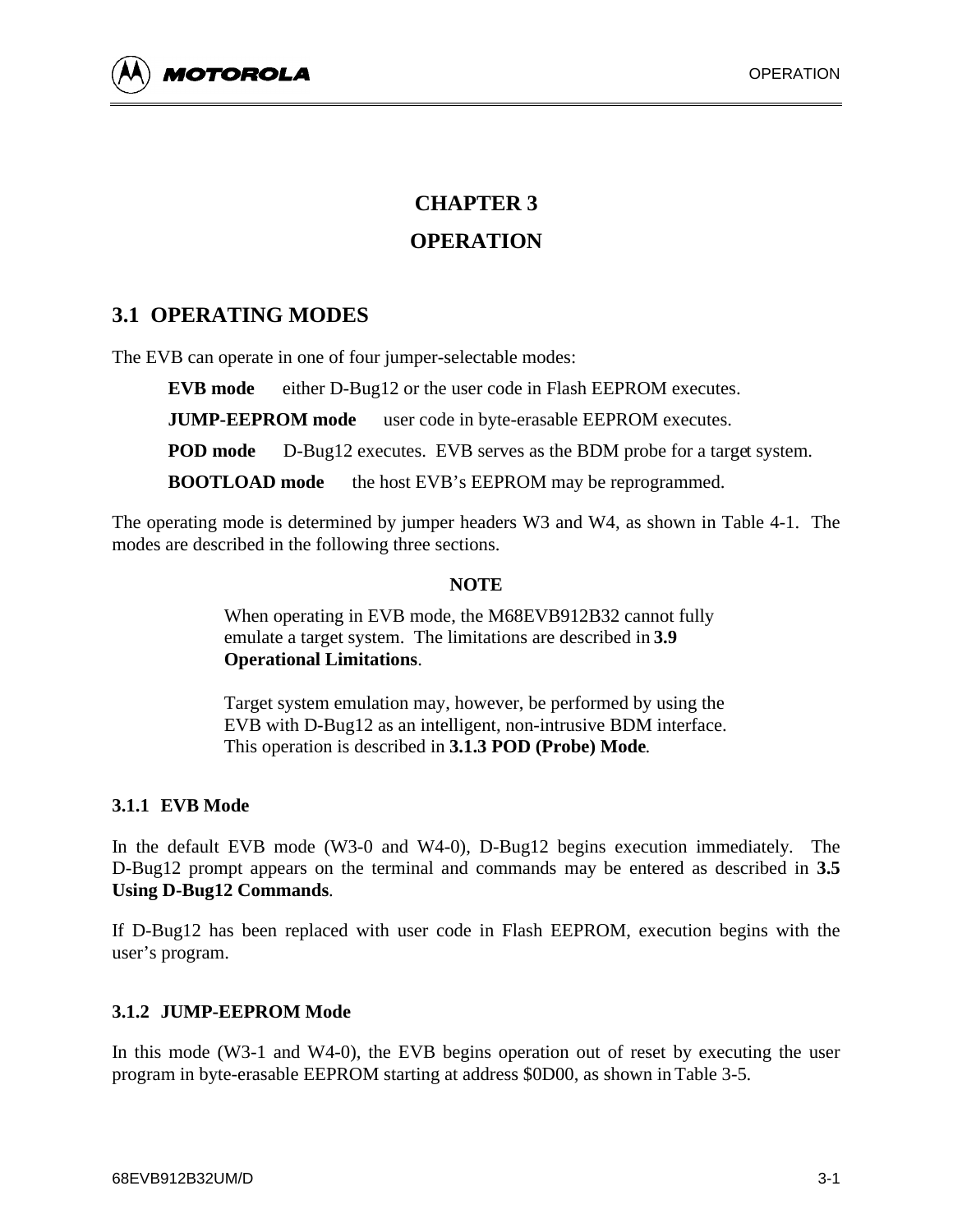# CHAPTER 3

# OPERATION

## 3.1 OPERATING MODES

The EVB can operate in one of four jumper-selectable modes:

**EVB mode** either D-Bug12 or the user code in Flash EEPROM executes.

**JUMP-EEPROM mode** user code in byte-erasable EEPROM executes.

**POD mode** D-Bug12 executes. EVB serves as the BDM probe for a target system.

**BOOTLOAD mode** the host EVB's EEPROM may be reprogrammed.

The operating mode is determined by jumper headers W3 and W4, as shown in Table 4-1. The modes are described in the following three sections.

**NOTE**

When operating in EVB mode, the M68EVB912B32 cannot fully emulate a target system. The limitations are described in **3.9 Operational Limitations**.

Target system emulation may, however, be performed by using the EVB with D-Bug12 as an intelligent, non-intrusive BDM interface. This operation is described in **3.1.3 POD (Probe) Mode**.

### 3.1.1 EVB Mode

In the default EVB mode (W3-0 and W4-0), D-Bug12 begins execution immediately. The D-Bug12 prompt appears on the terminal and commands may be entered as described in **3.5 Using D-Bug12 Commands**.

If D-Bug12 has been replaced with user code in Flash EEPROM, execution begins with the user's program.

### 3.1.2 JUMP-EEPROM Mode

In this mode (W3-1 and W4-0), the EVB begins operation out of reset by executing the user program in byte-erasable EEPROM starting at address $0D00, as shown in Table 3-5.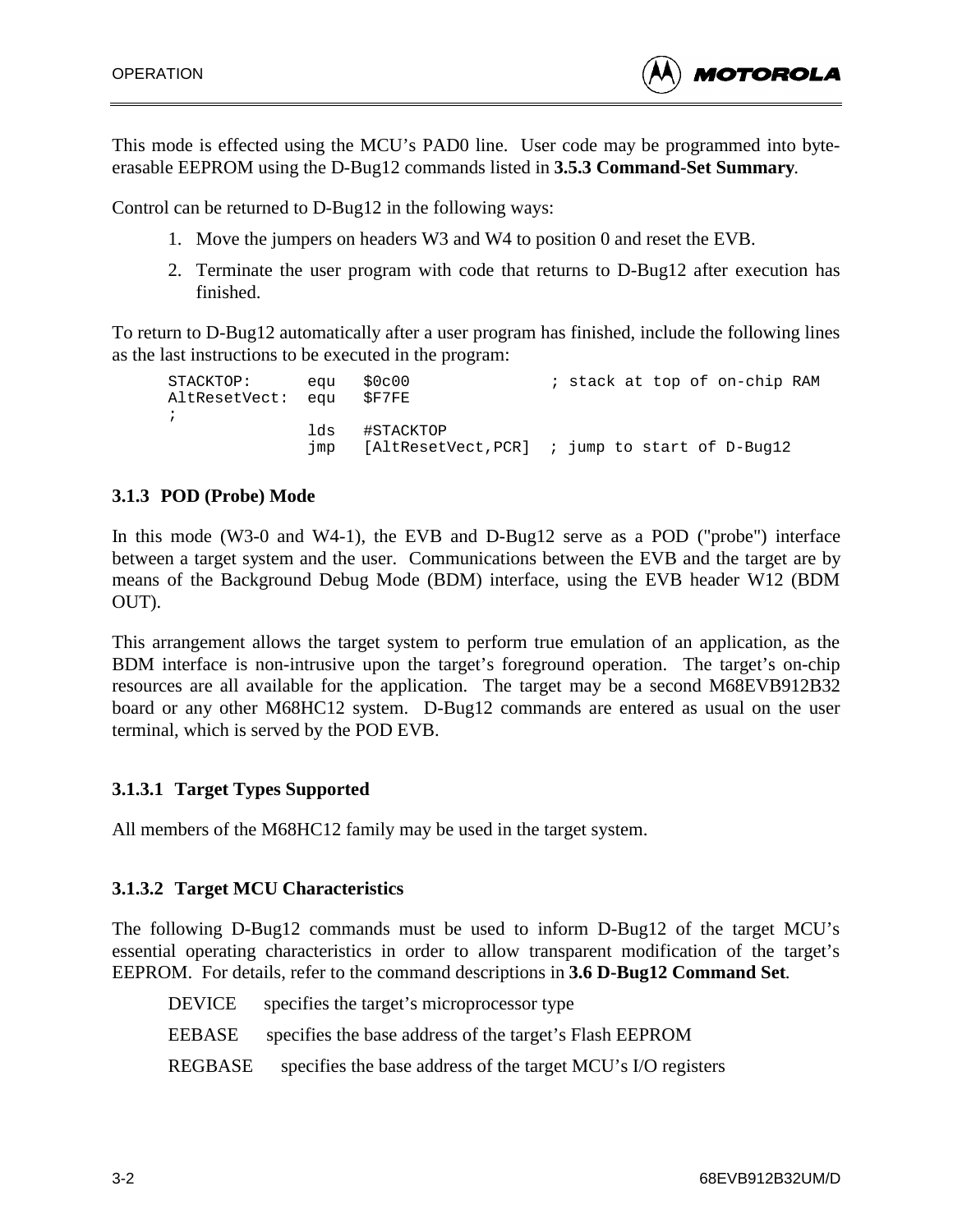This mode is effected using the MCU's PAD0 line. User code may be programmed into byte-erasable EEPROM using the D-Bug12 commands listed in **3.5.3 Command-Set Summary**.

Control can be returned to D-Bug12 in the following ways:

1. Move the jumpers on headers W3 and W4 to position 0 and reset the EVB.
2. Terminate the user program with code that returns to D-Bug12 after execution has finished.

To return to D-Bug12 automatically after a user program has finished, include the following lines as the last instructions to be executed in the program:

```
STACKTOP:      equ   $0c00              ; stack at top of on-chip RAM
AltResetVect:  equ   $F7FE
;
               lds   #STACKTOP
               jmp   [AltResetVect,PCR]  ; jump to start of D-Bug12
```

### 3.1.3 POD (Probe) Mode

In this mode (W3-0 and W4-1), the EVB and D-Bug12 serve as a POD ("probe") interface between a target system and the user. Communications between the EVB and the target are by means of the Background Debug Mode (BDM) interface, using the EVB header W12 (BDM OUT).

This arrangement allows the target system to perform true emulation of an application, as the BDM interface is non-intrusive upon the target's foreground operation. The target's on-chip resources are all available for the application. The target may be a second M68EVB912B32 board or any other M68HC12 system. D-Bug12 commands are entered as usual on the user terminal, which is served by the POD EVB.

#### 3.1.3.1 Target Types Supported

All members of the M68HC12 family may be used in the target system.

#### 3.1.3.2 Target MCU Characteristics

The following D-Bug12 commands must be used to inform D-Bug12 of the target MCU's essential operating characteristics in order to allow transparent modification of the target's EEPROM. For details, refer to the command descriptions in **3.6 D-Bug12 Command Set**.

DEVICE specifies the target's microprocessor type

EEBASE specifies the base address of the target's Flash EEPROM

REGBASE specifies the base address of the target MCU's I/O registers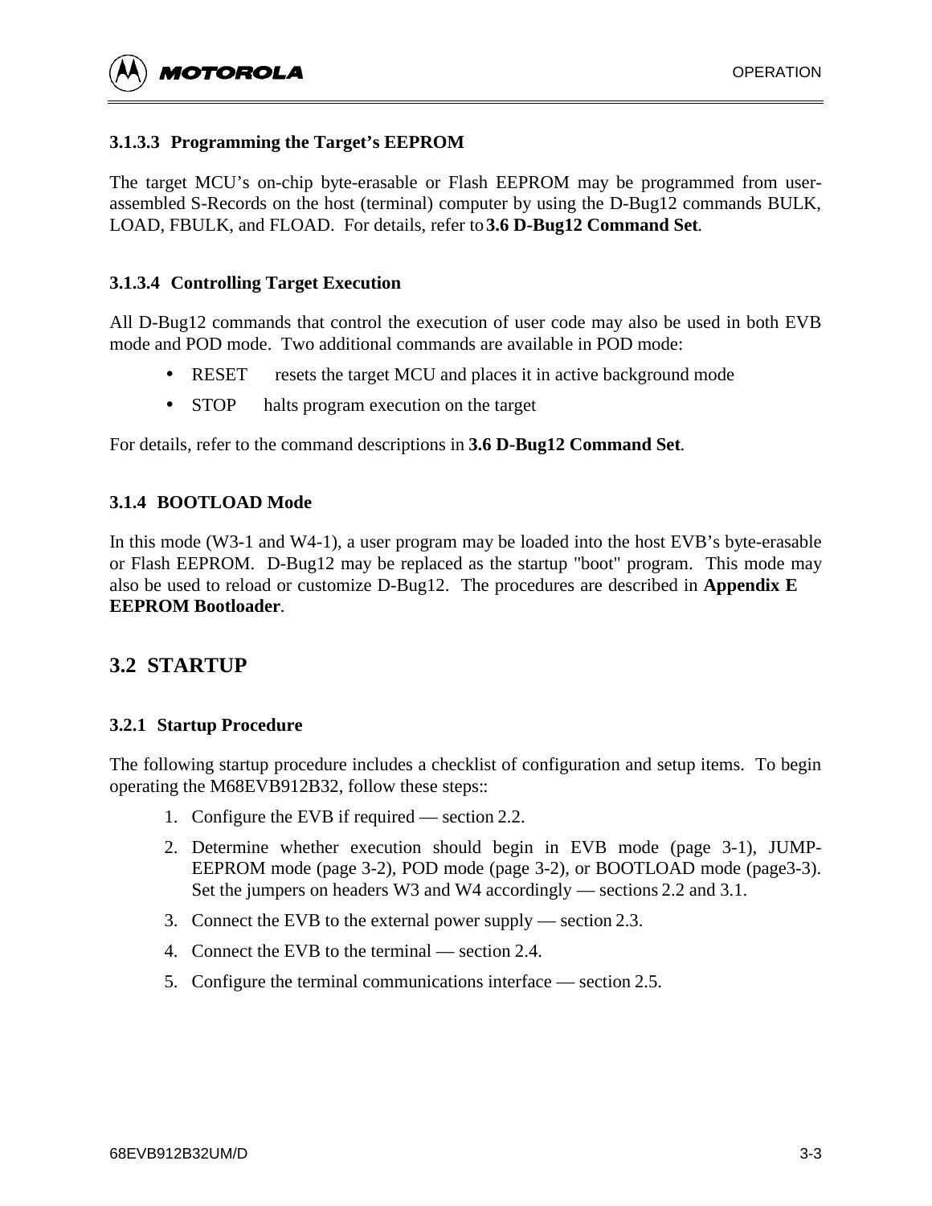#### 3.1.3.3 Programming the Target's EEPROM

The target MCU's on-chip byte-erasable or Flash EEPROM may be programmed from user-assembled S-Records on the host (terminal) computer by using the D-Bug12 commands BULK, LOAD, FBULK, and FLOAD. For details, refer to **3.6 D-Bug12 Command Set**.

#### 3.1.3.4 Controlling Target Execution

All D-Bug12 commands that control the execution of user code may also be used in both EVB mode and POD mode. Two additional commands are available in POD mode:

- RESET resets the target MCU and places it in active background mode
- STOP halts program execution on the target

For details, refer to the command descriptions in **3.6 D-Bug12 Command Set**.

### 3.1.4 BOOTLOAD Mode

In this mode (W3-1 and W4-1), a user program may be loaded into the host EVB's byte-erasable or Flash EEPROM. D-Bug12 may be replaced as the startup "boot" program. This mode may also be used to reload or customize D-Bug12. The procedures are described in **Appendix E EEPROM Bootloader**.

## 3.2 STARTUP

### 3.2.1 Startup Procedure

The following startup procedure includes a checklist of configuration and setup items. To begin operating the M68EVB912B32, follow these steps::

1. Configure the EVB if required — section 2.2.
2. Determine whether execution should begin in EVB mode (page 3-1), JUMP-EEPROM mode (page 3-2), POD mode (page 3-2), or BOOTLOAD mode (page3-3). Set the jumpers on headers W3 and W4 accordingly — sections 2.2 and 3.1.
3. Connect the EVB to the external power supply — section 2.3.
4. Connect the EVB to the terminal — section 2.4.
5. Configure the terminal communications interface — section 2.5.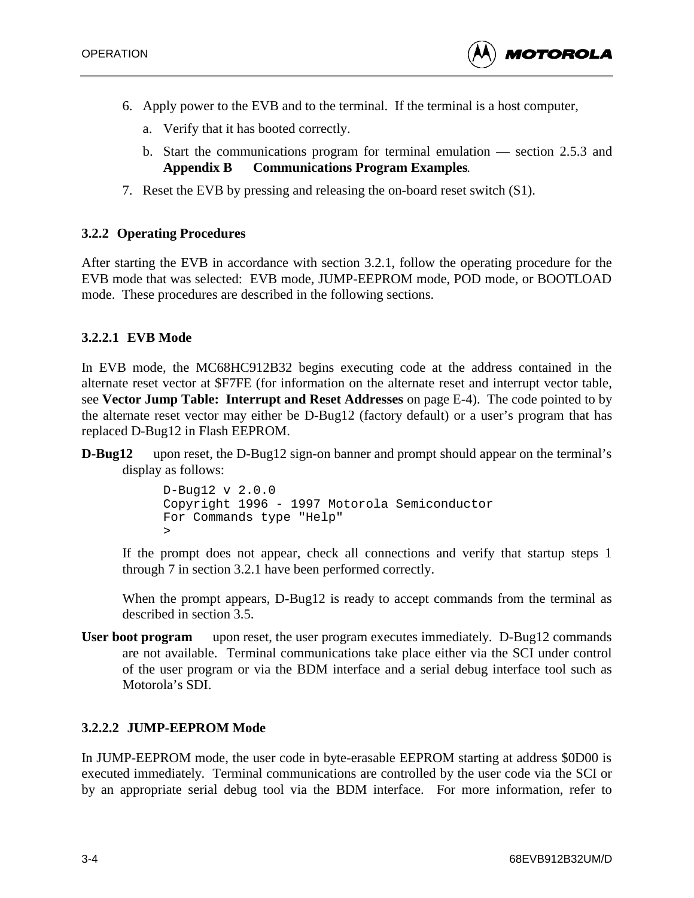6. Apply power to the EVB and to the terminal. If the terminal is a host computer,

   a. Verify that it has booted correctly.

   b. Start the communications program for terminal emulation — section 2.5.3 and **Appendix B Communications Program Examples**.

7. Reset the EVB by pressing and releasing the on-board reset switch (S1).

### 3.2.2 Operating Procedures

After starting the EVB in accordance with section 3.2.1, follow the operating procedure for the EVB mode that was selected: EVB mode, JUMP-EEPROM mode, POD mode, or BOOTLOAD mode. These procedures are described in the following sections.

#### 3.2.2.1 EVB Mode

In EVB mode, the MC68HC912B32 begins executing code at the address contained in the alternate reset vector at $F7FE (for information on the alternate reset and interrupt vector table, see **Vector Jump Table: Interrupt and Reset Addresses** on page E-4). The code pointed to by the alternate reset vector may either be D-Bug12 (factory default) or a user's program that has replaced D-Bug12 in Flash EEPROM.

**D-Bug12** upon reset, the D-Bug12 sign-on banner and prompt should appear on the terminal's display as follows:

```
D-Bug12 v 2.0.0
Copyright 1996 - 1997 Motorola Semiconductor
For Commands type "Help"
>
```

If the prompt does not appear, check all connections and verify that startup steps 1 through 7 in section 3.2.1 have been performed correctly.

When the prompt appears, D-Bug12 is ready to accept commands from the terminal as described in section 3.5.

**User boot program** upon reset, the user program executes immediately. D-Bug12 commands are not available. Terminal communications take place either via the SCI under control of the user program or via the BDM interface and a serial debug interface tool such as Motorola's SDI.

#### 3.2.2.2 JUMP-EEPROM Mode

In JUMP-EEPROM mode, the user code in byte-erasable EEPROM starting at address $0D00 is executed immediately. Terminal communications are controlled by the user code via the SCI or by an appropriate serial debug tool via the BDM interface. For more information, refer to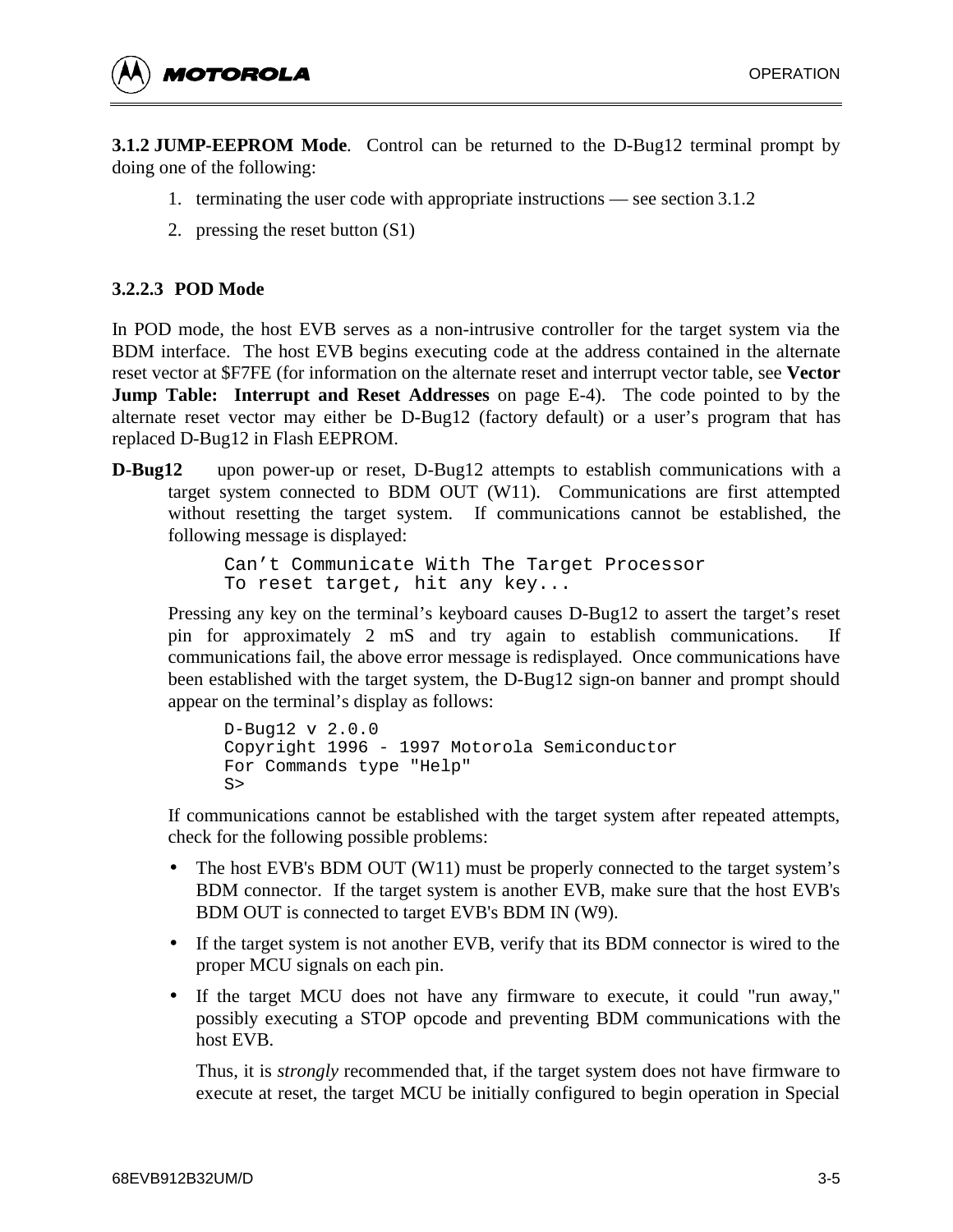**3.1.2 JUMP-EEPROM Mode**. Control can be returned to the D-Bug12 terminal prompt by doing one of the following:

1. terminating the user code with appropriate instructions — see section 3.1.2
2. pressing the reset button (S1)

### 3.2.2.3 POD Mode

In POD mode, the host EVB serves as a non-intrusive controller for the target system via the BDM interface. The host EVB begins executing code at the address contained in the alternate reset vector at $F7FE (for information on the alternate reset and interrupt vector table, see **Vector Jump Table: Interrupt and Reset Addresses** on page E-4). The code pointed to by the alternate reset vector may either be D-Bug12 (factory default) or a user's program that has replaced D-Bug12 in Flash EEPROM.

**D-Bug12** upon power-up or reset, D-Bug12 attempts to establish communications with a target system connected to BDM OUT (W11). Communications are first attempted without resetting the target system. If communications cannot be established, the following message is displayed:

```
Can't Communicate With The Target Processor
To reset target, hit any key...
```

Pressing any key on the terminal's keyboard causes D-Bug12 to assert the target's reset pin for approximately 2 mS and try again to establish communications. If communications fail, the above error message is redisplayed. Once communications have been established with the target system, the D-Bug12 sign-on banner and prompt should appear on the terminal's display as follows:

```
D-Bug12 v 2.0.0
Copyright 1996 - 1997 Motorola Semiconductor
For Commands type "Help"
S>
```

If communications cannot be established with the target system after repeated attempts, check for the following possible problems:

- The host EVB's BDM OUT (W11) must be properly connected to the target system's BDM connector. If the target system is another EVB, make sure that the host EVB's BDM OUT is connected to target EVB's BDM IN (W9).
- If the target system is not another EVB, verify that its BDM connector is wired to the proper MCU signals on each pin.
- If the target MCU does not have any firmware to execute, it could "run away," possibly executing a STOP opcode and preventing BDM communications with the host EVB.

  Thus, it is *strongly* recommended that, if the target system does not have firmware to execute at reset, the target MCU be initially configured to begin operation in Special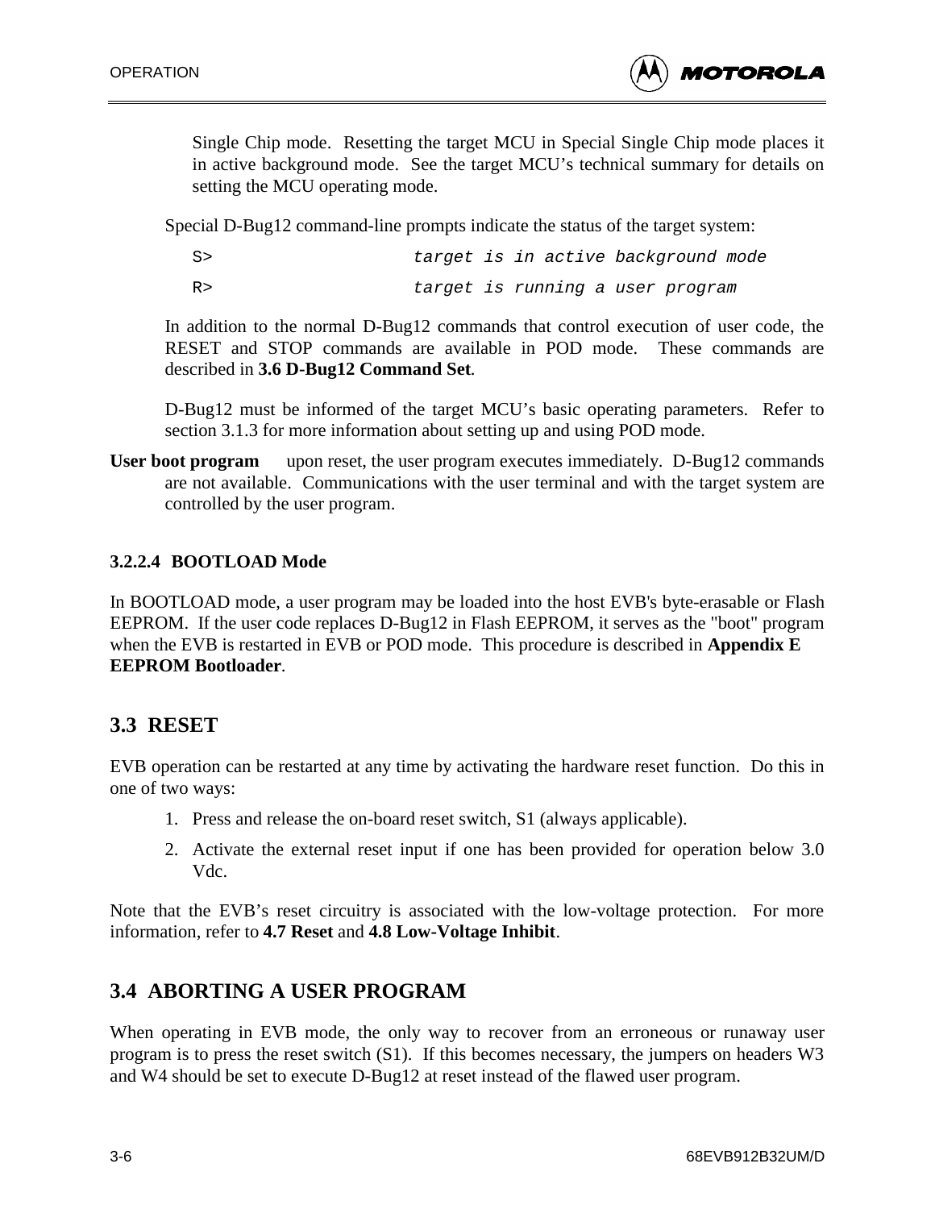Single Chip mode. Resetting the target MCU in Special Single Chip mode places it in active background mode. See the target MCU's technical summary for details on setting the MCU operating mode.

Special D-Bug12 command-line prompts indicate the status of the target system:

| | |
|---|---|
| `S>` | *target is in active background mode* |
| `R>` | *target is running a user program* |

In addition to the normal D-Bug12 commands that control execution of user code, the RESET and STOP commands are available in POD mode. These commands are described in **3.6 D-Bug12 Command Set**.

D-Bug12 must be informed of the target MCU's basic operating parameters. Refer to section 3.1.3 for more information about setting up and using POD mode.

**User boot program** upon reset, the user program executes immediately. D-Bug12 commands are not available. Communications with the user terminal and with the target system are controlled by the user program.

#### 3.2.2.4 BOOTLOAD Mode

In BOOTLOAD mode, a user program may be loaded into the host EVB's byte-erasable or Flash EEPROM. If the user code replaces D-Bug12 in Flash EEPROM, it serves as the "boot" program when the EVB is restarted in EVB or POD mode. This procedure is described in **Appendix E EEPROM Bootloader**.

## 3.3 RESET

EVB operation can be restarted at any time by activating the hardware reset function. Do this in one of two ways:

1. Press and release the on-board reset switch, S1 (always applicable).
2. Activate the external reset input if one has been provided for operation below 3.0 Vdc.

Note that the EVB's reset circuitry is associated with the low-voltage protection. For more information, refer to **4.7 Reset** and **4.8 Low-Voltage Inhibit**.

## 3.4 ABORTING A USER PROGRAM

When operating in EVB mode, the only way to recover from an erroneous or runaway user program is to press the reset switch (S1). If this becomes necessary, the jumpers on headers W3 and W4 should be set to execute D-Bug12 at reset instead of the flawed user program.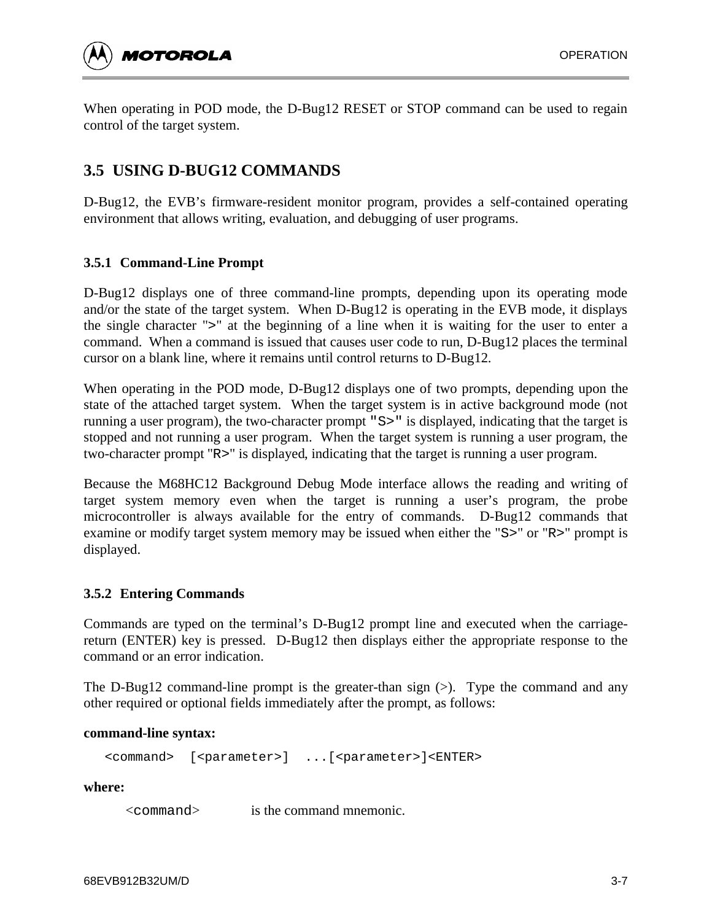When operating in POD mode, the D-Bug12 RESET or STOP command can be used to regain control of the target system.

## 3.5 USING D-BUG12 COMMANDS

D-Bug12, the EVB's firmware-resident monitor program, provides a self-contained operating environment that allows writing, evaluation, and debugging of user programs.

### 3.5.1 Command-Line Prompt

D-Bug12 displays one of three command-line prompts, depending upon its operating mode and/or the state of the target system. When D-Bug12 is operating in the EVB mode, it displays the single character ">" at the beginning of a line when it is waiting for the user to enter a command. When a command is issued that causes user code to run, D-Bug12 places the terminal cursor on a blank line, where it remains until control returns to D-Bug12.

When operating in the POD mode, D-Bug12 displays one of two prompts, depending upon the state of the attached target system. When the target system is in active background mode (not running a user program), the two-character prompt "S>" is displayed, indicating that the target is stopped and not running a user program. When the target system is running a user program, the two-character prompt "R>" is displayed, indicating that the target is running a user program.

Because the M68HC12 Background Debug Mode interface allows the reading and writing of target system memory even when the target is running a user's program, the probe microcontroller is always available for the entry of commands. D-Bug12 commands that examine or modify target system memory may be issued when either the "S>" or "R>" prompt is displayed.

### 3.5.2 Entering Commands

Commands are typed on the terminal's D-Bug12 prompt line and executed when the carriage-return (ENTER) key is pressed. D-Bug12 then displays either the appropriate response to the command or an error indication.

The D-Bug12 command-line prompt is the greater-than sign (>). Type the command and any other required or optional fields immediately after the prompt, as follows:

**command-line syntax:**

```
<command>  [<parameter>]  ...[<parameter>]<ENTER>
```

**where:**

`<command>` is the command mnemonic.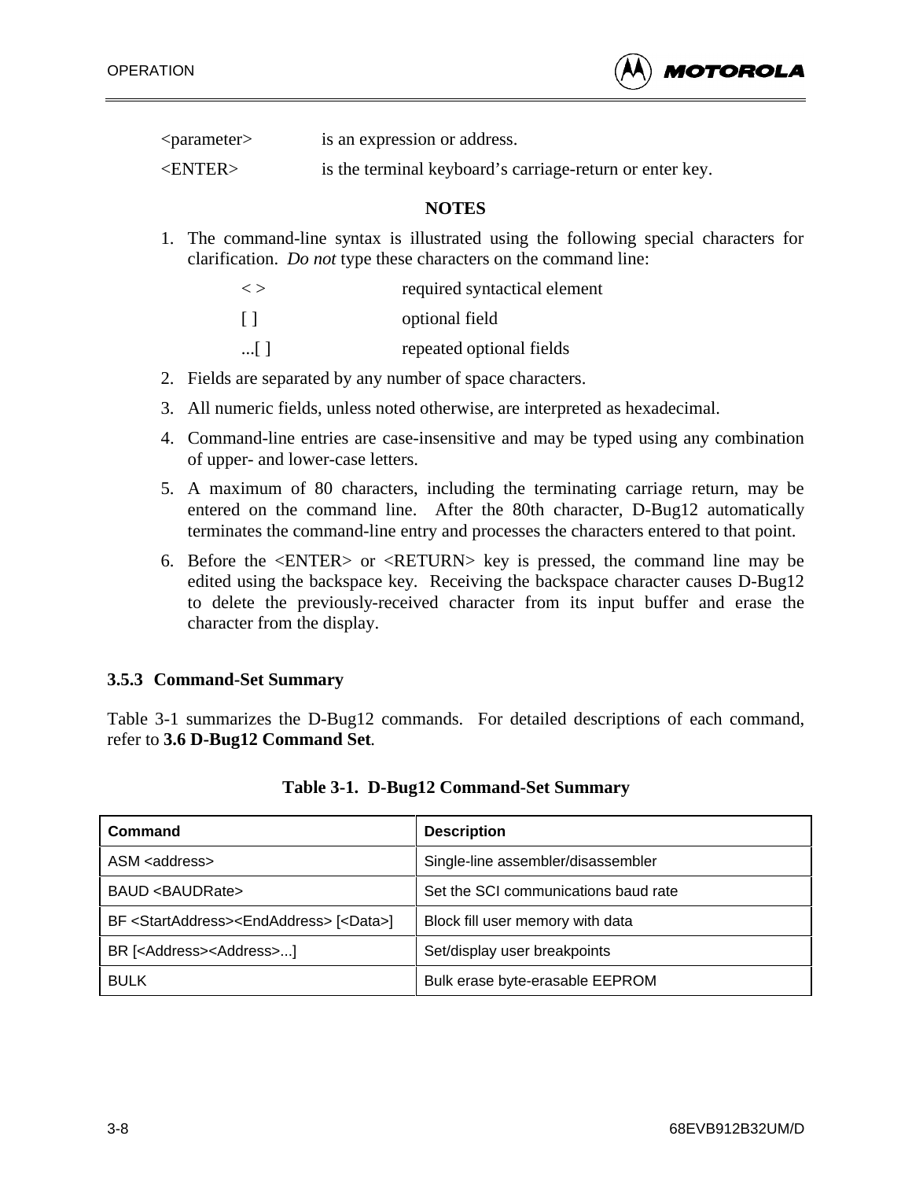<parameter>   is an expression or address.

<ENTER>   is the terminal keyboard's carriage-return or enter key.

**NOTES**

1. The command-line syntax is illustrated using the following special characters for clarification. *Do not* type these characters on the command line:

   < >   required syntactical element

   [ ]   optional field

   ...[ ]   repeated optional fields

2. Fields are separated by any number of space characters.
3. All numeric fields, unless noted otherwise, are interpreted as hexadecimal.
4. Command-line entries are case-insensitive and may be typed using any combination of upper- and lower-case letters.
5. A maximum of 80 characters, including the terminating carriage return, may be entered on the command line. After the 80th character, D-Bug12 automatically terminates the command-line entry and processes the characters entered to that point.
6. Before the <ENTER> or <RETURN> key is pressed, the command line may be edited using the backspace key. Receiving the backspace character causes D-Bug12 to delete the previously-received character from its input buffer and erase the character from the display.

### 3.5.3 Command-Set Summary

Table 3-1 summarizes the D-Bug12 commands. For detailed descriptions of each command, refer to **3.6 D-Bug12 Command Set**.

**Table 3-1. D-Bug12 Command-Set Summary**

| Command | Description |
|---|---|
| ASM <address> | Single-line assembler/disassembler |
| BAUD <BAUDRate> | Set the SCI communications baud rate |
| BF <StartAddress><EndAddress> [<Data>] | Block fill user memory with data |
| BR [<Address><Address>...] | Set/display user breakpoints |
| BULK | Bulk erase byte-erasable EEPROM |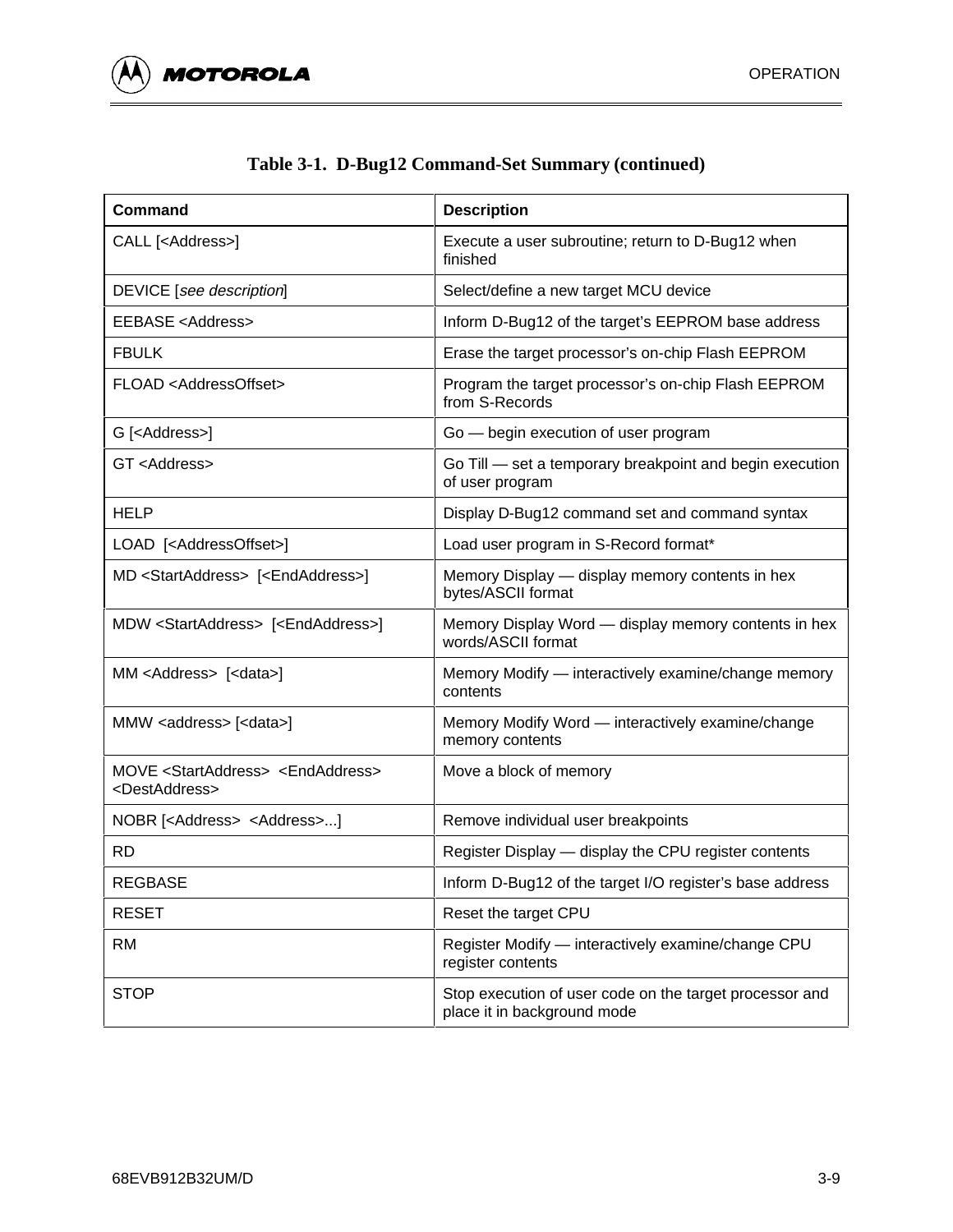**Table 3-1. D-Bug12 Command-Set Summary (continued)**

| Command | Description |
|---|---|
| CALL [<Address>] | Execute a user subroutine; return to D-Bug12 when finished |
| DEVICE [*see description*] | Select/define a new target MCU device |
| EEBASE <Address> | Inform D-Bug12 of the target's EEPROM base address |
| FBULK | Erase the target processor's on-chip Flash EEPROM |
| FLOAD <AddressOffset> | Program the target processor's on-chip Flash EEPROM from S-Records |
| G [<Address>] | Go — begin execution of user program |
| GT <Address> | Go Till — set a temporary breakpoint and begin execution of user program |
| HELP | Display D-Bug12 command set and command syntax |
| LOAD [<AddressOffset>] | Load user program in S-Record format* |
| MD <StartAddress> [<EndAddress>] | Memory Display — display memory contents in hex bytes/ASCII format |
| MDW <StartAddress> [<EndAddress>] | Memory Display Word — display memory contents in hex words/ASCII format |
| MM <Address> [<data>] | Memory Modify — interactively examine/change memory contents |
| MMW <address> [<data>] | Memory Modify Word — interactively examine/change memory contents |
| MOVE <StartAddress> <EndAddress> <DestAddress> | Move a block of memory |
| NOBR [<Address> <Address>...] | Remove individual user breakpoints |
| RD | Register Display — display the CPU register contents |
| REGBASE | Inform D-Bug12 of the target I/O register's base address |
| RESET | Reset the target CPU |
| RM | Register Modify — interactively examine/change CPU register contents |
| STOP | Stop execution of user code on the target processor and place it in background mode |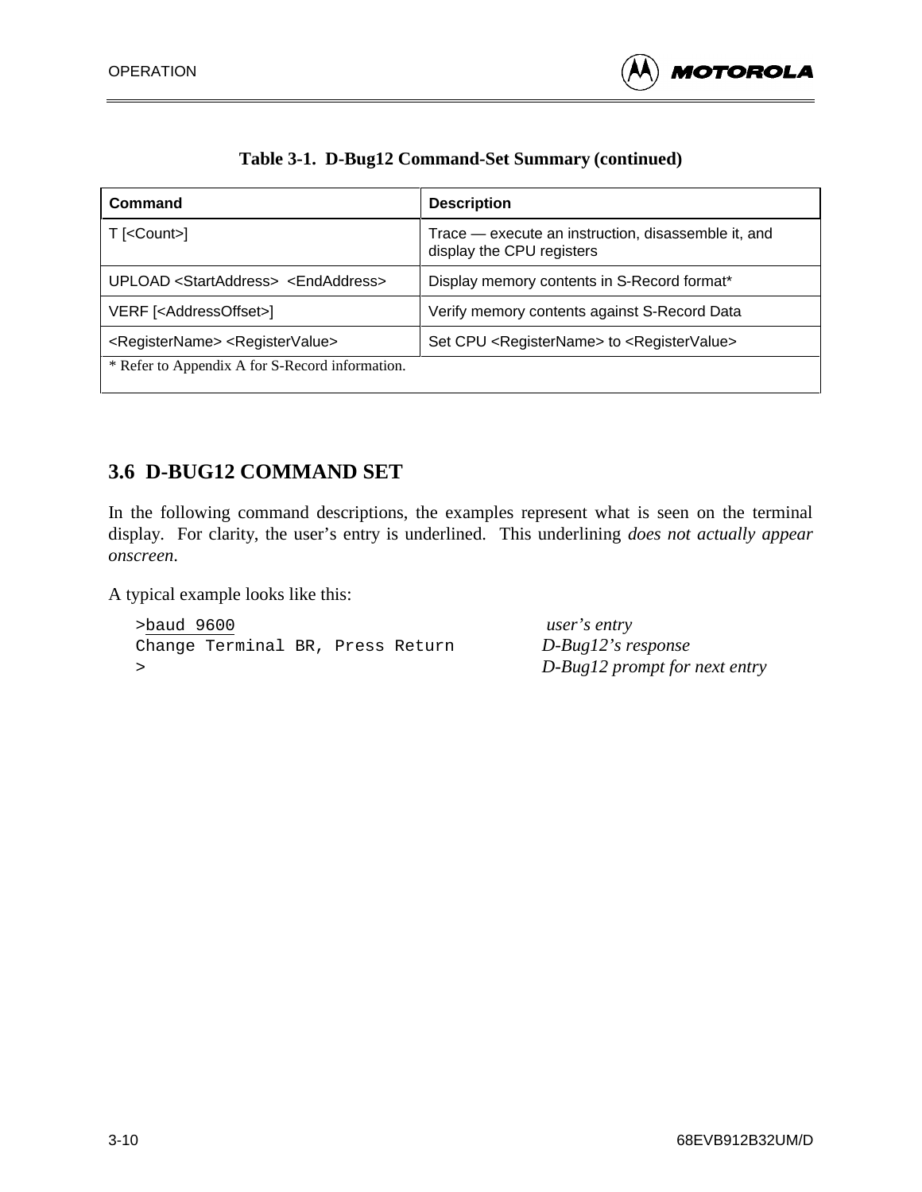**Table 3-1. D-Bug12 Command-Set Summary (continued)**

| Command | Description |
|---|---|
| T [<Count>] | Trace — execute an instruction, disassemble it, and display the CPU registers |
| UPLOAD <StartAddress> <EndAddress> | Display memory contents in S-Record format* |
| VERF [<AddressOffset>] | Verify memory contents against S-Record Data |
| <RegisterName> <RegisterValue> | Set CPU <RegisterName> to <RegisterValue> |
| * Refer to Appendix A for S-Record information. | |

## 3.6 D-BUG12 COMMAND SET

In the following command descriptions, the examples represent what is seen on the terminal display. For clarity, the user's entry is underlined. This underlining *does not actually appear onscreen*.

A typical example looks like this:

```
>baud 9600                              user's entry
Change Terminal BR, Press Return        D-Bug12's response
>                                       D-Bug12 prompt for next entry
```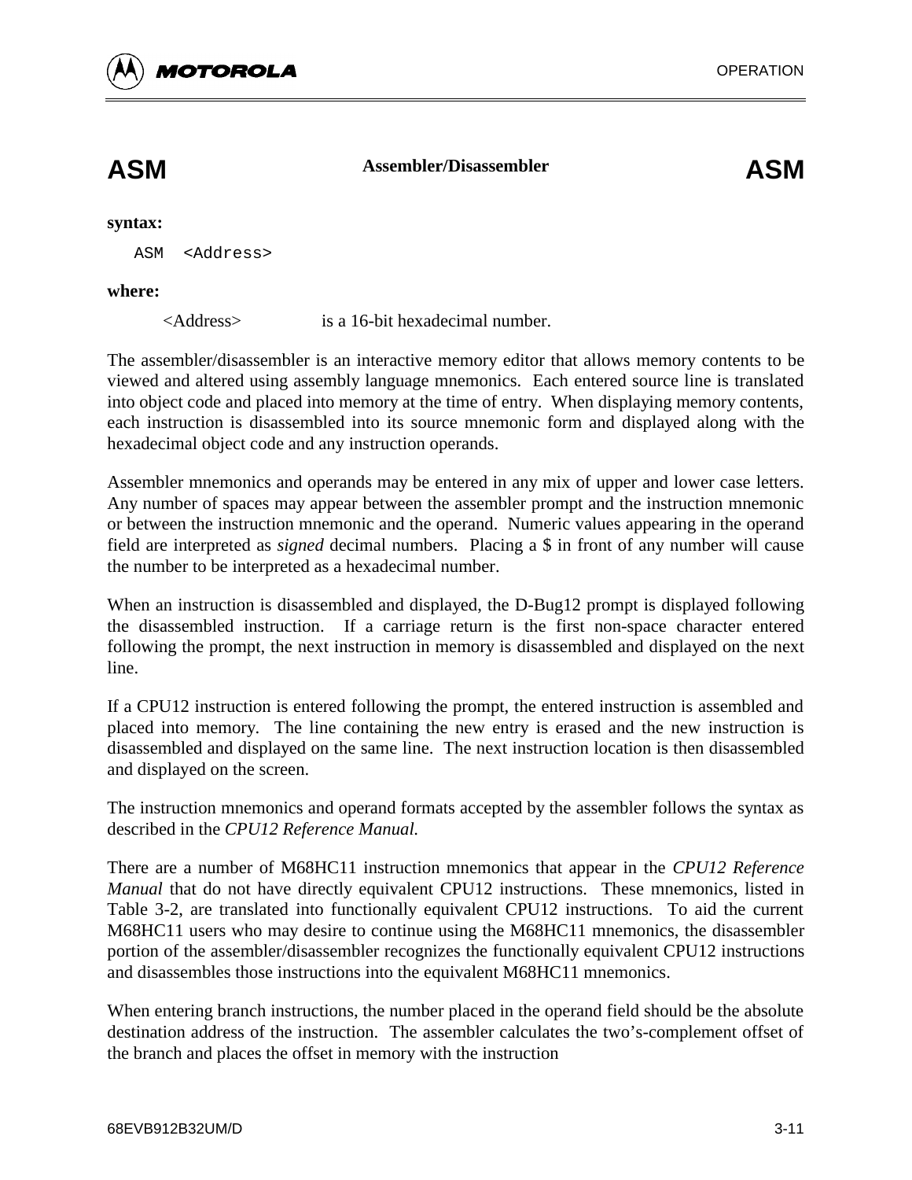# ASM **Assembler/Disassembler** ASM

**syntax:**

```
ASM  <Address>
```

**where:**

<Address> is a 16-bit hexadecimal number.

The assembler/disassembler is an interactive memory editor that allows memory contents to be viewed and altered using assembly language mnemonics. Each entered source line is translated into object code and placed into memory at the time of entry. When displaying memory contents, each instruction is disassembled into its source mnemonic form and displayed along with the hexadecimal object code and any instruction operands.

Assembler mnemonics and operands may be entered in any mix of upper and lower case letters. Any number of spaces may appear between the assembler prompt and the instruction mnemonic or between the instruction mnemonic and the operand. Numeric values appearing in the operand field are interpreted as *signed* decimal numbers. Placing a $ in front of any number will cause the number to be interpreted as a hexadecimal number.

When an instruction is disassembled and displayed, the D-Bug12 prompt is displayed following the disassembled instruction. If a carriage return is the first non-space character entered following the prompt, the next instruction in memory is disassembled and displayed on the next line.

If a CPU12 instruction is entered following the prompt, the entered instruction is assembled and placed into memory. The line containing the new entry is erased and the new instruction is disassembled and displayed on the same line. The next instruction location is then disassembled and displayed on the screen.

The instruction mnemonics and operand formats accepted by the assembler follows the syntax as described in the *CPU12 Reference Manual.*

There are a number of M68HC11 instruction mnemonics that appear in the *CPU12 Reference Manual* that do not have directly equivalent CPU12 instructions. These mnemonics, listed in Table 3-2, are translated into functionally equivalent CPU12 instructions. To aid the current M68HC11 users who may desire to continue using the M68HC11 mnemonics, the disassembler portion of the assembler/disassembler recognizes the functionally equivalent CPU12 instructions and disassembles those instructions into the equivalent M68HC11 mnemonics.

When entering branch instructions, the number placed in the operand field should be the absolute destination address of the instruction. The assembler calculates the two's-complement offset of the branch and places the offset in memory with the instruction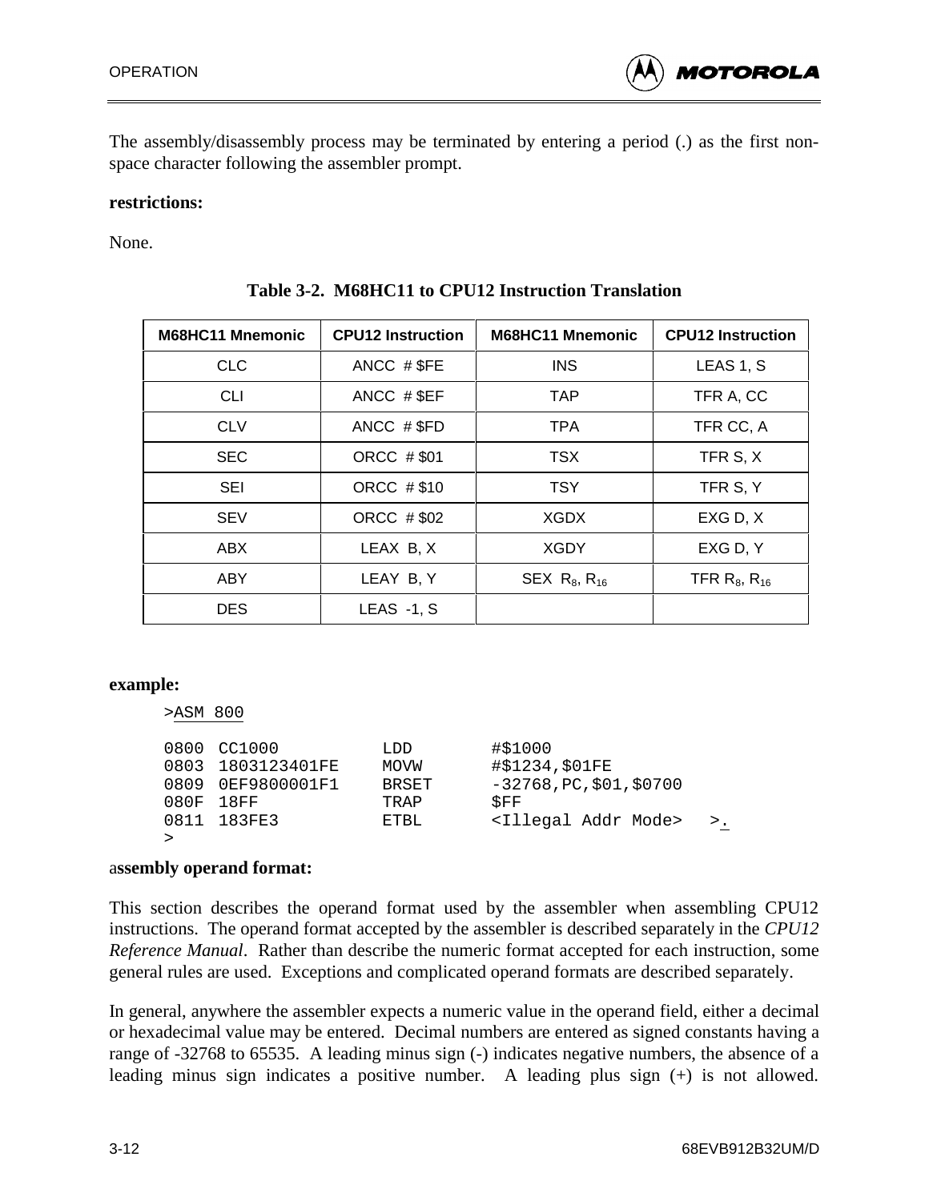The assembly/disassembly process may be terminated by entering a period (.) as the first non-space character following the assembler prompt.

**restrictions:**

None.

**Table 3-2. M68HC11 to CPU12 Instruction Translation**

| M68HC11 Mnemonic | CPU12 Instruction | M68HC11 Mnemonic | CPU12 Instruction |
|---|---|---|---|
| CLC | ANCC # $FE | INS | LEAS 1, S |
| CLI | ANCC # $EF | TAP | TFR A, CC |
| CLV | ANCC # $FD | TPA | TFR CC, A |
| SEC | ORCC # $01 | TSX | TFR S, X |
| SEI | ORCC # $10 | TSY | TFR S, Y |
| SEV | ORCC # $02 | XGDX | EXG D, X |
| ABX | LEAX B, X | XGDY | EXG D, Y |
| ABY | LEAY B, Y | SEX $R_8$, $R_{16}$ | TFR $R_8$, $R_{16}$ |
| DES | LEAS -1, S | | |

**example:**

```
>ASM 800

0800  CC1000          LDD        #$1000
0803  1803123401FE    MOVW       #$1234,$01FE
0809  0EF9800001F1    BRSET      -32768,PC,$01,$0700
080F  18FF            TRAP       $FF
0811  183FE3          ETBL       <Illegal Addr Mode>   >.
>
```

**assembly operand format:**

This section describes the operand format used by the assembler when assembling CPU12 instructions. The operand format accepted by the assembler is described separately in the *CPU12 Reference Manual*. Rather than describe the numeric format accepted for each instruction, some general rules are used. Exceptions and complicated operand formats are described separately.

In general, anywhere the assembler expects a numeric value in the operand field, either a decimal or hexadecimal value may be entered. Decimal numbers are entered as signed constants having a range of -32768 to 65535. A leading minus sign (-) indicates negative numbers, the absence of a leading minus sign indicates a positive number. A leading plus sign (+) is not allowed.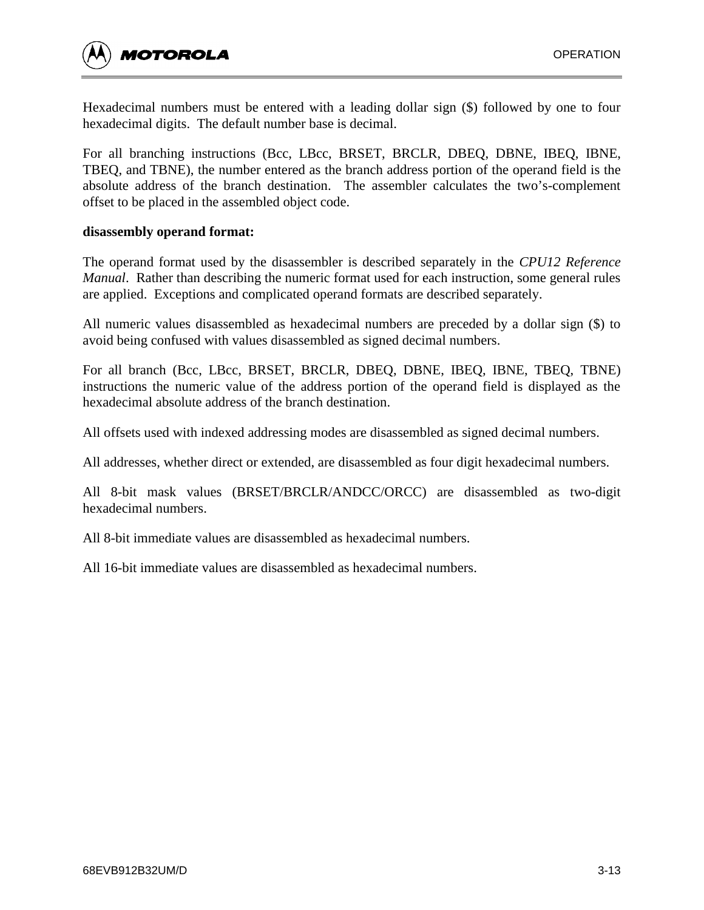Hexadecimal numbers must be entered with a leading dollar sign ($) followed by one to four hexadecimal digits.  The default number base is decimal.

For all branching instructions (Bcc, LBcc, BRSET, BRCLR, DBEQ, DBNE, IBEQ, IBNE, TBEQ, and TBNE), the number entered as the branch address portion of the operand field is the absolute address of the branch destination.  The assembler calculates the two's-complement offset to be placed in the assembled object code.

**disassembly operand format:**

The operand format used by the disassembler is described separately in the *CPU12 Reference Manual*.  Rather than describing the numeric format used for each instruction, some general rules are applied.  Exceptions and complicated operand formats are described separately.

All numeric values disassembled as hexadecimal numbers are preceded by a dollar sign ($) to avoid being confused with values disassembled as signed decimal numbers.

For all branch (Bcc, LBcc, BRSET, BRCLR, DBEQ, DBNE, IBEQ, IBNE, TBEQ, TBNE) instructions the numeric value of the address portion of the operand field is displayed as the hexadecimal absolute address of the branch destination.

All offsets used with indexed addressing modes are disassembled as signed decimal numbers.

All addresses, whether direct or extended, are disassembled as four digit hexadecimal numbers.

All 8-bit mask values (BRSET/BRCLR/ANDCC/ORCC) are disassembled as two-digit hexadecimal numbers.

All 8-bit immediate values are disassembled as hexadecimal numbers.

All 16-bit immediate values are disassembled as hexadecimal numbers.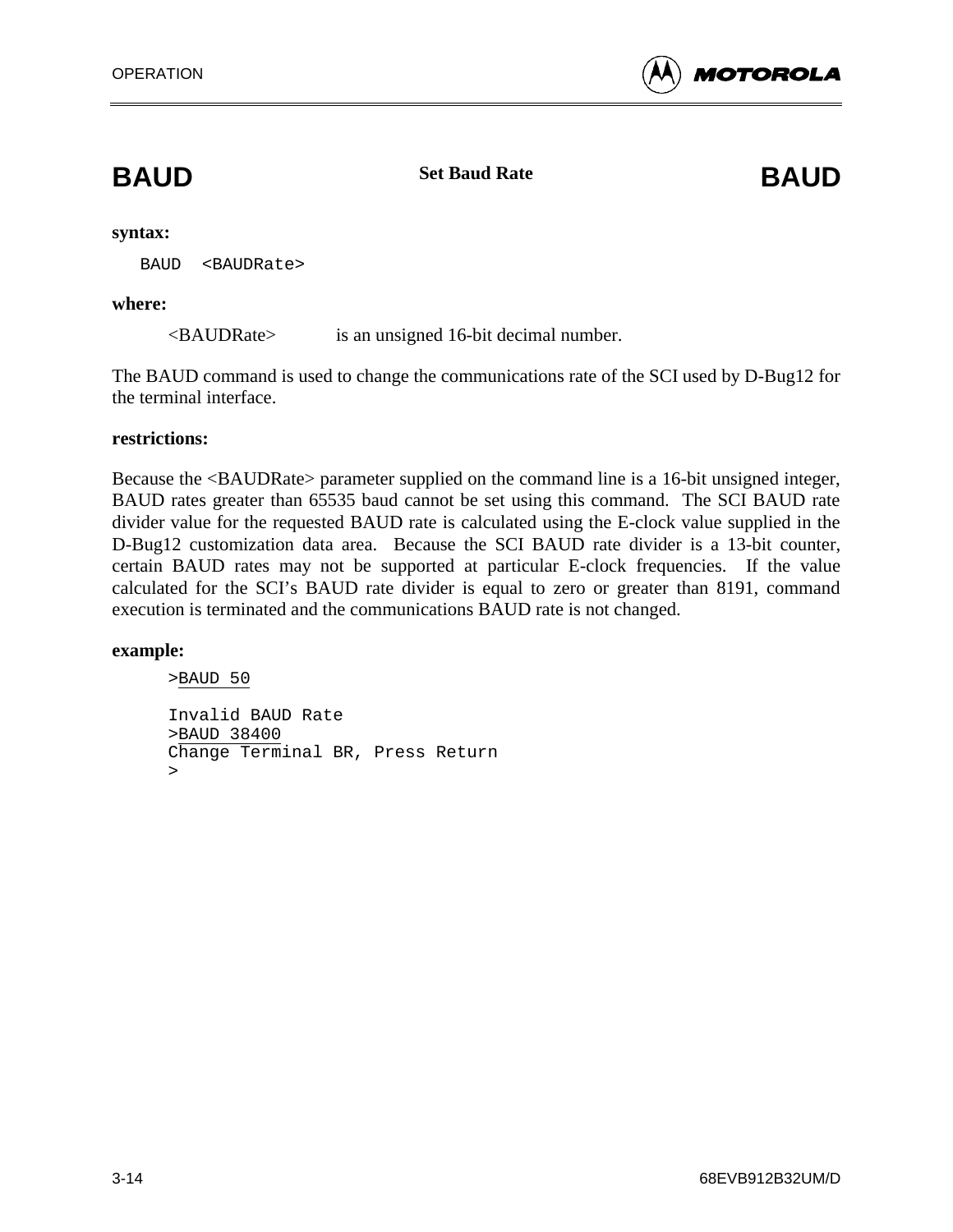## BAUD — Set Baud Rate — BAUD

**syntax:**

```
BAUD  <BAUDRate>
```

**where:**

<BAUDRate> is an unsigned 16-bit decimal number.

The BAUD command is used to change the communications rate of the SCI used by D-Bug12 for the terminal interface.

**restrictions:**

Because the <BAUDRate> parameter supplied on the command line is a 16-bit unsigned integer, BAUD rates greater than 65535 baud cannot be set using this command. The SCI BAUD rate divider value for the requested BAUD rate is calculated using the E-clock value supplied in the D-Bug12 customization data area. Because the SCI BAUD rate divider is a 13-bit counter, certain BAUD rates may not be supported at particular E-clock frequencies. If the value calculated for the SCI's BAUD rate divider is equal to zero or greater than 8191, command execution is terminated and the communications BAUD rate is not changed.

**example:**

```
>BAUD 50

Invalid BAUD Rate
>BAUD 38400
Change Terminal BR, Press Return
>
```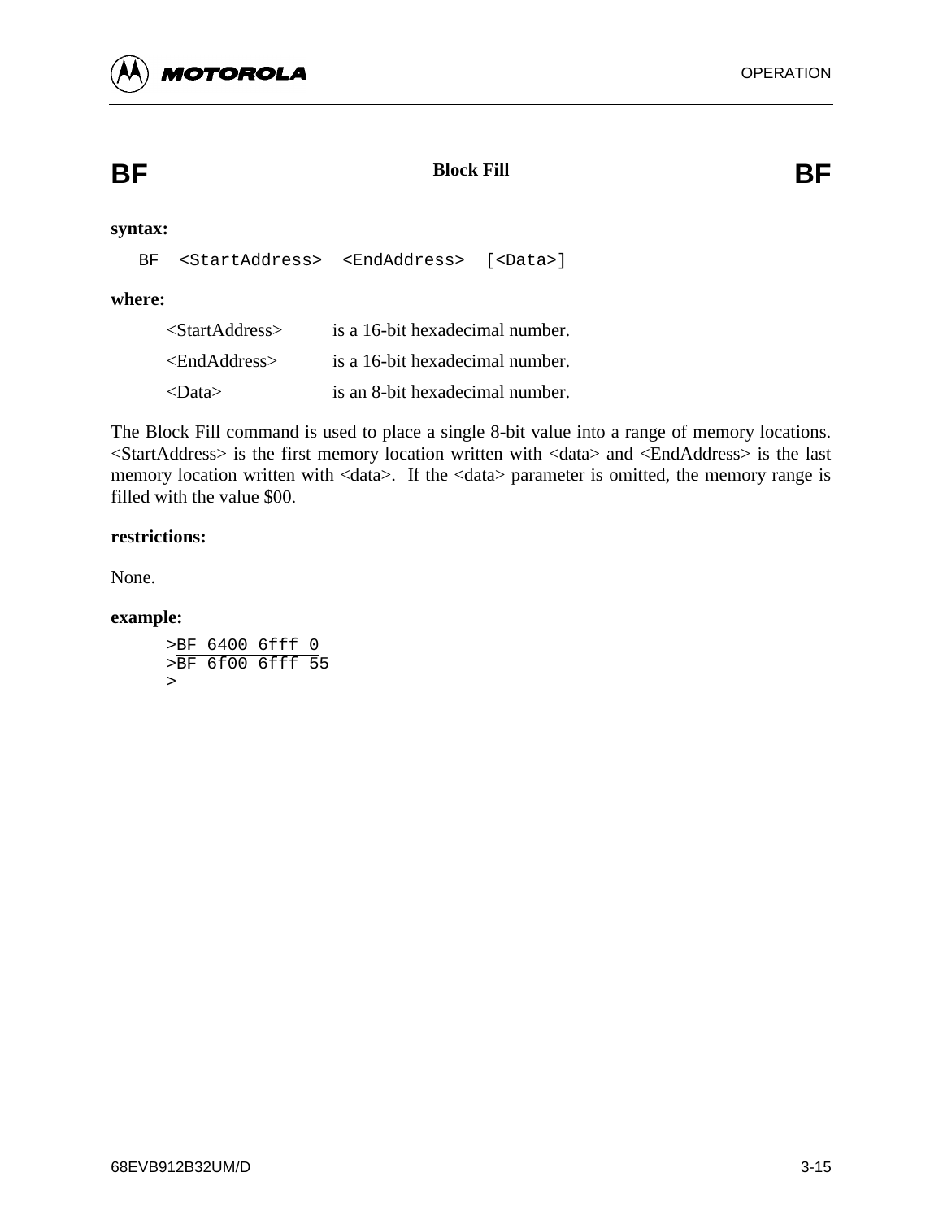# BF — Block Fill — BF

**syntax:**

```
BF  <StartAddress>  <EndAddress>  [<Data>]
```

**where:**

| | |
|---|---|
| <StartAddress> | is a 16-bit hexadecimal number. |
| <EndAddress> | is a 16-bit hexadecimal number. |
| <Data> | is an 8-bit hexadecimal number. |

The Block Fill command is used to place a single 8-bit value into a range of memory locations. <StartAddress> is the first memory location written with <data> and <EndAddress> is the last memory location written with <data>. If the <data> parameter is omitted, the memory range is filled with the value $00.

**restrictions:**

None.

**example:**

```
>BF 6400 6fff 0
>BF 6f00 6fff 55
>
```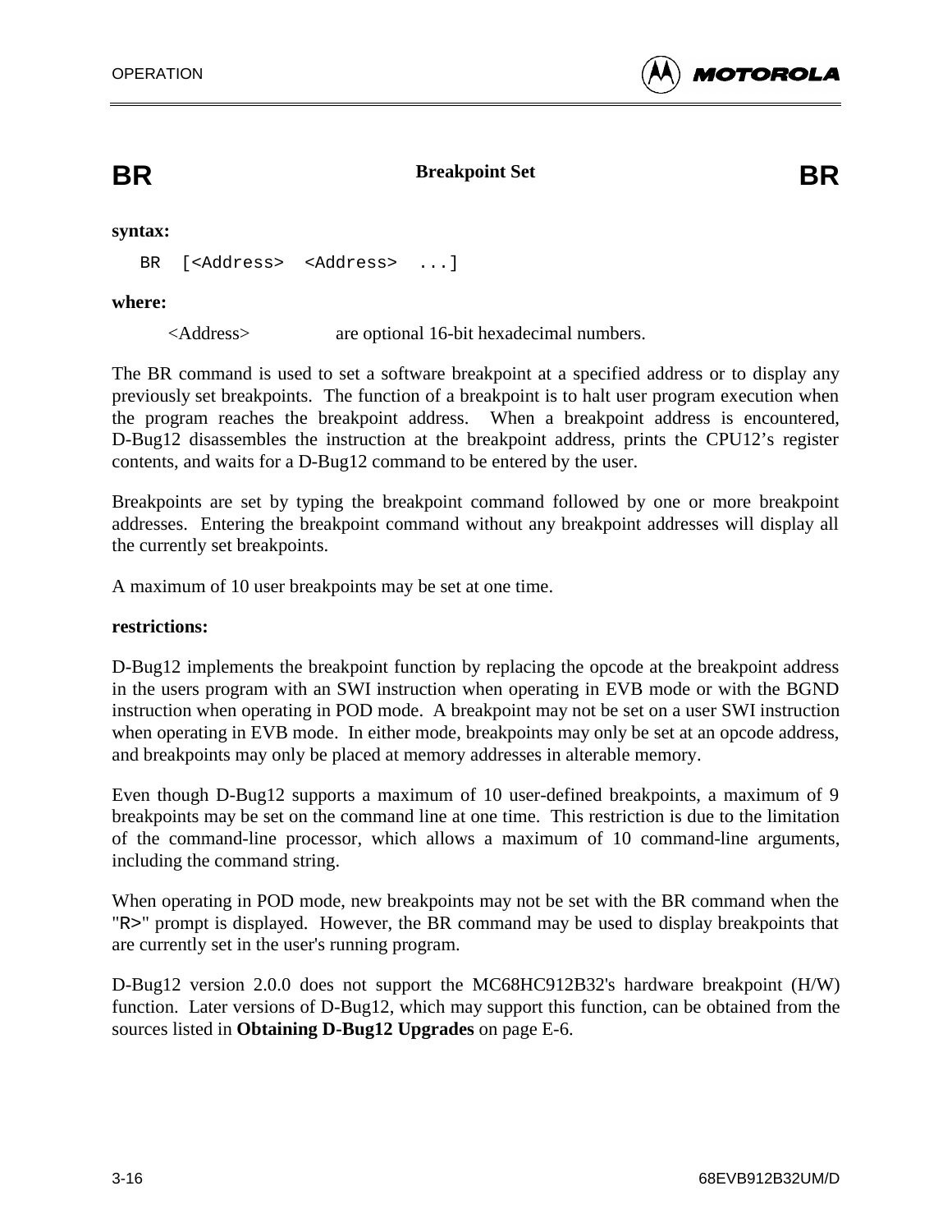## BR — Breakpoint Set — BR

**syntax:**

```
BR  [<Address>  <Address>  ...]
```

**where:**

<Address> are optional 16-bit hexadecimal numbers.

The BR command is used to set a software breakpoint at a specified address or to display any previously set breakpoints. The function of a breakpoint is to halt user program execution when the program reaches the breakpoint address. When a breakpoint address is encountered, D-Bug12 disassembles the instruction at the breakpoint address, prints the CPU12's register contents, and waits for a D-Bug12 command to be entered by the user.

Breakpoints are set by typing the breakpoint command followed by one or more breakpoint addresses. Entering the breakpoint command without any breakpoint addresses will display all the currently set breakpoints.

A maximum of 10 user breakpoints may be set at one time.

**restrictions:**

D-Bug12 implements the breakpoint function by replacing the opcode at the breakpoint address in the users program with an SWI instruction when operating in EVB mode or with the BGND instruction when operating in POD mode. A breakpoint may not be set on a user SWI instruction when operating in EVB mode. In either mode, breakpoints may only be set at an opcode address, and breakpoints may only be placed at memory addresses in alterable memory.

Even though D-Bug12 supports a maximum of 10 user-defined breakpoints, a maximum of 9 breakpoints may be set on the command line at one time. This restriction is due to the limitation of the command-line processor, which allows a maximum of 10 command-line arguments, including the command string.

When operating in POD mode, new breakpoints may not be set with the BR command when the "`R>`" prompt is displayed. However, the BR command may be used to display breakpoints that are currently set in the user's running program.

D-Bug12 version 2.0.0 does not support the MC68HC912B32's hardware breakpoint (H/W) function. Later versions of D-Bug12, which may support this function, can be obtained from the sources listed in **Obtaining D-Bug12 Upgrades** on page E-6.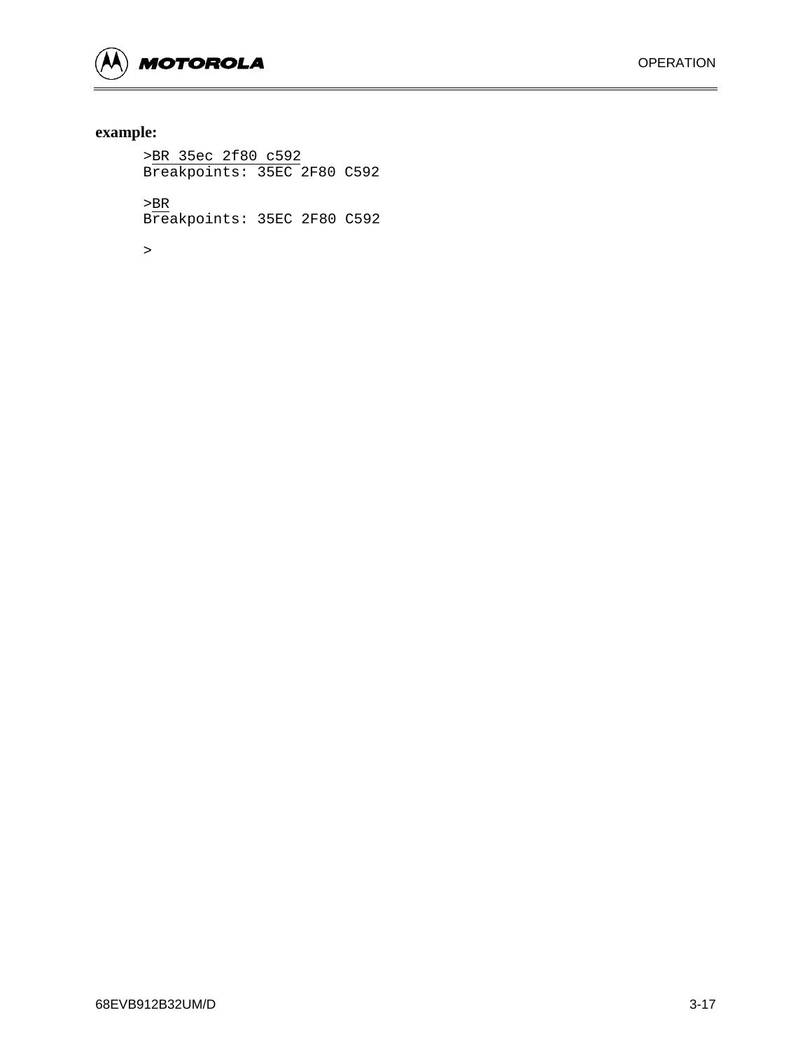**example:**

```
>BR 35ec 2f80 c592
Breakpoints: 35EC 2F80 C592

>BR
Breakpoints: 35EC 2F80 C592

>
```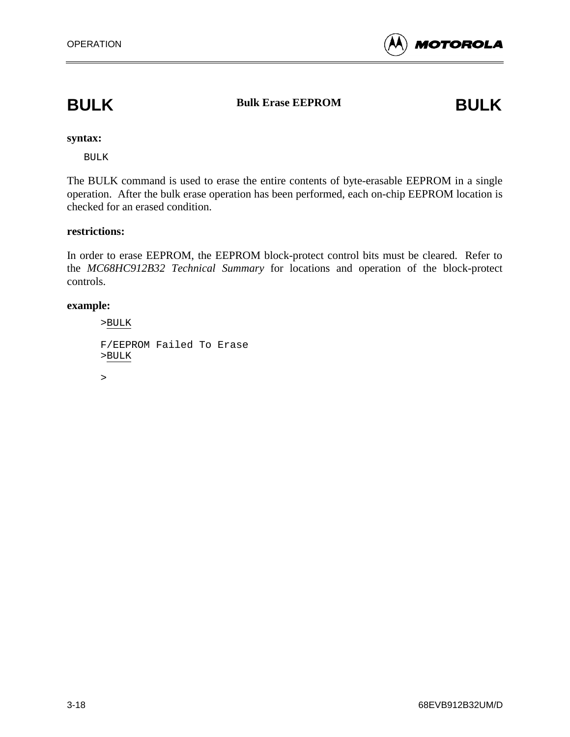## BULK — Bulk Erase EEPROM — BULK

**syntax:**

```
BULK
```

The BULK command is used to erase the entire contents of byte-erasable EEPROM in a single operation. After the bulk erase operation has been performed, each on-chip EEPROM location is checked for an erased condition.

**restrictions:**

In order to erase EEPROM, the EEPROM block-protect control bits must be cleared. Refer to the *MC68HC912B32 Technical Summary* for locations and operation of the block-protect controls.

**example:**

```
>BULK

F/EEPROM Failed To Erase
>BULK

>
```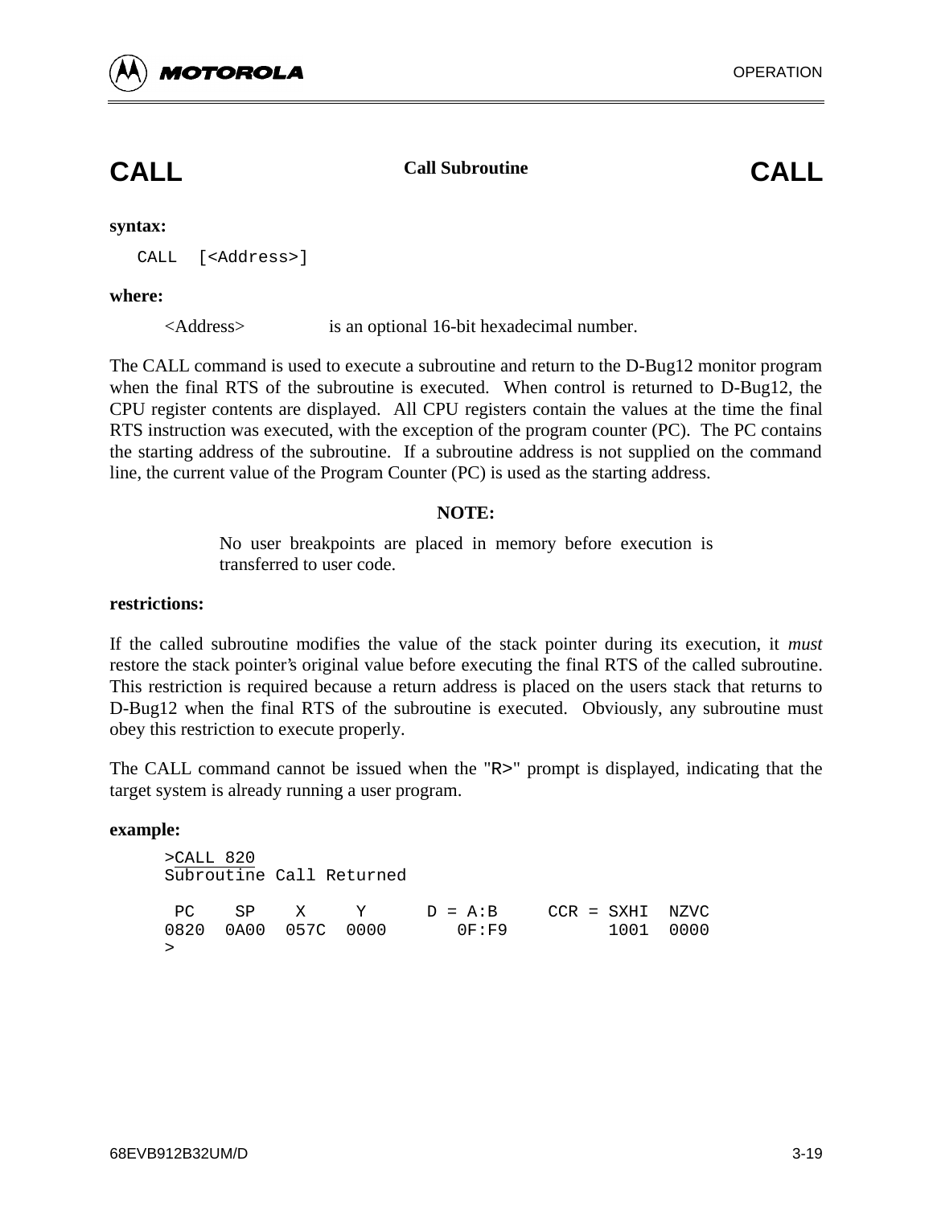# CALL — Call Subroutine — CALL

**syntax:**

```
CALL  [<Address>]
```

**where:**

<Address> is an optional 16-bit hexadecimal number.

The CALL command is used to execute a subroutine and return to the D-Bug12 monitor program when the final RTS of the subroutine is executed. When control is returned to D-Bug12, the CPU register contents are displayed. All CPU registers contain the values at the time the final RTS instruction was executed, with the exception of the program counter (PC). The PC contains the starting address of the subroutine. If a subroutine address is not supplied on the command line, the current value of the Program Counter (PC) is used as the starting address.

**NOTE:**

No user breakpoints are placed in memory before execution is transferred to user code.

**restrictions:**

If the called subroutine modifies the value of the stack pointer during its execution, it *must* restore the stack pointer's original value before executing the final RTS of the called subroutine. This restriction is required because a return address is placed on the users stack that returns to D-Bug12 when the final RTS of the subroutine is executed. Obviously, any subroutine must obey this restriction to execute properly.

The CALL command cannot be issued when the "R>" prompt is displayed, indicating that the target system is already running a user program.

**example:**

```
>CALL 820
Subroutine Call Returned

 PC    SP    X     Y      D = A:B     CCR = SXHI  NZVC
0820  0A00  057C  0000       0F:F9          1001  0000
>
```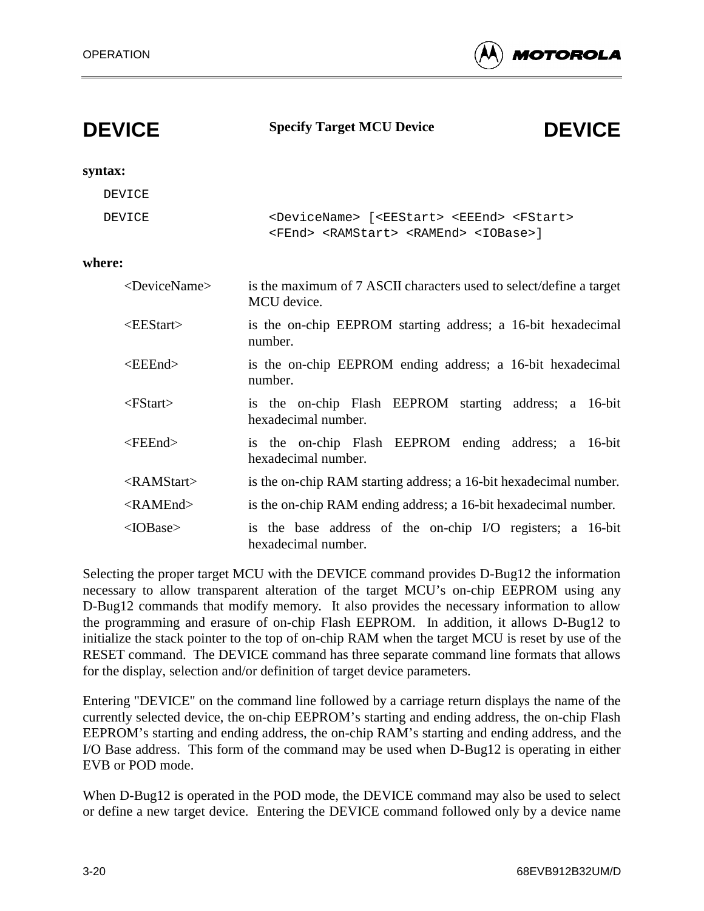## DEVICE — Specify Target MCU Device — DEVICE

**syntax:**

```
DEVICE

DEVICE              <DeviceName> [<EEStart> <EEEnd> <FStart>
                    <FEnd> <RAMStart> <RAMEnd> <IOBase>]
```

**where:**

| | |
|---|---|
| <DeviceName> | is the maximum of 7 ASCII characters used to select/define a target MCU device. |
| <EEStart> | is the on-chip EEPROM starting address; a 16-bit hexadecimal number. |
| <EEEnd> | is the on-chip EEPROM ending address; a 16-bit hexadecimal number. |
| <FStart> | is the on-chip Flash EEPROM starting address; a 16-bit hexadecimal number. |
| <FEEnd> | is the on-chip Flash EEPROM ending address; a 16-bit hexadecimal number. |
| <RAMStart> | is the on-chip RAM starting address; a 16-bit hexadecimal number. |
| <RAMEnd> | is the on-chip RAM ending address; a 16-bit hexadecimal number. |
| <IOBase> | is the base address of the on-chip I/O registers; a 16-bit hexadecimal number. |

Selecting the proper target MCU with the DEVICE command provides D-Bug12 the information necessary to allow transparent alteration of the target MCU's on-chip EEPROM using any D-Bug12 commands that modify memory. It also provides the necessary information to allow the programming and erasure of on-chip Flash EEPROM. In addition, it allows D-Bug12 to initialize the stack pointer to the top of on-chip RAM when the target MCU is reset by use of the RESET command. The DEVICE command has three separate command line formats that allows for the display, selection and/or definition of target device parameters.

Entering "DEVICE" on the command line followed by a carriage return displays the name of the currently selected device, the on-chip EEPROM's starting and ending address, the on-chip Flash EEPROM's starting and ending address, the on-chip RAM's starting and ending address, and the I/O Base address. This form of the command may be used when D-Bug12 is operating in either EVB or POD mode.

When D-Bug12 is operated in the POD mode, the DEVICE command may also be used to select or define a new target device. Entering the DEVICE command followed only by a device name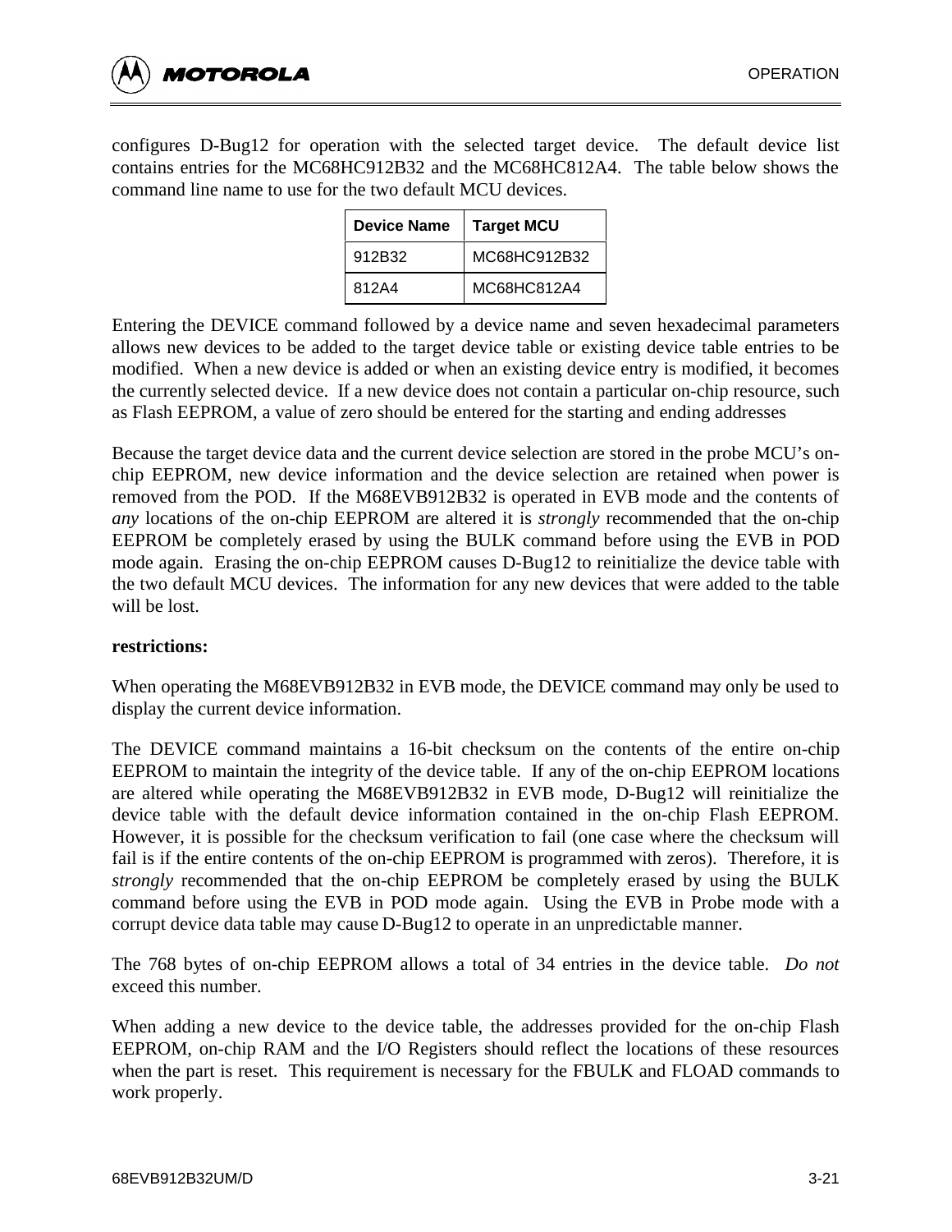configures D-Bug12 for operation with the selected target device. The default device list contains entries for the MC68HC912B32 and the MC68HC812A4. The table below shows the command line name to use for the two default MCU devices.

| Device Name | Target MCU |
|---|---|
| 912B32 | MC68HC912B32 |
| 812A4 | MC68HC812A4 |

Entering the DEVICE command followed by a device name and seven hexadecimal parameters allows new devices to be added to the target device table or existing device table entries to be modified. When a new device is added or when an existing device entry is modified, it becomes the currently selected device. If a new device does not contain a particular on-chip resource, such as Flash EEPROM, a value of zero should be entered for the starting and ending addresses

Because the target device data and the current device selection are stored in the probe MCU's on-chip EEPROM, new device information and the device selection are retained when power is removed from the POD. If the M68EVB912B32 is operated in EVB mode and the contents of *any* locations of the on-chip EEPROM are altered it is *strongly* recommended that the on-chip EEPROM be completely erased by using the BULK command before using the EVB in POD mode again. Erasing the on-chip EEPROM causes D-Bug12 to reinitialize the device table with the two default MCU devices. The information for any new devices that were added to the table will be lost.

**restrictions:**

When operating the M68EVB912B32 in EVB mode, the DEVICE command may only be used to display the current device information.

The DEVICE command maintains a 16-bit checksum on the contents of the entire on-chip EEPROM to maintain the integrity of the device table. If any of the on-chip EEPROM locations are altered while operating the M68EVB912B32 in EVB mode, D-Bug12 will reinitialize the device table with the default device information contained in the on-chip Flash EEPROM. However, it is possible for the checksum verification to fail (one case where the checksum will fail is if the entire contents of the on-chip EEPROM is programmed with zeros). Therefore, it is *strongly* recommended that the on-chip EEPROM be completely erased by using the BULK command before using the EVB in POD mode again. Using the EVB in Probe mode with a corrupt device data table may cause D-Bug12 to operate in an unpredictable manner.

The 768 bytes of on-chip EEPROM allows a total of 34 entries in the device table. *Do not* exceed this number.

When adding a new device to the device table, the addresses provided for the on-chip Flash EEPROM, on-chip RAM and the I/O Registers should reflect the locations of these resources when the part is reset. This requirement is necessary for the FBULK and FLOAD commands to work properly.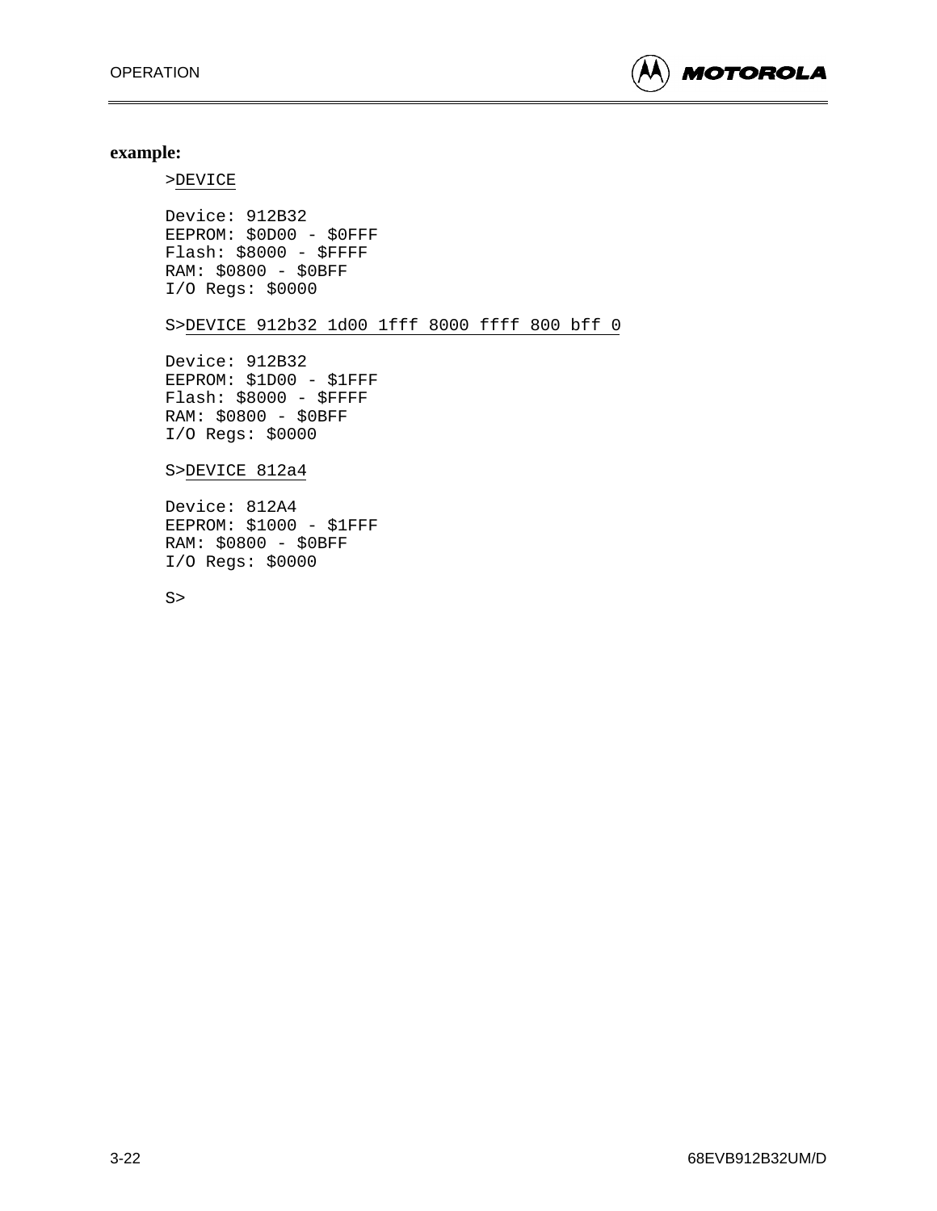**example:**

```
>DEVICE

Device: 912B32
EEPROM: $0D00 - $0FFF
Flash: $8000 - $FFFF
RAM: $0800 - $0BFF
I/O Regs: $0000

S>DEVICE 912b32 1d00 1fff 8000 ffff 800 bff 0

Device: 912B32
EEPROM: $1D00 - $1FFF
Flash: $8000 - $FFFF
RAM: $0800 - $0BFF
I/O Regs: $0000

S>DEVICE 812a4

Device: 812A4
EEPROM: $1000 - $1FFF
RAM: $0800 - $0BFF
I/O Regs: $0000

S>
```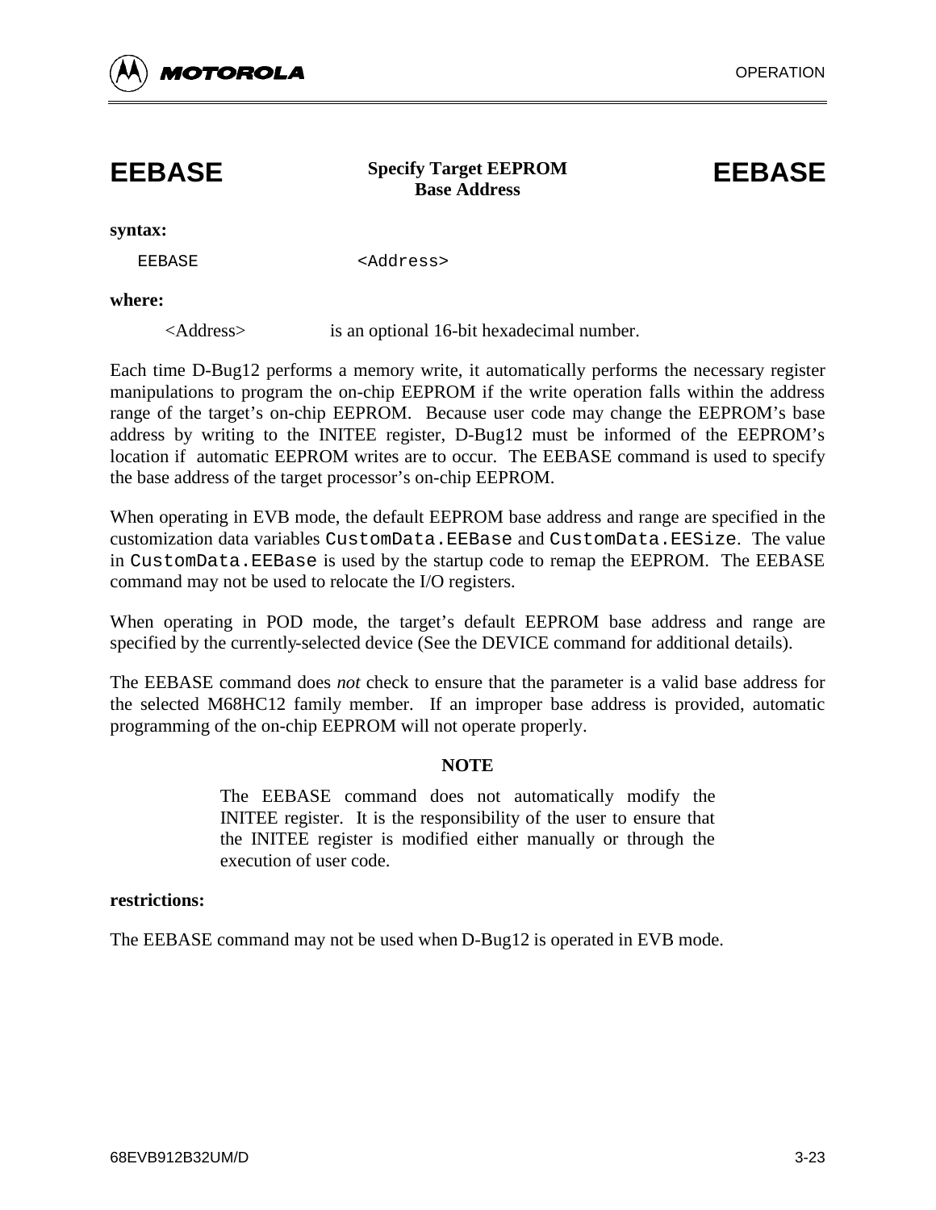# EEBASE — Specify Target EEPROM Base Address

**syntax:**

```
EEBASE                <Address>
```

**where:**

<Address> is an optional 16-bit hexadecimal number.

Each time D-Bug12 performs a memory write, it automatically performs the necessary register manipulations to program the on-chip EEPROM if the write operation falls within the address range of the target's on-chip EEPROM. Because user code may change the EEPROM's base address by writing to the INITEE register, D-Bug12 must be informed of the EEPROM's location if automatic EEPROM writes are to occur. The EEBASE command is used to specify the base address of the target processor's on-chip EEPROM.

When operating in EVB mode, the default EEPROM base address and range are specified in the customization data variables `CustomData.EEBase` and `CustomData.EESize`. The value in `CustomData.EEBase` is used by the startup code to remap the EEPROM. The EEBASE command may not be used to relocate the I/O registers.

When operating in POD mode, the target's default EEPROM base address and range are specified by the currently-selected device (See the DEVICE command for additional details).

The EEBASE command does *not* check to ensure that the parameter is a valid base address for the selected M68HC12 family member. If an improper base address is provided, automatic programming of the on-chip EEPROM will not operate properly.

**NOTE**

The EEBASE command does not automatically modify the INITEE register. It is the responsibility of the user to ensure that the INITEE register is modified either manually or through the execution of user code.

**restrictions:**

The EEBASE command may not be used when D-Bug12 is operated in EVB mode.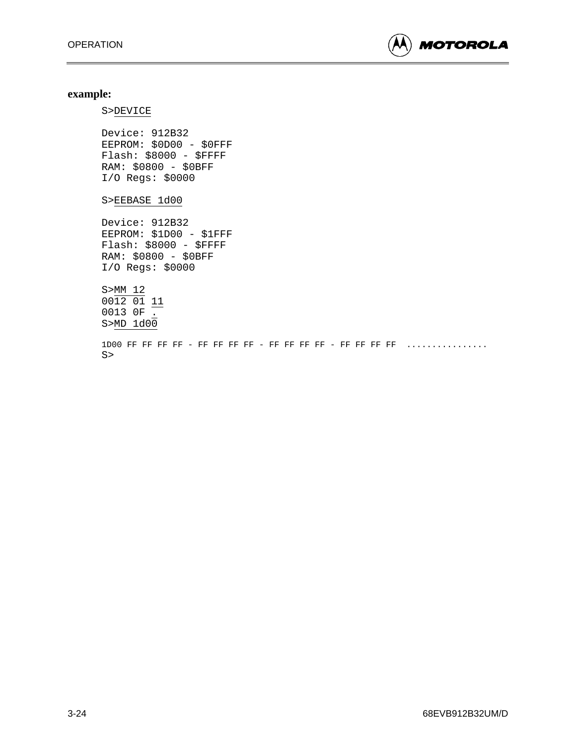**example:**

```
S>DEVICE

Device: 912B32
EEPROM: $0D00 - $0FFF
Flash: $8000 - $FFFF
RAM: $0800 - $0BFF
I/O Regs: $0000

S>EEBASE 1d00

Device: 912B32
EEPROM: $1D00 - $1FFF
Flash: $8000 - $FFFF
RAM: $0800 - $0BFF
I/O Regs: $0000

S>MM 12
0012 01 11
0013 0F .
S>MD 1d00

1D00 FF FF FF FF - FF FF FF FF - FF FF FF FF - FF FF FF FF  ................
S>
```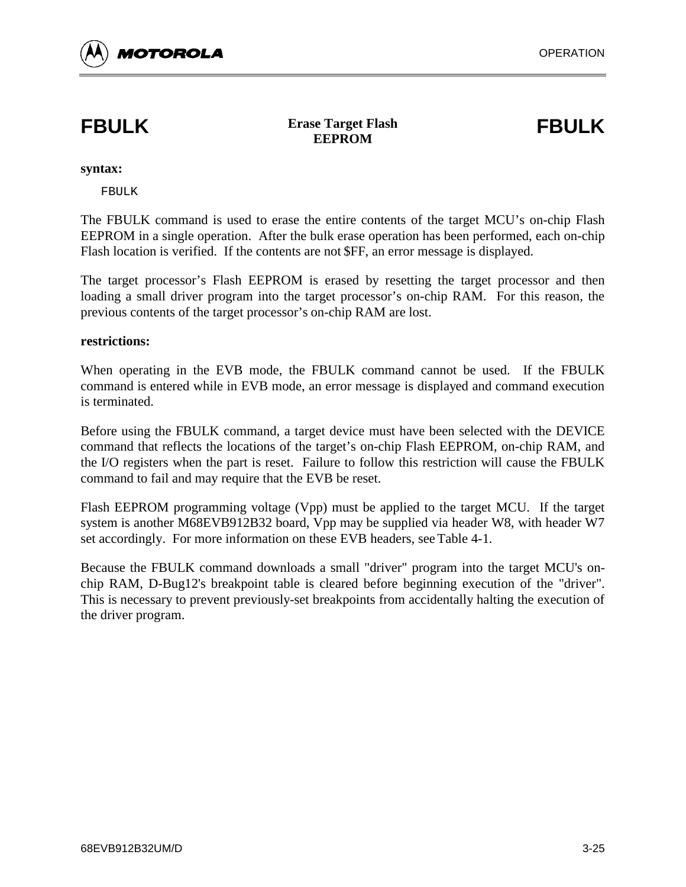# FBULK — Erase Target Flash EEPROM — FBULK

**syntax:**

```
FBULK
```

The FBULK command is used to erase the entire contents of the target MCU's on-chip Flash EEPROM in a single operation. After the bulk erase operation has been performed, each on-chip Flash location is verified. If the contents are not $FF, an error message is displayed.

The target processor's Flash EEPROM is erased by resetting the target processor and then loading a small driver program into the target processor's on-chip RAM. For this reason, the previous contents of the target processor's on-chip RAM are lost.

**restrictions:**

When operating in the EVB mode, the FBULK command cannot be used. If the FBULK command is entered while in EVB mode, an error message is displayed and command execution is terminated.

Before using the FBULK command, a target device must have been selected with the DEVICE command that reflects the locations of the target's on-chip Flash EEPROM, on-chip RAM, and the I/O registers when the part is reset. Failure to follow this restriction will cause the FBULK command to fail and may require that the EVB be reset.

Flash EEPROM programming voltage (Vpp) must be applied to the target MCU. If the target system is another M68EVB912B32 board, Vpp may be supplied via header W8, with header W7 set accordingly. For more information on these EVB headers, see Table 4-1.

Because the FBULK command downloads a small "driver" program into the target MCU's on-chip RAM, D-Bug12's breakpoint table is cleared before beginning execution of the "driver". This is necessary to prevent previously-set breakpoints from accidentally halting the execution of the driver program.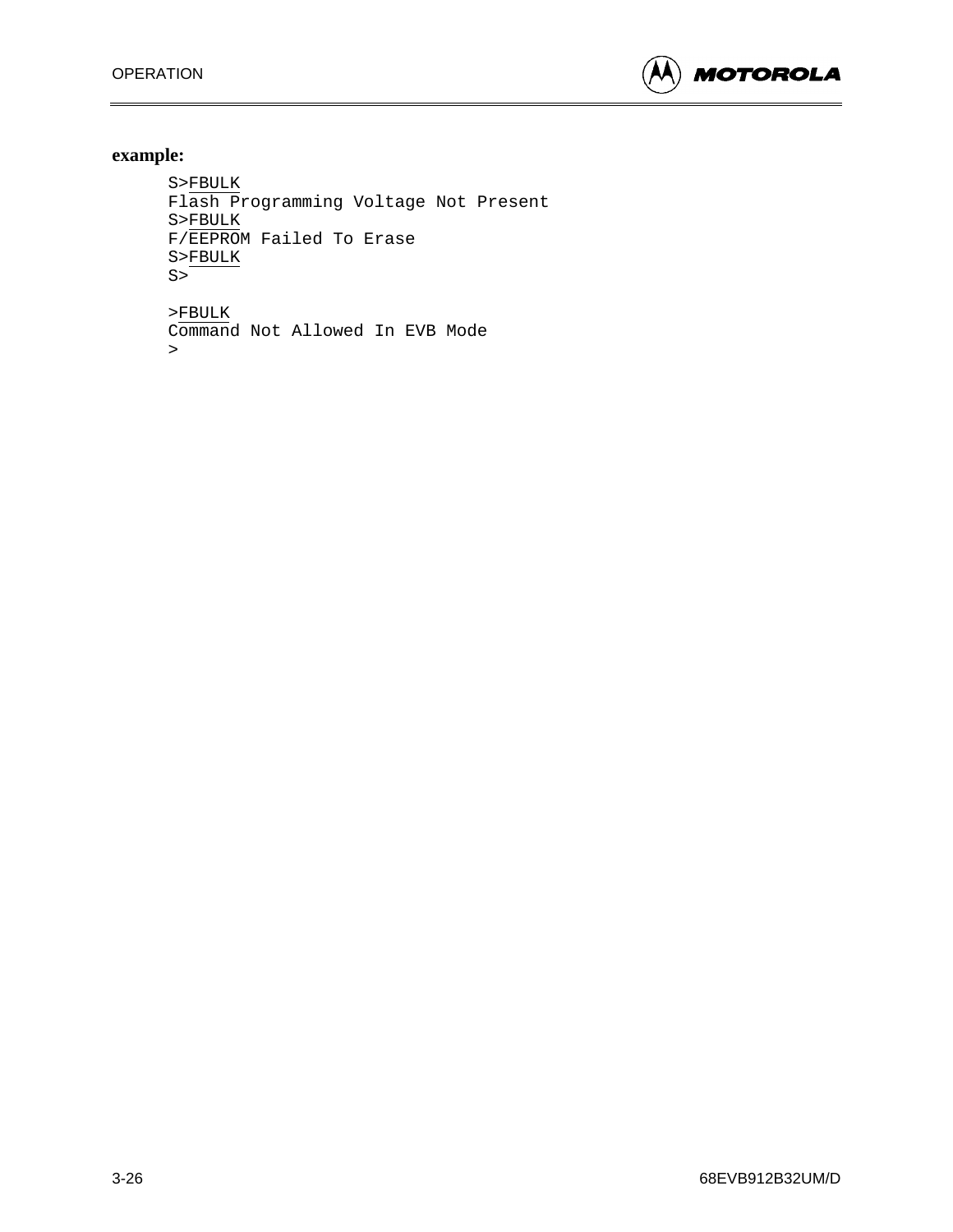**example:**

```
S>FBULK
Flash Programming Voltage Not Present
S>FBULK
F/EEPROM Failed To Erase
S>FBULK
S>

>FBULK
Command Not Allowed In EVB Mode
>
```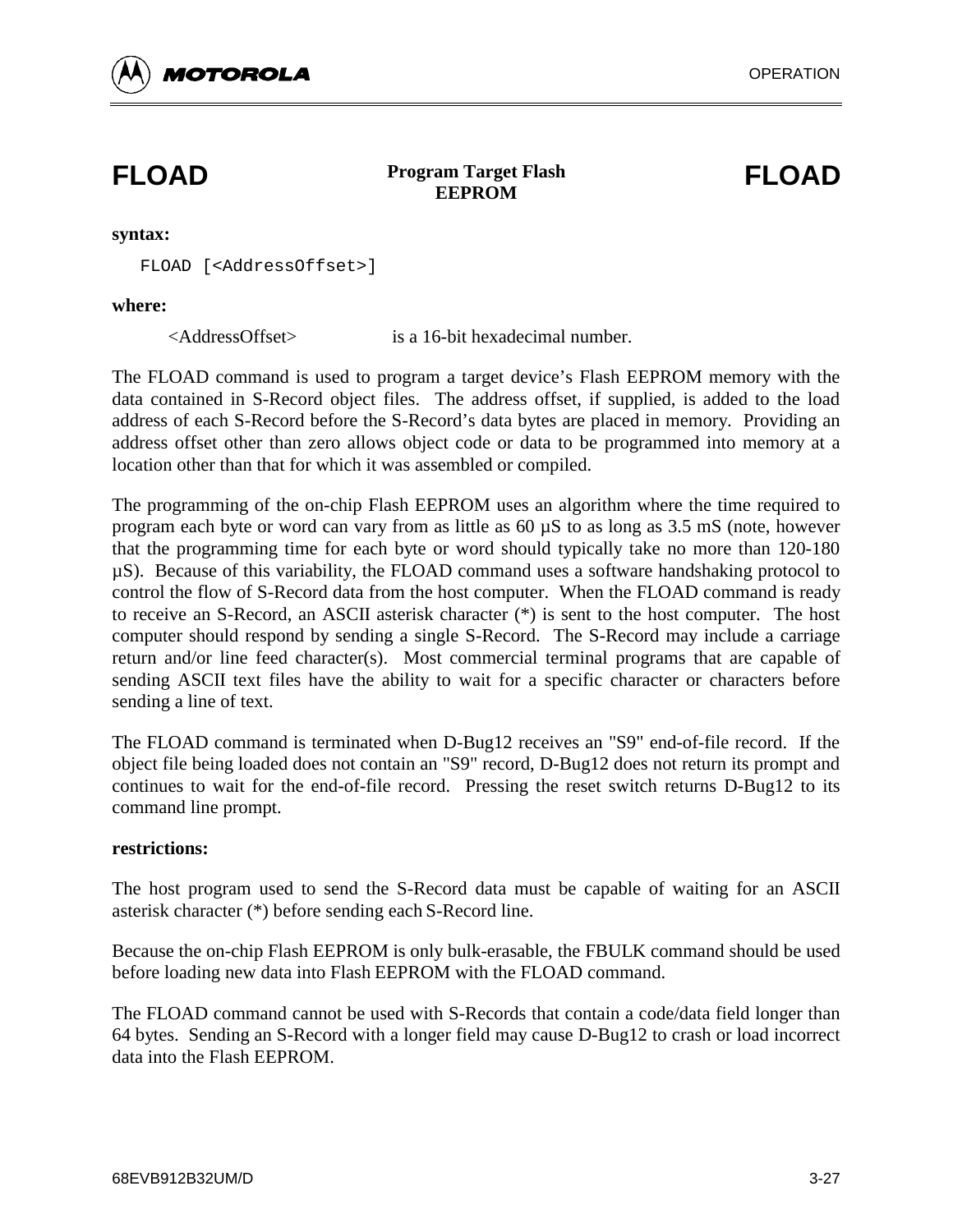# FLOAD — Program Target Flash EEPROM — FLOAD

**syntax:**

```
FLOAD [<AddressOffset>]
```

**where:**

<AddressOffset> is a 16-bit hexadecimal number.

The FLOAD command is used to program a target device's Flash EEPROM memory with the data contained in S-Record object files. The address offset, if supplied, is added to the load address of each S-Record before the S-Record's data bytes are placed in memory. Providing an address offset other than zero allows object code or data to be programmed into memory at a location other than that for which it was assembled or compiled.

The programming of the on-chip Flash EEPROM uses an algorithm where the time required to program each byte or word can vary from as little as 60 µS to as long as 3.5 mS (note, however that the programming time for each byte or word should typically take no more than 120-180 µS). Because of this variability, the FLOAD command uses a software handshaking protocol to control the flow of S-Record data from the host computer. When the FLOAD command is ready to receive an S-Record, an ASCII asterisk character (*) is sent to the host computer. The host computer should respond by sending a single S-Record. The S-Record may include a carriage return and/or line feed character(s). Most commercial terminal programs that are capable of sending ASCII text files have the ability to wait for a specific character or characters before sending a line of text.

The FLOAD command is terminated when D-Bug12 receives an "S9" end-of-file record. If the object file being loaded does not contain an "S9" record, D-Bug12 does not return its prompt and continues to wait for the end-of-file record. Pressing the reset switch returns D-Bug12 to its command line prompt.

**restrictions:**

The host program used to send the S-Record data must be capable of waiting for an ASCII asterisk character (*) before sending each S-Record line.

Because the on-chip Flash EEPROM is only bulk-erasable, the FBULK command should be used before loading new data into Flash EEPROM with the FLOAD command.

The FLOAD command cannot be used with S-Records that contain a code/data field longer than 64 bytes. Sending an S-Record with a longer field may cause D-Bug12 to crash or load incorrect data into the Flash EEPROM.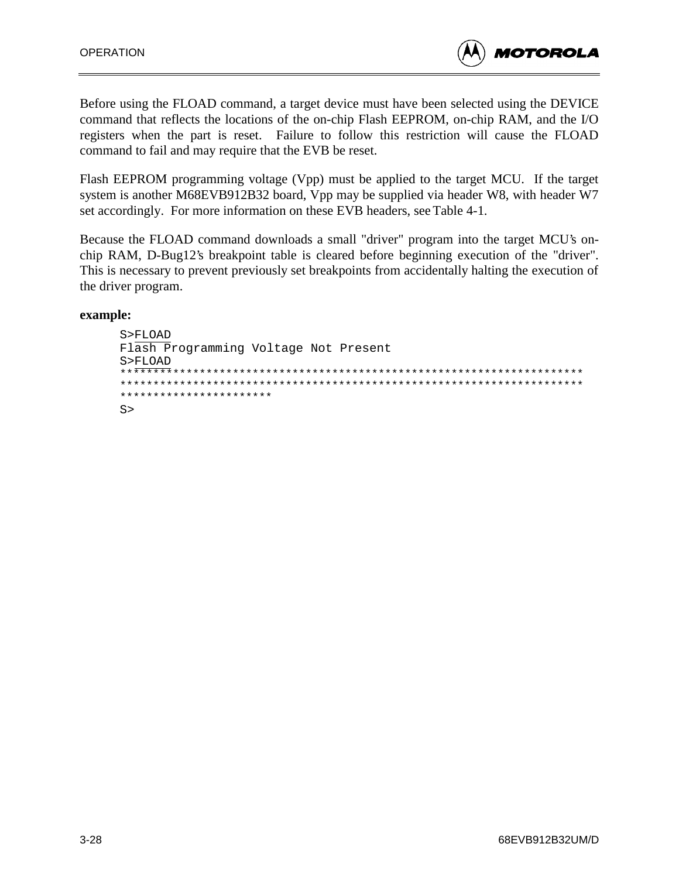Before using the FLOAD command, a target device must have been selected using the DEVICE command that reflects the locations of the on-chip Flash EEPROM, on-chip RAM, and the I/O registers when the part is reset. Failure to follow this restriction will cause the FLOAD command to fail and may require that the EVB be reset.

Flash EEPROM programming voltage (Vpp) must be applied to the target MCU. If the target system is another M68EVB912B32 board, Vpp may be supplied via header W8, with header W7 set accordingly. For more information on these EVB headers, see Table 4-1.

Because the FLOAD command downloads a small "driver" program into the target MCU's on-chip RAM, D-Bug12's breakpoint table is cleared before beginning execution of the "driver". This is necessary to prevent previously set breakpoints from accidentally halting the execution of the driver program.

**example:**

```
S>FLOAD
Flash Programming Voltage Not Present
S>FLOAD
************************************************************************
************************************************************************
***********************
S>
```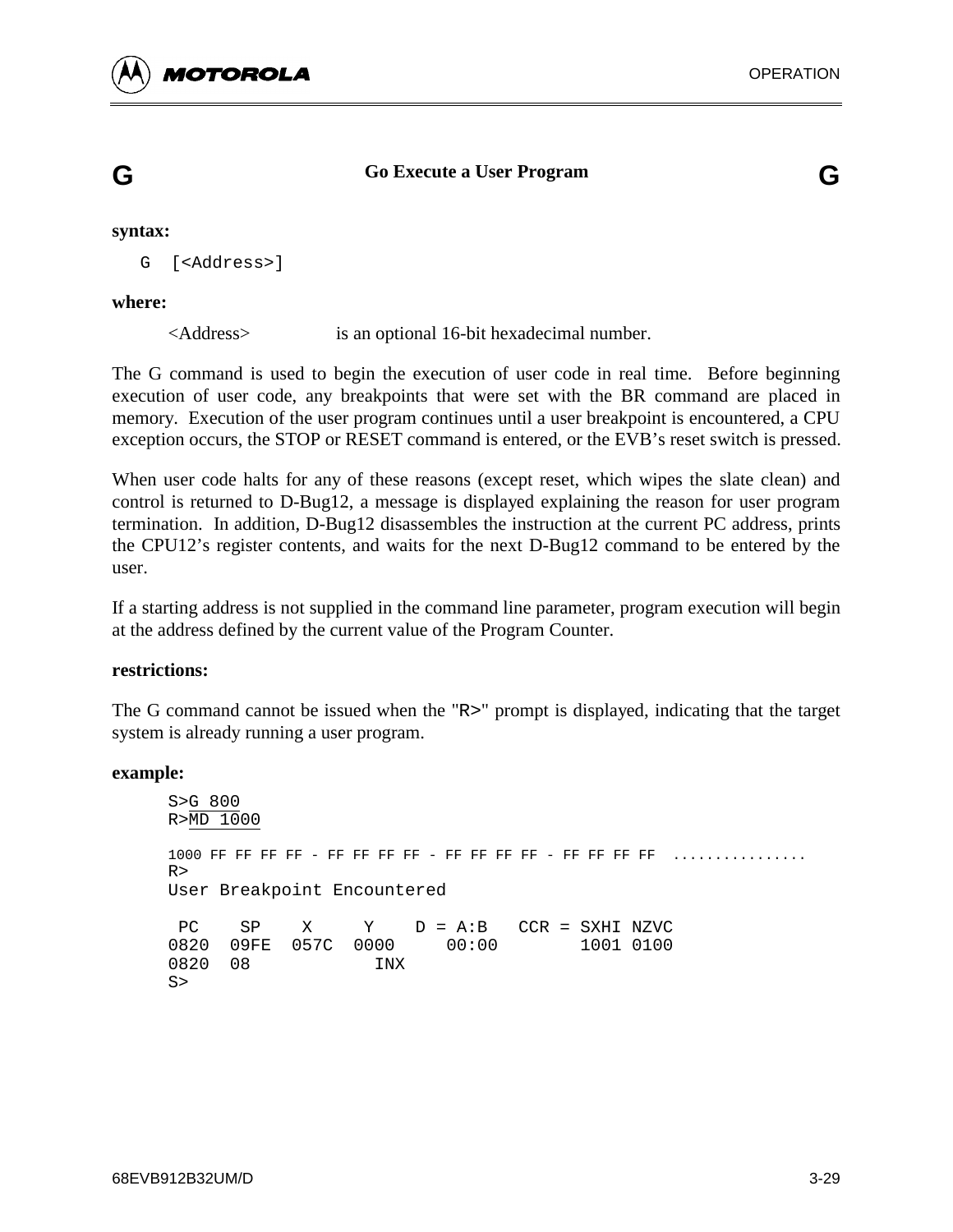## G — Go Execute a User Program — G

**syntax:**

```
G  [<Address>]
```

**where:**

<Address> is an optional 16-bit hexadecimal number.

The G command is used to begin the execution of user code in real time. Before beginning execution of user code, any breakpoints that were set with the BR command are placed in memory. Execution of the user program continues until a user breakpoint is encountered, a CPU exception occurs, the STOP or RESET command is entered, or the EVB's reset switch is pressed.

When user code halts for any of these reasons (except reset, which wipes the slate clean) and control is returned to D-Bug12, a message is displayed explaining the reason for user program termination. In addition, D-Bug12 disassembles the instruction at the current PC address, prints the CPU12's register contents, and waits for the next D-Bug12 command to be entered by the user.

If a starting address is not supplied in the command line parameter, program execution will begin at the address defined by the current value of the Program Counter.

**restrictions:**

The G command cannot be issued when the "R>" prompt is displayed, indicating that the target system is already running a user program.

**example:**

```
S>G 800
R>MD 1000

1000 FF FF FF FF - FF FF FF FF - FF FF FF FF - FF FF FF FF  ................
R>
User Breakpoint Encountered

 PC    SP    X     Y    D = A:B   CCR = SXHI NZVC
0820  09FE  057C  0000     00:00        1001 0100
0820  08           INX
S>
```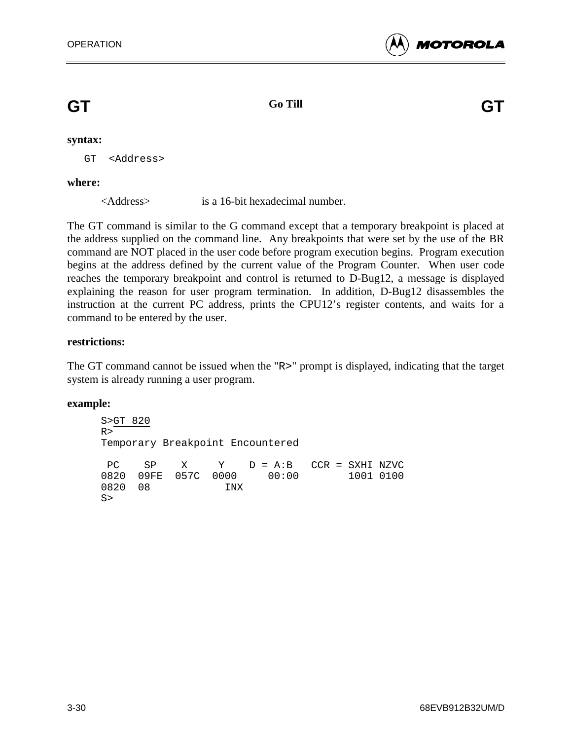## GT — Go Till — GT

**syntax:**

```
GT  <Address>
```

**where:**

<Address> is a 16-bit hexadecimal number.

The GT command is similar to the G command except that a temporary breakpoint is placed at the address supplied on the command line. Any breakpoints that were set by the use of the BR command are NOT placed in the user code before program execution begins. Program execution begins at the address defined by the current value of the Program Counter. When user code reaches the temporary breakpoint and control is returned to D-Bug12, a message is displayed explaining the reason for user program termination. In addition, D-Bug12 disassembles the instruction at the current PC address, prints the CPU12's register contents, and waits for a command to be entered by the user.

**restrictions:**

The GT command cannot be issued when the "R>" prompt is displayed, indicating that the target system is already running a user program.

**example:**

```
S>GT 820
R>
Temporary Breakpoint Encountered

 PC    SP    X     Y    D = A:B   CCR = SXHI NZVC
0820  09FE  057C  0000     00:00        1001 0100
0820  08            INX
S>
```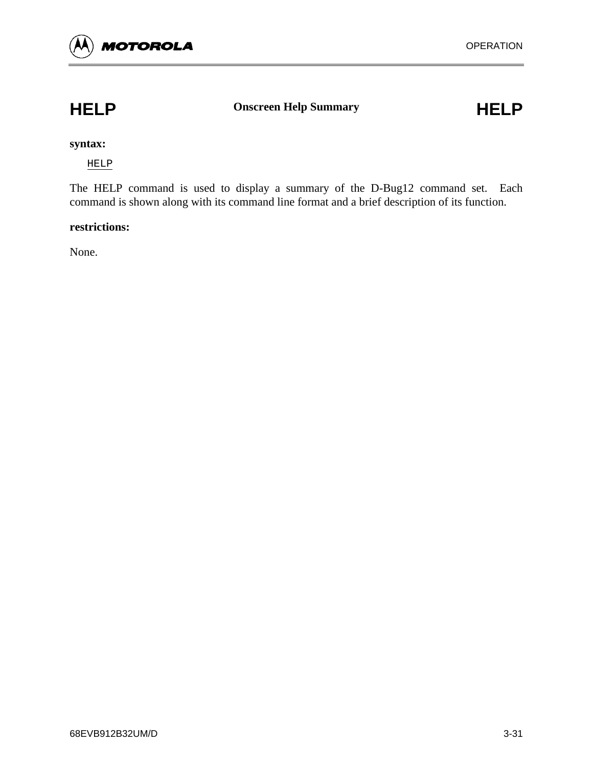## HELP — Onscreen Help Summary — HELP

**syntax:**

```
HELP
```

The HELP command is used to display a summary of the D-Bug12 command set. Each command is shown along with its command line format and a brief description of its function.

**restrictions:**

None.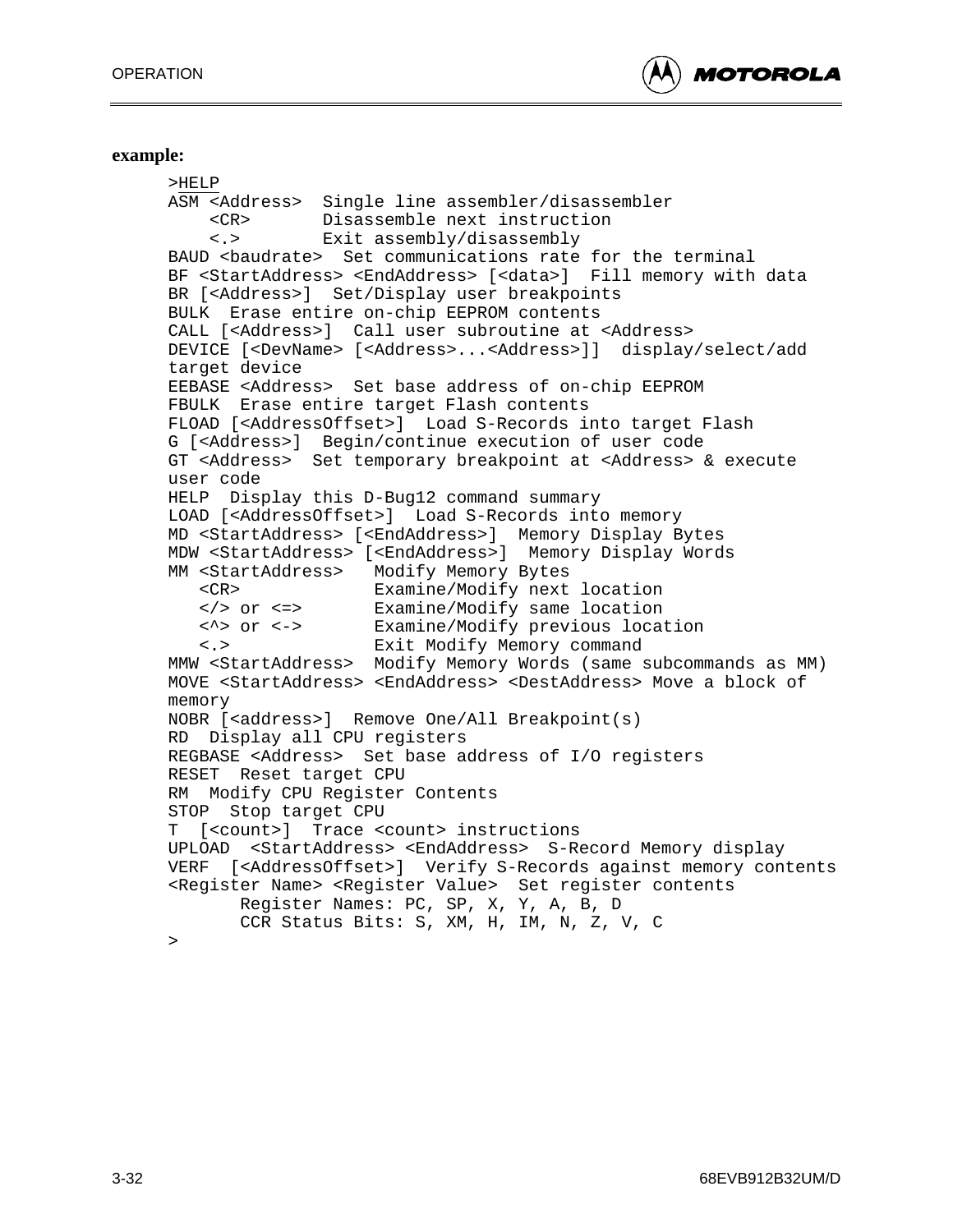**example:**

```
>HELP
ASM <Address>  Single line assembler/disassembler
    <CR>       Disassemble next instruction
    <.>        Exit assembly/disassembly
BAUD <baudrate>  Set communications rate for the terminal
BF <StartAddress> <EndAddress> [<data>]  Fill memory with data
BR [<Address>]  Set/Display user breakpoints
BULK  Erase entire on-chip EEPROM contents
CALL [<Address>]  Call user subroutine at <Address>
DEVICE [<DevName> [<Address>...<Address>]]  display/select/add
target device
EEBASE <Address>  Set base address of on-chip EEPROM
FBULK  Erase entire target Flash contents
FLOAD [<AddressOffset>]  Load S-Records into target Flash
G [<Address>]  Begin/continue execution of user code
GT <Address>  Set temporary breakpoint at <Address> & execute
user code
HELP  Display this D-Bug12 command summary
LOAD [<AddressOffset>]  Load S-Records into memory
MD <StartAddress> [<EndAddress>]  Memory Display Bytes
MDW <StartAddress> [<EndAddress>]  Memory Display Words
MM <StartAddress>   Modify Memory Bytes
   <CR>             Examine/Modify next location
   </> or <=>       Examine/Modify same location
   <^> or <->       Examine/Modify previous location
   <.>              Exit Modify Memory command
MMW <StartAddress>  Modify Memory Words (same subcommands as MM)
MOVE <StartAddress> <EndAddress> <DestAddress> Move a block of
memory
NOBR [<address>]  Remove One/All Breakpoint(s)
RD  Display all CPU registers
REGBASE <Address>  Set base address of I/O registers
RESET  Reset target CPU
RM  Modify CPU Register Contents
STOP  Stop target CPU
T  [<count>]  Trace <count> instructions
UPLOAD  <StartAddress> <EndAddress>  S-Record Memory display
VERF  [<AddressOffset>]  Verify S-Records against memory contents
<Register Name> <Register Value>  Set register contents
       Register Names: PC, SP, X, Y, A, B, D
       CCR Status Bits: S, XM, H, IM, N, Z, V, C
>
```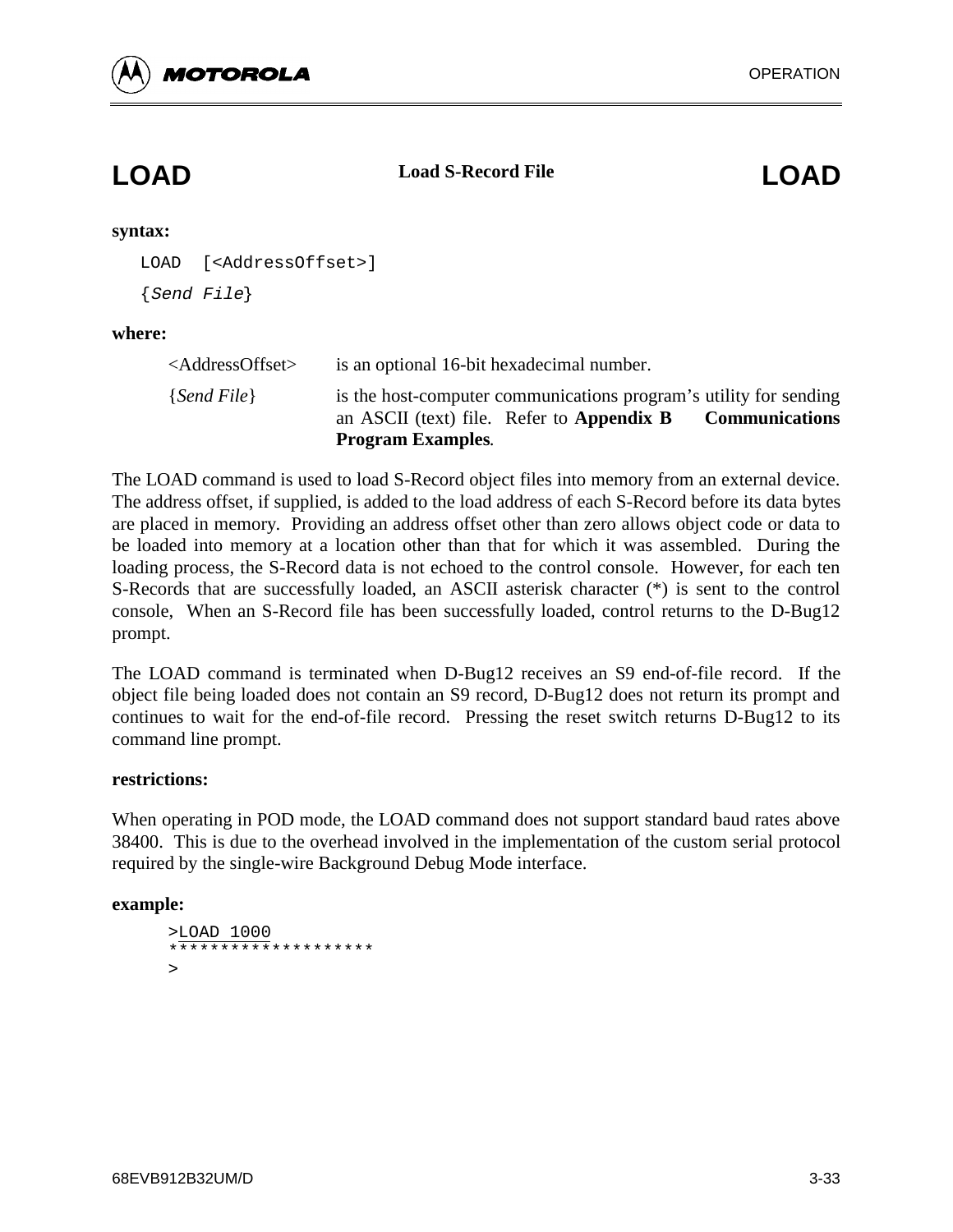# LOAD — Load S-Record File — LOAD

**syntax:**

```
LOAD  [<AddressOffset>]
{Send File}
```

**where:**

<AddressOffset> is an optional 16-bit hexadecimal number.

{*Send File*} is the host-computer communications program's utility for sending an ASCII (text) file. Refer to **Appendix B Communications Program Examples**.

The LOAD command is used to load S-Record object files into memory from an external device. The address offset, if supplied, is added to the load address of each S-Record before its data bytes are placed in memory. Providing an address offset other than zero allows object code or data to be loaded into memory at a location other than that for which it was assembled. During the loading process, the S-Record data is not echoed to the control console. However, for each ten S-Records that are successfully loaded, an ASCII asterisk character (*) is sent to the control console, When an S-Record file has been successfully loaded, control returns to the D-Bug12 prompt.

The LOAD command is terminated when D-Bug12 receives an S9 end-of-file record. If the object file being loaded does not contain an S9 record, D-Bug12 does not return its prompt and continues to wait for the end-of-file record. Pressing the reset switch returns D-Bug12 to its command line prompt.

**restrictions:**

When operating in POD mode, the LOAD command does not support standard baud rates above 38400. This is due to the overhead involved in the implementation of the custom serial protocol required by the single-wire Background Debug Mode interface.

**example:**

```
>LOAD 1000
********************
>
```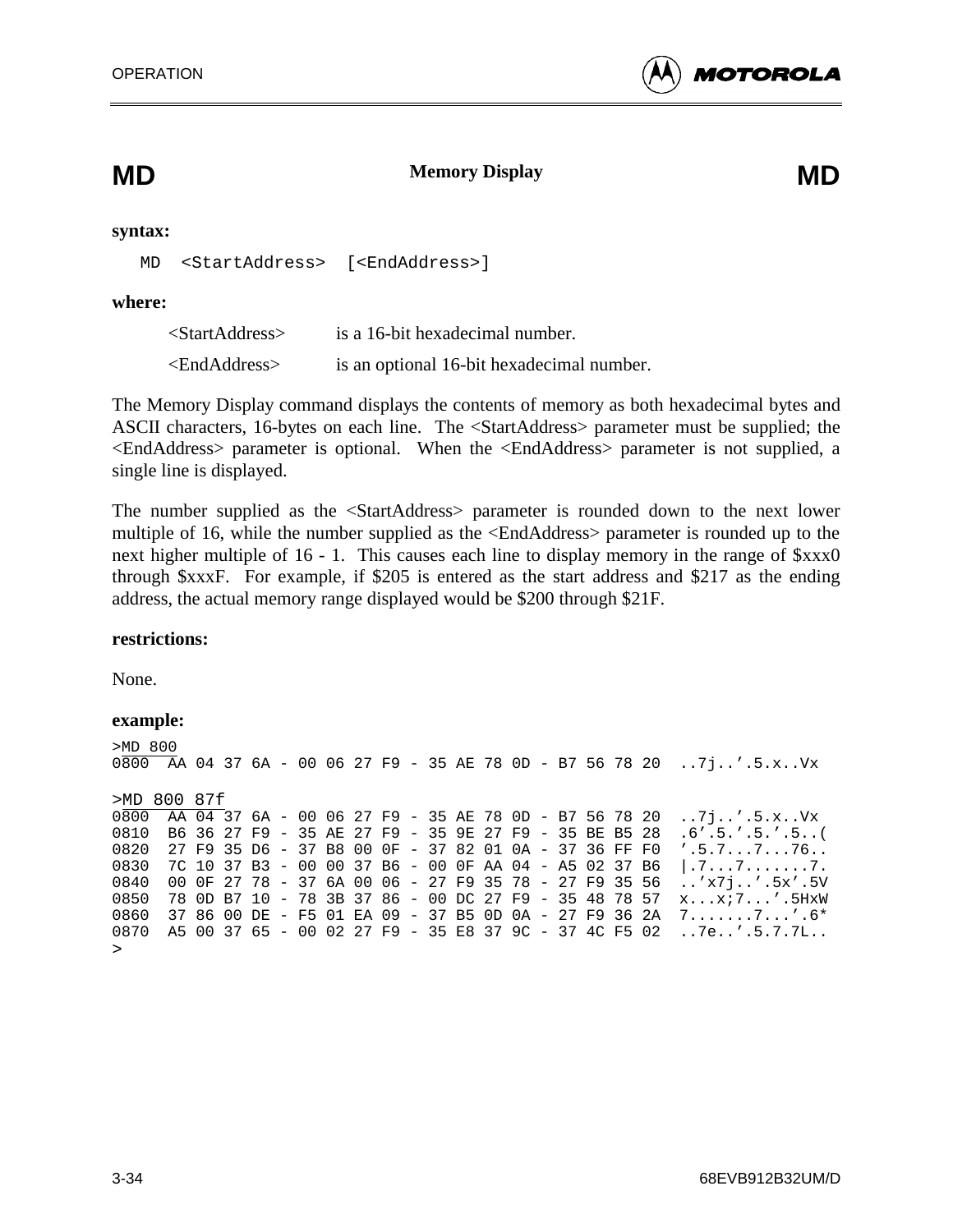## MD — Memory Display — MD

**syntax:**

```
MD  <StartAddress>  [<EndAddress>]
```

**where:**

| | |
|---|---|
| <StartAddress> | is a 16-bit hexadecimal number. |
| <EndAddress> | is an optional 16-bit hexadecimal number. |

The Memory Display command displays the contents of memory as both hexadecimal bytes and ASCII characters, 16-bytes on each line. The <StartAddress> parameter must be supplied; the <EndAddress> parameter is optional. When the <EndAddress> parameter is not supplied, a single line is displayed.

The number supplied as the <StartAddress> parameter is rounded down to the next lower multiple of 16, while the number supplied as the <EndAddress> parameter is rounded up to the next higher multiple of 16 - 1. This causes each line to display memory in the range of $xxx0 through $xxxF. For example, if $205 is entered as the start address and $217 as the ending address, the actual memory range displayed would be $200 through $21F.

**restrictions:**

None.

**example:**

```
>MD 800
0800  AA 04 37 6A - 00 06 27 F9 - 35 AE 78 0D - B7 56 78 20  ..7j..'.5.x..Vx

>MD 800 87f
0800  AA 04 37 6A - 00 06 27 F9 - 35 AE 78 0D - B7 56 78 20  ..7j..'.5.x..Vx
0810  B6 36 27 F9 - 35 AE 27 F9 - 35 9E 27 F9 - 35 BE B5 28  .6'.5.'.5.'.5..(
0820  27 F9 35 D6 - 37 B8 00 0F - 37 82 01 0A - 37 36 FF F0  '.5.7...7...76..
0830  7C 10 37 B3 - 00 00 37 B6 - 00 0F AA 04 - A5 02 37 B6  |.7...7.......7.
0840  00 0F 27 78 - 37 6A 00 06 - 27 F9 35 78 - 27 F9 35 56  ..'x7j..'.5x'.5V
0850  78 0D B7 10 - 78 3B 37 86 - 00 DC 27 F9 - 35 48 78 57  x...x;7...'.5HxW
0860  37 86 00 DE - F5 01 EA 09 - 37 B5 0D 0A - 27 F9 36 2A  7.......7...'.6*
0870  A5 00 37 65 - 00 02 27 F9 - 35 E8 37 9C - 37 4C F5 02  ..7e..'.5.7.7L..
>
```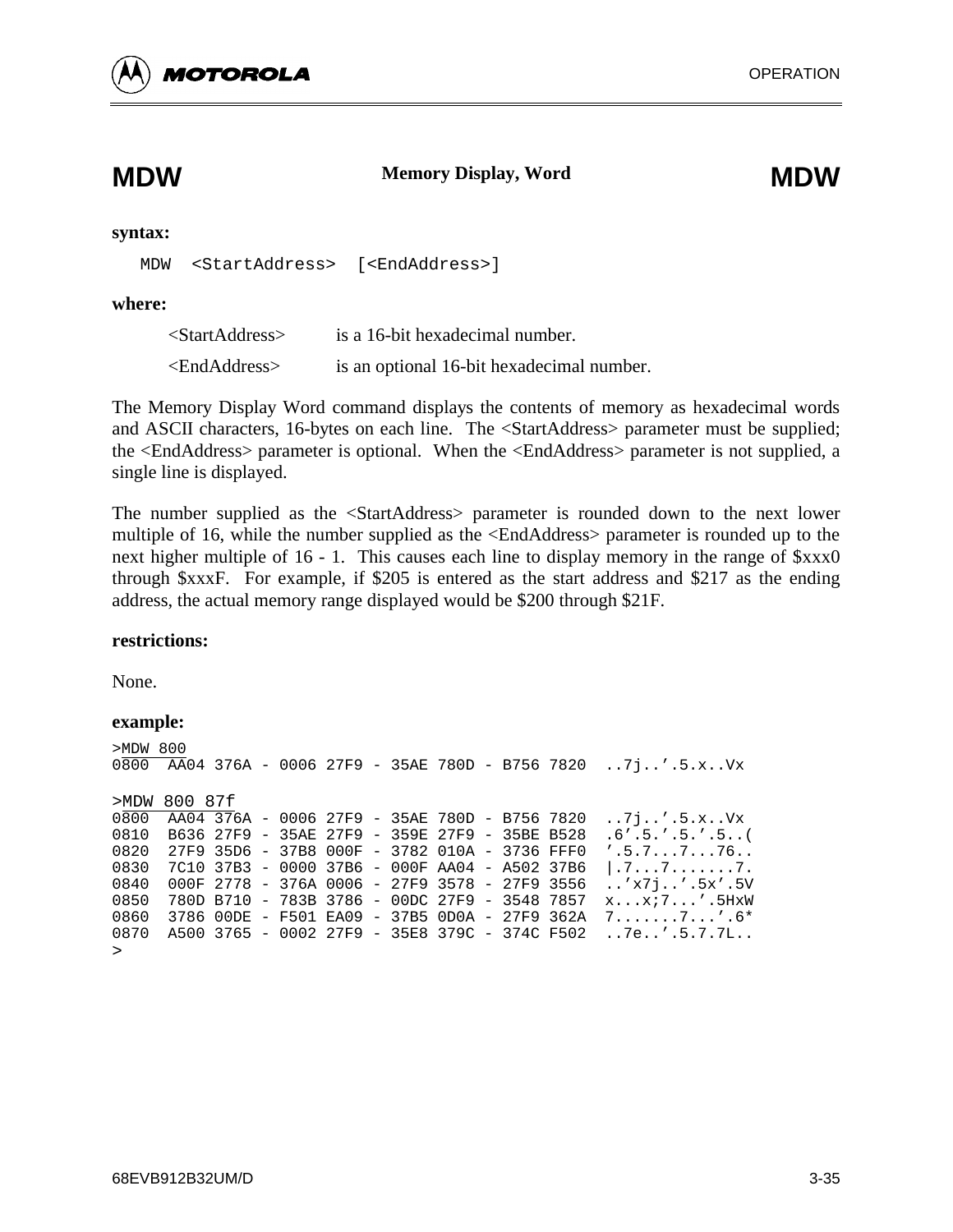# MDW — Memory Display, Word — MDW

**syntax:**

```
MDW  <StartAddress>  [<EndAddress>]
```

**where:**

| | |
|---|---|
| <StartAddress> | is a 16-bit hexadecimal number. |
| <EndAddress> | is an optional 16-bit hexadecimal number. |

The Memory Display Word command displays the contents of memory as hexadecimal words and ASCII characters, 16-bytes on each line. The <StartAddress> parameter must be supplied; the <EndAddress> parameter is optional. When the <EndAddress> parameter is not supplied, a single line is displayed.

The number supplied as the <StartAddress> parameter is rounded down to the next lower multiple of 16, while the number supplied as the <EndAddress> parameter is rounded up to the next higher multiple of 16 - 1. This causes each line to display memory in the range of $xxx0 through $xxxF. For example, if $205 is entered as the start address and $217 as the ending address, the actual memory range displayed would be $200 through $21F.

**restrictions:**

None.

**example:**

```
>MDW 800
0800  AA04 376A - 0006 27F9 - 35AE 780D - B756 7820  ..7j..'.5.x..Vx

>MDW 800 87f
0800  AA04 376A - 0006 27F9 - 35AE 780D - B756 7820  ..7j..'.5.x..Vx
0810  B636 27F9 - 35AE 27F9 - 359E 27F9 - 35BE B528  .6'.5.'.5.'.5..(
0820  27F9 35D6 - 37B8 000F - 3782 010A - 3736 FFF0  '.5.7...7...76..
0830  7C10 37B3 - 0000 37B6 - 000F AA04 - A502 37B6  |.7...7.......7.
0840  000F 2778 - 376A 0006 - 27F9 3578 - 27F9 3556  ..'x7j..'.5x'.5V
0850  780D B710 - 783B 3786 - 00DC 27F9 - 3548 7857  x...x;7...'.5HxW
0860  3786 00DE - F501 EA09 - 37B5 0D0A - 27F9 362A  7.......7...'.6*
0870  A500 3765 - 0002 27F9 - 35E8 379C - 374C F502  ..7e..'.5.7.7L..
>
```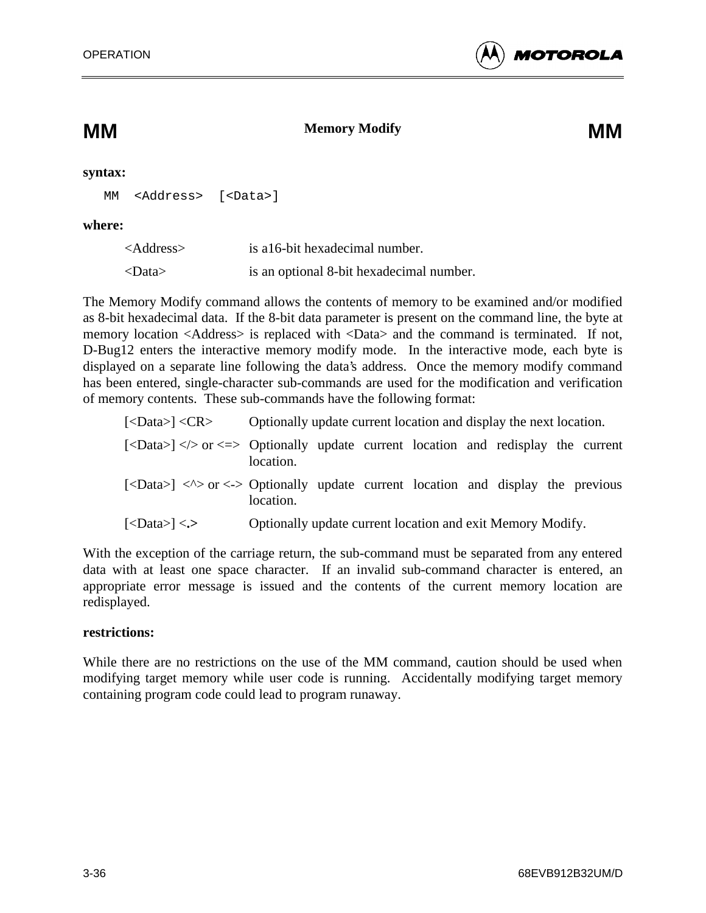## MM — Memory Modify — MM

**syntax:**

```
MM  <Address>  [<Data>]
```

**where:**

| | |
|---|---|
| <Address> | is a16-bit hexadecimal number. |
| <Data> | is an optional 8-bit hexadecimal number. |

The Memory Modify command allows the contents of memory to be examined and/or modified as 8-bit hexadecimal data. If the 8-bit data parameter is present on the command line, the byte at memory location <Address> is replaced with <Data> and the command is terminated. If not, D-Bug12 enters the interactive memory modify mode. In the interactive mode, each byte is displayed on a separate line following the data's address. Once the memory modify command has been entered, single-character sub-commands are used for the modification and verification of memory contents. These sub-commands have the following format:

| | |
|---|---|
| [<Data>] <CR> | Optionally update current location and display the next location. |
| [<Data>] </> or <=> | Optionally update current location and redisplay the current location. |
| [<Data>] <^> or <-> | Optionally update current location and display the previous location. |
| [<Data>] <**.**> | Optionally update current location and exit Memory Modify. |

With the exception of the carriage return, the sub-command must be separated from any entered data with at least one space character. If an invalid sub-command character is entered, an appropriate error message is issued and the contents of the current memory location are redisplayed.

**restrictions:**

While there are no restrictions on the use of the MM command, caution should be used when modifying target memory while user code is running. Accidentally modifying target memory containing program code could lead to program runaway.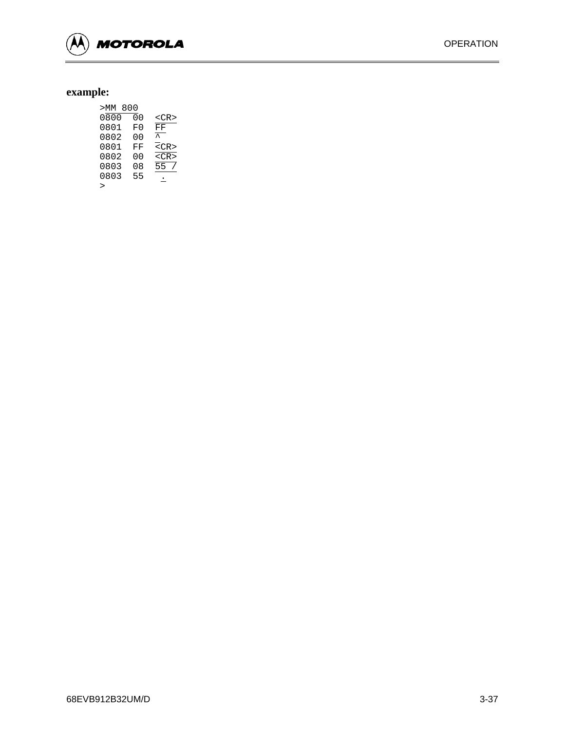**example:**

```
>MM 800
0800  00  <CR>
0801  F0  FF
0802  00  ^
0801  FF  <CR>
0802  00  <CR>
0803  08  55 /
0803  55   .
>
```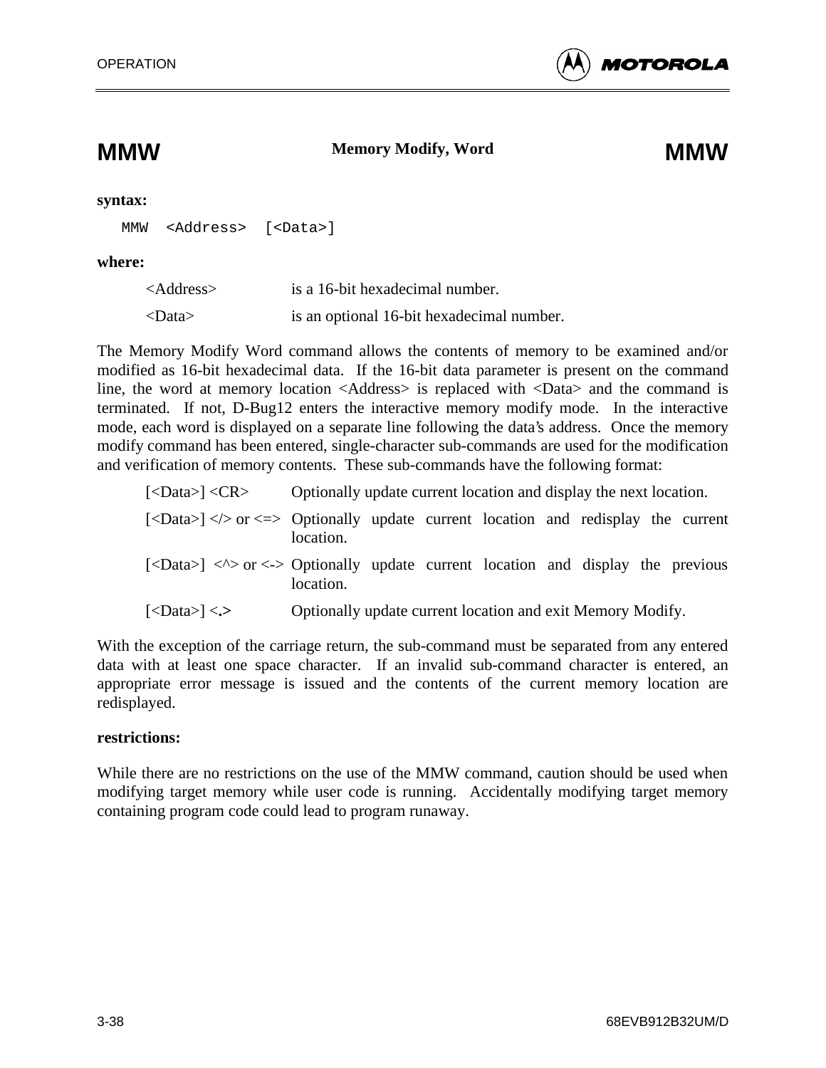## MMW — Memory Modify, Word — MMW

**syntax:**

```
MMW  <Address>  [<Data>]
```

**where:**

| | |
|---|---|
| <Address> | is a 16-bit hexadecimal number. |
| <Data> | is an optional 16-bit hexadecimal number. |

The Memory Modify Word command allows the contents of memory to be examined and/or modified as 16-bit hexadecimal data. If the 16-bit data parameter is present on the command line, the word at memory location <Address> is replaced with <Data> and the command is terminated. If not, D-Bug12 enters the interactive memory modify mode. In the interactive mode, each word is displayed on a separate line following the data's address. Once the memory modify command has been entered, single-character sub-commands are used for the modification and verification of memory contents. These sub-commands have the following format:

| | |
|---|---|
| [<Data>] <CR> | Optionally update current location and display the next location. |
| [<Data>] </> or <=> | Optionally update current location and redisplay the current location. |
| [<Data>] <^> or <-> | Optionally update current location and display the previous location. |
| [<Data>] <**.**> | Optionally update current location and exit Memory Modify. |

With the exception of the carriage return, the sub-command must be separated from any entered data with at least one space character. If an invalid sub-command character is entered, an appropriate error message is issued and the contents of the current memory location are redisplayed.

**restrictions:**

While there are no restrictions on the use of the MMW command, caution should be used when modifying target memory while user code is running. Accidentally modifying target memory containing program code could lead to program runaway.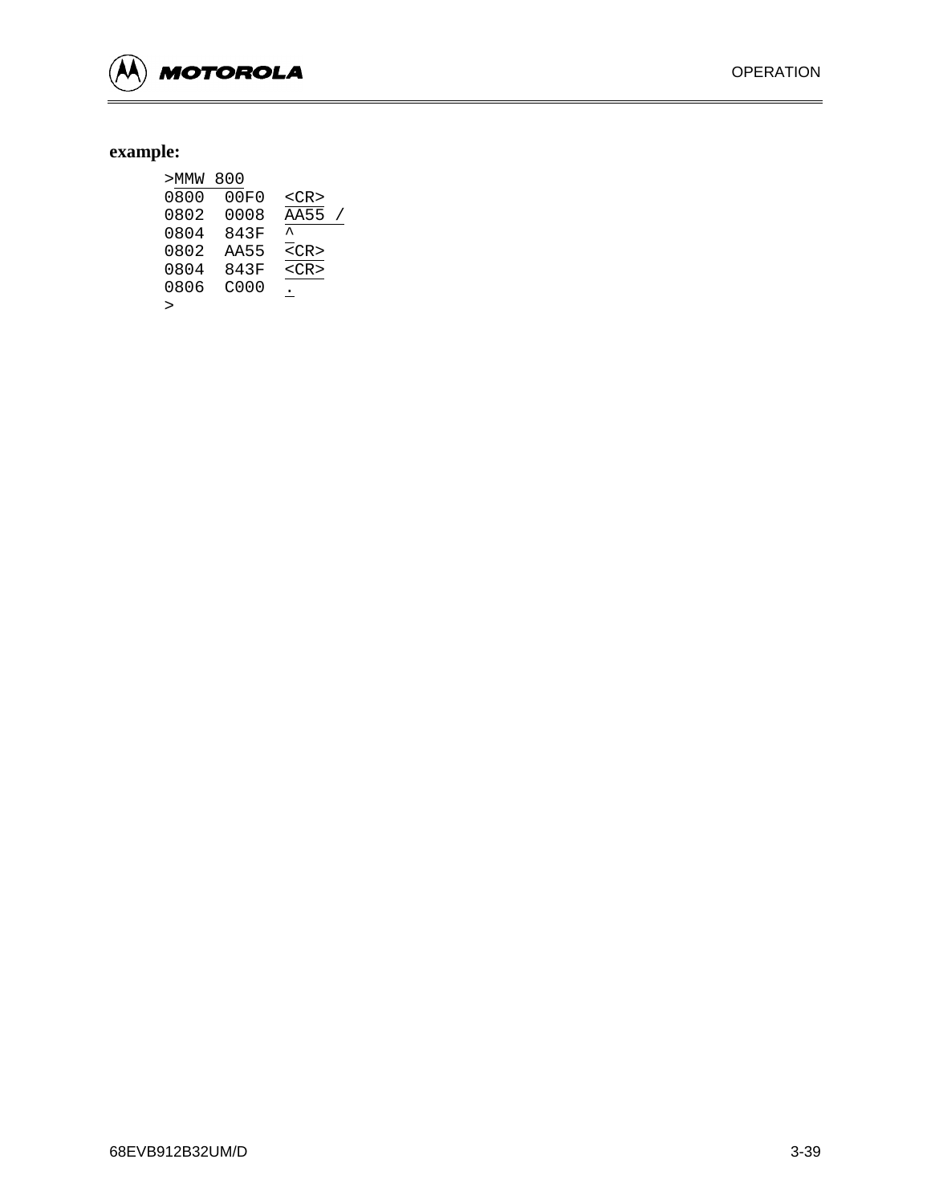**example:**

```
>MMW 800
0800  00F0  <CR>
0802  0008  AA55 /
0804  843F  ^
0802  AA55  <CR>
0804  843F  <CR>
0806  C000  .
>
```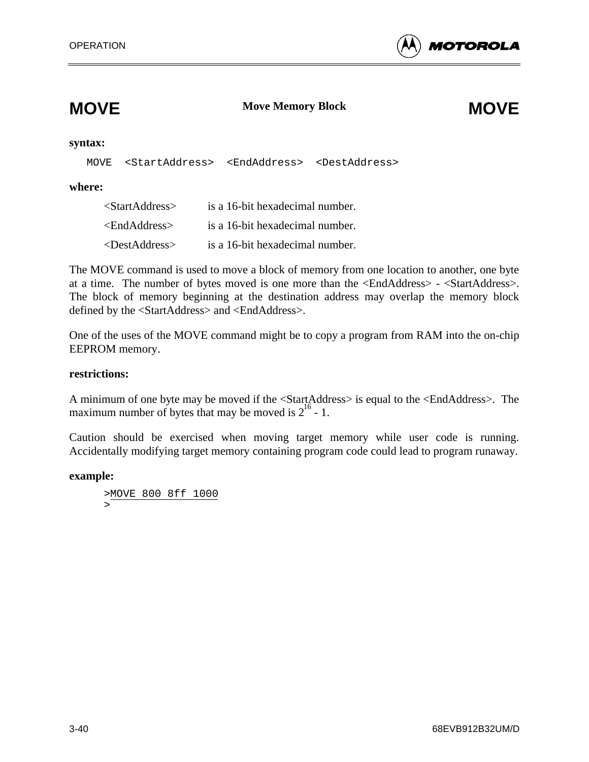# MOVE — Move Memory Block — MOVE

**syntax:**

```
MOVE  <StartAddress>  <EndAddress>  <DestAddress>
```

**where:**

| | |
|---|---|
| <StartAddress> | is a 16-bit hexadecimal number. |
| <EndAddress> | is a 16-bit hexadecimal number. |
| <DestAddress> | is a 16-bit hexadecimal number. |

The MOVE command is used to move a block of memory from one location to another, one byte at a time. The number of bytes moved is one more than the <EndAddress> - <StartAddress>. The block of memory beginning at the destination address may overlap the memory block defined by the <StartAddress> and <EndAddress>.

One of the uses of the MOVE command might be to copy a program from RAM into the on-chip EEPROM memory.

**restrictions:**

A minimum of one byte may be moved if the <StartAddress> is equal to the <EndAddress>. The maximum number of bytes that may be moved is $2^{16}$ - 1.

Caution should be exercised when moving target memory while user code is running. Accidentally modifying target memory containing program code could lead to program runaway.

**example:**

```
>MOVE 800 8ff 1000
>
```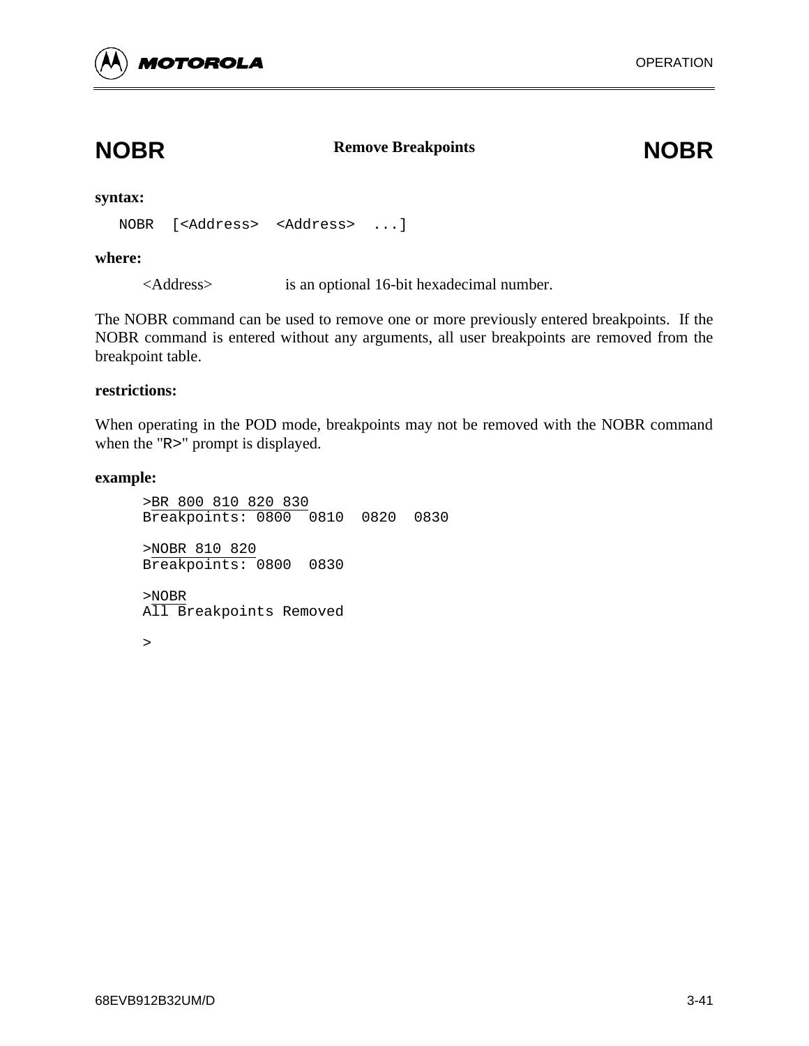## NOBR — Remove Breakpoints — NOBR

**syntax:**

```
NOBR  [<Address>  <Address>  ...]
```

**where:**

<Address> is an optional 16-bit hexadecimal number.

The NOBR command can be used to remove one or more previously entered breakpoints. If the NOBR command is entered without any arguments, all user breakpoints are removed from the breakpoint table.

**restrictions:**

When operating in the POD mode, breakpoints may not be removed with the NOBR command when the "R>" prompt is displayed.

**example:**

```
>BR 800 810 820 830
Breakpoints: 0800  0810  0820  0830

>NOBR 810 820
Breakpoints: 0800  0830

>NOBR
All Breakpoints Removed

>
```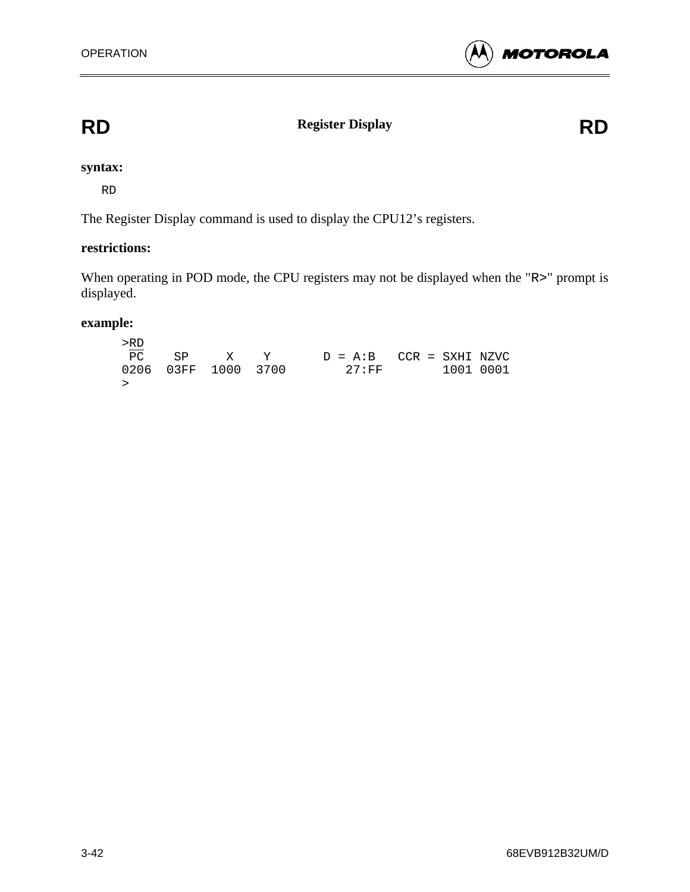# RD — Register Display — RD

**syntax:**

```
RD
```

The Register Display command is used to display the CPU12's registers.

**restrictions:**

When operating in POD mode, the CPU registers may not be displayed when the "R>" prompt is displayed.

**example:**

```
>RD
 PC    SP     X    Y       D = A:B   CCR = SXHI NZVC
0206  03FF  1000  3700        27:FF        1001 0001
>
```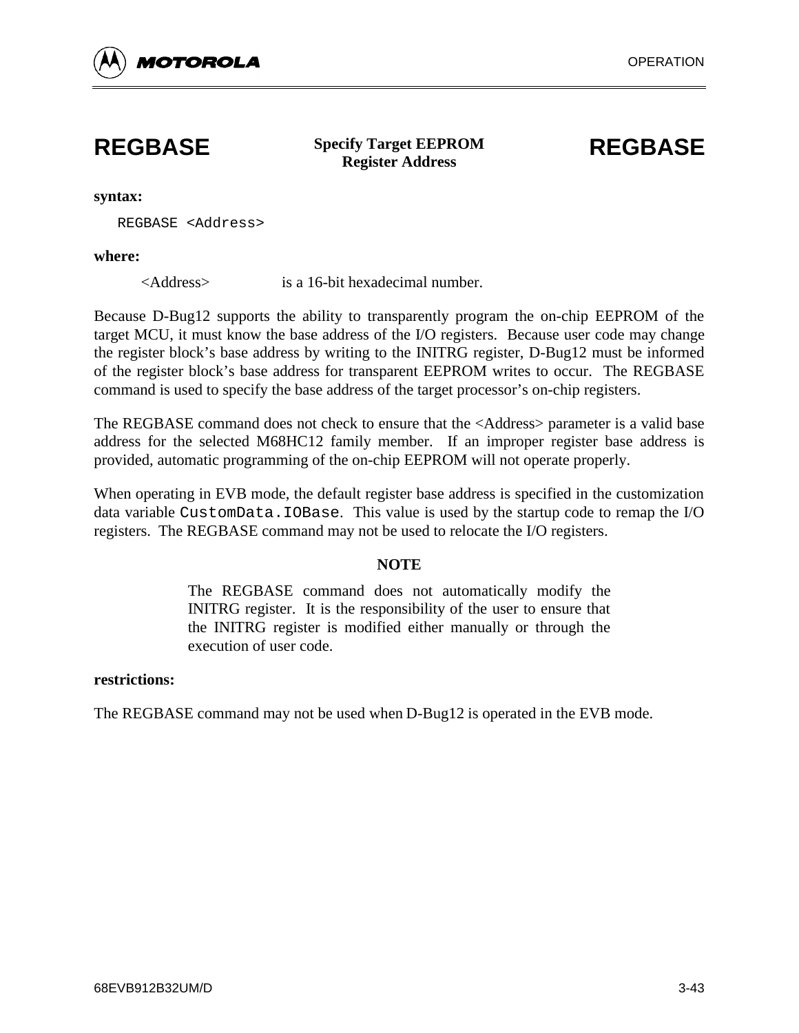## REGBASE — Specify Target EEPROM Register Address — REGBASE

**syntax:**

```
REGBASE <Address>
```

**where:**

<Address> is a 16-bit hexadecimal number.

Because D-Bug12 supports the ability to transparently program the on-chip EEPROM of the target MCU, it must know the base address of the I/O registers. Because user code may change the register block's base address by writing to the INITRG register, D-Bug12 must be informed of the register block's base address for transparent EEPROM writes to occur. The REGBASE command is used to specify the base address of the target processor's on-chip registers.

The REGBASE command does not check to ensure that the <Address> parameter is a valid base address for the selected M68HC12 family member. If an improper register base address is provided, automatic programming of the on-chip EEPROM will not operate properly.

When operating in EVB mode, the default register base address is specified in the customization data variable `CustomData.IOBase`. This value is used by the startup code to remap the I/O registers. The REGBASE command may not be used to relocate the I/O registers.

**NOTE**

The REGBASE command does not automatically modify the INITRG register. It is the responsibility of the user to ensure that the INITRG register is modified either manually or through the execution of user code.

**restrictions:**

The REGBASE command may not be used when D-Bug12 is operated in the EVB mode.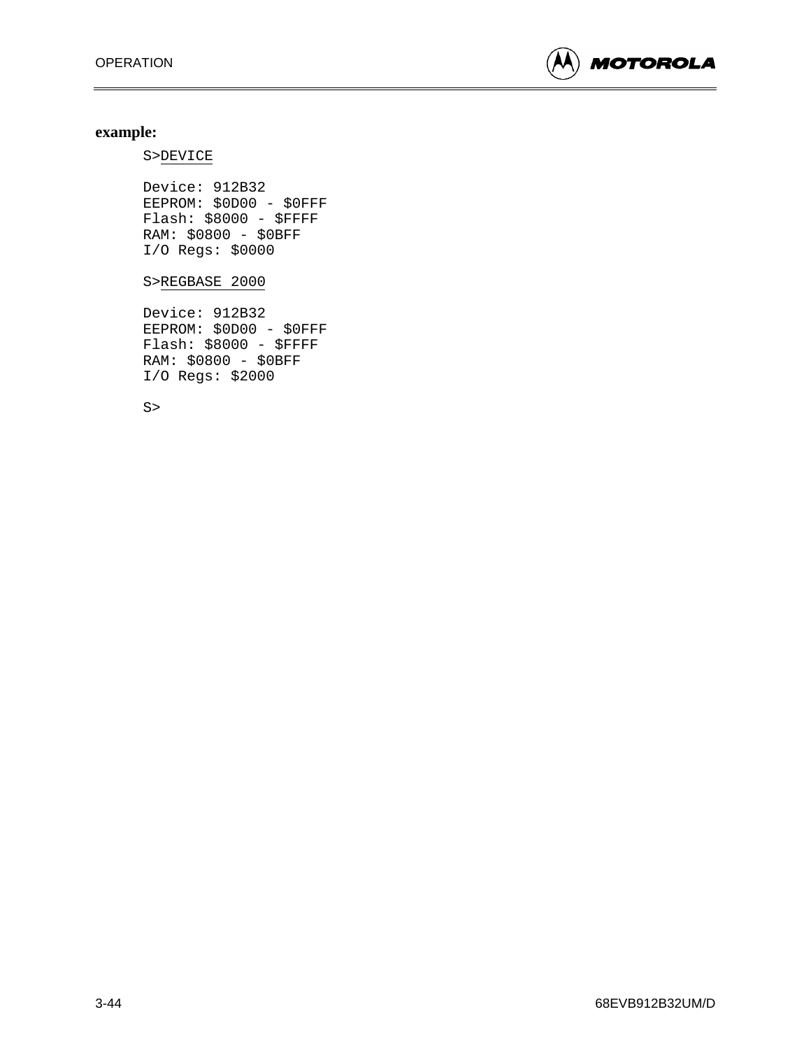**example:**

```
S>DEVICE

Device: 912B32
EEPROM: $0D00 - $0FFF
Flash: $8000 - $FFFF
RAM: $0800 - $0BFF
I/O Regs: $0000

S>REGBASE 2000

Device: 912B32
EEPROM: $0D00 - $0FFF
Flash: $8000 - $FFFF
RAM: $0800 - $0BFF
I/O Regs: $2000

S>
```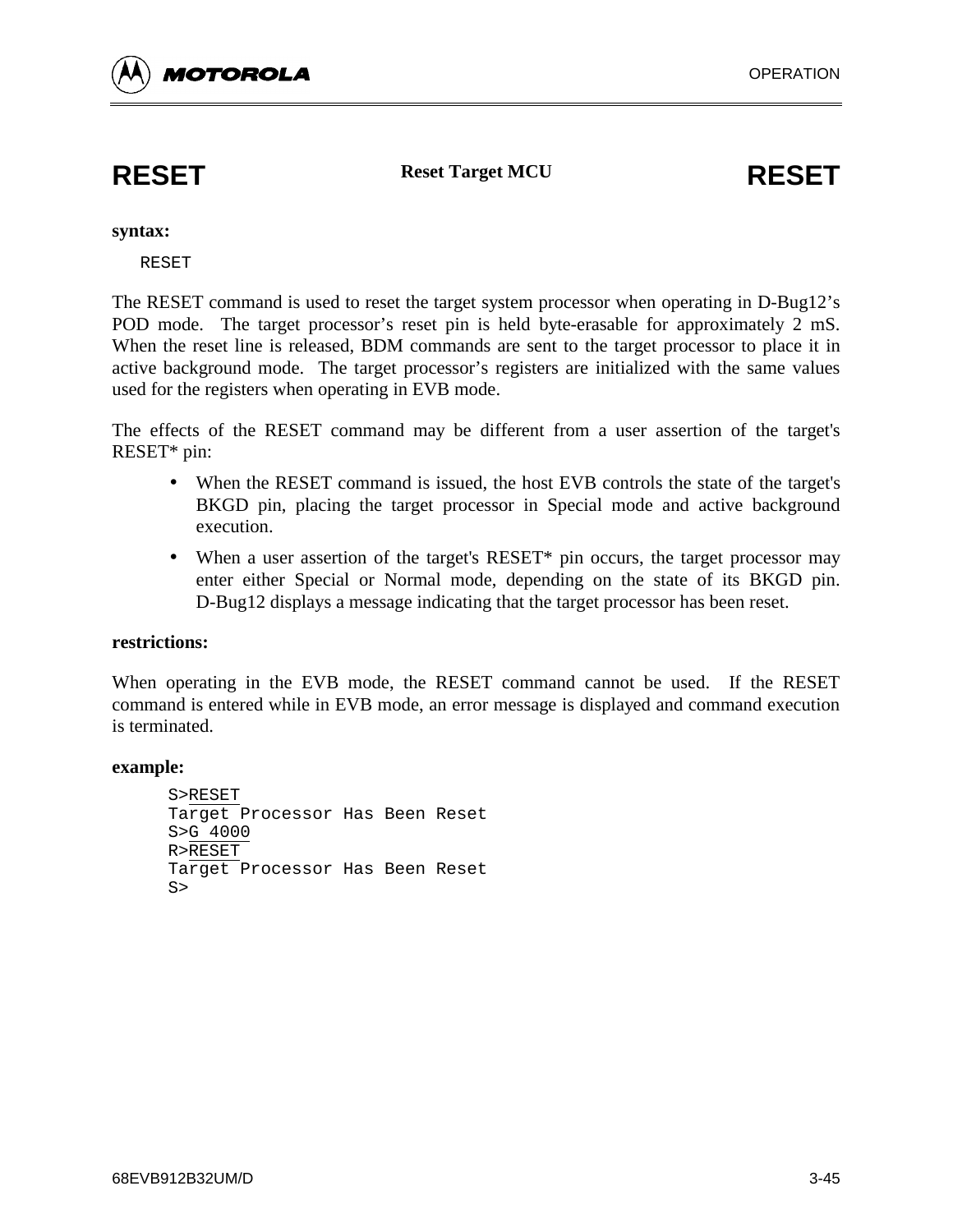# RESET — Reset Target MCU — RESET

**syntax:**

```
RESET
```

The RESET command is used to reset the target system processor when operating in D-Bug12's POD mode. The target processor's reset pin is held byte-erasable for approximately 2 mS. When the reset line is released, BDM commands are sent to the target processor to place it in active background mode. The target processor's registers are initialized with the same values used for the registers when operating in EVB mode.

The effects of the RESET command may be different from a user assertion of the target's RESET* pin:

- When the RESET command is issued, the host EVB controls the state of the target's BKGD pin, placing the target processor in Special mode and active background execution.
- When a user assertion of the target's RESET* pin occurs, the target processor may enter either Special or Normal mode, depending on the state of its BKGD pin. D-Bug12 displays a message indicating that the target processor has been reset.

**restrictions:**

When operating in the EVB mode, the RESET command cannot be used. If the RESET command is entered while in EVB mode, an error message is displayed and command execution is terminated.

**example:**

```
S>RESET
Target Processor Has Been Reset
S>G 4000
R>RESET
Target Processor Has Been Reset
S>
```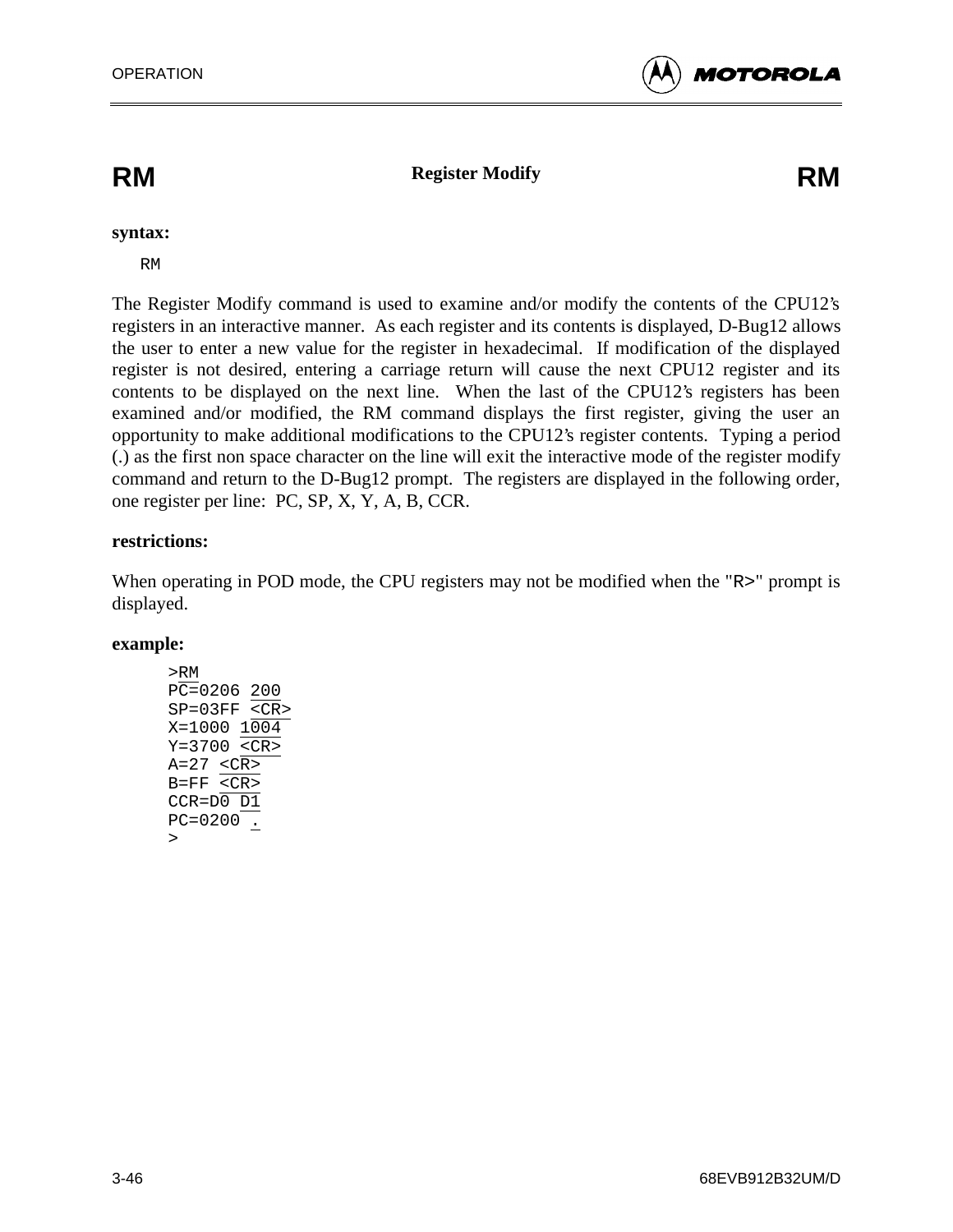# RM — Register Modify — RM

**syntax:**

```
RM
```

The Register Modify command is used to examine and/or modify the contents of the CPU12's registers in an interactive manner. As each register and its contents is displayed, D-Bug12 allows the user to enter a new value for the register in hexadecimal. If modification of the displayed register is not desired, entering a carriage return will cause the next CPU12 register and its contents to be displayed on the next line. When the last of the CPU12's registers has been examined and/or modified, the RM command displays the first register, giving the user an opportunity to make additional modifications to the CPU12's register contents. Typing a period (.) as the first non space character on the line will exit the interactive mode of the register modify command and return to the D-Bug12 prompt. The registers are displayed in the following order, one register per line: PC, SP, X, Y, A, B, CCR.

**restrictions:**

When operating in POD mode, the CPU registers may not be modified when the "R>" prompt is displayed.

**example:**

```
>RM
PC=0206 200
SP=03FF <CR>
X=1000 1004
Y=3700 <CR>
A=27 <CR>
B=FF <CR>
CCR=D0 D1
PC=0200 .
>
```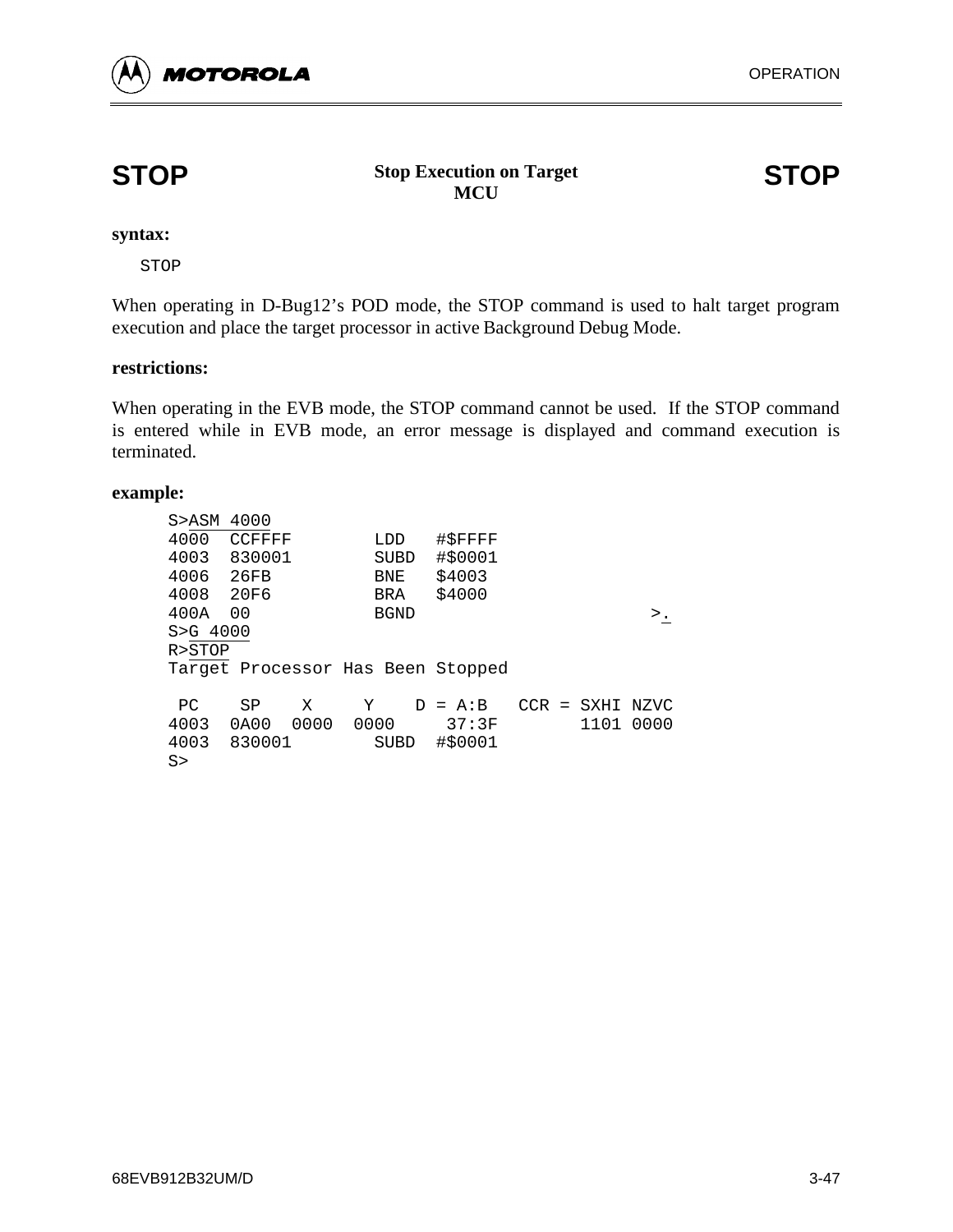# STOP — Stop Execution on Target MCU — STOP

**syntax:**

```
STOP
```

When operating in D-Bug12's POD mode, the STOP command is used to halt target program execution and place the target processor in active Background Debug Mode.

**restrictions:**

When operating in the EVB mode, the STOP command cannot be used. If the STOP command is entered while in EVB mode, an error message is displayed and command execution is terminated.

**example:**

```
S>ASM 4000
4000  CCFFFF        LDD   #$FFFF
4003  830001        SUBD  #$0001
4006  26FB          BNE   $4003
4008  20F6          BRA   $4000
400A  00            BGND                      >.
S>G 4000
R>STOP
Target Processor Has Been Stopped

 PC    SP    X     Y    D = A:B   CCR = SXHI NZVC
4003  0A00  0000  0000     37:3F        1101 0000
4003  830001        SUBD  #$0001
S>
```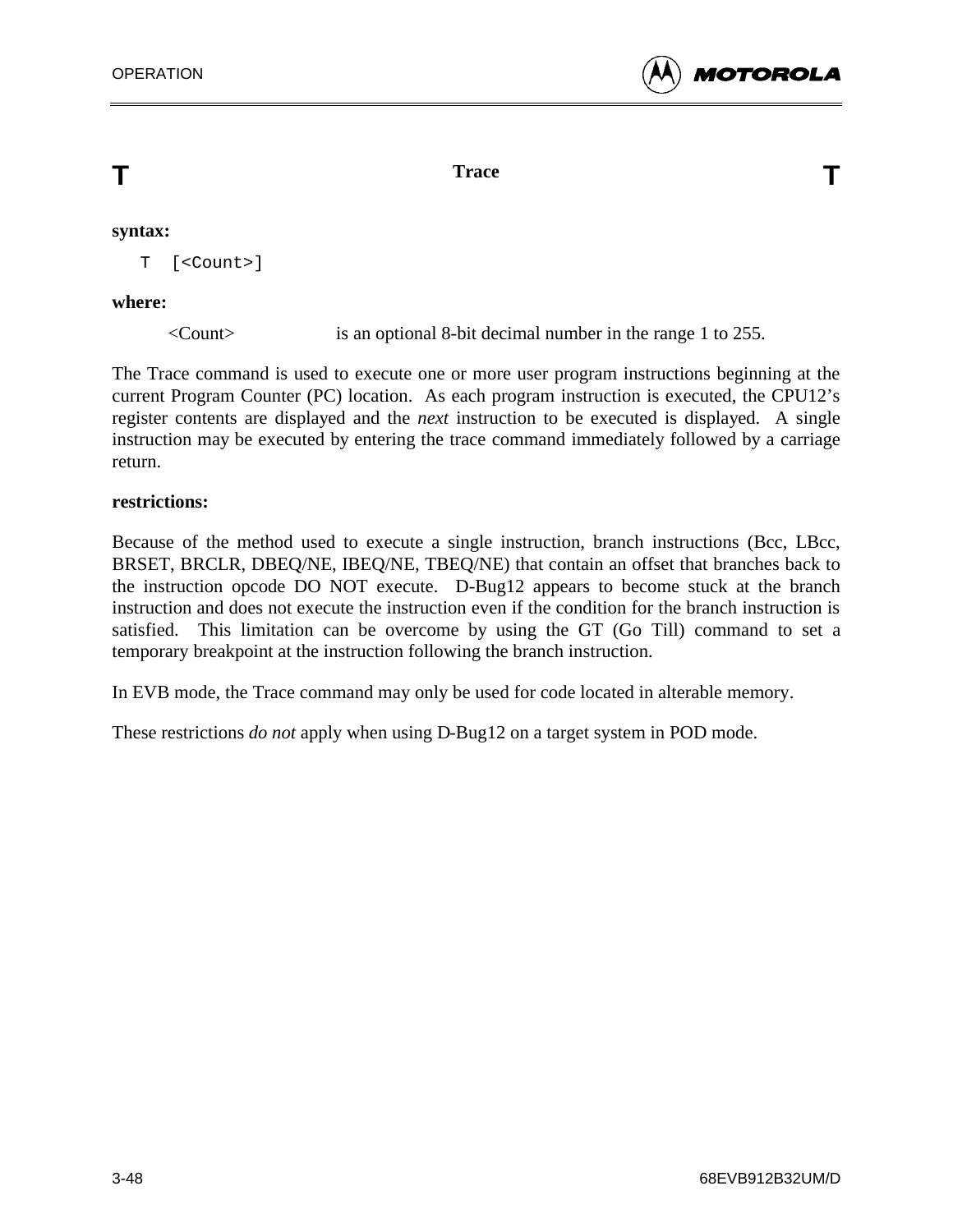## T Trace T

**syntax:**

```
T [<Count>]
```

**where:**

<Count> is an optional 8-bit decimal number in the range 1 to 255.

The Trace command is used to execute one or more user program instructions beginning at the current Program Counter (PC) location. As each program instruction is executed, the CPU12's register contents are displayed and the *next* instruction to be executed is displayed. A single instruction may be executed by entering the trace command immediately followed by a carriage return.

**restrictions:**

Because of the method used to execute a single instruction, branch instructions (Bcc, LBcc, BRSET, BRCLR, DBEQ/NE, IBEQ/NE, TBEQ/NE) that contain an offset that branches back to the instruction opcode DO NOT execute. D-Bug12 appears to become stuck at the branch instruction and does not execute the instruction even if the condition for the branch instruction is satisfied. This limitation can be overcome by using the GT (Go Till) command to set a temporary breakpoint at the instruction following the branch instruction.

In EVB mode, the Trace command may only be used for code located in alterable memory.

These restrictions *do not* apply when using D-Bug12 on a target system in POD mode.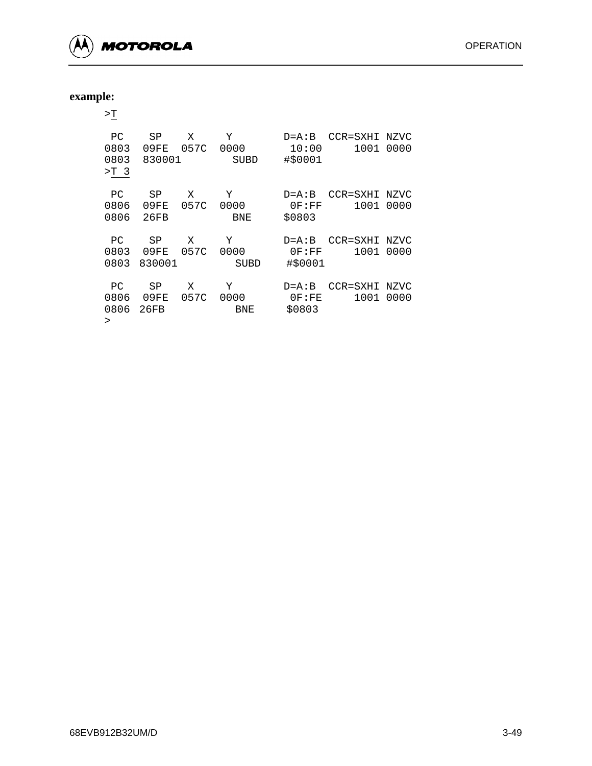**example:**

```
>T

 PC    SP    X     Y        D=A:B  CCR=SXHI NZVC
0803  09FE  057C  0000       10:00     1001 0000
0803  830001        SUBD    #$0001
>T 3

 PC    SP    X     Y        D=A:B  CCR=SXHI NZVC
0806  09FE  057C  0000       0F:FF     1001 0000
0806  26FB          BNE     $0803

 PC    SP    X     Y        D=A:B  CCR=SXHI NZVC
0803  09FE  057C  0000       0F:FF     1001 0000
0803 830001          SUBD    #$0001

 PC    SP    X     Y        D=A:B  CCR=SXHI NZVC
0806  09FE  057C  0000       0F:FE     1001 0000
0806 26FB           BNE     $0803
>
```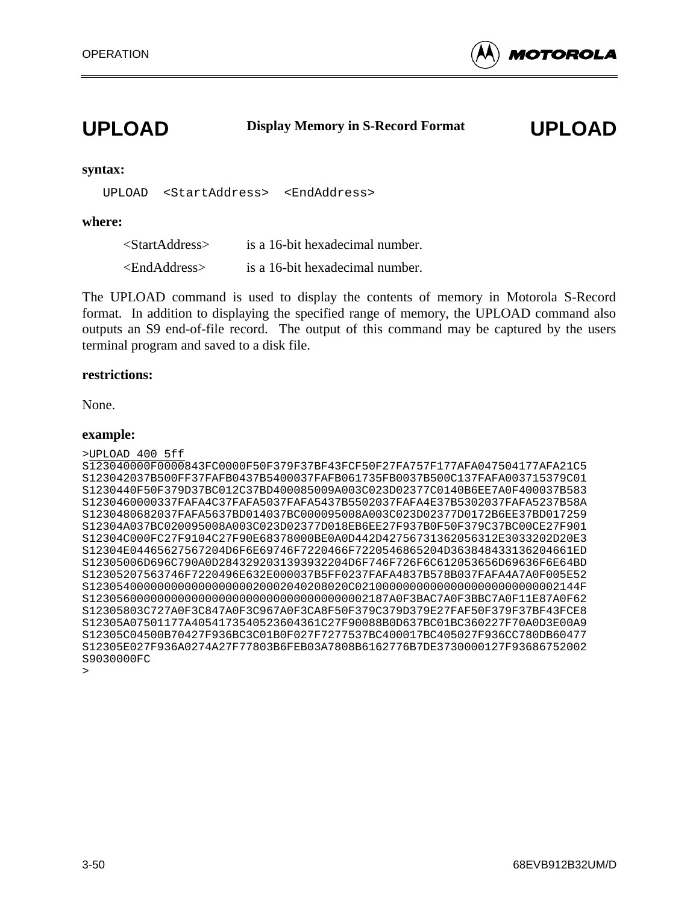# UPLOAD — Display Memory in S-Record Format — UPLOAD

**syntax:**

```
UPLOAD  <StartAddress>  <EndAddress>
```

**where:**

<StartAddress> is a 16-bit hexadecimal number.

<EndAddress> is a 16-bit hexadecimal number.

The UPLOAD command is used to display the contents of memory in Motorola S-Record format. In addition to displaying the specified range of memory, the UPLOAD command also outputs an S9 end-of-file record. The output of this command may be captured by the users terminal program and saved to a disk file.

**restrictions:**

None.

**example:**

```
>UPLOAD 400 5ff
S123040000F0000843FC0000F50F379F37BF43FCF50F27FA757F177AFA047504177AFA21C5
S123042037B500FF37FAFB0437B5400037FAFB061735FB0037B500C137FAFA003715379C01
S1230440F50F379D37BC012C37BD400085009A003C023D02377C0140B6EE7A0F400037B583
S1230460000337FAFA4C37FAFA5037FAFA5437B5502037FAFA4E37B5302037FAFA5237B58A
S1230480682037FAFA5637BD014037BC000095008A003C023D02377D0172B6EE37BD017259
S12304A037BC020095008A003C023D02377D018EB6EE27F937B0F50F379C37BC00CE27F901
S12304C000FC27F9104C27F90E68378000BE0A0D442D42756731362056312E3033202D20E3
S12304E04465627567204D6F6E69746F7220466F7220546865204D363848433136204661ED
S12305006D696C790A0D28432920313939322004D6F746F726F6C612053656D69636F6E64BD
S12305207563746F7220496E632E000037B5FF0237FAFA4837B578B037FAFA4A7A0F005E52
S12305400000000000000000000200020402080200C0210000000000000000000000000002144F
S12305600000000000000000000000000000000000002187A0F3BAC7A0F3BBC7A0F11E87A0F62
S12305803C727A0F3C847A0F3C967A0F3CA8F50F379C379D379E27FAF50F379F37BF43FCE8
S12305A07501177A4054173540523604361C27F90088B0D637BC01BC360227F70A0D3E00A9
S12305C04500B70427F936BC3C01B0F027F7277537BC400017BC405027F936CC780DB60477
S12305E027F936A0274A27F77803B6FEB03A7808B6162776B7DE3730000127F93686752002
S9030000FC
>
```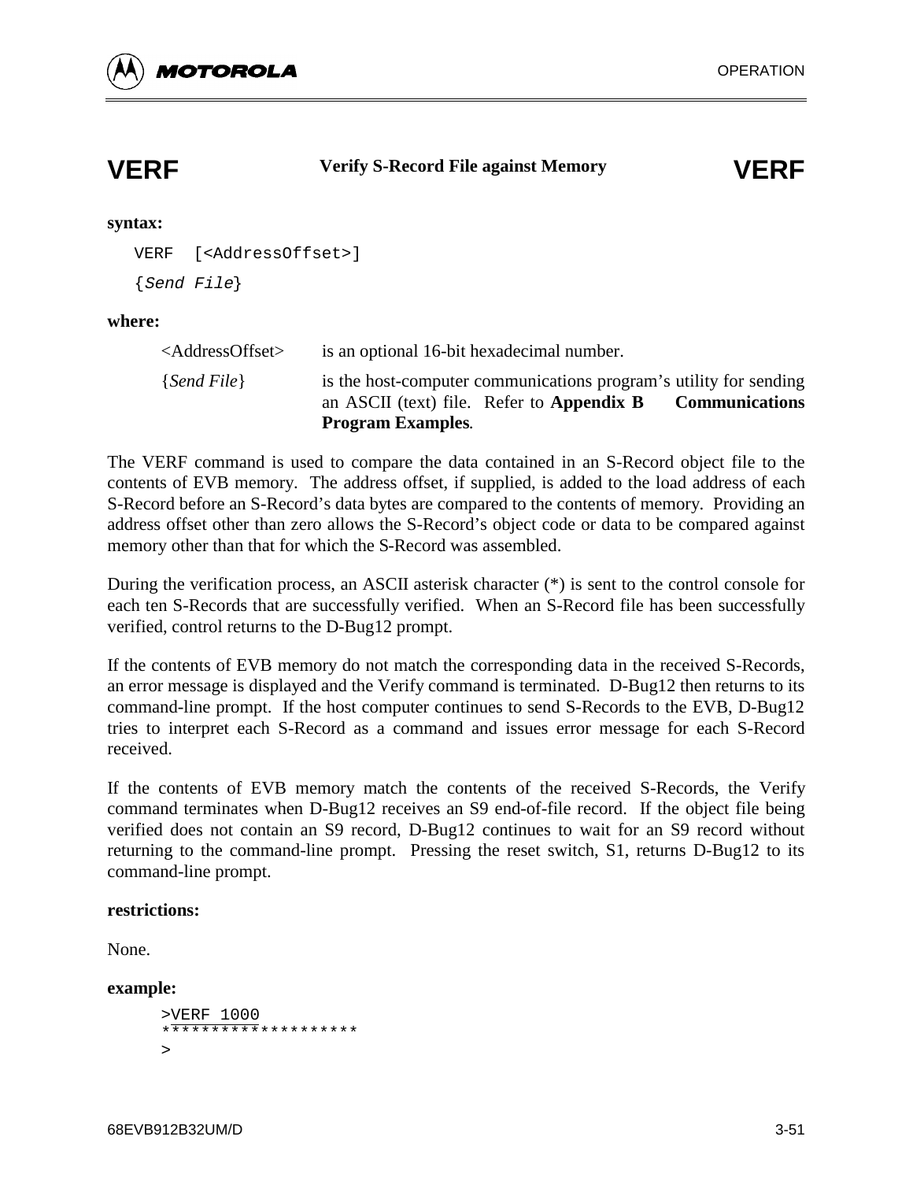# VERF — Verify S-Record File against Memory — VERF

**syntax:**

```
VERF  [<AddressOffset>]
{Send File}
```

**where:**

| | |
|---|---|
| <AddressOffset> | is an optional 16-bit hexadecimal number. |
| {*Send File*} | is the host-computer communications program's utility for sending an ASCII (text) file. Refer to **Appendix B Communications Program Examples**. |

The VERF command is used to compare the data contained in an S-Record object file to the contents of EVB memory. The address offset, if supplied, is added to the load address of each S-Record before an S-Record's data bytes are compared to the contents of memory. Providing an address offset other than zero allows the S-Record's object code or data to be compared against memory other than that for which the S-Record was assembled.

During the verification process, an ASCII asterisk character (*) is sent to the control console for each ten S-Records that are successfully verified. When an S-Record file has been successfully verified, control returns to the D-Bug12 prompt.

If the contents of EVB memory do not match the corresponding data in the received S-Records, an error message is displayed and the Verify command is terminated. D-Bug12 then returns to its command-line prompt. If the host computer continues to send S-Records to the EVB, D-Bug12 tries to interpret each S-Record as a command and issues error message for each S-Record received.

If the contents of EVB memory match the contents of the received S-Records, the Verify command terminates when D-Bug12 receives an S9 end-of-file record. If the object file being verified does not contain an S9 record, D-Bug12 continues to wait for an S9 record without returning to the command-line prompt. Pressing the reset switch, S1, returns D-Bug12 to its command-line prompt.

**restrictions:**

None.

**example:**

```
>VERF 1000
********************
>
```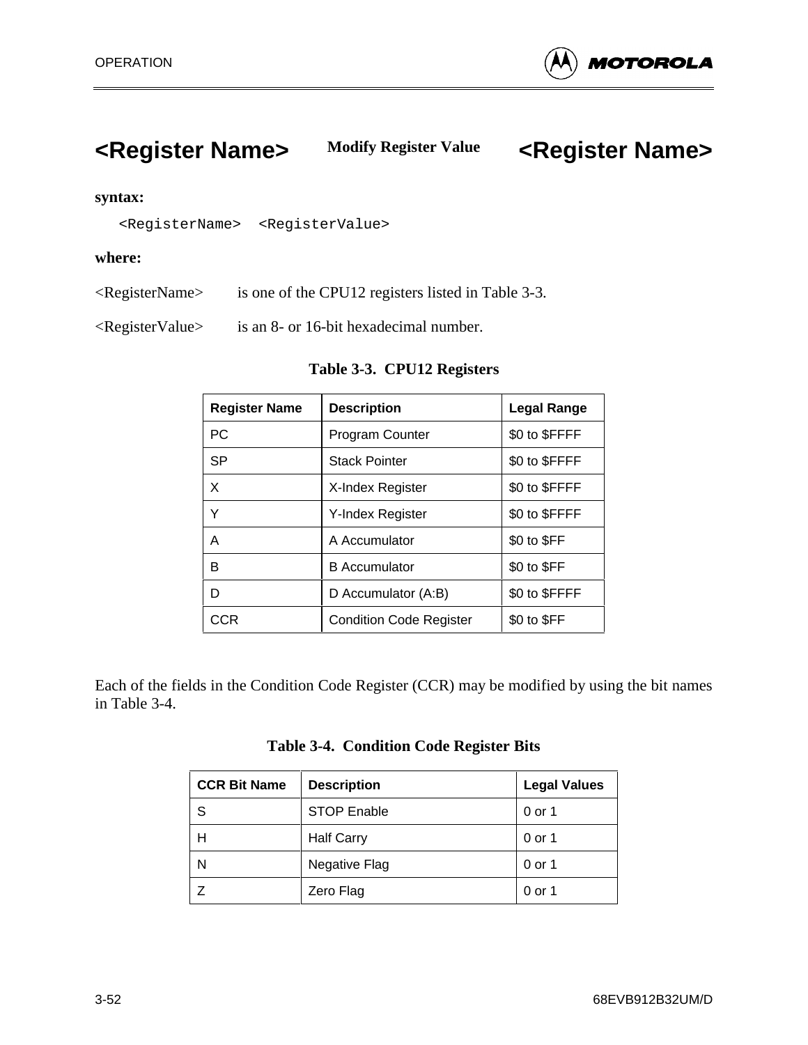## <Register Name> Modify Register Value <Register Name>

**syntax:**

```
<RegisterName>  <RegisterValue>
```

**where:**

<RegisterName> is one of the CPU12 registers listed in Table 3-3.

<RegisterValue> is an 8- or 16-bit hexadecimal number.

**Table 3-3. CPU12 Registers**

| Register Name | Description | Legal Range |
|---|---|---|
| PC | Program Counter | $0 to $FFFF |
| SP | Stack Pointer | $0 to $FFFF |
| X | X-Index Register | $0 to $FFFF |
| Y | Y-Index Register | $0 to $FFFF |
| A | A Accumulator | $0 to $FF |
| B | B Accumulator | $0 to $FF |
| D | D Accumulator (A:B) | $0 to $FFFF |
| CCR | Condition Code Register | $0 to $FF |

Each of the fields in the Condition Code Register (CCR) may be modified by using the bit names in Table 3-4.

**Table 3-4. Condition Code Register Bits**

| CCR Bit Name | Description | Legal Values |
|---|---|---|
| S | STOP Enable | 0 or 1 |
| H | Half Carry | 0 or 1 |
| N | Negative Flag | 0 or 1 |
| Z | Zero Flag | 0 or 1 |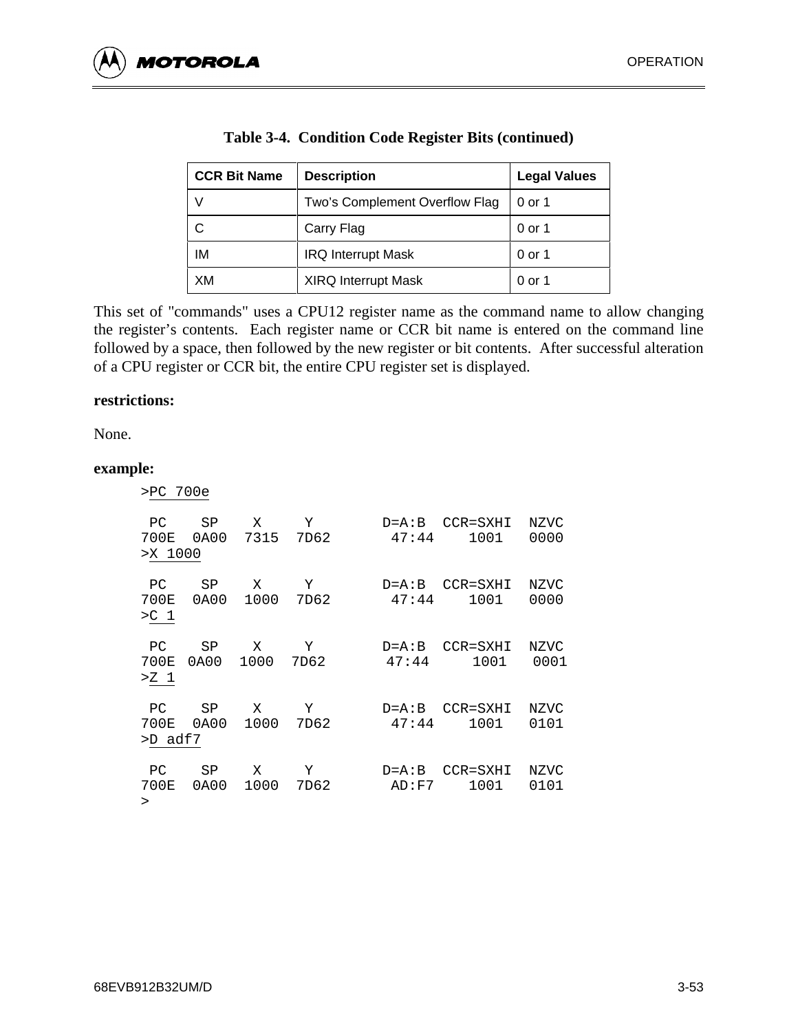**Table 3-4. Condition Code Register Bits (continued)**

| CCR Bit Name | Description | Legal Values |
|---|---|---|
| V | Two's Complement Overflow Flag | 0 or 1 |
| C | Carry Flag | 0 or 1 |
| IM | IRQ Interrupt Mask | 0 or 1 |
| XM | XIRQ Interrupt Mask | 0 or 1 |

This set of "commands" uses a CPU12 register name as the command name to allow changing the register's contents. Each register name or CCR bit name is entered on the command line followed by a space, then followed by the new register or bit contents. After successful alteration of a CPU register or CCR bit, the entire CPU register set is displayed.

**restrictions:**

None.

**example:**

```
>PC 700e

 PC    SP    X     Y        D=A:B  CCR=SXHI  NZVC
700E  0A00  7315  7D62       47:44    1001   0000
>X 1000

 PC    SP    X     Y        D=A:B  CCR=SXHI  NZVC
700E  0A00  1000  7D62       47:44    1001   0000
>C 1

 PC    SP    X     Y        D=A:B  CCR=SXHI  NZVC
700E  0A00  1000  7D62       47:44     1001   0001
>Z 1

 PC    SP    X     Y        D=A:B  CCR=SXHI  NZVC
700E  0A00  1000  7D62       47:44    1001   0101
>D adf7

 PC    SP    X     Y        D=A:B  CCR=SXHI  NZVC
700E  0A00  1000  7D62       AD:F7    1001   0101
>
```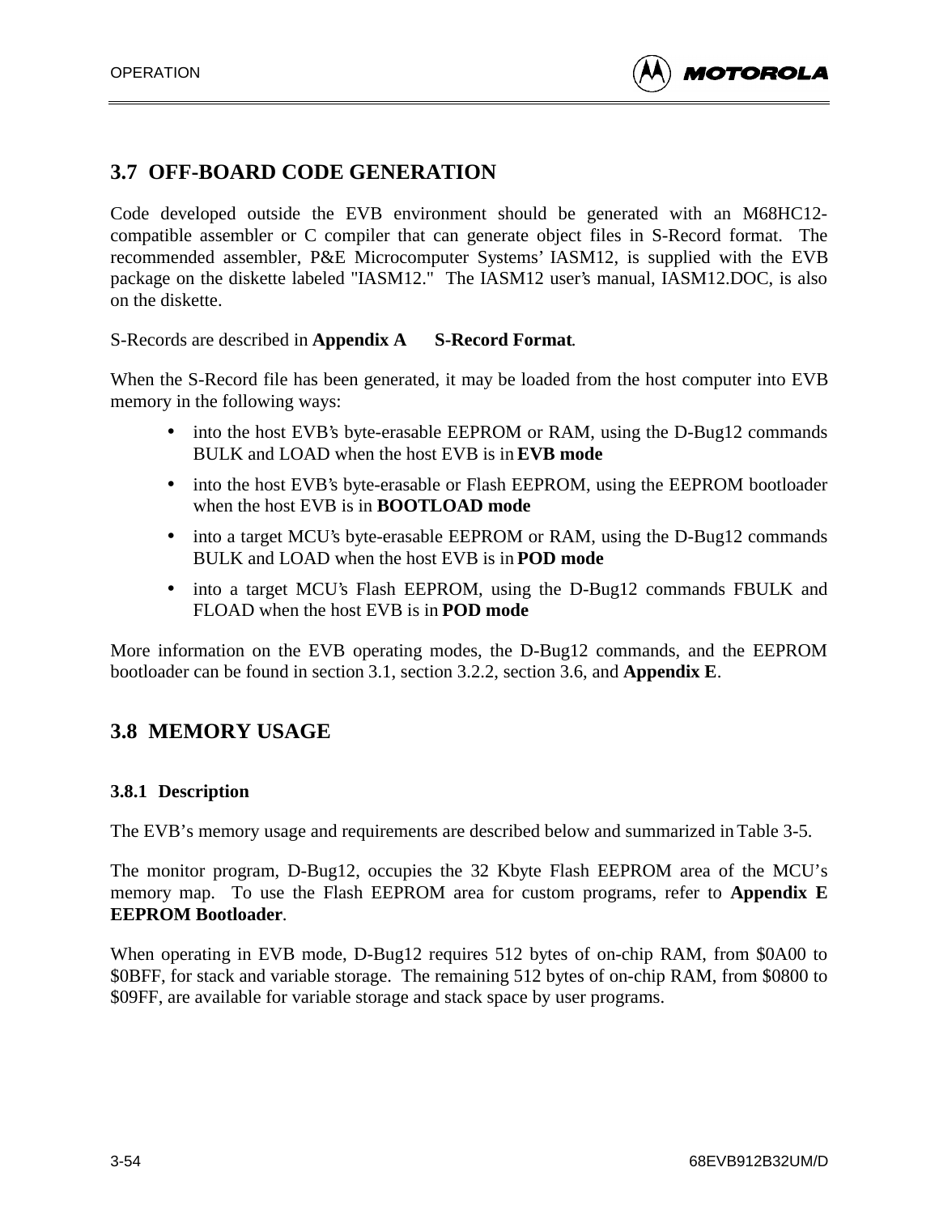## 3.7 OFF-BOARD CODE GENERATION

Code developed outside the EVB environment should be generated with an M68HC12-compatible assembler or C compiler that can generate object files in S-Record format. The recommended assembler, P&E Microcomputer Systems' IASM12, is supplied with the EVB package on the diskette labeled "IASM12." The IASM12 user's manual, IASM12.DOC, is also on the diskette.

S-Records are described in **Appendix A S-Record Format**.

When the S-Record file has been generated, it may be loaded from the host computer into EVB memory in the following ways:

- into the host EVB's byte-erasable EEPROM or RAM, using the D-Bug12 commands BULK and LOAD when the host EVB is in **EVB mode**
- into the host EVB's byte-erasable or Flash EEPROM, using the EEPROM bootloader when the host EVB is in **BOOTLOAD mode**
- into a target MCU's byte-erasable EEPROM or RAM, using the D-Bug12 commands BULK and LOAD when the host EVB is in **POD mode**
- into a target MCU's Flash EEPROM, using the D-Bug12 commands FBULK and FLOAD when the host EVB is in **POD mode**

More information on the EVB operating modes, the D-Bug12 commands, and the EEPROM bootloader can be found in section 3.1, section 3.2.2, section 3.6, and **Appendix E**.

## 3.8 MEMORY USAGE

### 3.8.1 Description

The EVB's memory usage and requirements are described below and summarized in Table 3-5.

The monitor program, D-Bug12, occupies the 32 Kbyte Flash EEPROM area of the MCU's memory map. To use the Flash EEPROM area for custom programs, refer to **Appendix E EEPROM Bootloader**.

When operating in EVB mode, D-Bug12 requires 512 bytes of on-chip RAM, from $0A00 to $0BFF, for stack and variable storage. The remaining 512 bytes of on-chip RAM, from $0800 to $09FF, are available for variable storage and stack space by user programs.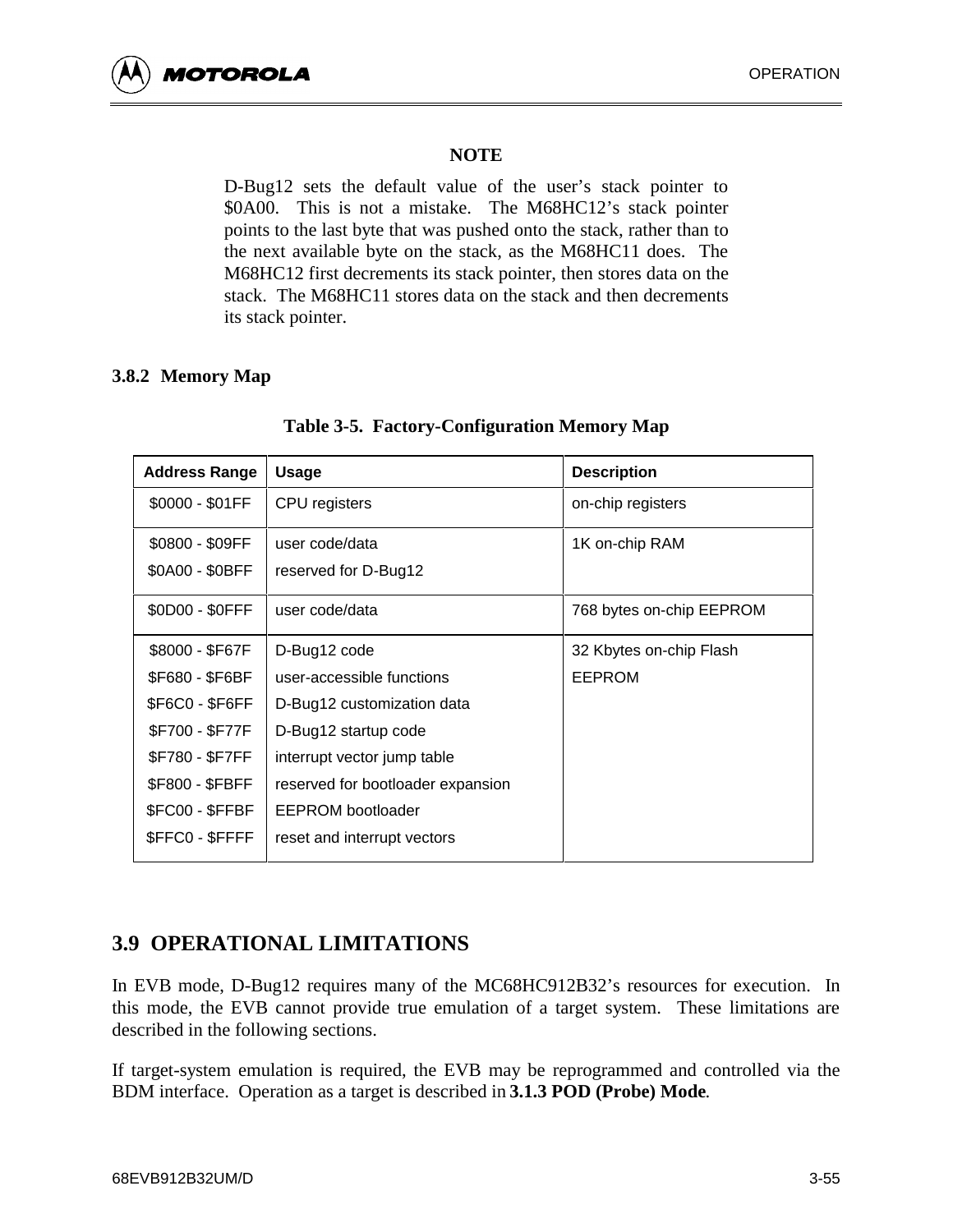**NOTE**

D-Bug12 sets the default value of the user's stack pointer to $0A00. This is not a mistake. The M68HC12's stack pointer points to the last byte that was pushed onto the stack, rather than to the next available byte on the stack, as the M68HC11 does. The M68HC12 first decrements its stack pointer, then stores data on the stack. The M68HC11 stores data on the stack and then decrements its stack pointer.

### 3.8.2 Memory Map

**Table 3-5. Factory-Configuration Memory Map**

| Address Range | Usage | Description |
|---|---|---|
| $0000 - $01FF | CPU registers | on-chip registers |
| $0800 - $09FF | user code/data | 1K on-chip RAM |
| $0A00 - $0BFF | reserved for D-Bug12 | |
| $0D00 - $0FFF | user code/data | 768 bytes on-chip EEPROM |
| $8000 - $F67F | D-Bug12 code | 32 Kbytes on-chip Flash EEPROM |
| $F680 - $F6BF | user-accessible functions | |
| $F6C0 - $F6FF | D-Bug12 customization data | |
| $F700 - $F77F | D-Bug12 startup code | |
| $F780 - $F7FF | interrupt vector jump table | |
| $F800 - $FBFF | reserved for bootloader expansion | |
| $FC00 - $FFBF | EEPROM bootloader | |
| $FFC0 - $FFFF | reset and interrupt vectors | |

## 3.9 OPERATIONAL LIMITATIONS

In EVB mode, D-Bug12 requires many of the MC68HC912B32's resources for execution. In this mode, the EVB cannot provide true emulation of a target system. These limitations are described in the following sections.

If target-system emulation is required, the EVB may be reprogrammed and controlled via the BDM interface. Operation as a target is described in **3.1.3 POD (Probe) Mode**.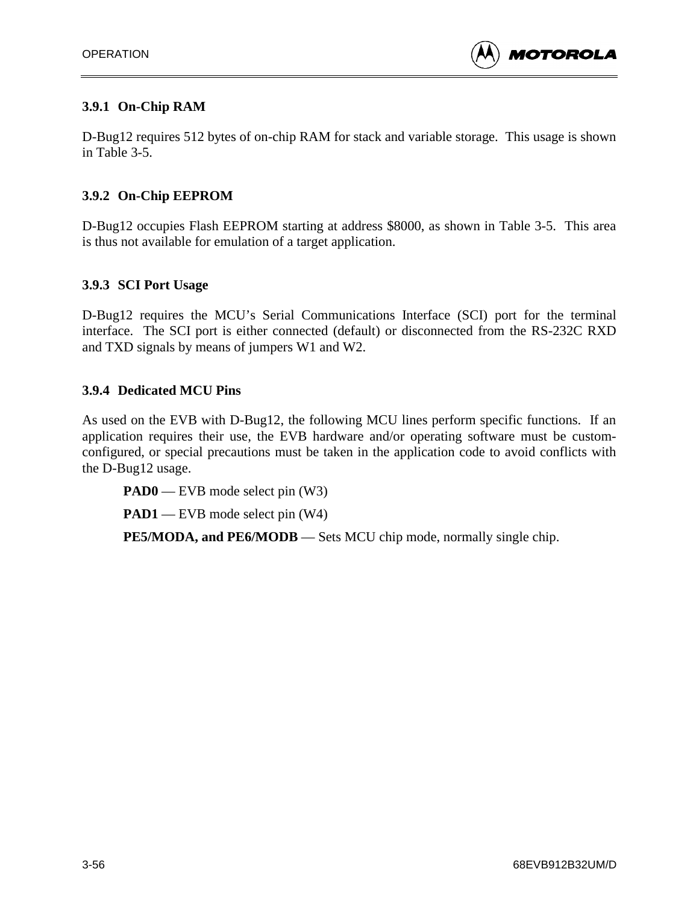### 3.9.1 On-Chip RAM

D-Bug12 requires 512 bytes of on-chip RAM for stack and variable storage. This usage is shown in Table 3-5.

### 3.9.2 On-Chip EEPROM

D-Bug12 occupies Flash EEPROM starting at address $8000, as shown in Table 3-5. This area is thus not available for emulation of a target application.

### 3.9.3 SCI Port Usage

D-Bug12 requires the MCU's Serial Communications Interface (SCI) port for the terminal interface. The SCI port is either connected (default) or disconnected from the RS-232C RXD and TXD signals by means of jumpers W1 and W2.

### 3.9.4 Dedicated MCU Pins

As used on the EVB with D-Bug12, the following MCU lines perform specific functions. If an application requires their use, the EVB hardware and/or operating software must be custom-configured, or special precautions must be taken in the application code to avoid conflicts with the D-Bug12 usage.

**PAD0** — EVB mode select pin (W3)

**PAD1** — EVB mode select pin (W4)

**PE5/MODA, and PE6/MODB** — Sets MCU chip mode, normally single chip.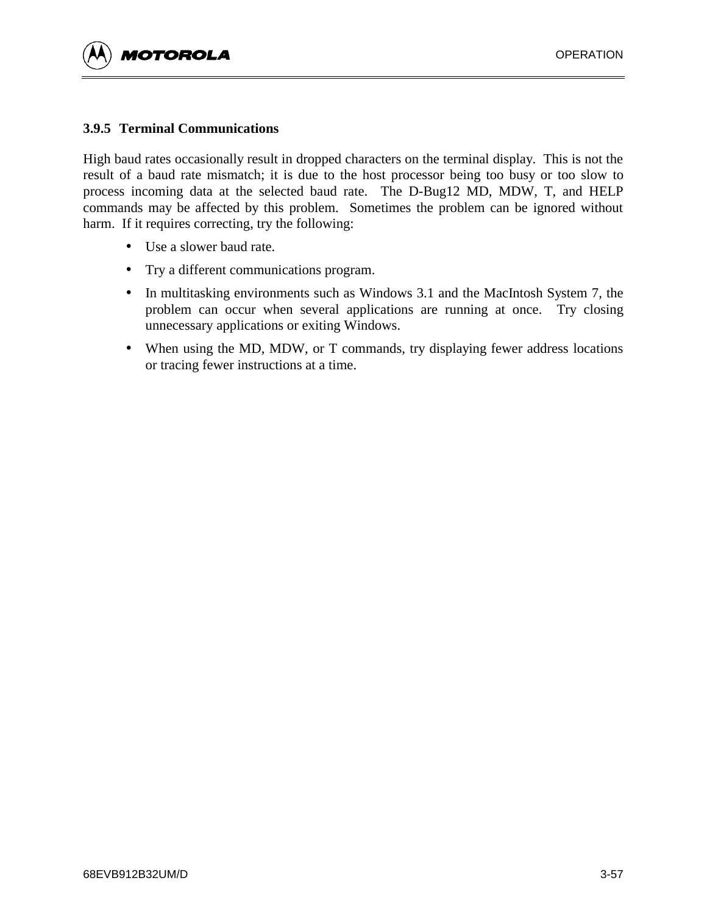### 3.9.5 Terminal Communications

High baud rates occasionally result in dropped characters on the terminal display. This is not the result of a baud rate mismatch; it is due to the host processor being too busy or too slow to process incoming data at the selected baud rate. The D-Bug12 MD, MDW, T, and HELP commands may be affected by this problem. Sometimes the problem can be ignored without harm. If it requires correcting, try the following:

- Use a slower baud rate.
- Try a different communications program.
- In multitasking environments such as Windows 3.1 and the MacIntosh System 7, the problem can occur when several applications are running at once. Try closing unnecessary applications or exiting Windows.
- When using the MD, MDW, or T commands, try displaying fewer address locations or tracing fewer instructions at a time.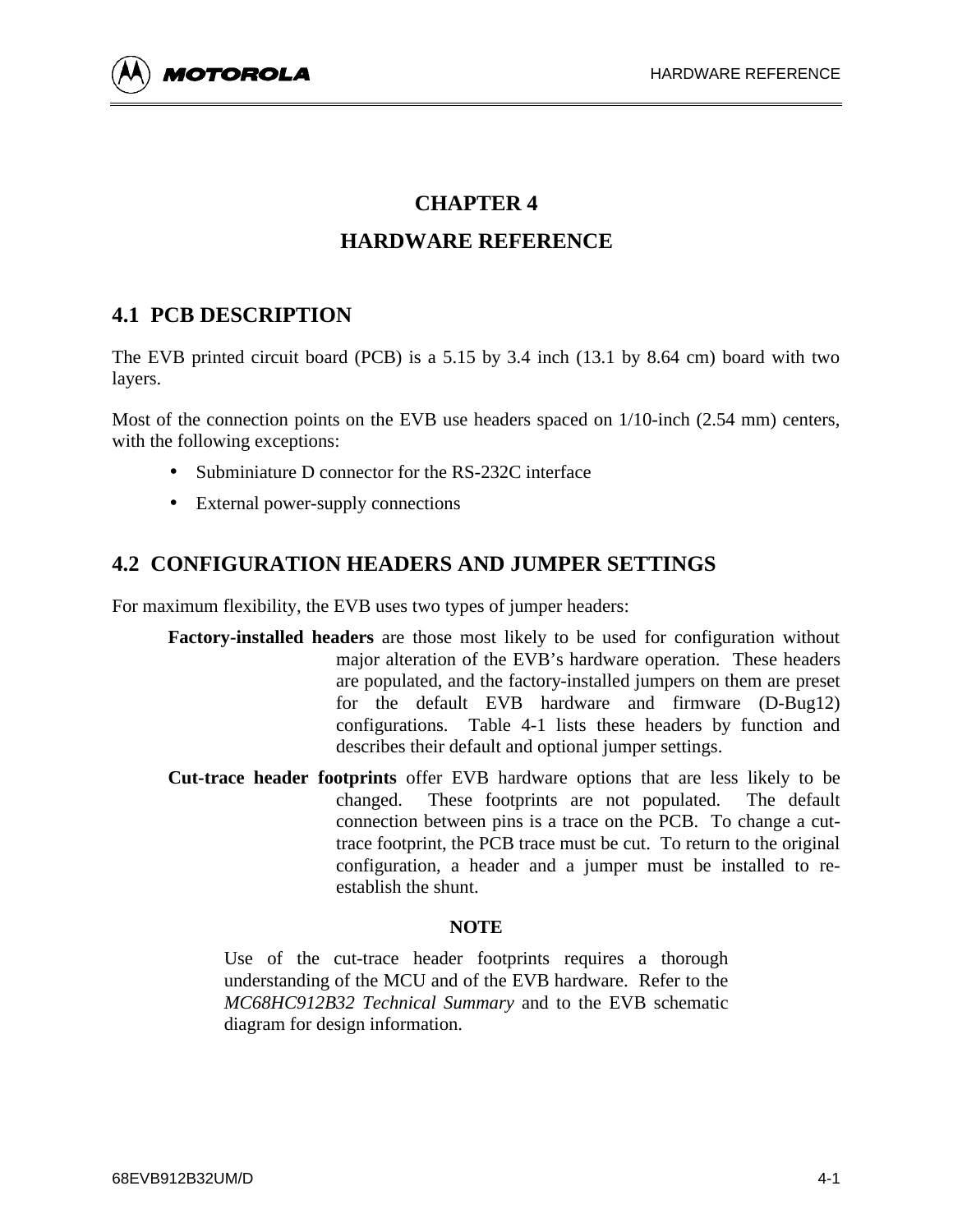# CHAPTER 4

# HARDWARE REFERENCE

## 4.1 PCB DESCRIPTION

The EVB printed circuit board (PCB) is a 5.15 by 3.4 inch (13.1 by 8.64 cm) board with two layers.

Most of the connection points on the EVB use headers spaced on 1/10-inch (2.54 mm) centers, with the following exceptions:

- Subminiature D connector for the RS-232C interface
- External power-supply connections

## 4.2 CONFIGURATION HEADERS AND JUMPER SETTINGS

For maximum flexibility, the EVB uses two types of jumper headers:

**Factory-installed headers** are those most likely to be used for configuration without major alteration of the EVB's hardware operation. These headers are populated, and the factory-installed jumpers on them are preset for the default EVB hardware and firmware (D-Bug12) configurations. Table 4-1 lists these headers by function and describes their default and optional jumper settings.

**Cut-trace header footprints** offer EVB hardware options that are less likely to be changed. These footprints are not populated. The default connection between pins is a trace on the PCB. To change a cut-trace footprint, the PCB trace must be cut. To return to the original configuration, a header and a jumper must be installed to re-establish the shunt.

**NOTE**

Use of the cut-trace header footprints requires a thorough understanding of the MCU and of the EVB hardware. Refer to the *MC68HC912B32 Technical Summary* and to the EVB schematic diagram for design information.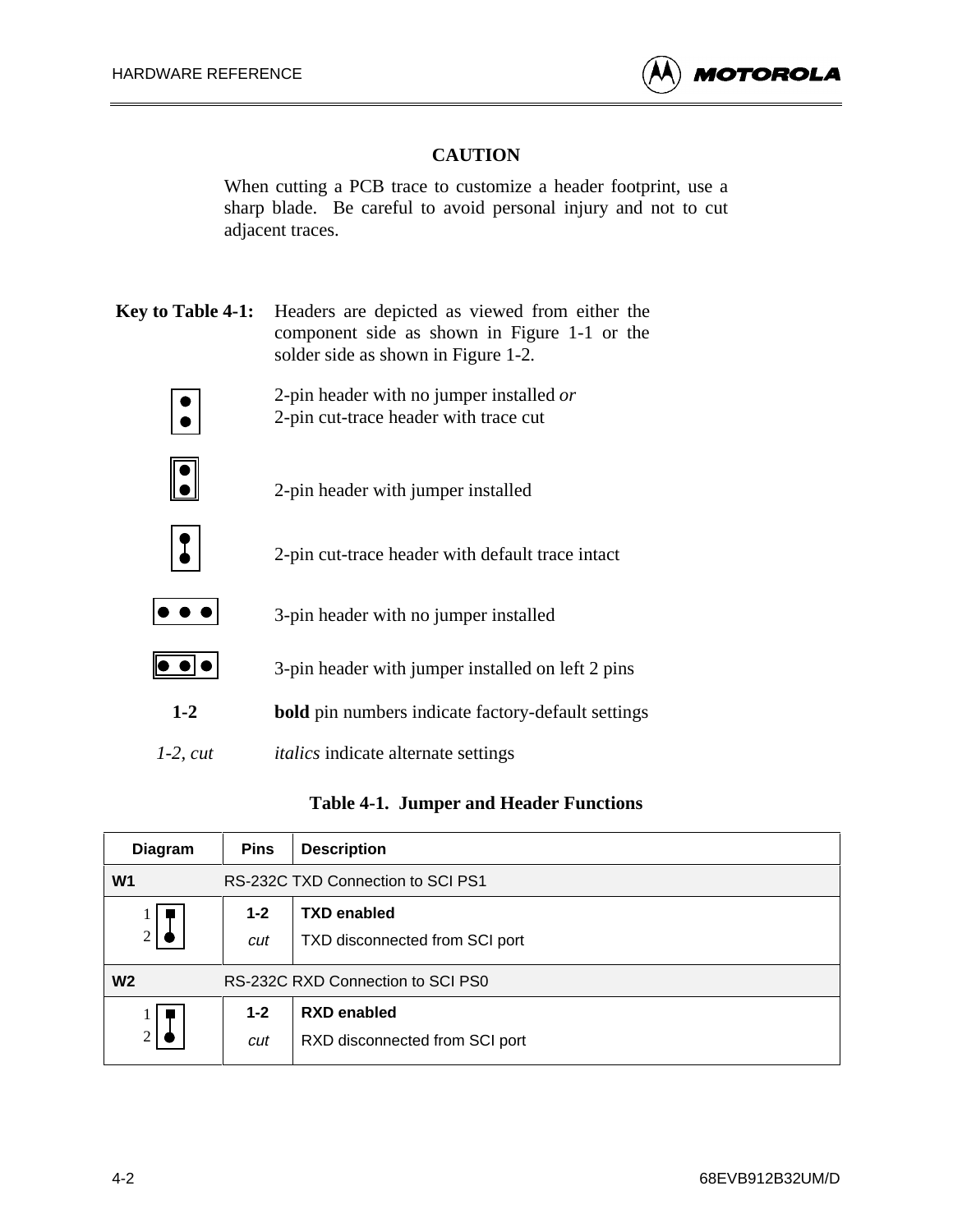**CAUTION**

When cutting a PCB trace to customize a header footprint, use a sharp blade. Be careful to avoid personal injury and not to cut adjacent traces.

**Key to Table 4-1:** Headers are depicted as viewed from either the component side as shown in Figure 1-1 or the solder side as shown in Figure 1-2.

2-pin header with no jumper installed *or*
2-pin cut-trace header with trace cut

2-pin header with jumper installed

2-pin cut-trace header with default trace intact

3-pin header with no jumper installed

3-pin header with jumper installed on left 2 pins

**1-2** — **bold** pin numbers indicate factory-default settings

*1-2, cut* — *italics* indicate alternate settings

**Table 4-1. Jumper and Header Functions**

| Diagram | Pins | Description |
|---|---|---|
| **W1** | RS-232C TXD Connection to SCI PS1 | |
| 1, 2 | **1-2** | **TXD enabled** |
| | *cut* | TXD disconnected from SCI port |
| **W2** | RS-232C RXD Connection to SCI PS0 | |
| 1, 2 | **1-2** | **RXD enabled** |
| | *cut* | RXD disconnected from SCI port |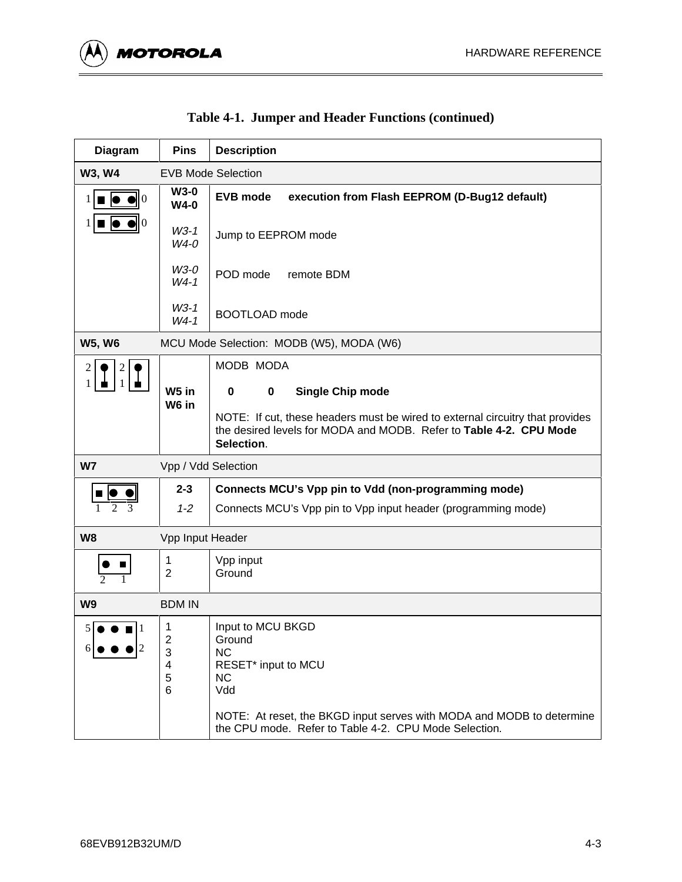**Table 4-1. Jumper and Header Functions (continued)**

| Diagram | Pins | Description |
|---|---|---|
| **W3, W4** | EVB Mode Selection | |
| 1 ■ ● ● 0<br>1 ■ ● ● 0 | **W3-0**<br>**W4-0** | **EVB mode — execution from Flash EEPROM (D-Bug12 default)** |
| | *W3-1*<br>*W4-0* | Jump to EEPROM mode |
| | *W3-0*<br>*W4-1* | POD mode — remote BDM |
| | *W3-1*<br>*W4-1* | BOOTLOAD mode |
| **W5, W6** | MCU Mode Selection: MODB (W5), MODA (W6) | |
| 2 ● 2 ●<br>1 ■ 1 ■ | **W5 in**<br>**W6 in** | MODB MODA<br>**0 0 Single Chip mode**<br>NOTE: If cut, these headers must be wired to external circuitry that provides the desired levels for MODA and MODB. Refer to **Table 4-2. CPU Mode Selection**. |
| **W7** | Vpp / Vdd Selection | |
| ■ ● ●<br>1 2 3 | **2-3** | **Connects MCU's Vpp pin to Vdd (non-programming mode)** |
| | *1-2* | Connects MCU's Vpp pin to Vpp input header (programming mode) |
| **W8** | Vpp Input Header | |
| ● ■<br>2 1 | 1<br>2 | Vpp input<br>Ground |
| **W9** | BDM IN | |
| 5 ● ● ■ 1<br>6 ● ● ● 2 | 1<br>2<br>3<br>4<br>5<br>6 | Input to MCU BKGD<br>Ground<br>NC<br>RESET* input to MCU<br>NC<br>Vdd<br><br>NOTE: At reset, the BKGD input serves with MODA and MODB to determine the CPU mode. Refer to Table 4-2. CPU Mode Selection. |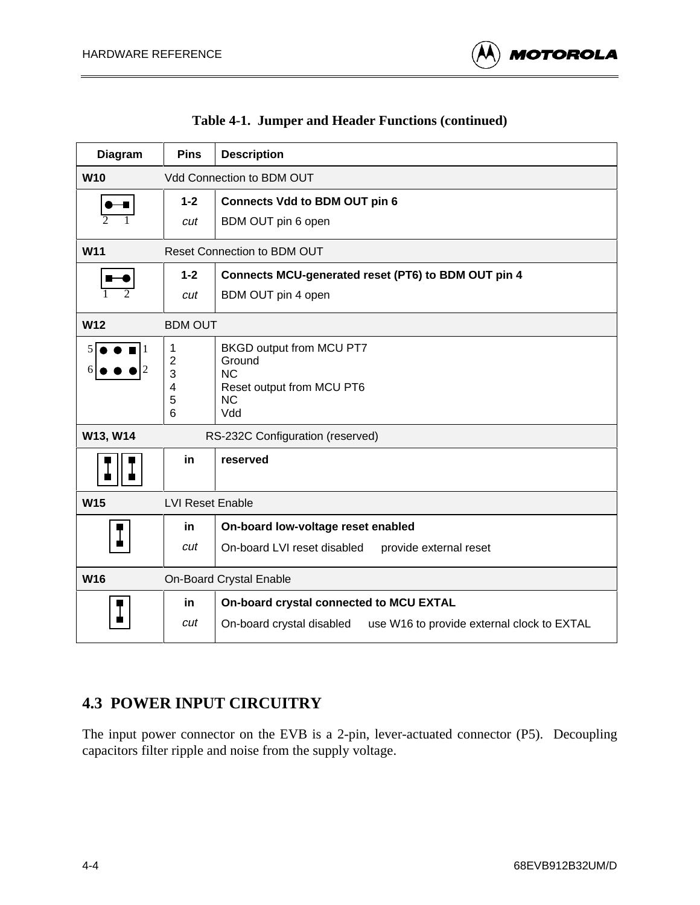**Table 4-1. Jumper and Header Functions (continued)**

| Diagram | Pins | Description |
|---|---|---|
| **W10** | Vdd Connection to BDM OUT | |
| 2 1 | **1-2** | **Connects Vdd to BDM OUT pin 6** |
| | *cut* | BDM OUT pin 6 open |
| **W11** | Reset Connection to BDM OUT | |
| 1 2 | **1-2** | **Connects MCU-generated reset (PT6) to BDM OUT pin 4** |
| | *cut* | BDM OUT pin 4 open |
| **W12** | BDM OUT | |
| 5 1 / 6 2 | 1 | BKGD output from MCU PT7 |
| | 2 | Ground |
| | 3 | NC |
| | 4 | Reset output from MCU PT6 |
| | 5 | NC |
| | 6 | Vdd |
| **W13, W14** | RS-232C Configuration (reserved) | |
| | **in** | **reserved** |
| **W15** | LVI Reset Enable | |
| | **in** | **On-board low-voltage reset enabled** |
| | *cut* | On-board LVI reset disabled provide external reset |
| **W16** | On-Board Crystal Enable | |
| | **in** | **On-board crystal connected to MCU EXTAL** |
| | *cut* | On-board crystal disabled use W16 to provide external clock to EXTAL |

## 4.3 POWER INPUT CIRCUITRY

The input power connector on the EVB is a 2-pin, lever-actuated connector (P5). Decoupling capacitors filter ripple and noise from the supply voltage.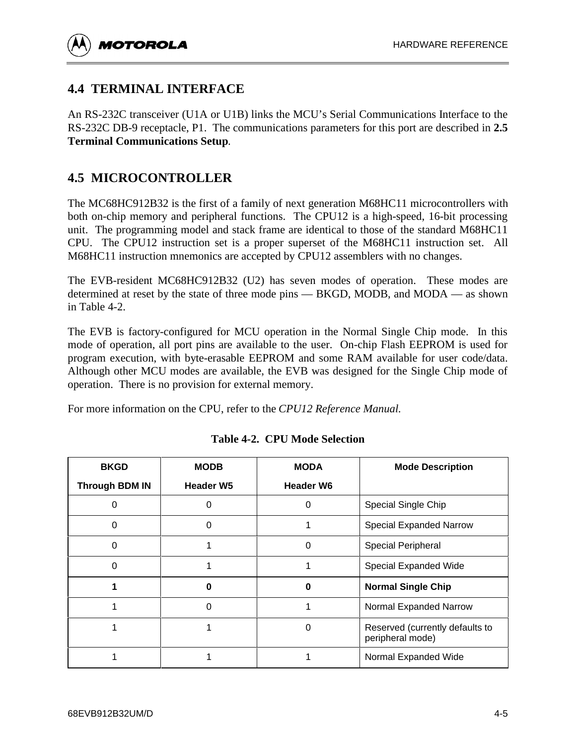## 4.4 TERMINAL INTERFACE

An RS-232C transceiver (U1A or U1B) links the MCU's Serial Communications Interface to the RS-232C DB-9 receptacle, P1. The communications parameters for this port are described in **2.5 Terminal Communications Setup**.

## 4.5 MICROCONTROLLER

The MC68HC912B32 is the first of a family of next generation M68HC11 microcontrollers with both on-chip memory and peripheral functions. The CPU12 is a high-speed, 16-bit processing unit. The programming model and stack frame are identical to those of the standard M68HC11 CPU. The CPU12 instruction set is a proper superset of the M68HC11 instruction set. All M68HC11 instruction mnemonics are accepted by CPU12 assemblers with no changes.

The EVB-resident MC68HC912B32 (U2) has seven modes of operation. These modes are determined at reset by the state of three mode pins — BKGD, MODB, and MODA — as shown in Table 4-2.

The EVB is factory-configured for MCU operation in the Normal Single Chip mode. In this mode of operation, all port pins are available to the user. On-chip Flash EEPROM is used for program execution, with byte-erasable EEPROM and some RAM available for user code/data. Although other MCU modes are available, the EVB was designed for the Single Chip mode of operation. There is no provision for external memory.

For more information on the CPU, refer to the *CPU12 Reference Manual.*

**Table 4-2. CPU Mode Selection**

| BKGD Through BDM IN | MODB Header W5 | MODA Header W6 | Mode Description |
|---|---|---|---|
| 0 | 0 | 0 | Special Single Chip |
| 0 | 0 | 1 | Special Expanded Narrow |
| 0 | 1 | 0 | Special Peripheral |
| 0 | 1 | 1 | Special Expanded Wide |
| **1** | **0** | **0** | **Normal Single Chip** |
| 1 | 0 | 1 | Normal Expanded Narrow |
| 1 | 1 | 0 | Reserved (currently defaults to peripheral mode) |
| 1 | 1 | 1 | Normal Expanded Wide |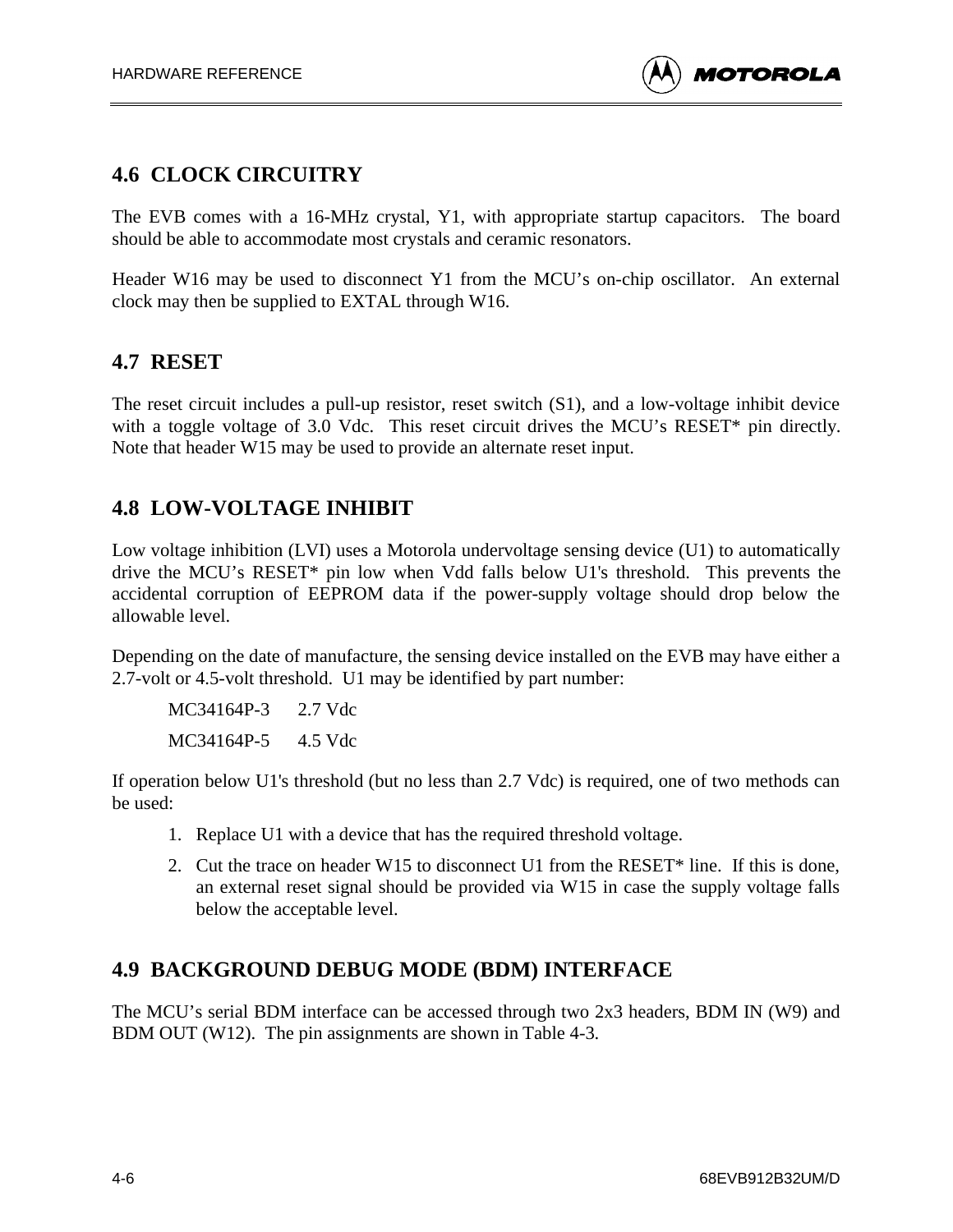## 4.6 CLOCK CIRCUITRY

The EVB comes with a 16-MHz crystal, Y1, with appropriate startup capacitors. The board should be able to accommodate most crystals and ceramic resonators.

Header W16 may be used to disconnect Y1 from the MCU’s on-chip oscillator. An external clock may then be supplied to EXTAL through W16.

## 4.7 RESET

The reset circuit includes a pull-up resistor, reset switch (S1), and a low-voltage inhibit device with a toggle voltage of 3.0 Vdc. This reset circuit drives the MCU’s RESET* pin directly. Note that header W15 may be used to provide an alternate reset input.

## 4.8 LOW-VOLTAGE INHIBIT

Low voltage inhibition (LVI) uses a Motorola undervoltage sensing device (U1) to automatically drive the MCU’s RESET* pin low when Vdd falls below U1's threshold. This prevents the accidental corruption of EEPROM data if the power-supply voltage should drop below the allowable level.

Depending on the date of manufacture, the sensing device installed on the EVB may have either a 2.7-volt or 4.5-volt threshold. U1 may be identified by part number:

MC34164P-3 2.7 Vdc

MC34164P-5 4.5 Vdc

If operation below U1's threshold (but no less than 2.7 Vdc) is required, one of two methods can be used:

1. Replace U1 with a device that has the required threshold voltage.
2. Cut the trace on header W15 to disconnect U1 from the RESET* line. If this is done, an external reset signal should be provided via W15 in case the supply voltage falls below the acceptable level.

## 4.9 BACKGROUND DEBUG MODE (BDM) INTERFACE

The MCU’s serial BDM interface can be accessed through two 2x3 headers, BDM IN (W9) and BDM OUT (W12). The pin assignments are shown in Table 4-3.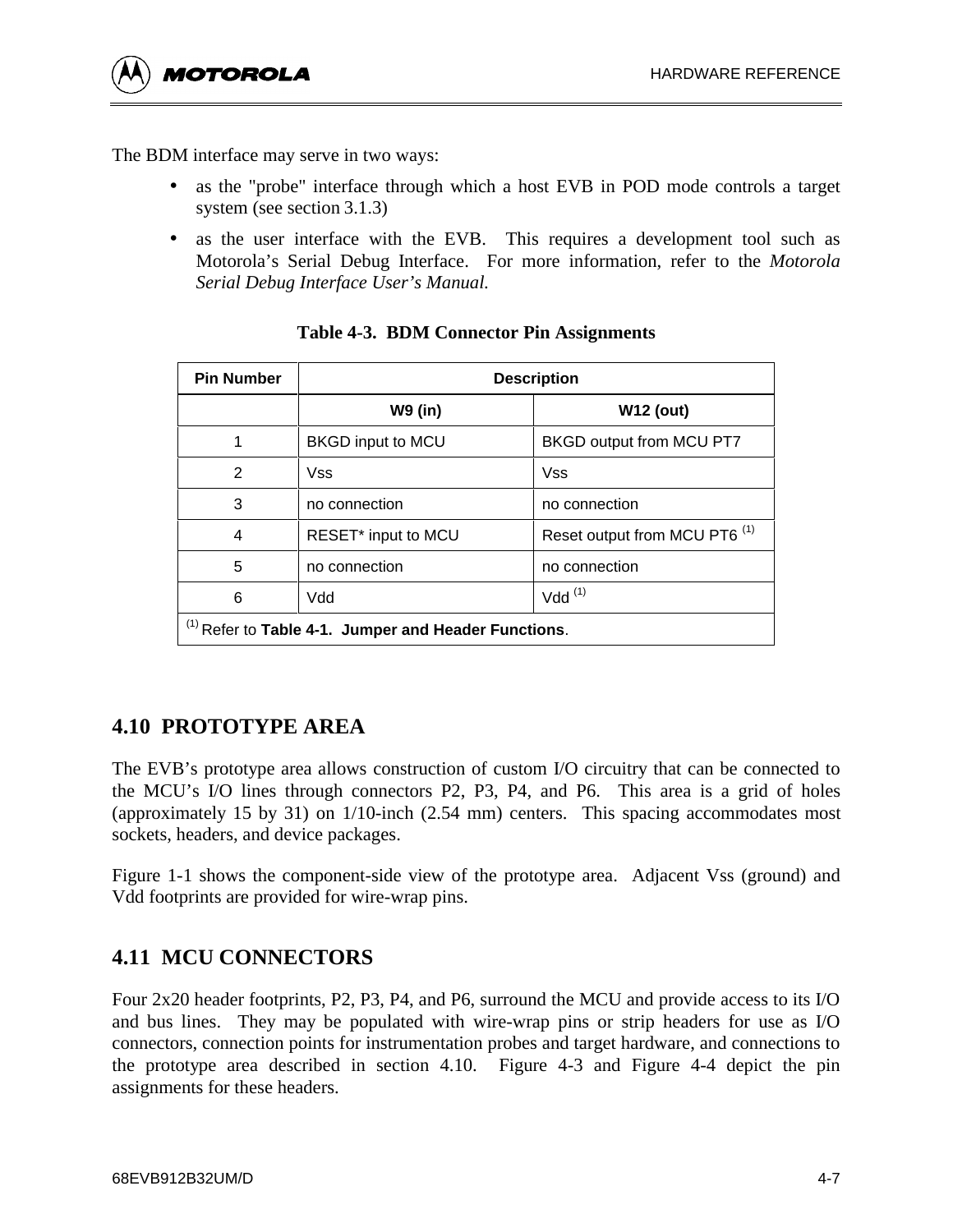The BDM interface may serve in two ways:

- as the "probe" interface through which a host EVB in POD mode controls a target system (see section 3.1.3)
- as the user interface with the EVB. This requires a development tool such as Motorola's Serial Debug Interface. For more information, refer to the *Motorola Serial Debug Interface User's Manual.*

**Table 4-3. BDM Connector Pin Assignments**

| Pin Number | Description | |
|---|---|---|
| | **W9 (in)** | **W12 (out)** |
| 1 | BKGD input to MCU | BKGD output from MCU PT7 |
| 2 | Vss | Vss |
| 3 | no connection | no connection |
| 4 | RESET* input to MCU | Reset output from MCU PT6 [(1)] |
| 5 | no connection | no connection |
| 6 | Vdd | Vdd [(1)] |
| [(1)] Refer to **Table 4-1. Jumper and Header Functions**. | | |

## 4.10 PROTOTYPE AREA

The EVB's prototype area allows construction of custom I/O circuitry that can be connected to the MCU's I/O lines through connectors P2, P3, P4, and P6. This area is a grid of holes (approximately 15 by 31) on 1/10-inch (2.54 mm) centers. This spacing accommodates most sockets, headers, and device packages.

Figure 1-1 shows the component-side view of the prototype area. Adjacent Vss (ground) and Vdd footprints are provided for wire-wrap pins.

## 4.11 MCU CONNECTORS

Four 2x20 header footprints, P2, P3, P4, and P6, surround the MCU and provide access to its I/O and bus lines. They may be populated with wire-wrap pins or strip headers for use as I/O connectors, connection points for instrumentation probes and target hardware, and connections to the prototype area described in section 4.10. Figure 4-3 and Figure 4-4 depict the pin assignments for these headers.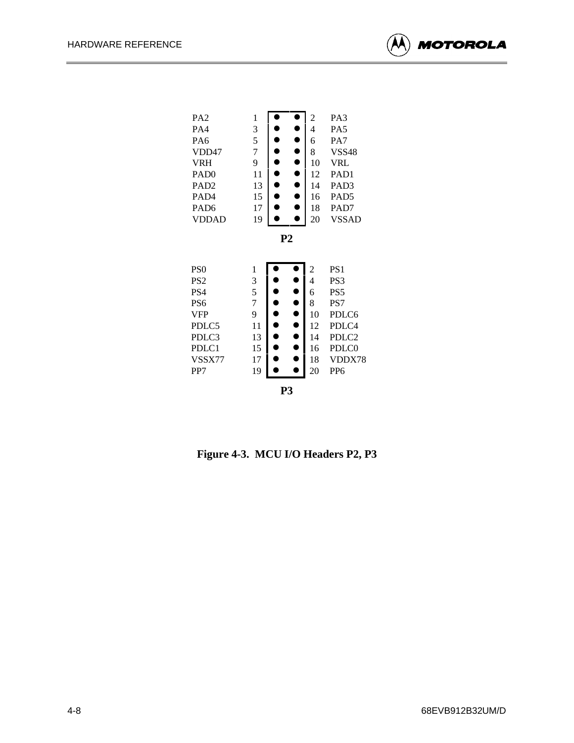| Signal | Pin | Pin | Signal |
|---|---|---|---|
| PA2 | 1 | 2 | PA3 |
| PA4 | 3 | 4 | PA5 |
| PA6 | 5 | 6 | PA7 |
| VDD47 | 7 | 8 | VSS48 |
| VRH | 9 | 10 | VRL |
| PAD0 | 11 | 12 | PAD1 |
| PAD2 | 13 | 14 | PAD3 |
| PAD4 | 15 | 16 | PAD5 |
| PAD6 | 17 | 18 | PAD7 |
| VDDAD | 19 | 20 | VSSAD |

**P2**

| Signal | Pin | Pin | Signal |
|---|---|---|---|
| PS0 | 1 | 2 | PS1 |
| PS2 | 3 | 4 | PS3 |
| PS4 | 5 | 6 | PS5 |
| PS6 | 7 | 8 | PS7 |
| VFP | 9 | 10 | PDLC6 |
| PDLC5 | 11 | 12 | PDLC4 |
| PDLC3 | 13 | 14 | PDLC2 |
| PDLC1 | 15 | 16 | PDLC0 |
| VSSX77 | 17 | 18 | VDDX78 |
| PP7 | 19 | 20 | PP6 |

**P3**

**Figure 4-3. MCU I/O Headers P2, P3**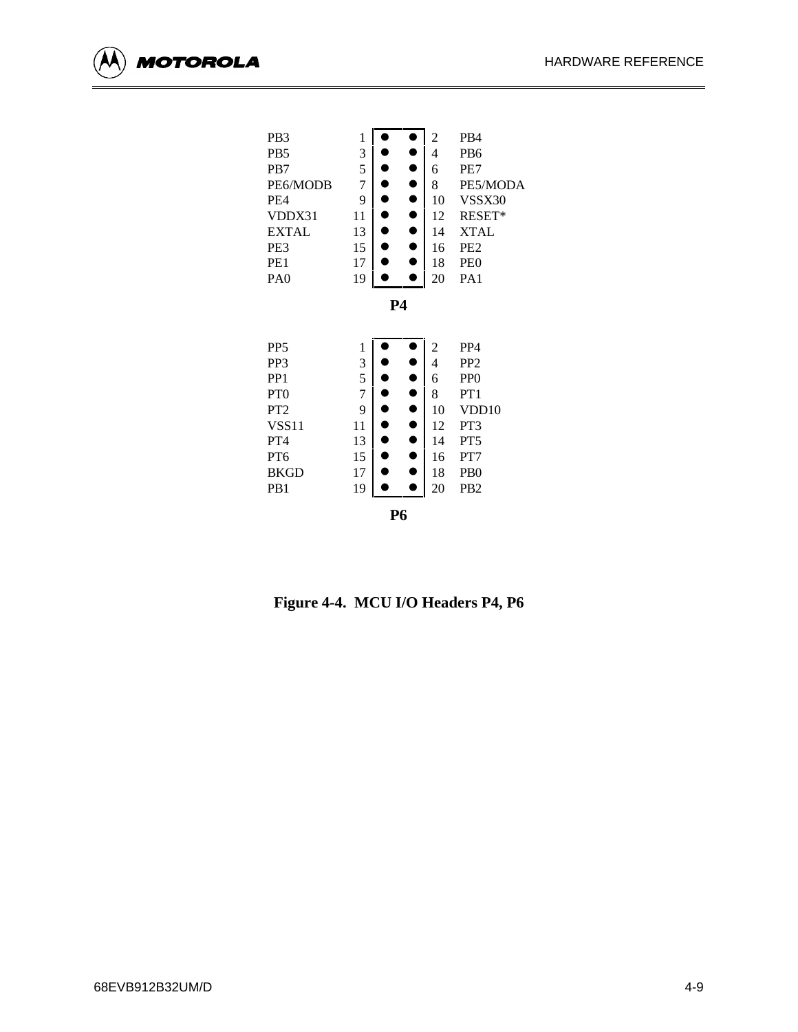| Signal | Pin | Pin | Signal |
|---|---|---|---|
| PB3 | 1 | 2 | PB4 |
| PB5 | 3 | 4 | PB6 |
| PB7 | 5 | 6 | PE7 |
| PE6/MODB | 7 | 8 | PE5/MODA |
| PE4 | 9 | 10 | VSSX30 |
| VDDX31 | 11 | 12 | RESET* |
| EXTAL | 13 | 14 | XTAL |
| PE3 | 15 | 16 | PE2 |
| PE1 | 17 | 18 | PE0 |
| PA0 | 19 | 20 | PA1 |

**P4**

| Signal | Pin | Pin | Signal |
|---|---|---|---|
| PP5 | 1 | 2 | PP4 |
| PP3 | 3 | 4 | PP2 |
| PP1 | 5 | 6 | PP0 |
| PT0 | 7 | 8 | PT1 |
| PT2 | 9 | 10 | VDD10 |
| VSS11 | 11 | 12 | PT3 |
| PT4 | 13 | 14 | PT5 |
| PT6 | 15 | 16 | PT7 |
| BKGD | 17 | 18 | PB0 |
| PB1 | 19 | 20 | PB2 |

**P6**

**Figure 4-4. MCU I/O Headers P4, P6**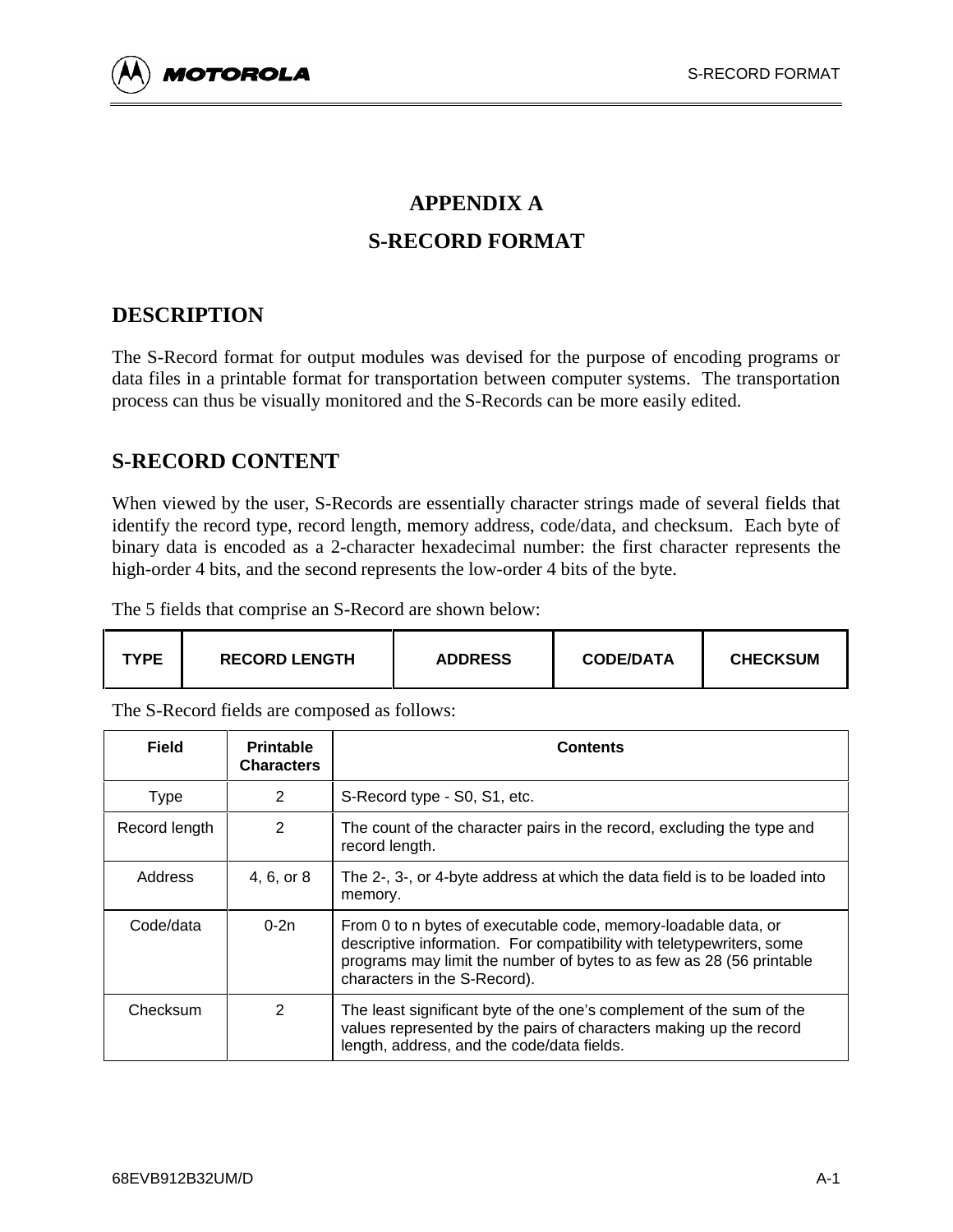# APPENDIX A

# S-RECORD FORMAT

## DESCRIPTION

The S-Record format for output modules was devised for the purpose of encoding programs or data files in a printable format for transportation between computer systems. The transportation process can thus be visually monitored and the S-Records can be more easily edited.

## S-RECORD CONTENT

When viewed by the user, S-Records are essentially character strings made of several fields that identify the record type, record length, memory address, code/data, and checksum. Each byte of binary data is encoded as a 2-character hexadecimal number: the first character represents the high-order 4 bits, and the second represents the low-order 4 bits of the byte.

The 5 fields that comprise an S-Record are shown below:

| TYPE | RECORD LENGTH | ADDRESS | CODE/DATA | CHECKSUM |
|---|---|---|---|---|

The S-Record fields are composed as follows:

| Field | Printable Characters | Contents |
|---|---|---|
| Type | 2 | S-Record type - S0, S1, etc. |
| Record length | 2 | The count of the character pairs in the record, excluding the type and record length. |
| Address | 4, 6, or 8 | The 2-, 3-, or 4-byte address at which the data field is to be loaded into memory. |
| Code/data | 0-2n | From 0 to n bytes of executable code, memory-loadable data, or descriptive information. For compatibility with teletypewriters, some programs may limit the number of bytes to as few as 28 (56 printable characters in the S-Record). |
| Checksum | 2 | The least significant byte of the one's complement of the sum of the values represented by the pairs of characters making up the record length, address, and the code/data fields. |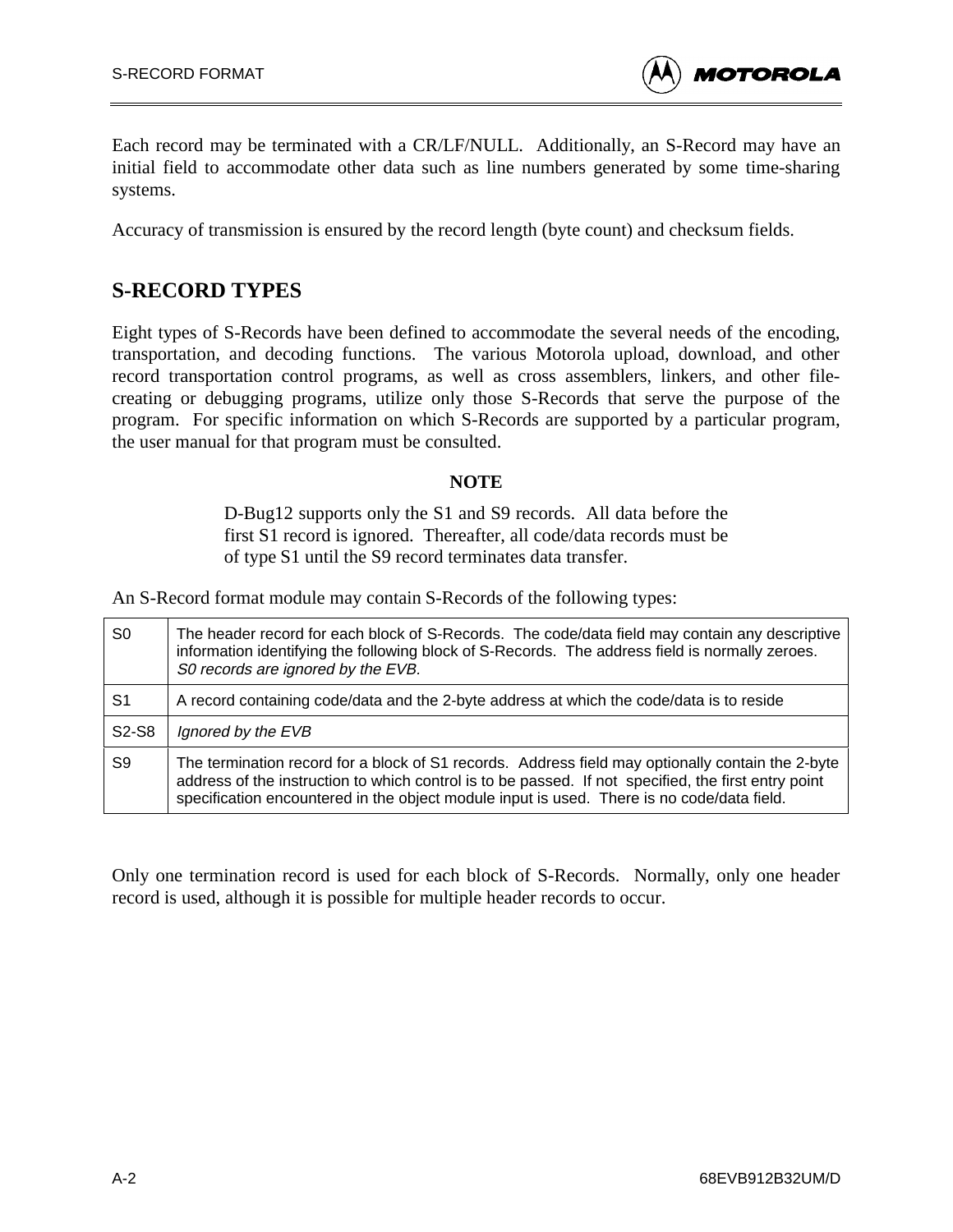Each record may be terminated with a CR/LF/NULL. Additionally, an S-Record may have an initial field to accommodate other data such as line numbers generated by some time-sharing systems.

Accuracy of transmission is ensured by the record length (byte count) and checksum fields.

## S-RECORD TYPES

Eight types of S-Records have been defined to accommodate the several needs of the encoding, transportation, and decoding functions. The various Motorola upload, download, and other record transportation control programs, as well as cross assemblers, linkers, and other file-creating or debugging programs, utilize only those S-Records that serve the purpose of the program. For specific information on which S-Records are supported by a particular program, the user manual for that program must be consulted.

**NOTE**

D-Bug12 supports only the S1 and S9 records. All data before the first S1 record is ignored. Thereafter, all code/data records must be of type S1 until the S9 record terminates data transfer.

An S-Record format module may contain S-Records of the following types:

| | |
|---|---|
| S0 | The header record for each block of S-Records. The code/data field may contain any descriptive information identifying the following block of S-Records. The address field is normally zeroes. *S0 records are ignored by the EVB.* |
| S1 | A record containing code/data and the 2-byte address at which the code/data is to reside |
| S2-S8 | *Ignored by the EVB* |
| S9 | The termination record for a block of S1 records. Address field may optionally contain the 2-byte address of the instruction to which control is to be passed. If not specified, the first entry point specification encountered in the object module input is used. There is no code/data field. |

Only one termination record is used for each block of S-Records. Normally, only one header record is used, although it is possible for multiple header records to occur.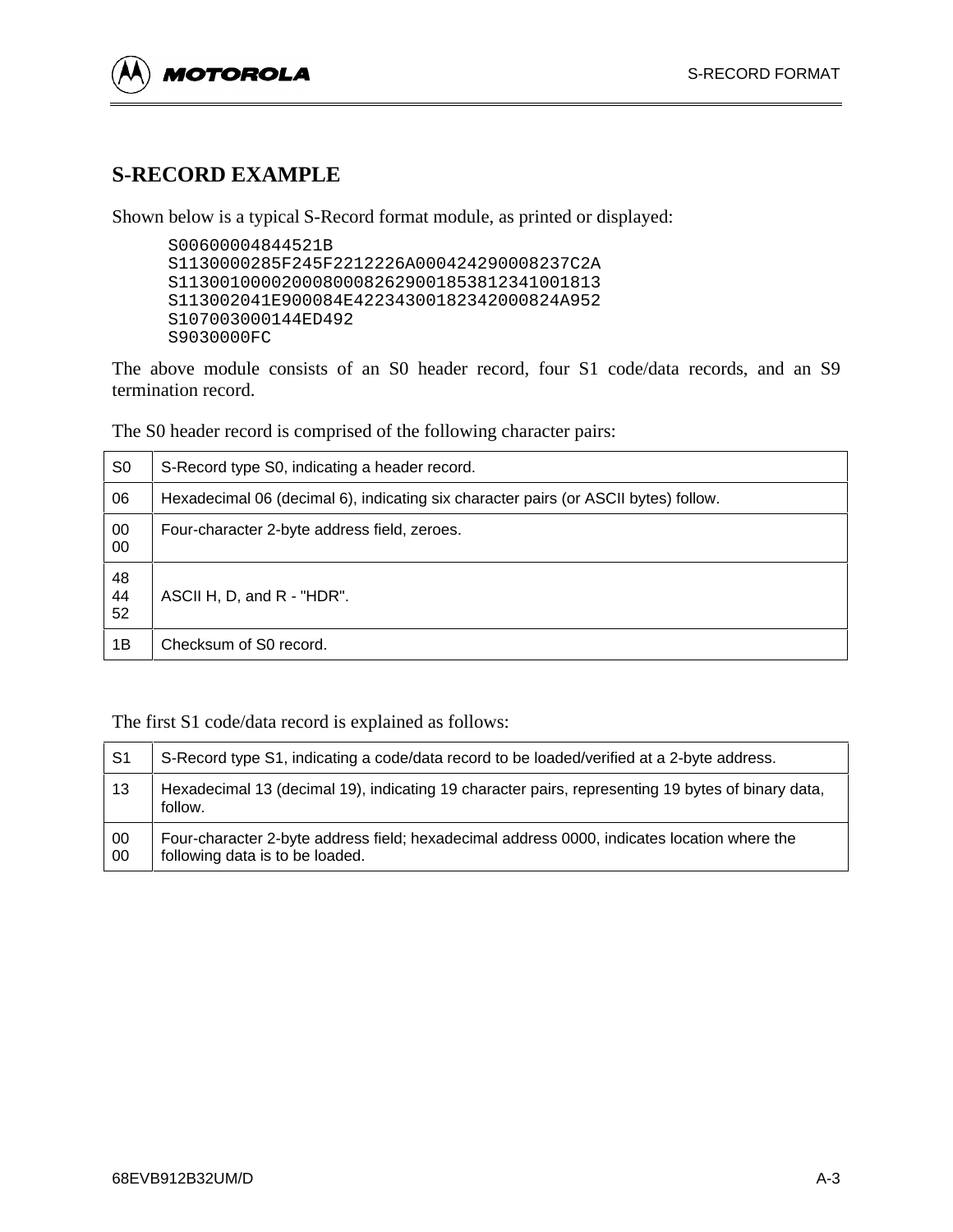## S-RECORD EXAMPLE

Shown below is a typical S-Record format module, as printed or displayed:

```
S00600004844521B
S1130000285F245F2212226A000424290008237C2A
S11300100002000800082629001853812341001813
S113002041E900084E42234300182342000824A952
S107003000144ED492
S9030000FC
```

The above module consists of an S0 header record, four S1 code/data records, and an S9 termination record.

The S0 header record is comprised of the following character pairs:

| | |
|---|---|
| S0 | S-Record type S0, indicating a header record. |
| 06 | Hexadecimal 06 (decimal 6), indicating six character pairs (or ASCII bytes) follow. |
| 00 00 | Four-character 2-byte address field, zeroes. |
| 48 44 52 | ASCII H, D, and R - "HDR". |
| 1B | Checksum of S0 record. |

The first S1 code/data record is explained as follows:

| | |
|---|---|
| S1 | S-Record type S1, indicating a code/data record to be loaded/verified at a 2-byte address. |
| 13 | Hexadecimal 13 (decimal 19), indicating 19 character pairs, representing 19 bytes of binary data, follow. |
| 00 00 | Four-character 2-byte address field; hexadecimal address 0000, indicates location where the following data is to be loaded. |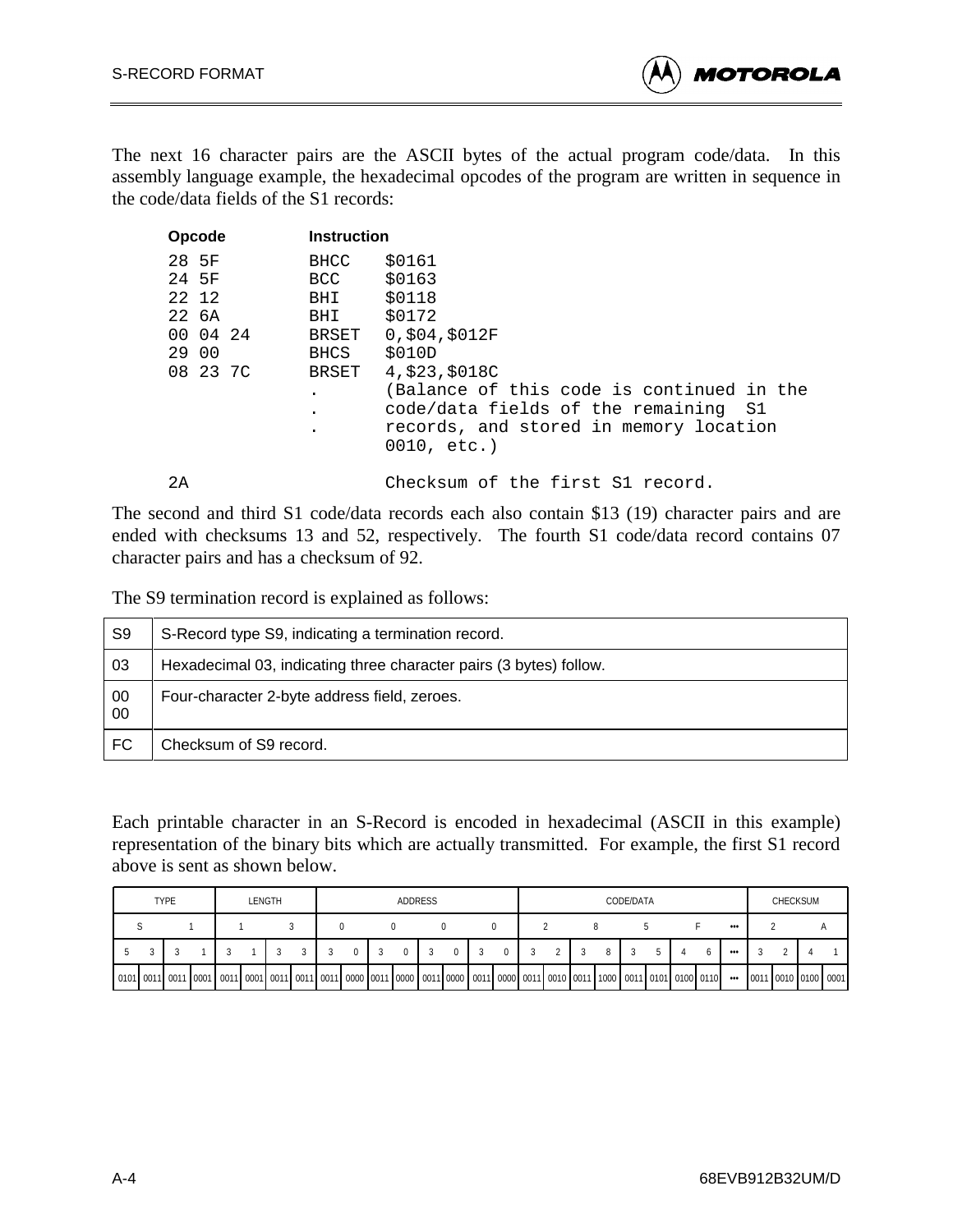The next 16 character pairs are the ASCII bytes of the actual program code/data. In this assembly language example, the hexadecimal opcodes of the program are written in sequence in the code/data fields of the S1 records:

```
Opcode          Instruction
28 5F           BHCC    $0161
24 5F           BCC     $0163
22 12           BHI     $0118
22 6A           BHI     $0172
00 04 24        BRSET   0,$04,$012F
29 00           BHCS    $010D
08 23 7C        BRSET   4,$23,$018C
                .       (Balance of this code is continued in the
                .       code/data fields of the remaining  S1
                .       records, and stored in memory location
                        0010, etc.)

2A                      Checksum of the first S1 record.
```

The second and third S1 code/data records each also contain $13 (19) character pairs and are ended with checksums 13 and 52, respectively. The fourth S1 code/data record contains 07 character pairs and has a checksum of 92.

The S9 termination record is explained as follows:

| | |
|---|---|
| S9 | S-Record type S9, indicating a termination record. |
| 03 | Hexadecimal 03, indicating three character pairs (3 bytes) follow. |
| 00 00 | Four-character 2-byte address field, zeroes. |
| FC | Checksum of S9 record. |

Each printable character in an S-Record is encoded in hexadecimal (ASCII in this example) representation of the binary bits which are actually transmitted. For example, the first S1 record above is sent as shown below.

| TYPE | | | | LENGTH | | | | ADDRESS | | | | | | | | CODE/DATA | | | | | | | | | CHECKSUM | | | |
|---|---|---|---|---|---|---|---|---|---|---|---|---|---|---|---|---|---|---|---|---|---|---|---|---|---|---|---|---|
| S | | 1 | | 1 | | 3 | | 0 | | 0 | | 0 | | 0 | | 2 | | 8 | | 5 | | F | | ••• | 2 | | A | |
| 5 | 3 | 3 | 1 | 3 | 1 | 3 | 3 | 3 | 0 | 3 | 0 | 3 | 0 | 3 | 0 | 3 | 2 | 3 | 8 | 3 | 5 | 4 | 6 | ••• | 3 | 2 | 4 | 1 |
| 0101 | 0011 | 0011 | 0001 | 0011 | 0001 | 0011 | 0011 | 0011 | 0000 | 0011 | 0000 | 0011 | 0000 | 0011 | 0000 | 0011 | 0010 | 0011 | 1000 | 0011 | 0101 | 0100 | 0110 | ••• | 0011 | 0010 | 0100 | 0001 |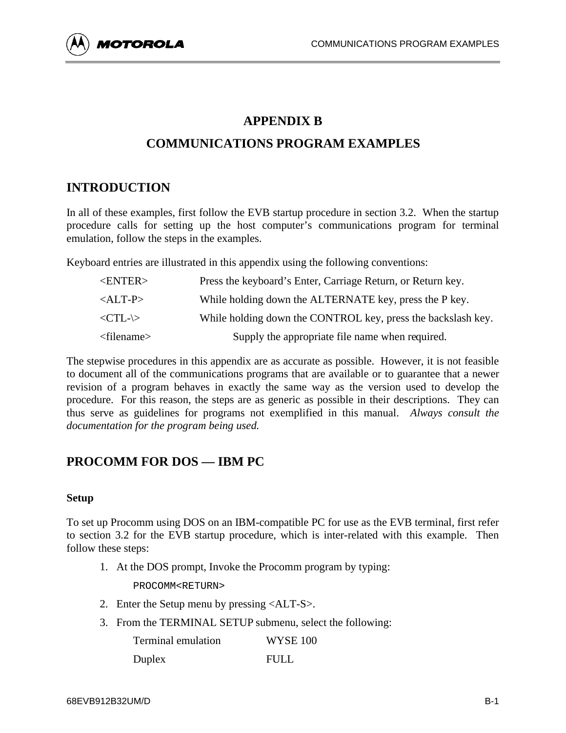# APPENDIX B

# COMMUNICATIONS PROGRAM EXAMPLES

## INTRODUCTION

In all of these examples, first follow the EVB startup procedure in section 3.2. When the startup procedure calls for setting up the host computer's communications program for terminal emulation, follow the steps in the examples.

Keyboard entries are illustrated in this appendix using the following conventions:

| | |
|---|---|
| <ENTER> | Press the keyboard's Enter, Carriage Return, or Return key. |
| <ALT-P> | While holding down the ALTERNATE key, press the P key. |
| <CTL-\> | While holding down the CONTROL key, press the backslash key. |
| <filename> | Supply the appropriate file name when required. |

The stepwise procedures in this appendix are as accurate as possible. However, it is not feasible to document all of the communications programs that are available or to guarantee that a newer revision of a program behaves in exactly the same way as the version used to develop the procedure. For this reason, the steps are as generic as possible in their descriptions. They can thus serve as guidelines for programs not exemplified in this manual. *Always consult the documentation for the program being used.*

## PROCOMM FOR DOS — IBM PC

### Setup

To set up Procomm using DOS on an IBM-compatible PC for use as the EVB terminal, first refer to section 3.2 for the EVB startup procedure, which is inter-related with this example. Then follow these steps:

1. At the DOS prompt, Invoke the Procomm program by typing:

   ```
   PROCOMM<RETURN>
   ```

2. Enter the Setup menu by pressing <ALT-S>.
3. From the TERMINAL SETUP submenu, select the following:

   | | |
   |---|---|
   | Terminal emulation | WYSE 100 |
   | Duplex | FULL |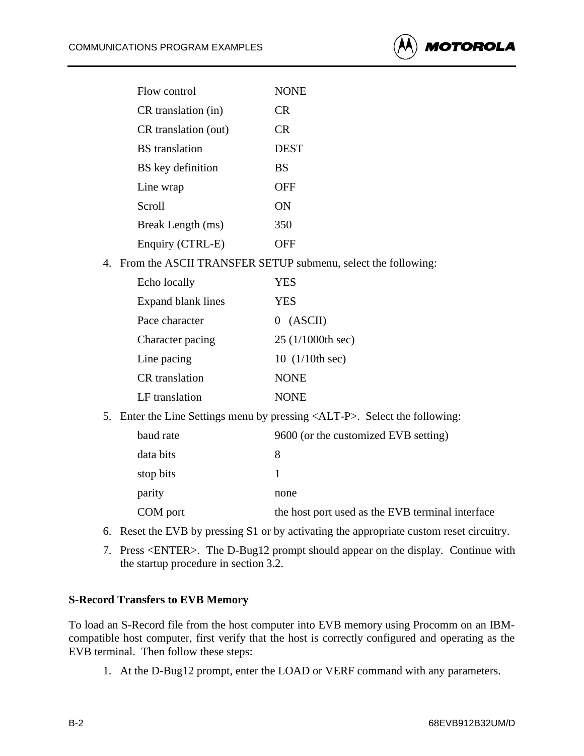| | |
|---|---|
| Flow control | NONE |
| CR translation (in) | CR |
| CR translation (out) | CR |
| BS translation | DEST |
| BS key definition | BS |
| Line wrap | OFF |
| Scroll | ON |
| Break Length (ms) | 350 |
| Enquiry (CTRL-E) | OFF |

4. From the ASCII TRANSFER SETUP submenu, select the following:

| | |
|---|---|
| Echo locally | YES |
| Expand blank lines | YES |
| Pace character | 0 (ASCII) |
| Character pacing | 25 (1/1000th sec) |
| Line pacing | 10 (1/10th sec) |
| CR translation | NONE |
| LF translation | NONE |

5. Enter the Line Settings menu by pressing <ALT-P>. Select the following:

| | |
|---|---|
| baud rate | 9600 (or the customized EVB setting) |
| data bits | 8 |
| stop bits | 1 |
| parity | none |
| COM port | the host port used as the EVB terminal interface |

6. Reset the EVB by pressing S1 or by activating the appropriate custom reset circuitry.
7. Press <ENTER>. The D-Bug12 prompt should appear on the display. Continue with the startup procedure in section 3.2.

**S-Record Transfers to EVB Memory**

To load an S-Record file from the host computer into EVB memory using Procomm on an IBM-compatible host computer, first verify that the host is correctly configured and operating as the EVB terminal. Then follow these steps:

1. At the D-Bug12 prompt, enter the LOAD or VERF command with any parameters.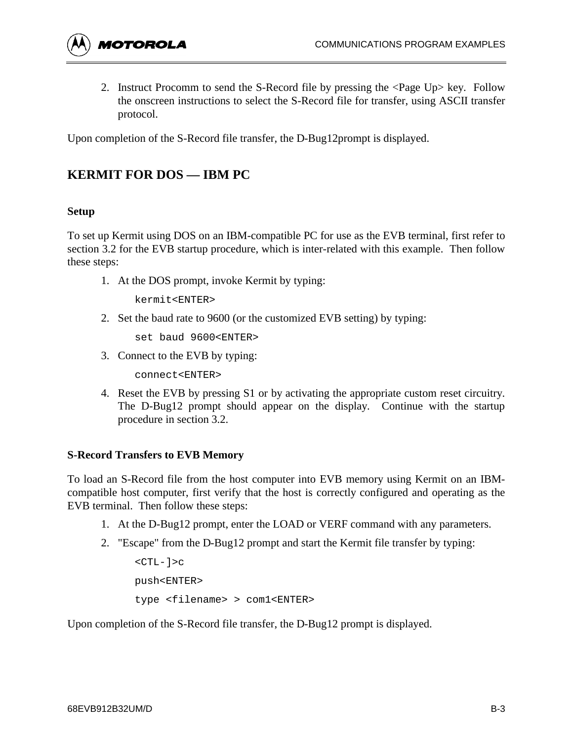2. Instruct Procomm to send the S-Record file by pressing the <Page Up> key. Follow the onscreen instructions to select the S-Record file for transfer, using ASCII transfer protocol.

Upon completion of the S-Record file transfer, the D-Bug12prompt is displayed.

## KERMIT FOR DOS — IBM PC

### Setup

To set up Kermit using DOS on an IBM-compatible PC for use as the EVB terminal, first refer to section 3.2 for the EVB startup procedure, which is inter-related with this example. Then follow these steps:

1. At the DOS prompt, invoke Kermit by typing:

   ```
   kermit<ENTER>
   ```

2. Set the baud rate to 9600 (or the customized EVB setting) by typing:

   ```
   set baud 9600<ENTER>
   ```

3. Connect to the EVB by typing:

   ```
   connect<ENTER>
   ```

4. Reset the EVB by pressing S1 or by activating the appropriate custom reset circuitry. The D-Bug12 prompt should appear on the display. Continue with the startup procedure in section 3.2.

### S-Record Transfers to EVB Memory

To load an S-Record file from the host computer into EVB memory using Kermit on an IBM-compatible host computer, first verify that the host is correctly configured and operating as the EVB terminal. Then follow these steps:

1. At the D-Bug12 prompt, enter the LOAD or VERF command with any parameters.
2. "Escape" from the D-Bug12 prompt and start the Kermit file transfer by typing:

   ```
   <CTL-]>c
   push<ENTER>
   type <filename> > com1<ENTER>
   ```

Upon completion of the S-Record file transfer, the D-Bug12 prompt is displayed.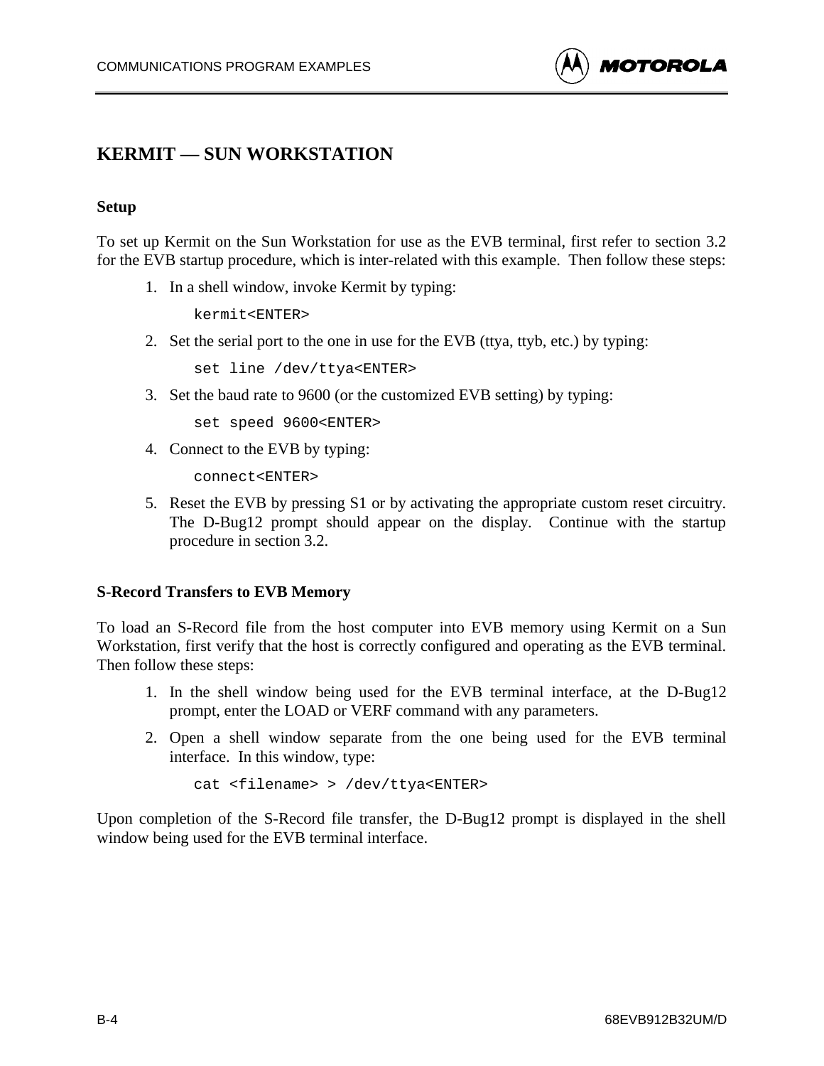## KERMIT — SUN WORKSTATION

### Setup

To set up Kermit on the Sun Workstation for use as the EVB terminal, first refer to section 3.2 for the EVB startup procedure, which is inter-related with this example. Then follow these steps:

1. In a shell window, invoke Kermit by typing:

   ```
   kermit<ENTER>
   ```

2. Set the serial port to the one in use for the EVB (ttya, ttyb, etc.) by typing:

   ```
   set line /dev/ttya<ENTER>
   ```

3. Set the baud rate to 9600 (or the customized EVB setting) by typing:

   ```
   set speed 9600<ENTER>
   ```

4. Connect to the EVB by typing:

   ```
   connect<ENTER>
   ```

5. Reset the EVB by pressing S1 or by activating the appropriate custom reset circuitry. The D-Bug12 prompt should appear on the display. Continue with the startup procedure in section 3.2.

### S-Record Transfers to EVB Memory

To load an S-Record file from the host computer into EVB memory using Kermit on a Sun Workstation, first verify that the host is correctly configured and operating as the EVB terminal. Then follow these steps:

1. In the shell window being used for the EVB terminal interface, at the D-Bug12 prompt, enter the LOAD or VERF command with any parameters.
2. Open a shell window separate from the one being used for the EVB terminal interface. In this window, type:

   ```
   cat <filename> > /dev/ttya<ENTER>
   ```

Upon completion of the S-Record file transfer, the D-Bug12 prompt is displayed in the shell window being used for the EVB terminal interface.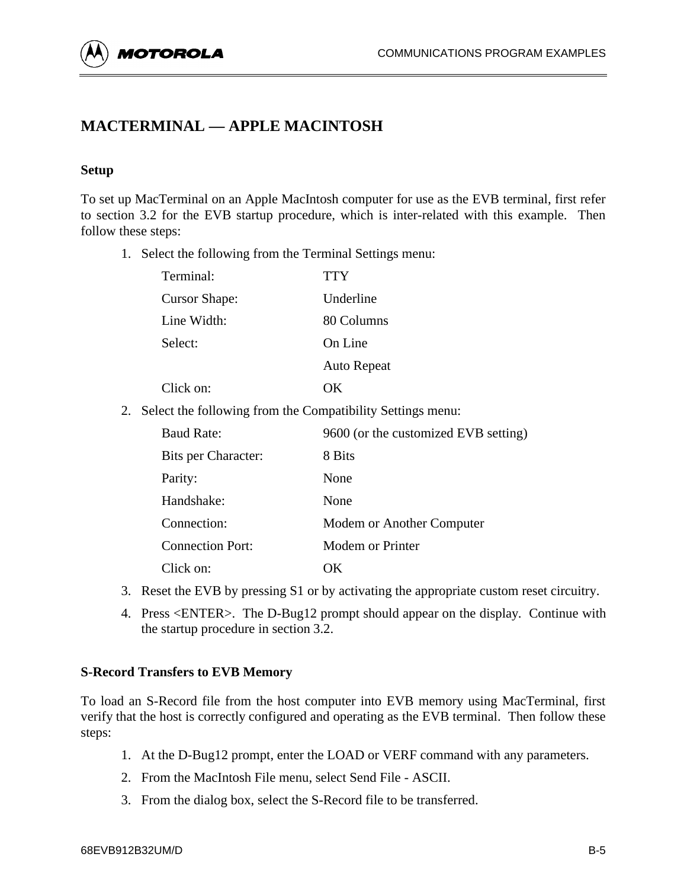## MACTERMINAL — APPLE MACINTOSH

### Setup

To set up MacTerminal on an Apple MacIntosh computer for use as the EVB terminal, first refer to section 3.2 for the EVB startup procedure, which is inter-related with this example. Then follow these steps:

1. Select the following from the Terminal Settings menu:

   | | |
   |---|---|
   | Terminal: | TTY |
   | Cursor Shape: | Underline |
   | Line Width: | 80 Columns |
   | Select: | On Line |
   | | Auto Repeat |
   | Click on: | OK |

2. Select the following from the Compatibility Settings menu:

   | | |
   |---|---|
   | Baud Rate: | 9600 (or the customized EVB setting) |
   | Bits per Character: | 8 Bits |
   | Parity: | None |
   | Handshake: | None |
   | Connection: | Modem or Another Computer |
   | Connection Port: | Modem or Printer |
   | Click on: | OK |

3. Reset the EVB by pressing S1 or by activating the appropriate custom reset circuitry.
4. Press <ENTER>. The D-Bug12 prompt should appear on the display. Continue with the startup procedure in section 3.2.

### S-Record Transfers to EVB Memory

To load an S-Record file from the host computer into EVB memory using MacTerminal, first verify that the host is correctly configured and operating as the EVB terminal. Then follow these steps:

1. At the D-Bug12 prompt, enter the LOAD or VERF command with any parameters.
2. From the MacIntosh File menu, select Send File - ASCII.
3. From the dialog box, select the S-Record file to be transferred.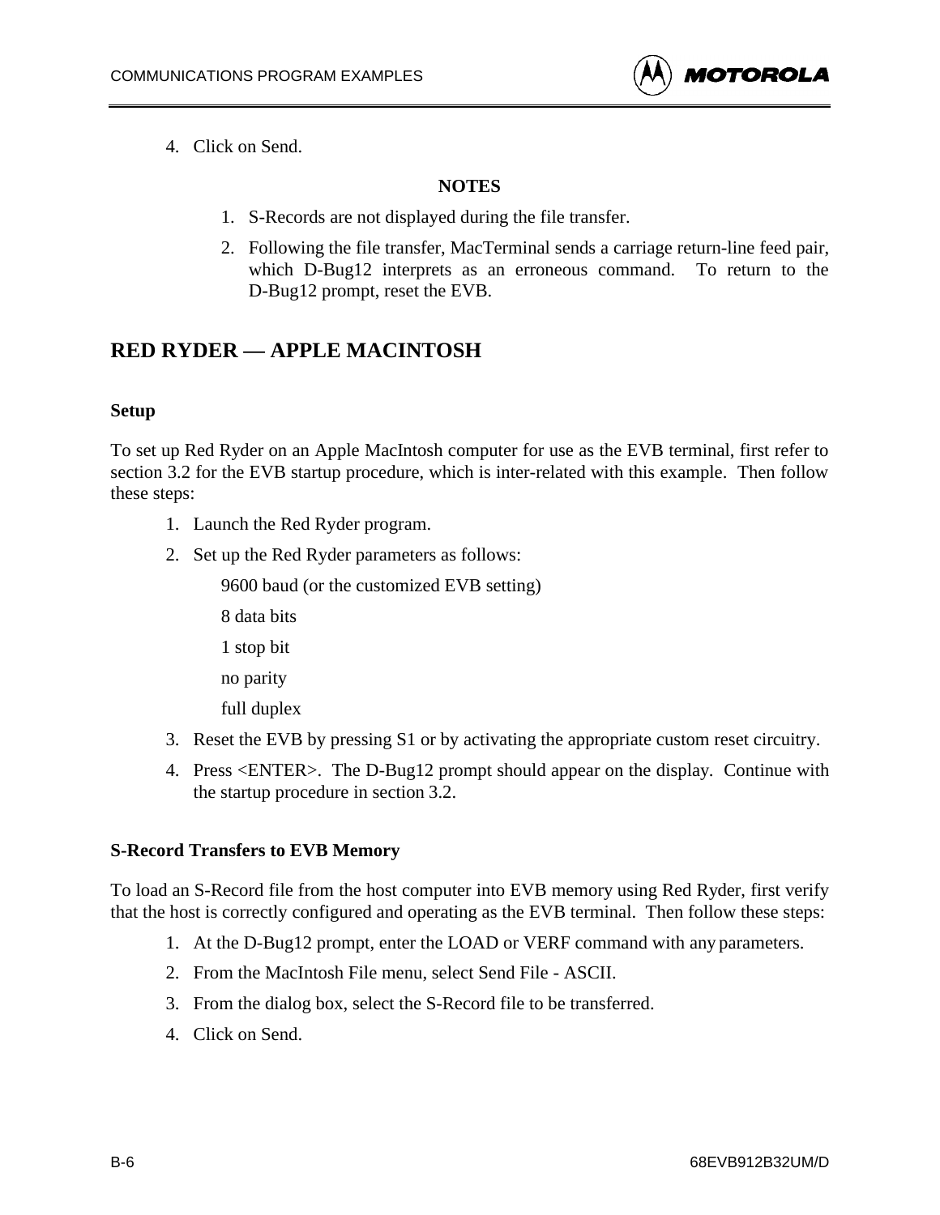4. Click on Send.

**NOTES**

1. S-Records are not displayed during the file transfer.
2. Following the file transfer, MacTerminal sends a carriage return-line feed pair, which D-Bug12 interprets as an erroneous command. To return to the D-Bug12 prompt, reset the EVB.

## RED RYDER — APPLE MACINTOSH

### Setup

To set up Red Ryder on an Apple MacIntosh computer for use as the EVB terminal, first refer to section 3.2 for the EVB startup procedure, which is inter-related with this example. Then follow these steps:

1. Launch the Red Ryder program.
2. Set up the Red Ryder parameters as follows:

   9600 baud (or the customized EVB setting)

   8 data bits

   1 stop bit

   no parity

   full duplex

3. Reset the EVB by pressing S1 or by activating the appropriate custom reset circuitry.
4. Press <ENTER>. The D-Bug12 prompt should appear on the display. Continue with the startup procedure in section 3.2.

### S-Record Transfers to EVB Memory

To load an S-Record file from the host computer into EVB memory using Red Ryder, first verify that the host is correctly configured and operating as the EVB terminal. Then follow these steps:

1. At the D-Bug12 prompt, enter the LOAD or VERF command with any parameters.
2. From the MacIntosh File menu, select Send File - ASCII.
3. From the dialog box, select the S-Record file to be transferred.
4. Click on Send.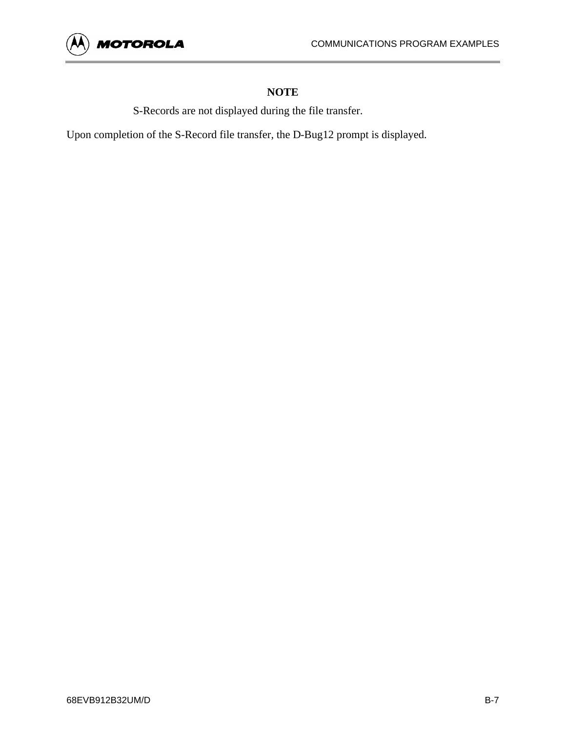**NOTE**

S-Records are not displayed during the file transfer.

Upon completion of the S-Record file transfer, the D-Bug12 prompt is displayed.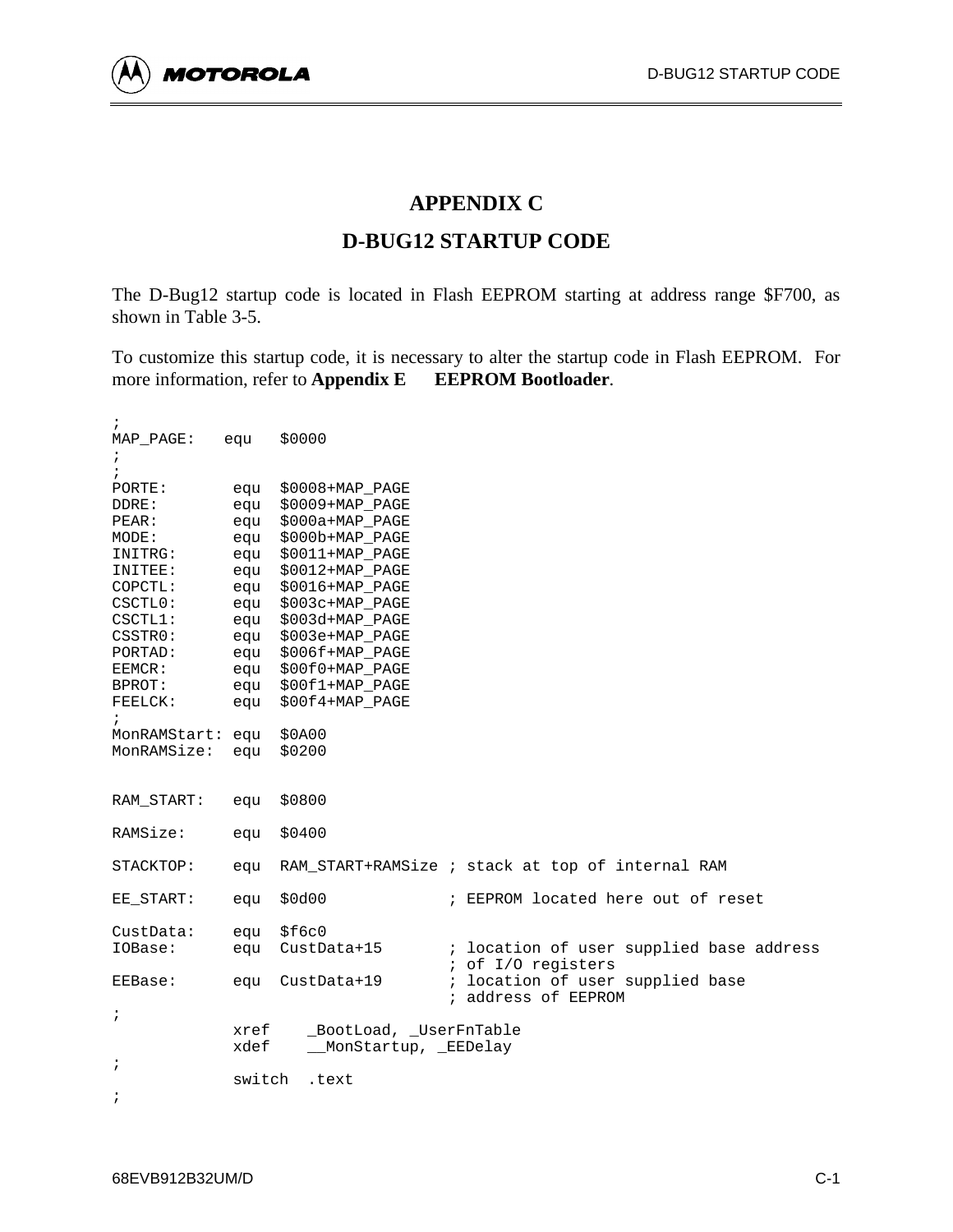# APPENDIX C

# D-BUG12 STARTUP CODE

The D-Bug12 startup code is located in Flash EEPROM starting at address range $F700, as shown in Table 3-5.

To customize this startup code, it is necessary to alter the startup code in Flash EEPROM. For more information, refer to **Appendix E EEPROM Bootloader**.

```
;
MAP_PAGE:   equu  $0000
;
;
PORTE:       equ  $0008+MAP_PAGE
DDRE:        equ  $0009+MAP_PAGE
PEAR:        equ  $000a+MAP_PAGE
MODE:        equ  $000b+MAP_PAGE
INITRG:      equ  $0011+MAP_PAGE
INITEE:      equ  $0012+MAP_PAGE
COPCTL:      equ  $0016+MAP_PAGE
CSCTL0:      equ  $003c+MAP_PAGE
CSCTL1:      equ  $003d+MAP_PAGE
CSSTR0:      equ  $003e+MAP_PAGE
PORTAD:      equ  $006f+MAP_PAGE
EEMCR:       equ  $00f0+MAP_PAGE
BPROT:       equ  $00f1+MAP_PAGE
FEELCK:      equ  $00f4+MAP_PAGE
;
MonRAMStart: equ  $0A00
MonRAMSize:  equ  $0200


RAM_START:   equ  $0800

RAMSize:     equ  $0400

STACKTOP:    equ  RAM_START+RAMSize ; stack at top of internal RAM

EE_START:    equ  $0d00             ; EEPROM located here out of reset

CustData:    equ  $f6c0
IOBase:      equ  CustData+15       ; location of user supplied base address
                                    ; of I/O registers
EEBase:      equ  CustData+19       ; location of user supplied base
                                    ; address of EEPROM
;
             xref    _BootLoad, _UserFnTable
             xdef    __MonStartup, _EEDelay
;
             switch  .text
;
```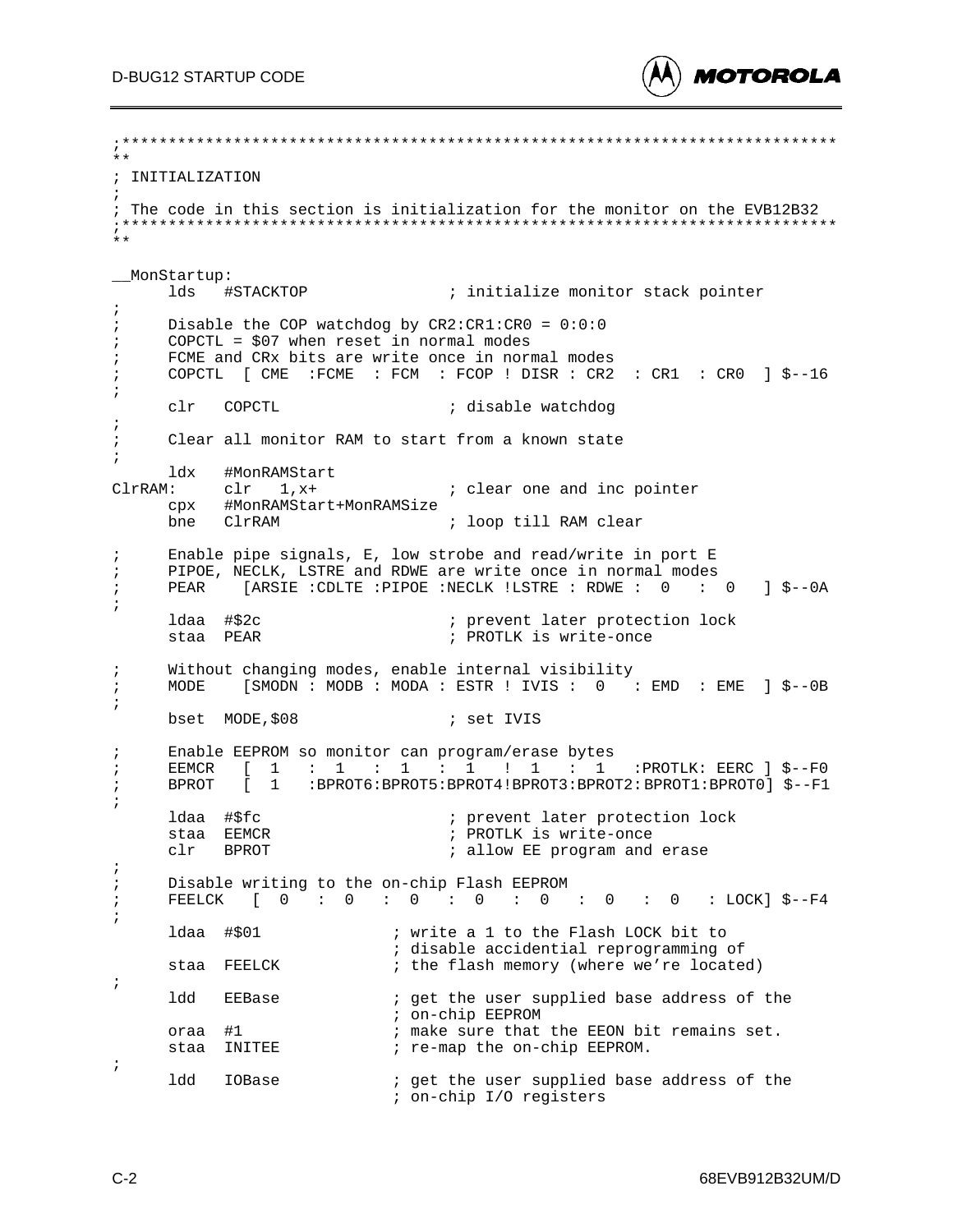```
;*****************************************************************************
**
; INITIALIZATION
;
; The code in this section is initialization for the monitor on the EVB12B32
;*****************************************************************************
**

__MonStartup:
      lds   #STACKTOP              ; initialize monitor stack pointer
;
;     Disable the COP watchdog by CR2:CR1:CR0 = 0:0:0
;     COPCTL = $07 when reset in normal modes
;     FCME and CRx bits are write once in normal modes
;     COPCTL  [ CME  :FCME  : FCM  : FCOP ! DISR : CR2  : CR1  : CR0  ] $--16
;
      clr   COPCTL                 ; disable watchdog
;
;     Clear all monitor RAM to start from a known state
;
      ldx   #MonRAMStart
ClrRAM:     clr   1,x+             ; clear one and inc pointer
      cpx   #MonRAMStart+MonRAMSize
      bne   ClrRAM                 ; loop till RAM clear

;     Enable pipe signals, E, low strobe and read/write in port E
;     PIPOE, NECLK, LSTRE and RDWE are write once in normal modes
;     PEAR    [ARSIE :CDLTE :PIPOE :NECLK !LSTRE : RDWE :  0   :  0   ] $--0A
;
      ldaa  #$2c                   ; prevent later protection lock
      staa  PEAR                   ; PROTLK is write-once

;     Without changing modes, enable internal visibility
;     MODE    [SMODN : MODB : MODA : ESTR ! IVIS :  0   : EMD  : EME  ] $--0B
;
      bset  MODE,$08               ; set IVIS

;     Enable EEPROM so monitor can program/erase bytes
;     EEMCR   [  1   :  1   :  1   :  1   !  1   :  1   :PROTLK: EERC ] $--F0
;     BPROT   [  1   :BPROT6:BPROT5:BPROT4!BPROT3:BPROT2:BPROT1:BPROT0] $--F1
;
      ldaa  #$fc                   ; prevent later protection lock
      staa  EEMCR                  ; PROTLK is write-once
      clr   BPROT                  ; allow EE program and erase
;
;     Disable writing to the on-chip Flash EEPROM
;     FEELCK   [  0   :  0   :  0   :  0   :  0   :  0   :  0   : LOCK] $--F4
;
      ldaa  #$01             ; write a 1 to the Flash LOCK bit to
                             ; disable accidential reprogramming of
      staa  FEELCK           ; the flash memory (where we're located)
;
      ldd   EEBase           ; get the user supplied base address of the
                             ; on-chip EEPROM
      oraa  #1               ; make sure that the EEON bit remains set.
      staa  INITEE           ; re-map the on-chip EEPROM.
;
      ldd   IOBase           ; get the user supplied base address of the
                             ; on-chip I/O registers
```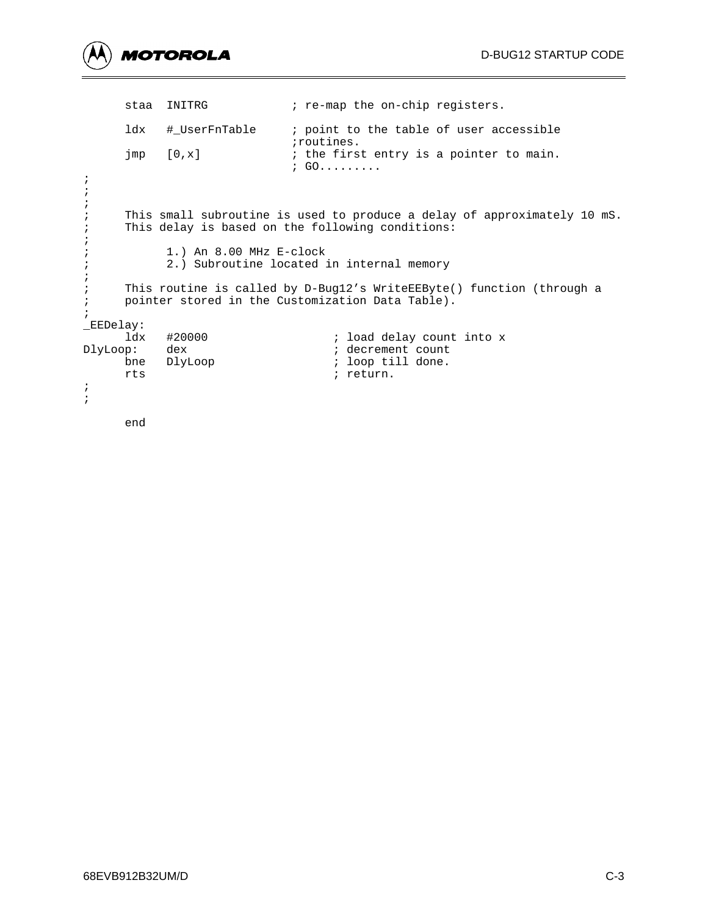```
      staa  INITRG            ; re-map the on-chip registers.

      ldx   #_UserFnTable     ; point to the table of user accessible
                              ;routines.
      jmp   [0,x]             ; the first entry is a pointer to main.
                              ; GO.........
;
;
;
;     This small subroutine is used to produce a delay of approximately 10 mS.
;     This delay is based on the following conditions:
;
;           1.) An 8.00 MHz E-clock
;           2.) Subroutine located in internal memory
;
;     This routine is called by D-Bug12's WriteEEByte() function (through a
;     pointer stored in the Customization Data Table).
;
_EEDelay:
      ldx   #20000                  ; load delay count into x
DlyLoop:    dex                     ; decrement count
      bne   DlyLoop                 ; loop till done.
      rts                           ; return.
;
;

      end
```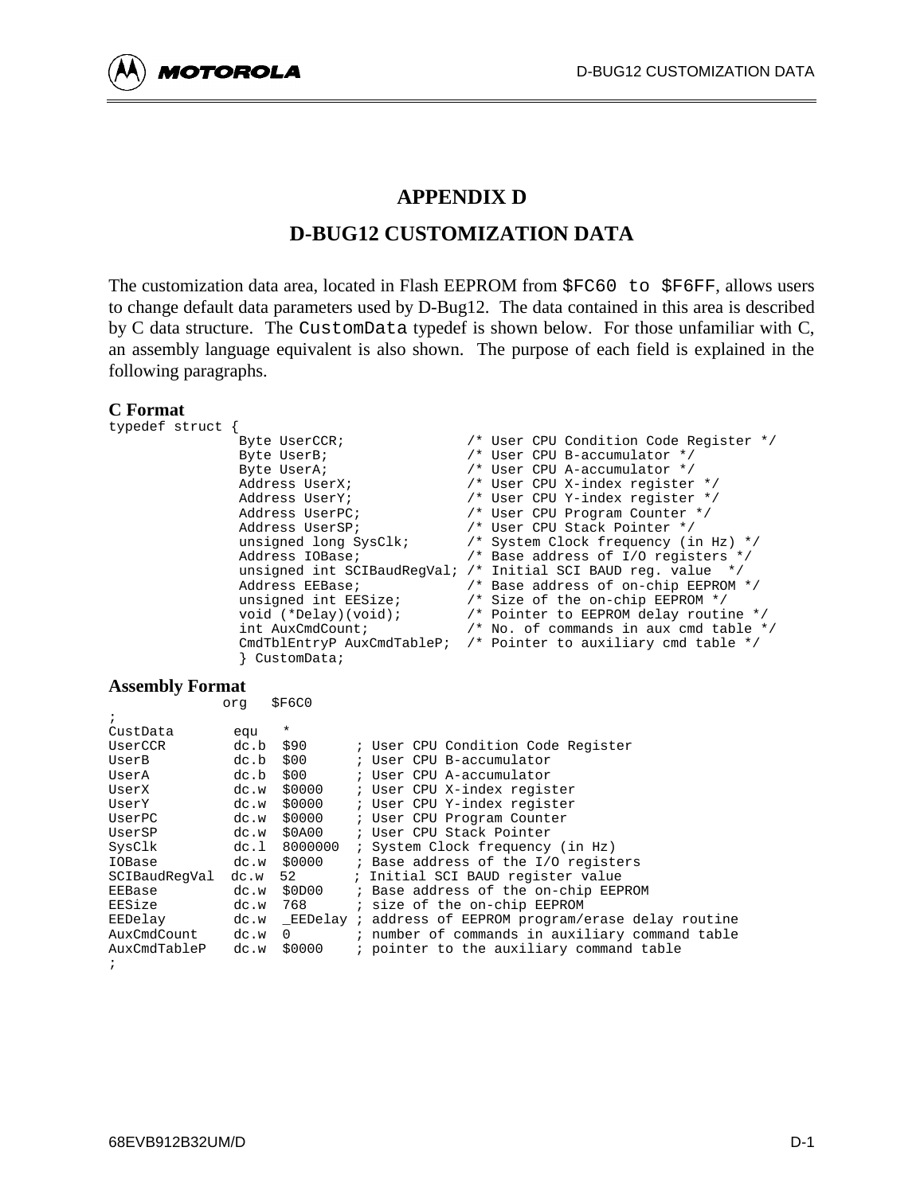# APPENDIX D

# D-BUG12 CUSTOMIZATION DATA

The customization data area, located in Flash EEPROM from `$FC60 to $F6FF`, allows users to change default data parameters used by D-Bug12. The data contained in this area is described by C data structure. The `CustomData` typedef is shown below. For those unfamiliar with C, an assembly language equivalent is also shown. The purpose of each field is explained in the following paragraphs.

**C Format**

```
typedef struct {
               Byte UserCCR;              /* User CPU Condition Code Register */
               Byte UserB;                /* User CPU B-accumulator */
               Byte UserA;                /* User CPU A-accumulator */
               Address UserX;             /* User CPU X-index register */
               Address UserY;             /* User CPU Y-index register */
               Address UserPC;            /* User CPU Program Counter */
               Address UserSP;            /* User CPU Stack Pointer */
               unsigned long SysClk;      /* System Clock frequency (in Hz) */
               Address IOBase;            /* Base address of I/O registers */
               unsigned int SCIBaudRegVal; /* Initial SCI BAUD reg. value  */
               Address EEBase;            /* Base address of on-chip EEPROM */
               unsigned int EESize;       /* Size of the on-chip EEPROM */
               void (*Delay)(void);       /* Pointer to EEPROM delay routine */
               int AuxCmdCount;           /* No. of commands in aux cmd table */
               CmdTblEntryP AuxCmdTableP; /* Pointer to auxiliary cmd table */
               } CustomData;
```

**Assembly Format**

```
              org   $F6C0
;
CustData       equ   *
UserCCR        dc.b  $90      ; User CPU Condition Code Register
UserB          dc.b  $00      ; User CPU B-accumulator
UserA          dc.b  $00      ; User CPU A-accumulator
UserX          dc.w  $0000    ; User CPU X-index register
UserY          dc.w  $0000    ; User CPU Y-index register
UserPC         dc.w  $0000    ; User CPU Program Counter
UserSP         dc.w  $0A00    ; User CPU Stack Pointer
SysClk         dc.l  8000000  ; System Clock frequency (in Hz)
IOBase         dc.w  $0000    ; Base address of the I/O registers
SCIBaudRegVal  dc.w  52       ; Initial SCI BAUD register value
EEBase         dc.w  $0D00    ; Base address of the on-chip EEPROM
EESize         dc.w  768      ; size of the on-chip EEPROM
EEDelay        dc.w  _EEDelay ; address of EEPROM program/erase delay routine
AuxCmdCount    dc.w  0        ; number of commands in auxiliary command table
AuxCmdTableP   dc.w  $0000    ; pointer to the auxiliary command table
;
```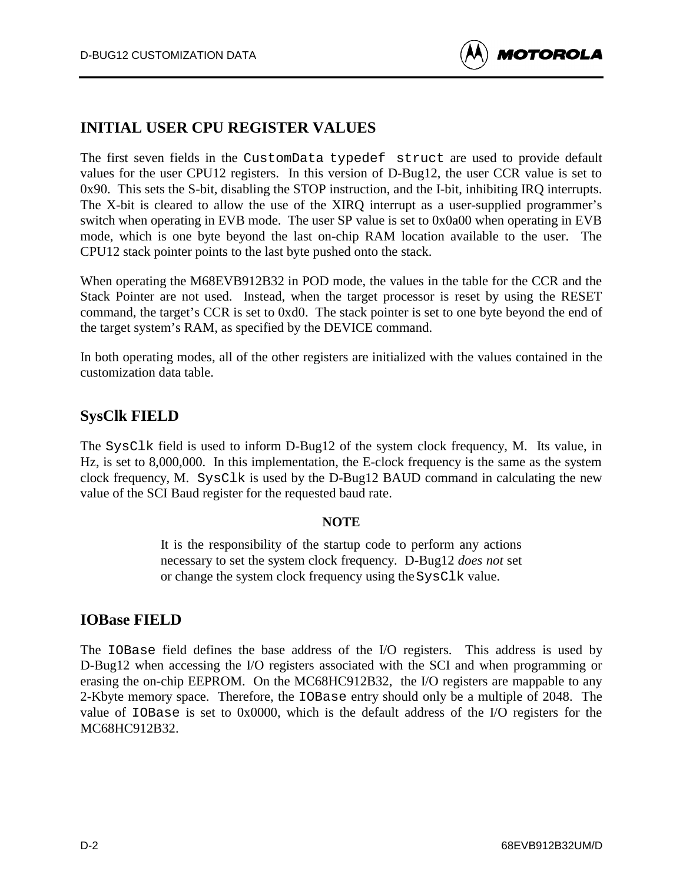## INITIAL USER CPU REGISTER VALUES

The first seven fields in the `CustomData typedef struct` are used to provide default values for the user CPU12 registers. In this version of D-Bug12, the user CCR value is set to 0x90. This sets the S-bit, disabling the STOP instruction, and the I-bit, inhibiting IRQ interrupts. The X-bit is cleared to allow the use of the XIRQ interrupt as a user-supplied programmer's switch when operating in EVB mode. The user SP value is set to 0x0a00 when operating in EVB mode, which is one byte beyond the last on-chip RAM location available to the user. The CPU12 stack pointer points to the last byte pushed onto the stack.

When operating the M68EVB912B32 in POD mode, the values in the table for the CCR and the Stack Pointer are not used. Instead, when the target processor is reset by using the RESET command, the target's CCR is set to 0xd0. The stack pointer is set to one byte beyond the end of the target system's RAM, as specified by the DEVICE command.

In both operating modes, all of the other registers are initialized with the values contained in the customization data table.

## SysClk FIELD

The `SysClk` field is used to inform D-Bug12 of the system clock frequency, M. Its value, in Hz, is set to 8,000,000. In this implementation, the E-clock frequency is the same as the system clock frequency, M. `SysClk` is used by the D-Bug12 BAUD command in calculating the new value of the SCI Baud register for the requested baud rate.

**NOTE**

It is the responsibility of the startup code to perform any actions necessary to set the system clock frequency. D-Bug12 *does not* set or change the system clock frequency using the `SysClk` value.

## IOBase FIELD

The `IOBase` field defines the base address of the I/O registers. This address is used by D-Bug12 when accessing the I/O registers associated with the SCI and when programming or erasing the on-chip EEPROM. On the MC68HC912B32, the I/O registers are mappable to any 2-Kbyte memory space. Therefore, the `IOBase` entry should only be a multiple of 2048. The value of `IOBase` is set to 0x0000, which is the default address of the I/O registers for the MC68HC912B32.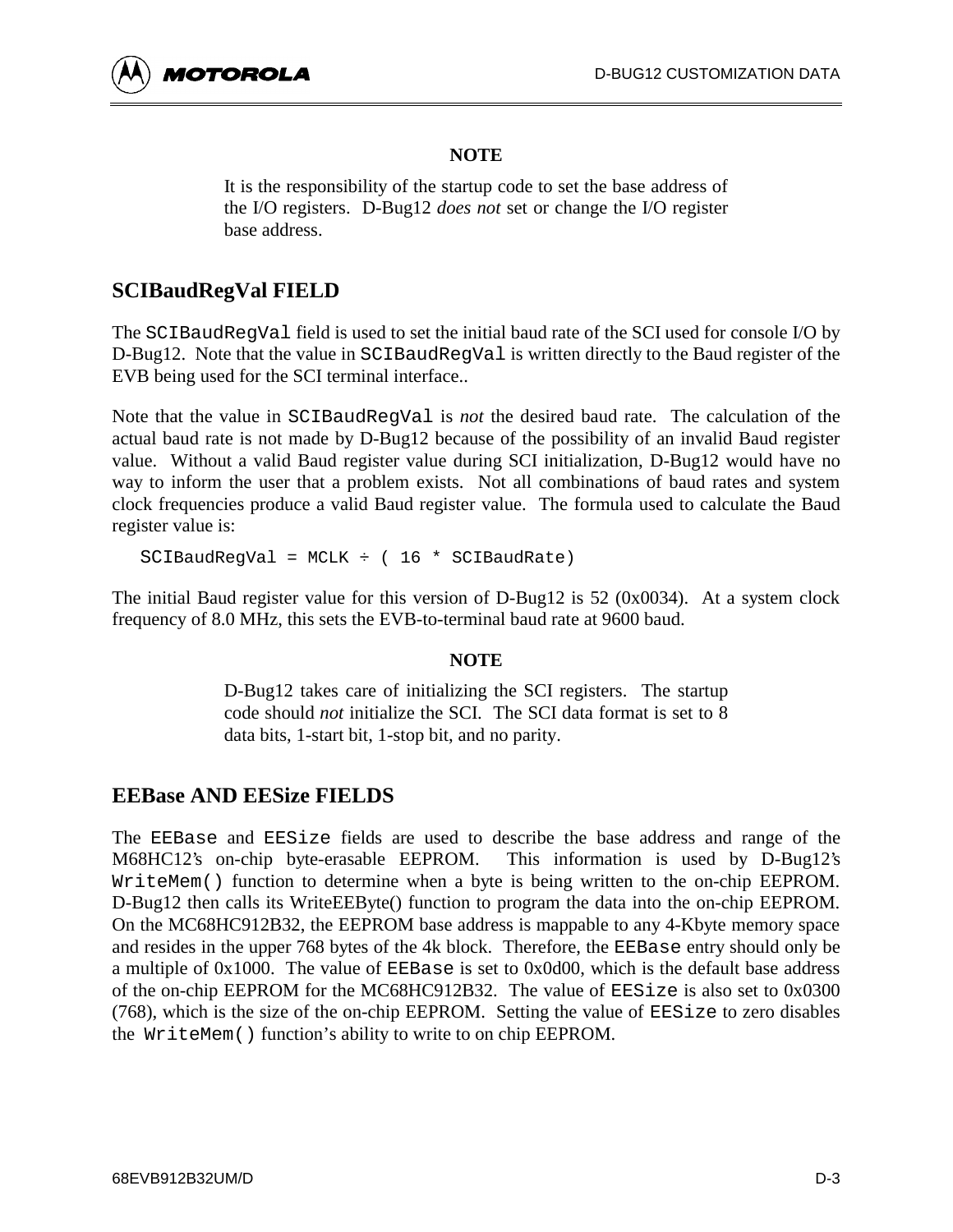**NOTE**

It is the responsibility of the startup code to set the base address of the I/O registers. D-Bug12 *does not* set or change the I/O register base address.

## SCIBaudRegVal FIELD

The `SCIBaudRegVal` field is used to set the initial baud rate of the SCI used for console I/O by D-Bug12. Note that the value in `SCIBaudRegVal` is written directly to the Baud register of the EVB being used for the SCI terminal interface..

Note that the value in `SCIBaudRegVal` is *not* the desired baud rate. The calculation of the actual baud rate is not made by D-Bug12 because of the possibility of an invalid Baud register value. Without a valid Baud register value during SCI initialization, D-Bug12 would have no way to inform the user that a problem exists. Not all combinations of baud rates and system clock frequencies produce a valid Baud register value. The formula used to calculate the Baud register value is:

```
SCIBaudRegVal = MCLK ÷ ( 16 * SCIBaudRate)
```

The initial Baud register value for this version of D-Bug12 is 52 (0x0034). At a system clock frequency of 8.0 MHz, this sets the EVB-to-terminal baud rate at 9600 baud.

**NOTE**

D-Bug12 takes care of initializing the SCI registers. The startup code should *not* initialize the SCI. The SCI data format is set to 8 data bits, 1-start bit, 1-stop bit, and no parity.

## EEBase AND EESize FIELDS

The `EEBase` and `EESize` fields are used to describe the base address and range of the M68HC12's on-chip byte-erasable EEPROM. This information is used by D-Bug12's `WriteMem()` function to determine when a byte is being written to the on-chip EEPROM. D-Bug12 then calls its WriteEEByte() function to program the data into the on-chip EEPROM. On the MC68HC912B32, the EEPROM base address is mappable to any 4-Kbyte memory space and resides in the upper 768 bytes of the 4k block. Therefore, the `EEBase` entry should only be a multiple of 0x1000. The value of `EEBase` is set to 0x0d00, which is the default base address of the on-chip EEPROM for the MC68HC912B32. The value of `EESize` is also set to 0x0300 (768), which is the size of the on-chip EEPROM. Setting the value of `EESize` to zero disables the `WriteMem()` function's ability to write to on chip EEPROM.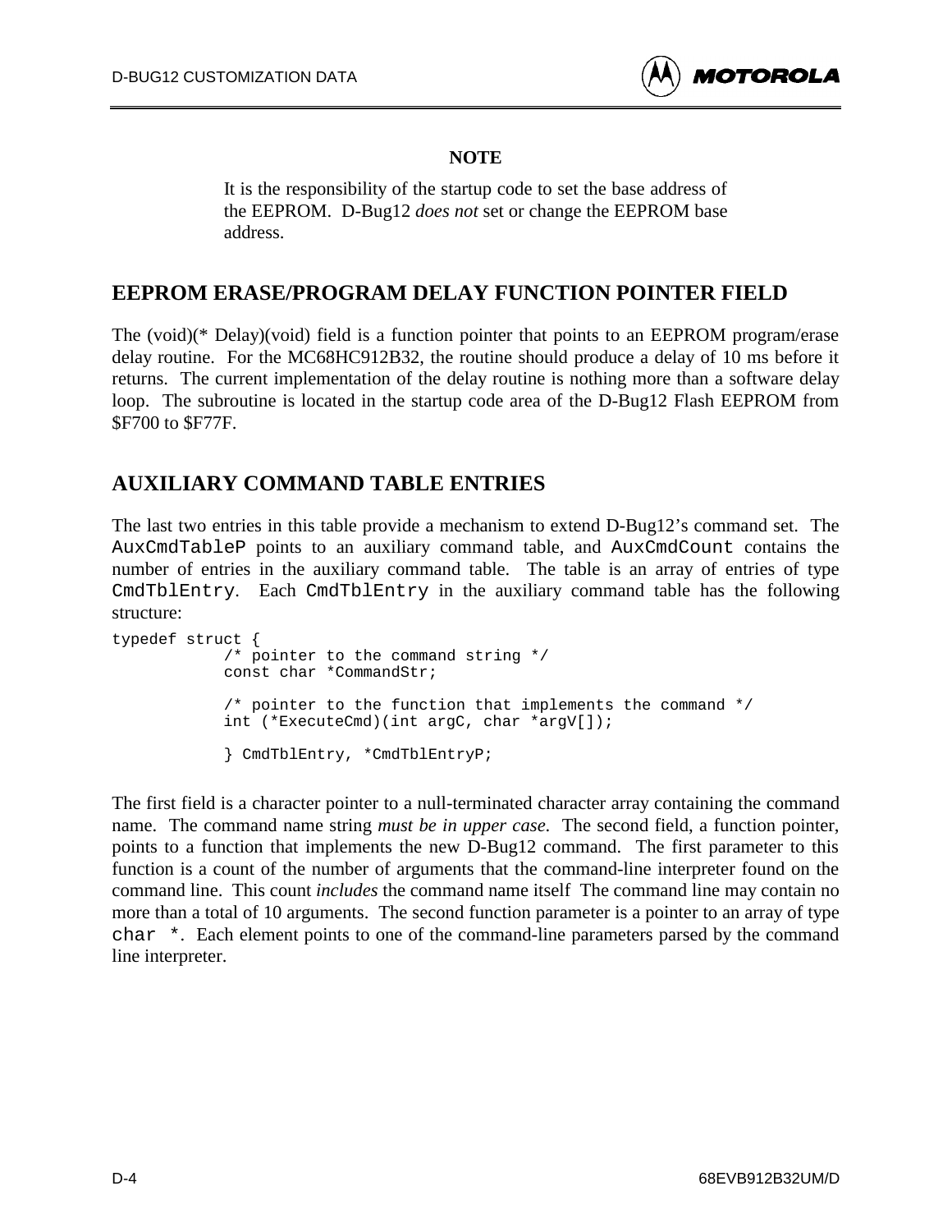**NOTE**

It is the responsibility of the startup code to set the base address of the EEPROM. D-Bug12 *does not* set or change the EEPROM base address.

## EEPROM ERASE/PROGRAM DELAY FUNCTION POINTER FIELD

The (void)(* Delay)(void) field is a function pointer that points to an EEPROM program/erase delay routine. For the MC68HC912B32, the routine should produce a delay of 10 ms before it returns. The current implementation of the delay routine is nothing more than a software delay loop. The subroutine is located in the startup code area of the D-Bug12 Flash EEPROM from $F700 to $F77F.

## AUXILIARY COMMAND TABLE ENTRIES

The last two entries in this table provide a mechanism to extend D-Bug12's command set. The `AuxCmdTableP` points to an auxiliary command table, and `AuxCmdCount` contains the number of entries in the auxiliary command table. The table is an array of entries of type `CmdTblEntry`. Each `CmdTblEntry` in the auxiliary command table has the following structure:

```
typedef struct {
            /* pointer to the command string */
            const char *CommandStr;

            /* pointer to the function that implements the command */
            int (*ExecuteCmd)(int argC, char *argV[]);

            } CmdTblEntry, *CmdTblEntryP;
```

The first field is a character pointer to a null-terminated character array containing the command name. The command name string *must be in upper case*. The second field, a function pointer, points to a function that implements the new D-Bug12 command. The first parameter to this function is a count of the number of arguments that the command-line interpreter found on the command line. This count *includes* the command name itself The command line may contain no more than a total of 10 arguments. The second function parameter is a pointer to an array of type `char *`. Each element points to one of the command-line parameters parsed by the command line interpreter.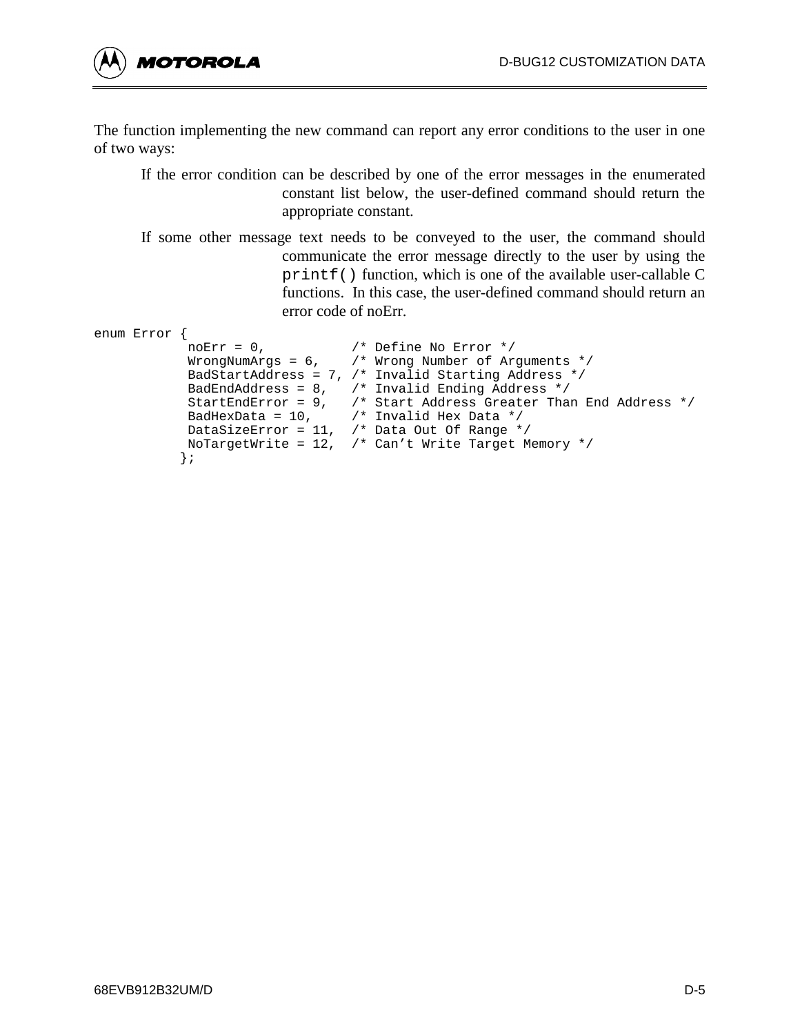The function implementing the new command can report any error conditions to the user in one of two ways:

If the error condition can be described by one of the error messages in the enumerated constant list below, the user-defined command should return the appropriate constant.

If some other message text needs to be conveyed to the user, the command should communicate the error message directly to the user by using the `printf()` function, which is one of the available user-callable C functions. In this case, the user-defined command should return an error code of noErr.

```
enum Error {
            noErr = 0,           /* Define No Error */
            WrongNumArgs = 6,    /* Wrong Number of Arguments */
            BadStartAddress = 7, /* Invalid Starting Address */
            BadEndAddress = 8,   /* Invalid Ending Address */
            StartEndError = 9,   /* Start Address Greater Than End Address */
            BadHexData = 10,     /* Invalid Hex Data */
            DataSizeError = 11,  /* Data Out Of Range */
            NoTargetWrite = 12,  /* Can’t Write Target Memory */
           };
```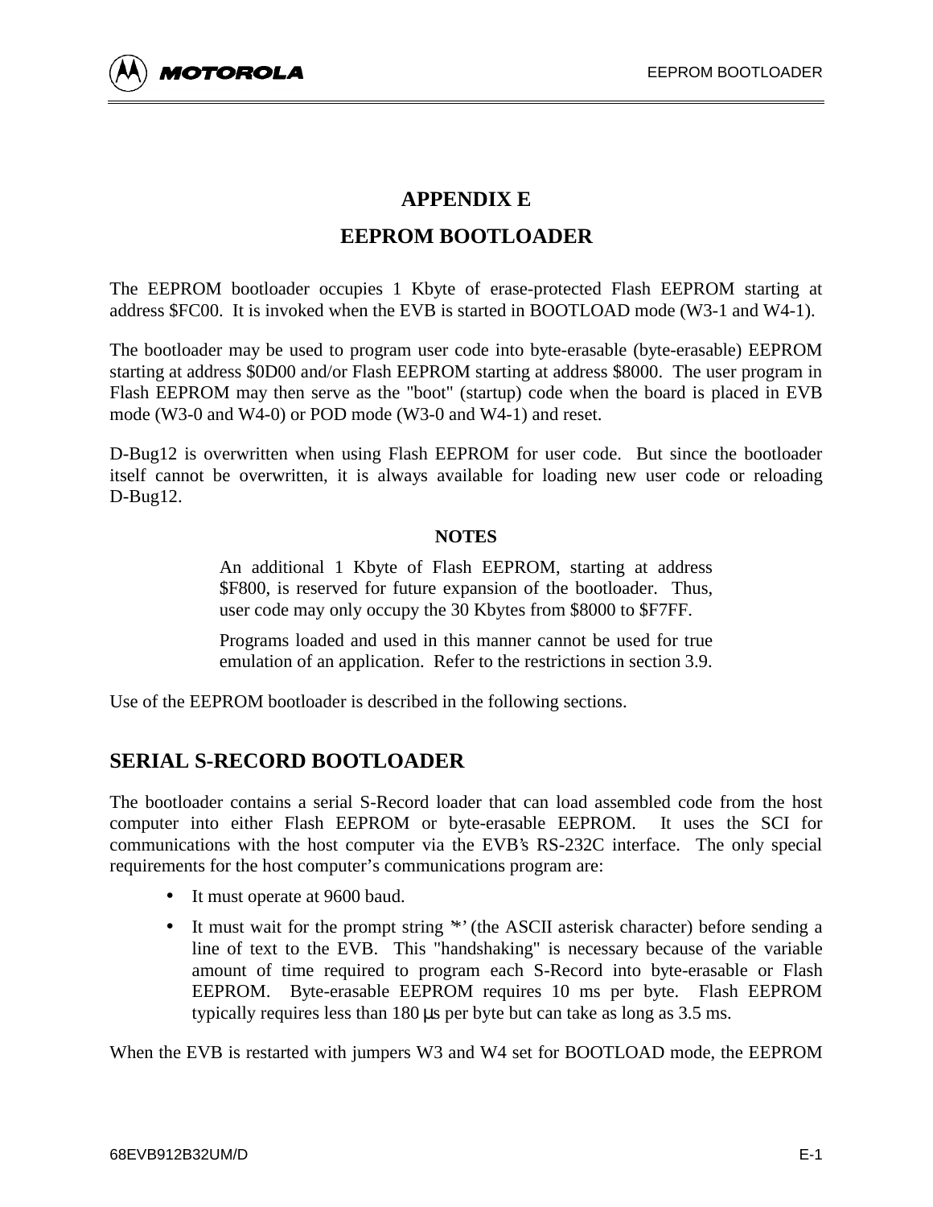# APPENDIX E

# EEPROM BOOTLOADER

The EEPROM bootloader occupies 1 Kbyte of erase-protected Flash EEPROM starting at address $FC00. It is invoked when the EVB is started in BOOTLOAD mode (W3-1 and W4-1).

The bootloader may be used to program user code into byte-erasable (byte-erasable) EEPROM starting at address $0D00 and/or Flash EEPROM starting at address $8000. The user program in Flash EEPROM may then serve as the "boot" (startup) code when the board is placed in EVB mode (W3-0 and W4-0) or POD mode (W3-0 and W4-1) and reset.

D-Bug12 is overwritten when using Flash EEPROM for user code. But since the bootloader itself cannot be overwritten, it is always available for loading new user code or reloading D-Bug12.

**NOTES**

> An additional 1 Kbyte of Flash EEPROM, starting at address $F800, is reserved for future expansion of the bootloader. Thus, user code may only occupy the 30 Kbytes from $8000 to $F7FF.
>
> Programs loaded and used in this manner cannot be used for true emulation of an application. Refer to the restrictions in section 3.9.

Use of the EEPROM bootloader is described in the following sections.

## SERIAL S-RECORD BOOTLOADER

The bootloader contains a serial S-Record loader that can load assembled code from the host computer into either Flash EEPROM or byte-erasable EEPROM. It uses the SCI for communications with the host computer via the EVB's RS-232C interface. The only special requirements for the host computer's communications program are:

- It must operate at 9600 baud.
- It must wait for the prompt string '*' (the ASCII asterisk character) before sending a line of text to the EVB. This "handshaking" is necessary because of the variable amount of time required to program each S-Record into byte-erasable or Flash EEPROM. Byte-erasable EEPROM requires 10 ms per byte. Flash EEPROM typically requires less than 180 µs per byte but can take as long as 3.5 ms.

When the EVB is restarted with jumpers W3 and W4 set for BOOTLOAD mode, the EEPROM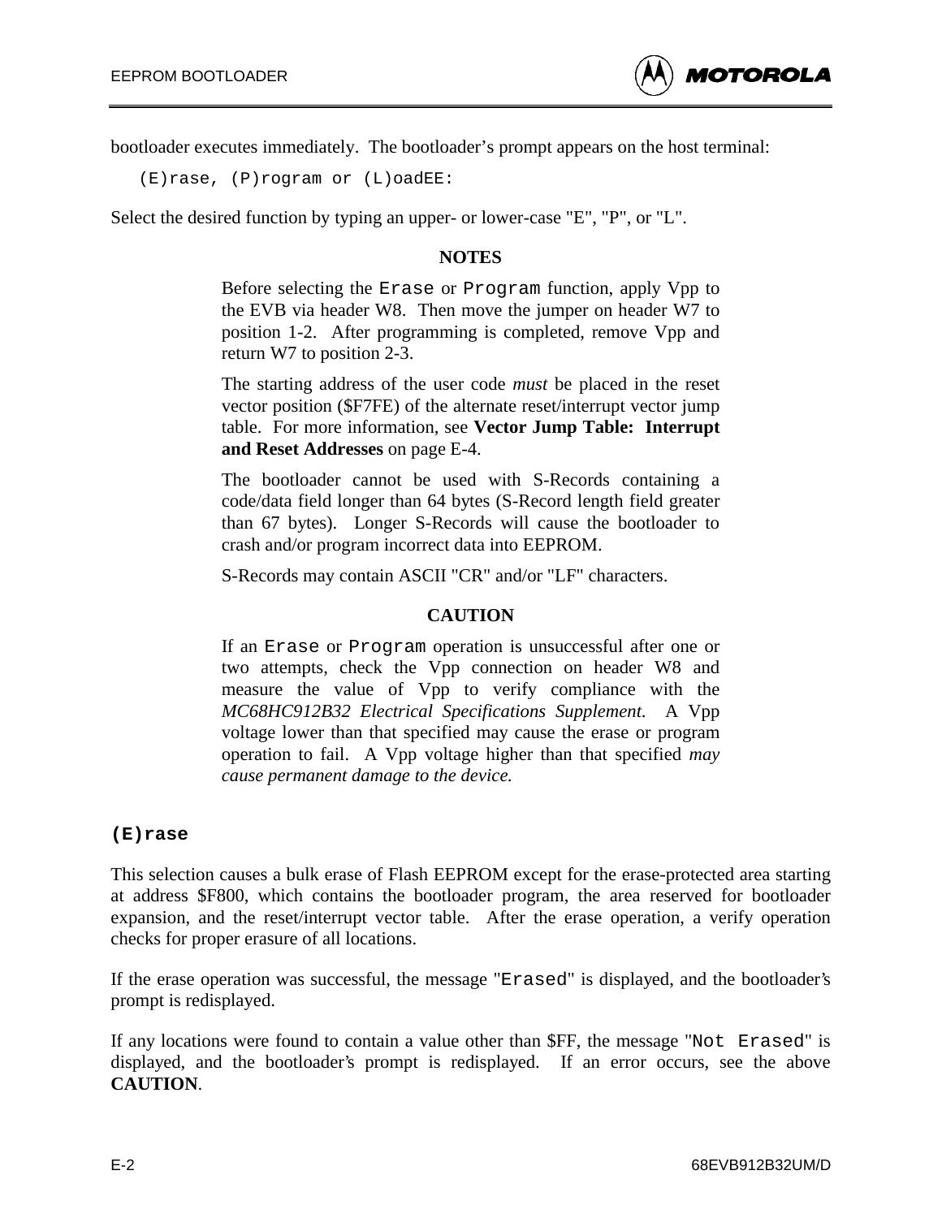bootloader executes immediately. The bootloader's prompt appears on the host terminal:

```
(E)rase, (P)rogram or (L)oadEE:
```

Select the desired function by typing an upper- or lower-case "E", "P", or "L".

**NOTES**

Before selecting the `Erase` or `Program` function, apply Vpp to the EVB via header W8. Then move the jumper on header W7 to position 1-2. After programming is completed, remove Vpp and return W7 to position 2-3.

The starting address of the user code *must* be placed in the reset vector position ($F7FE) of the alternate reset/interrupt vector jump table. For more information, see **Vector Jump Table: Interrupt and Reset Addresses** on page E-4.

The bootloader cannot be used with S-Records containing a code/data field longer than 64 bytes (S-Record length field greater than 67 bytes). Longer S-Records will cause the bootloader to crash and/or program incorrect data into EEPROM.

S-Records may contain ASCII "CR" and/or "LF" characters.

**CAUTION**

If an `Erase` or `Program` operation is unsuccessful after one or two attempts, check the Vpp connection on header W8 and measure the value of Vpp to verify compliance with the *MC68HC912B32 Electrical Specifications Supplement.* A Vpp voltage lower than that specified may cause the erase or program operation to fail. A Vpp voltage higher than that specified *may cause permanent damage to the device.*

### `(E)rase`

This selection causes a bulk erase of Flash EEPROM except for the erase-protected area starting at address $F800, which contains the bootloader program, the area reserved for bootloader expansion, and the reset/interrupt vector table. After the erase operation, a verify operation checks for proper erasure of all locations.

If the erase operation was successful, the message "`Erased`" is displayed, and the bootloader's prompt is redisplayed.

If any locations were found to contain a value other than $FF, the message "`Not Erased`" is displayed, and the bootloader's prompt is redisplayed. If an error occurs, see the above **CAUTION**.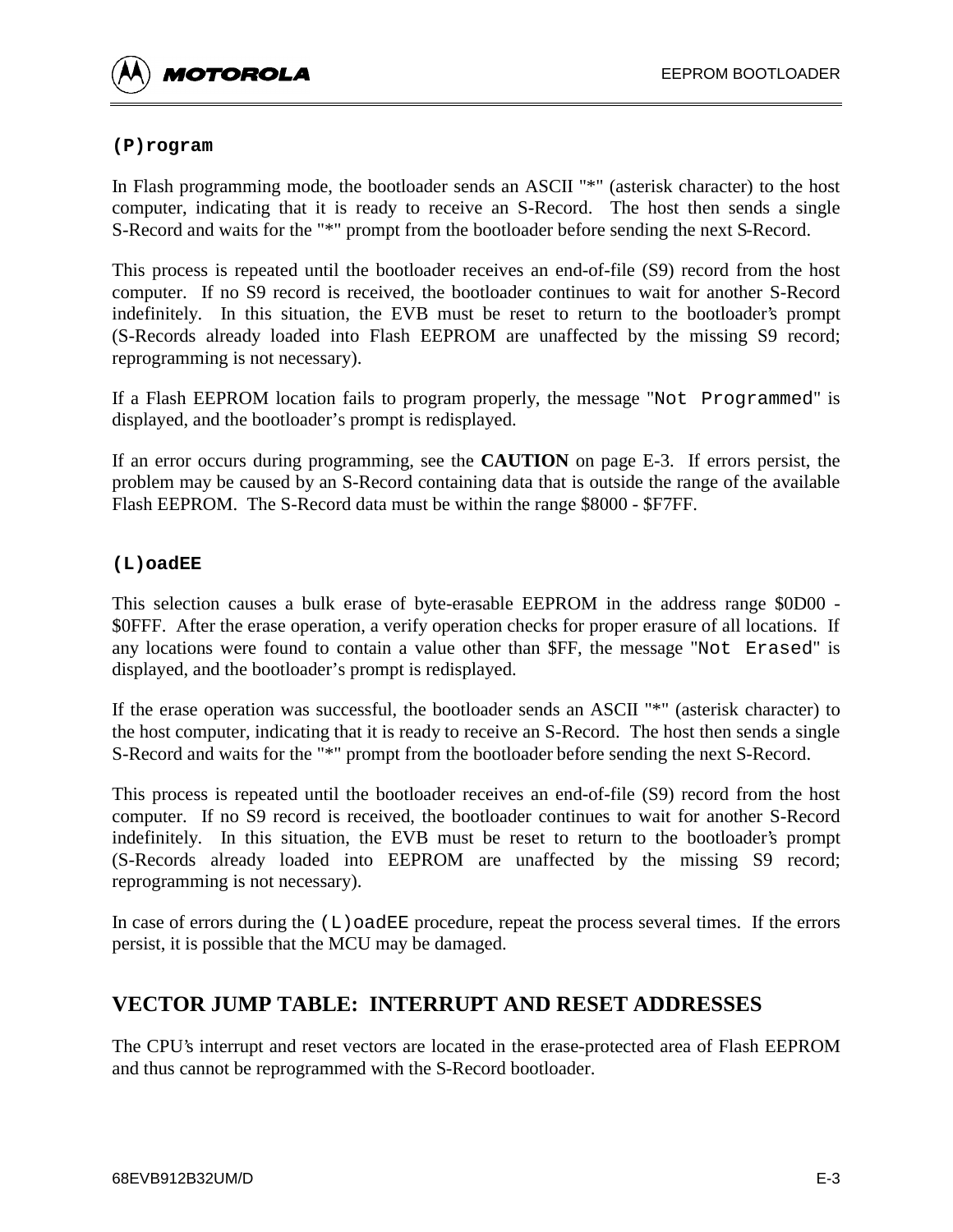### (P)rogram

In Flash programming mode, the bootloader sends an ASCII "*" (asterisk character) to the host computer, indicating that it is ready to receive an S-Record. The host then sends a single S-Record and waits for the "*" prompt from the bootloader before sending the next S-Record.

This process is repeated until the bootloader receives an end-of-file (S9) record from the host computer. If no S9 record is received, the bootloader continues to wait for another S-Record indefinitely. In this situation, the EVB must be reset to return to the bootloader's prompt (S-Records already loaded into Flash EEPROM are unaffected by the missing S9 record; reprogramming is not necessary).

If a Flash EEPROM location fails to program properly, the message "`Not Programmed`" is displayed, and the bootloader's prompt is redisplayed.

If an error occurs during programming, see the **CAUTION** on page E-3. If errors persist, the problem may be caused by an S-Record containing data that is outside the range of the available Flash EEPROM. The S-Record data must be within the range $8000 - $F7FF.

### (L)oadEE

This selection causes a bulk erase of byte-erasable EEPROM in the address range $0D00 - $0FFF. After the erase operation, a verify operation checks for proper erasure of all locations. If any locations were found to contain a value other than $FF, the message "`Not Erased`" is displayed, and the bootloader's prompt is redisplayed.

If the erase operation was successful, the bootloader sends an ASCII "*" (asterisk character) to the host computer, indicating that it is ready to receive an S-Record. The host then sends a single S-Record and waits for the "*" prompt from the bootloader before sending the next S-Record.

This process is repeated until the bootloader receives an end-of-file (S9) record from the host computer. If no S9 record is received, the bootloader continues to wait for another S-Record indefinitely. In this situation, the EVB must be reset to return to the bootloader's prompt (S-Records already loaded into EEPROM are unaffected by the missing S9 record; reprogramming is not necessary).

In case of errors during the `(L)oadEE` procedure, repeat the process several times. If the errors persist, it is possible that the MCU may be damaged.

## VECTOR JUMP TABLE: INTERRUPT AND RESET ADDRESSES

The CPU's interrupt and reset vectors are located in the erase-protected area of Flash EEPROM and thus cannot be reprogrammed with the S-Record bootloader.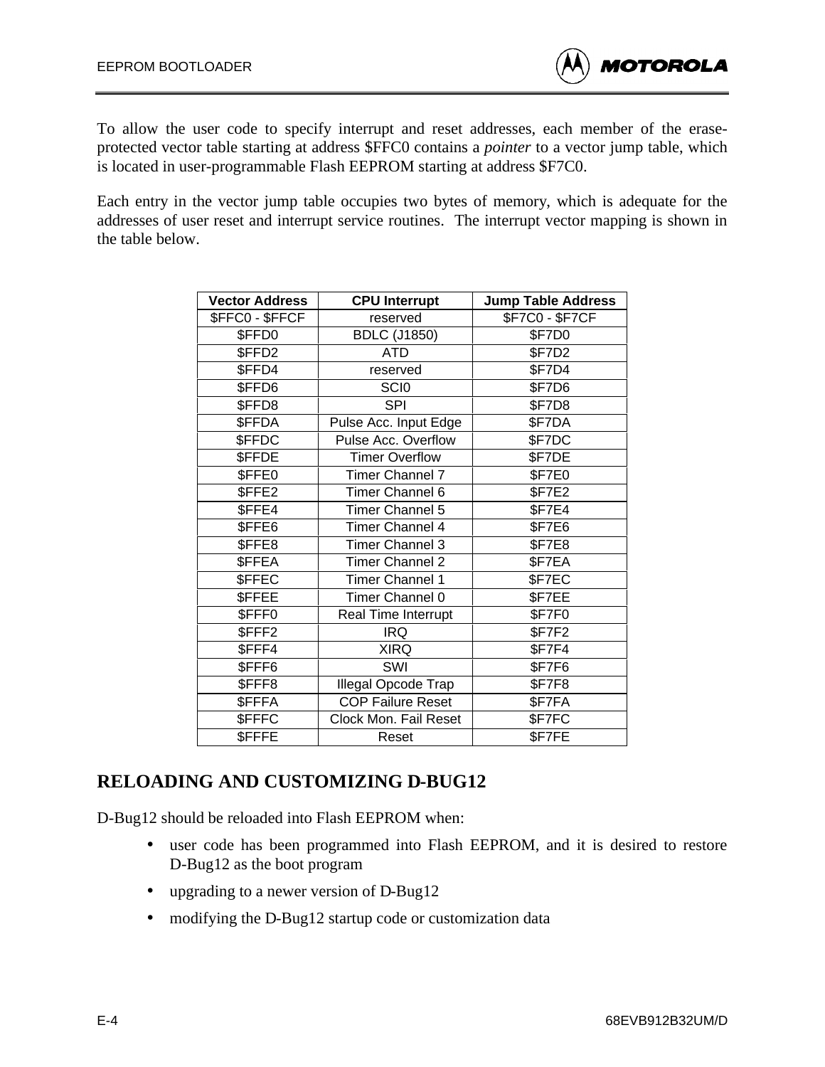To allow the user code to specify interrupt and reset addresses, each member of the erase-protected vector table starting at address $FFC0 contains a *pointer* to a vector jump table, which is located in user-programmable Flash EEPROM starting at address $F7C0.

Each entry in the vector jump table occupies two bytes of memory, which is adequate for the addresses of user reset and interrupt service routines. The interrupt vector mapping is shown in the table below.

| Vector Address | CPU Interrupt | Jump Table Address |
|---|---|---|
| $FFC0 - $FFCF | reserved | $F7C0 - $F7CF |
| $FFD0 | BDLC (J1850) | $F7D0 |
| $FFD2 | ATD | $F7D2 |
| $FFD4 | reserved | $F7D4 |
| $FFD6 | SCI0 | $F7D6 |
| $FFD8 | SPI | $F7D8 |
| $FFDA | Pulse Acc. Input Edge | $F7DA |
| $FFDC | Pulse Acc. Overflow | $F7DC |
| $FFDE | Timer Overflow | $F7DE |
| $FFE0 | Timer Channel 7 | $F7E0 |
| $FFE2 | Timer Channel 6 | $F7E2 |
| $FFE4 | Timer Channel 5 | $F7E4 |
| $FFE6 | Timer Channel 4 | $F7E6 |
| $FFE8 | Timer Channel 3 | $F7E8 |
| $FFEA | Timer Channel 2 | $F7EA |
| $FFEC | Timer Channel 1 | $F7EC |
| $FFEE | Timer Channel 0 | $F7EE |
| $FFF0 | Real Time Interrupt | $F7F0 |
| $FFF2 | IRQ | $F7F2 |
| $FFF4 | XIRQ | $F7F4 |
| $FFF6 | SWI | $F7F6 |
| $FFF8 | Illegal Opcode Trap | $F7F8 |
| $FFFA | COP Failure Reset | $F7FA |
| $FFFC | Clock Mon. Fail Reset | $F7FC |
| $FFFE | Reset | $F7FE |

## RELOADING AND CUSTOMIZING D-BUG12

D-Bug12 should be reloaded into Flash EEPROM when:

- user code has been programmed into Flash EEPROM, and it is desired to restore D-Bug12 as the boot program
- upgrading to a newer version of D-Bug12
- modifying the D-Bug12 startup code or customization data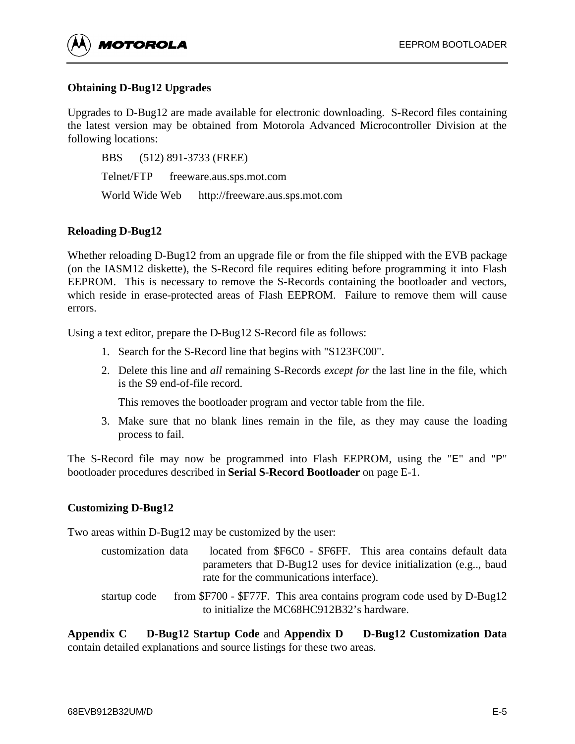### Obtaining D-Bug12 Upgrades

Upgrades to D-Bug12 are made available for electronic downloading. S-Record files containing the latest version may be obtained from Motorola Advanced Microcontroller Division at the following locations:

BBS (512) 891-3733 (FREE)

Telnet/FTP freeware.aus.sps.mot.com

World Wide Web http://freeware.aus.sps.mot.com

### Reloading D-Bug12

Whether reloading D-Bug12 from an upgrade file or from the file shipped with the EVB package (on the IASM12 diskette), the S-Record file requires editing before programming it into Flash EEPROM. This is necessary to remove the S-Records containing the bootloader and vectors, which reside in erase-protected areas of Flash EEPROM. Failure to remove them will cause errors.

Using a text editor, prepare the D-Bug12 S-Record file as follows:

1. Search for the S-Record line that begins with "S123FC00".
2. Delete this line and *all* remaining S-Records *except for* the last line in the file, which is the S9 end-of-file record.

   This removes the bootloader program and vector table from the file.
3. Make sure that no blank lines remain in the file, as they may cause the loading process to fail.

The S-Record file may now be programmed into Flash EEPROM, using the "E" and "P" bootloader procedures described in **Serial S-Record Bootloader** on page E-1.

### Customizing D-Bug12

Two areas within D-Bug12 may be customized by the user:

customization data located from $F6C0 - $F6FF. This area contains default data parameters that D-Bug12 uses for device initialization (e.g.., baud rate for the communications interface).

startup code from $F700 - $F77F. This area contains program code used by D-Bug12 to initialize the MC68HC912B32's hardware.

**Appendix C D-Bug12 Startup Code** and **Appendix D D-Bug12 Customization Data** contain detailed explanations and source listings for these two areas.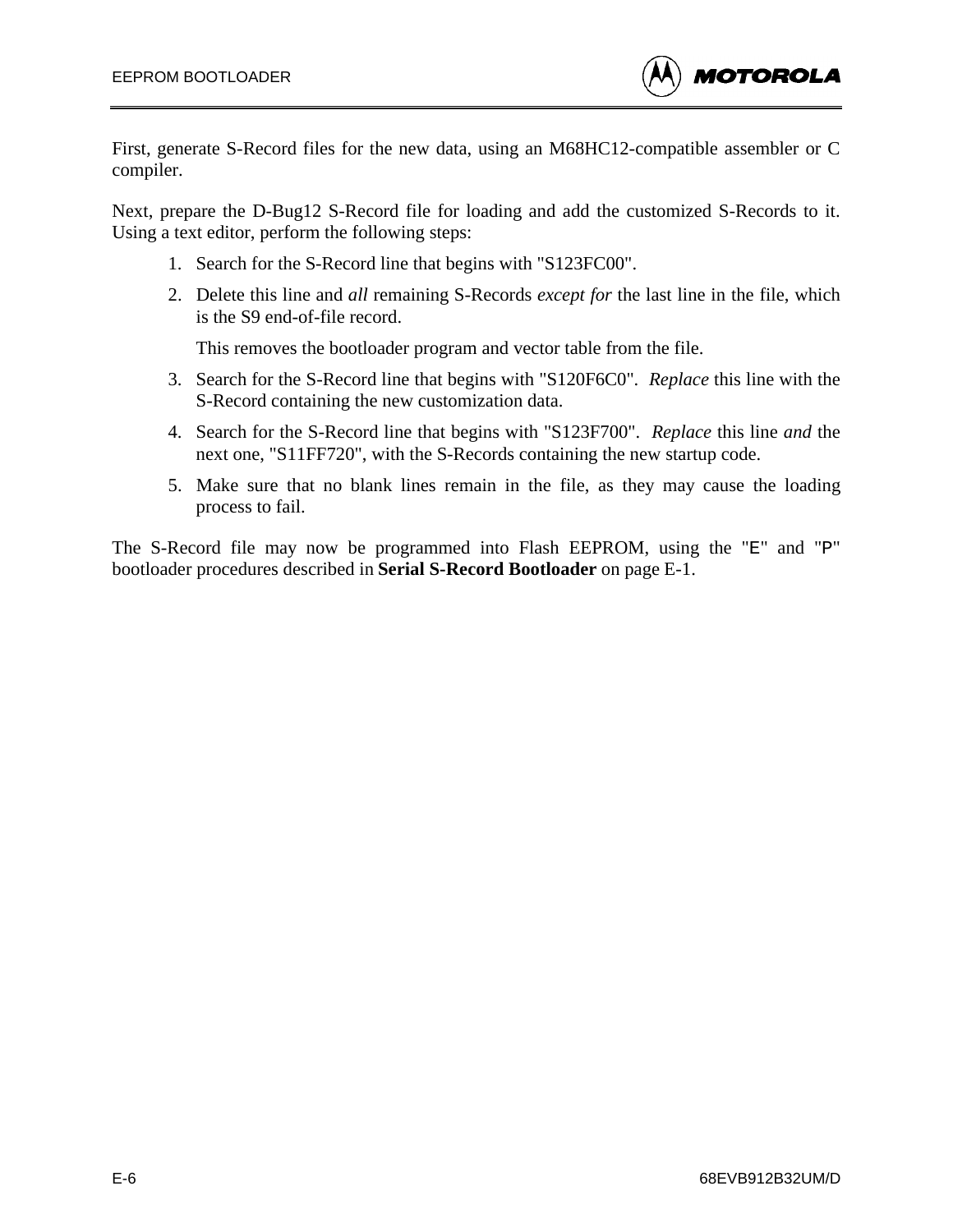First, generate S-Record files for the new data, using an M68HC12-compatible assembler or C compiler.

Next, prepare the D-Bug12 S-Record file for loading and add the customized S-Records to it. Using a text editor, perform the following steps:

1. Search for the S-Record line that begins with "S123FC00".
2. Delete this line and *all* remaining S-Records *except for* the last line in the file, which is the S9 end-of-file record.

   This removes the bootloader program and vector table from the file.
3. Search for the S-Record line that begins with "S120F6C0". *Replace* this line with the S-Record containing the new customization data.
4. Search for the S-Record line that begins with "S123F700". *Replace* this line *and* the next one, "S11FF720", with the S-Records containing the new startup code.
5. Make sure that no blank lines remain in the file, as they may cause the loading process to fail.

The S-Record file may now be programmed into Flash EEPROM, using the "`E`" and "`P`" bootloader procedures described in **Serial S-Record Bootloader** on page E-1.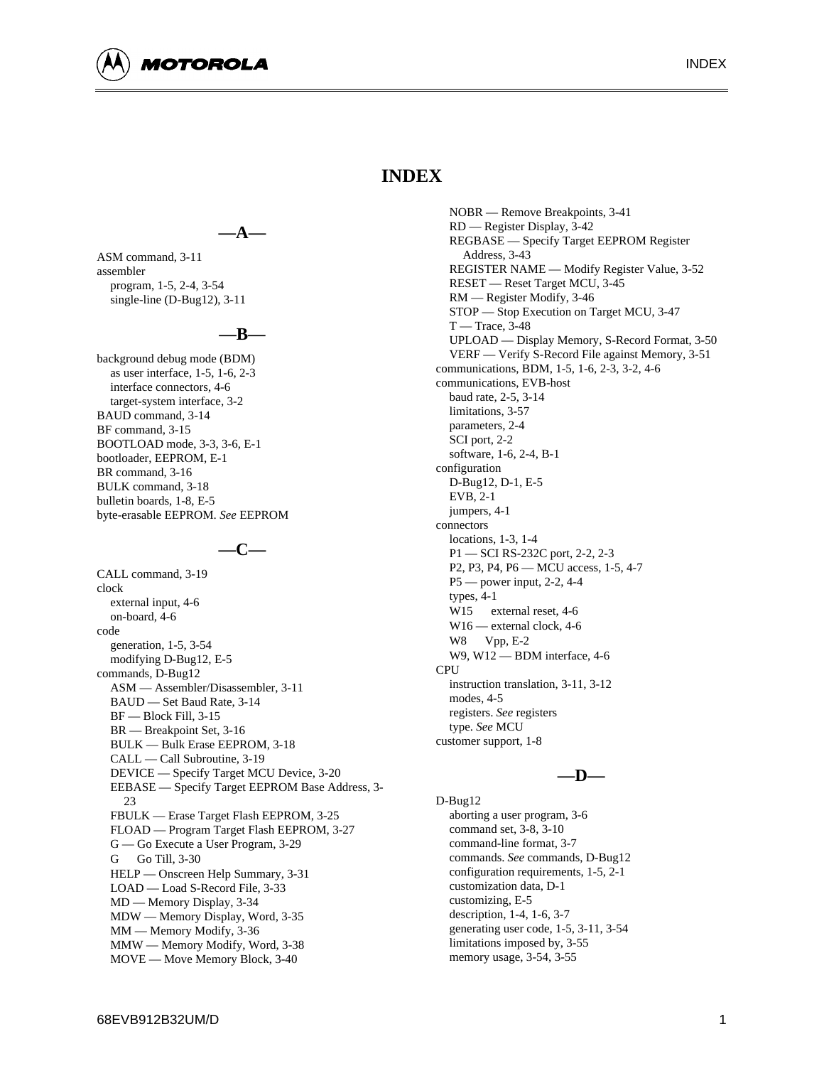# INDEX

## —A—

ASM command, 3-11
assembler
  program, 1-5, 2-4, 3-54
  single-line (D-Bug12), 3-11

## —B—

background debug mode (BDM)
  as user interface, 1-5, 1-6, 2-3
  interface connectors, 4-6
  target-system interface, 3-2
BAUD command, 3-14
BF command, 3-15
BOOTLOAD mode, 3-3, 3-6, E-1
bootloader, EEPROM, E-1
BR command, 3-16
BULK command, 3-18
bulletin boards, 1-8, E-5
byte-erasable EEPROM. *See* EEPROM

## —C—

CALL command, 3-19
clock
  external input, 4-6
  on-board, 4-6
code
  generation, 1-5, 3-54
  modifying D-Bug12, E-5
commands, D-Bug12
  ASM — Assembler/Disassembler, 3-11
  BAUD — Set Baud Rate, 3-14
  BF — Block Fill, 3-15
  BR — Breakpoint Set, 3-16
  BULK — Bulk Erase EEPROM, 3-18
  CALL — Call Subroutine, 3-19
  DEVICE — Specify Target MCU Device, 3-20
  EEBASE — Specify Target EEPROM Base Address, 3-23
  FBULK — Erase Target Flash EEPROM, 3-25
  FLOAD — Program Target Flash EEPROM, 3-27
  G — Go Execute a User Program, 3-29
  G  Go Till, 3-30
  HELP — Onscreen Help Summary, 3-31
  LOAD — Load S-Record File, 3-33
  MD — Memory Display, 3-34
  MDW — Memory Display, Word, 3-35
  MM — Memory Modify, 3-36
  MMW — Memory Modify, Word, 3-38
  MOVE — Move Memory Block, 3-40
  NOBR — Remove Breakpoints, 3-41
  RD — Register Display, 3-42
  REGBASE — Specify Target EEPROM Register Address, 3-43
  REGISTER NAME — Modify Register Value, 3-52
  RESET — Reset Target MCU, 3-45
  RM — Register Modify, 3-46
  STOP — Stop Execution on Target MCU, 3-47
  T — Trace, 3-48
  UPLOAD — Display Memory, S-Record Format, 3-50
  VERF — Verify S-Record File against Memory, 3-51
communications, BDM, 1-5, 1-6, 2-3, 3-2, 4-6
communications, EVB-host
  baud rate, 2-5, 3-14
  limitations, 3-57
  parameters, 2-4
  SCI port, 2-2
  software, 1-6, 2-4, B-1
configuration
  D-Bug12, D-1, E-5
  EVB, 2-1
  jumpers, 4-1
connectors
  locations, 1-3, 1-4
  P1 — SCI RS-232C port, 2-2, 2-3
  P2, P3, P4, P6 — MCU access, 1-5, 4-7
  P5 — power input, 2-2, 4-4
  types, 4-1
  W15  external reset, 4-6
  W16 — external clock, 4-6
  W8  Vpp, E-2
  W9, W12 — BDM interface, 4-6
CPU
  instruction translation, 3-11, 3-12
  modes, 4-5
  registers. *See* registers
  type. *See* MCU
customer support, 1-8

## —D—

D-Bug12
  aborting a user program, 3-6
  command set, 3-8, 3-10
  command-line format, 3-7
  commands. *See* commands, D-Bug12
  configuration requirements, 1-5, 2-1
  customization data, D-1
  customizing, E-5
  description, 1-4, 1-6, 3-7
  generating user code, 1-5, 3-11, 3-54
  limitations imposed by, 3-55
  memory usage, 3-54, 3-55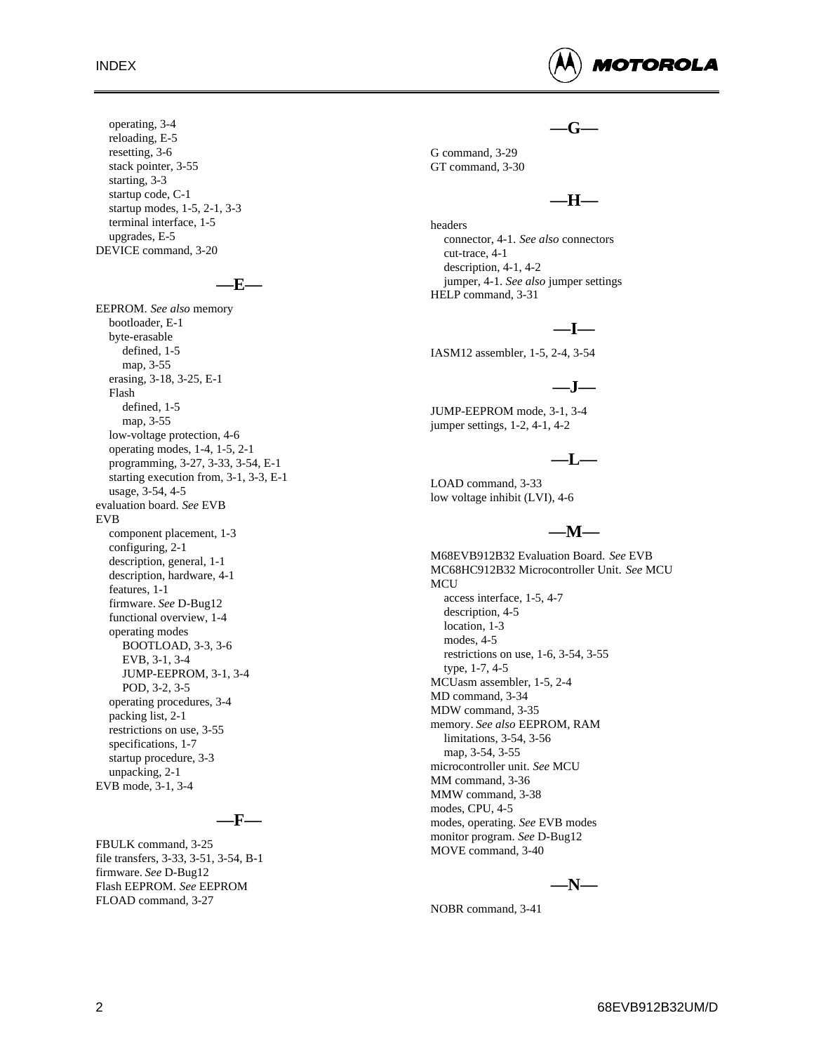- operating, 3-4
- reloading, E-5
- resetting, 3-6
- stack pointer, 3-55
- starting, 3-3
- startup code, C-1
- startup modes, 1-5, 2-1, 3-3
- terminal interface, 1-5
- upgrades, E-5

DEVICE command, 3-20

## —E—

EEPROM. *See also* memory

- bootloader, E-1
- byte-erasable
  - defined, 1-5
  - map, 3-55
- erasing, 3-18, 3-25, E-1
- Flash
  - defined, 1-5
  - map, 3-55
- low-voltage protection, 4-6
- operating modes, 1-4, 1-5, 2-1
- programming, 3-27, 3-33, 3-54, E-1
- starting execution from, 3-1, 3-3, E-1
- usage, 3-54, 4-5

evaluation board. *See* EVB

EVB

- component placement, 1-3
- configuring, 2-1
- description, general, 1-1
- description, hardware, 4-1
- features, 1-1
- firmware. *See* D-Bug12
- functional overview, 1-4
- operating modes
  - BOOTLOAD, 3-3, 3-6
  - EVB, 3-1, 3-4
  - JUMP-EEPROM, 3-1, 3-4
  - POD, 3-2, 3-5
- operating procedures, 3-4
- packing list, 2-1
- restrictions on use, 3-55
- specifications, 1-7
- startup procedure, 3-3
- unpacking, 2-1

EVB mode, 3-1, 3-4

## —F—

FBULK command, 3-25
file transfers, 3-33, 3-51, 3-54, B-1
firmware. *See* D-Bug12
Flash EEPROM. *See* EEPROM
FLOAD command, 3-27

## —G—

G command, 3-29
GT command, 3-30

## —H—

headers

- connector, 4-1. *See also* connectors
- cut-trace, 4-1
- description, 4-1, 4-2
- jumper, 4-1. *See also* jumper settings

HELP command, 3-31

## —I—

IASM12 assembler, 1-5, 2-4, 3-54

## —J—

JUMP-EEPROM mode, 3-1, 3-4
jumper settings, 1-2, 4-1, 4-2

## —L—

LOAD command, 3-33
low voltage inhibit (LVI), 4-6

## —M—

M68EVB912B32 Evaluation Board. *See* EVB
MC68HC912B32 Microcontroller Unit. *See* MCU
MCU

- access interface, 1-5, 4-7
- description, 4-5
- location, 1-3
- modes, 4-5
- restrictions on use, 1-6, 3-54, 3-55
- type, 1-7, 4-5

MCUasm assembler, 1-5, 2-4
MD command, 3-34
MDW command, 3-35
memory. *See also* EEPROM, RAM

- limitations, 3-54, 3-56
- map, 3-54, 3-55

microcontroller unit. *See* MCU
MM command, 3-36
MMW command, 3-38
modes, CPU, 4-5
modes, operating. *See* EVB modes
monitor program. *See* D-Bug12
MOVE command, 3-40

## —N—

NOBR command, 3-41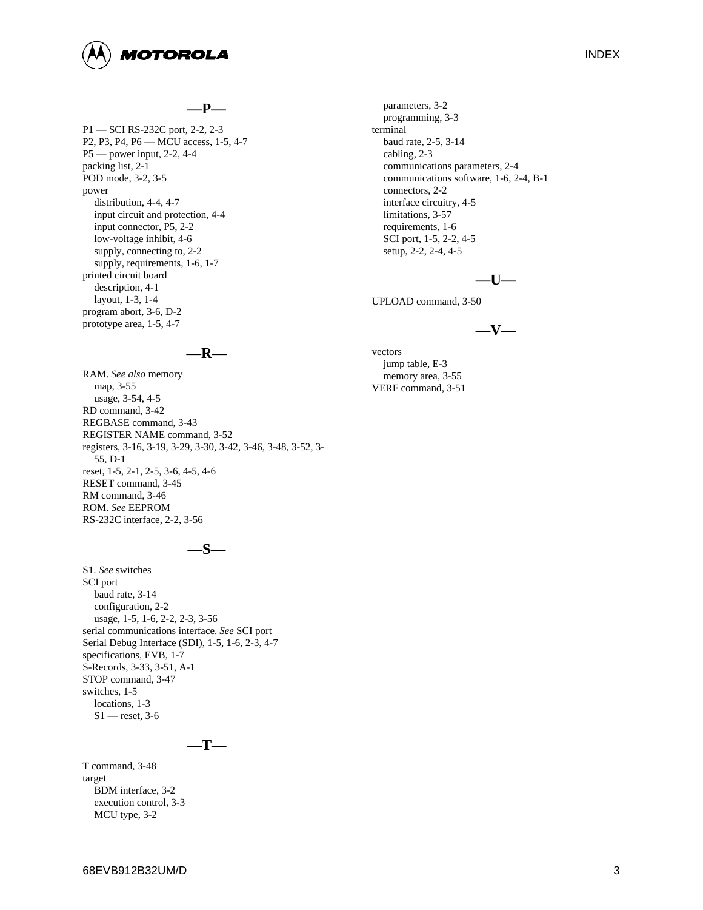## —P—

P1 — SCI RS-232C port, 2-2, 2-3
P2, P3, P4, P6 — MCU access, 1-5, 4-7
P5 — power input, 2-2, 4-4
packing list, 2-1
POD mode, 3-2, 3-5
power
  distribution, 4-4, 4-7
  input circuit and protection, 4-4
  input connector, P5, 2-2
  low-voltage inhibit, 4-6
  supply, connecting to, 2-2
  supply, requirements, 1-6, 1-7
printed circuit board
  description, 4-1
  layout, 1-3, 1-4
program abort, 3-6, D-2
prototype area, 1-5, 4-7

## —R—

RAM. *See also* memory
  map, 3-55
  usage, 3-54, 4-5
RD command, 3-42
REGBASE command, 3-43
REGISTER NAME command, 3-52
registers, 3-16, 3-19, 3-29, 3-30, 3-42, 3-46, 3-48, 3-52, 3-55, D-1
reset, 1-5, 2-1, 2-5, 3-6, 4-5, 4-6
RESET command, 3-45
RM command, 3-46
ROM. *See* EEPROM
RS-232C interface, 2-2, 3-56

## —S—

S1. *See* switches
SCI port
  baud rate, 3-14
  configuration, 2-2
  usage, 1-5, 1-6, 2-2, 2-3, 3-56
serial communications interface. *See* SCI port
Serial Debug Interface (SDI), 1-5, 1-6, 2-3, 4-7
specifications, EVB, 1-7
S-Records, 3-33, 3-51, A-1
STOP command, 3-47
switches, 1-5
  locations, 1-3
  S1 — reset, 3-6

## —T—

T command, 3-48
target
  BDM interface, 3-2
  execution control, 3-3
  MCU type, 3-2
  parameters, 3-2
  programming, 3-3
terminal
  baud rate, 2-5, 3-14
  cabling, 2-3
  communications parameters, 2-4
  communications software, 1-6, 2-4, B-1
  connectors, 2-2
  interface circuitry, 4-5
  limitations, 3-57
  requirements, 1-6
  SCI port, 1-5, 2-2, 4-5
  setup, 2-2, 2-4, 4-5

## —U—

UPLOAD command, 3-50

## —V—

vectors
  jump table, E-3
  memory area, 3-55
VERF command, 3-51